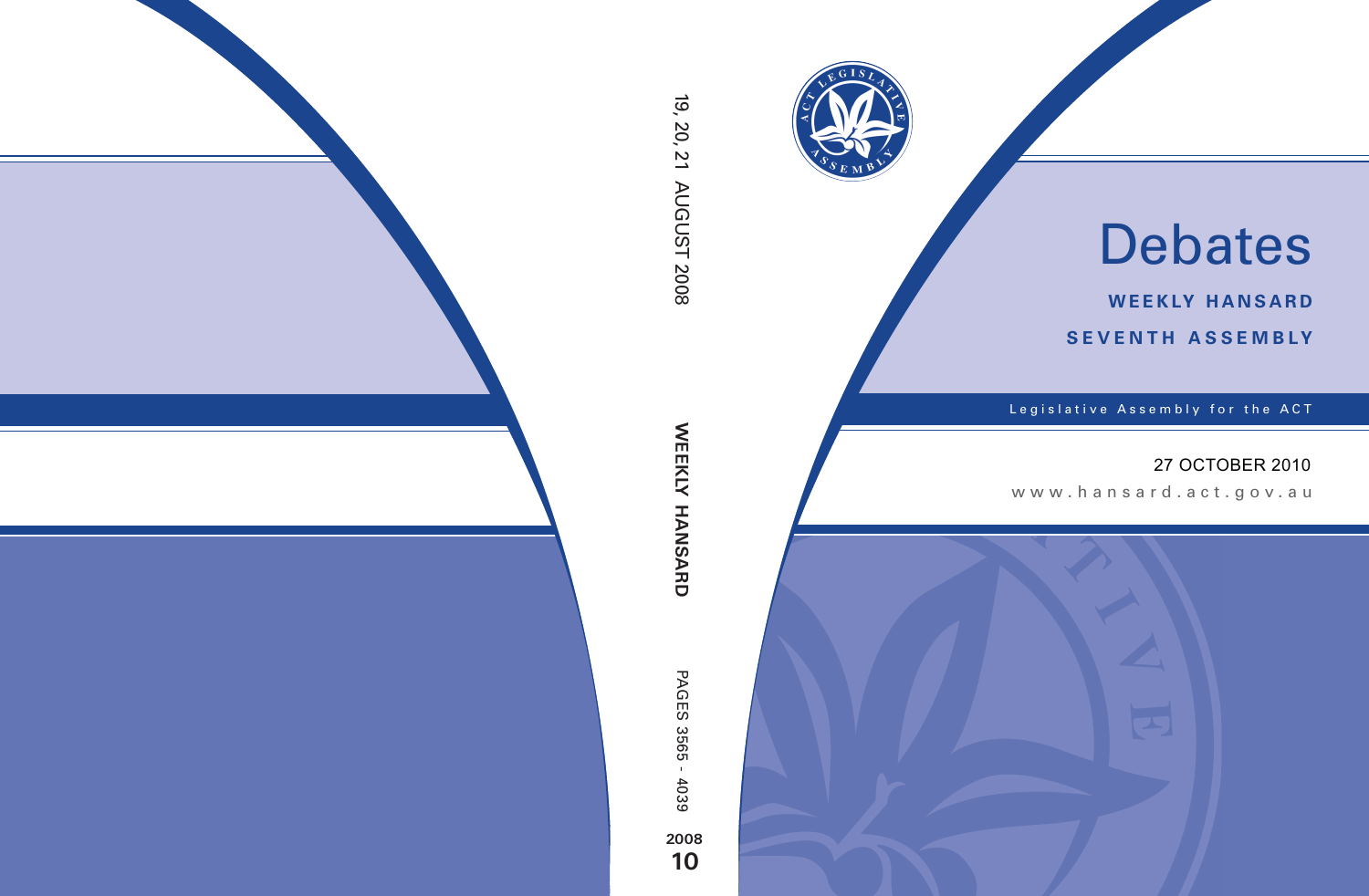19, 20, 21 AUGUST 2008

WEEKLY HANSARD

PAGES 3565 - 4039

2008
**10**

# Debates

**WEEKLY HANSARD**

**SEVENTH ASSEMBLY**

Legislative Assembly for the ACT

27 OCTOBER 2010

www.hansard.act.gov.au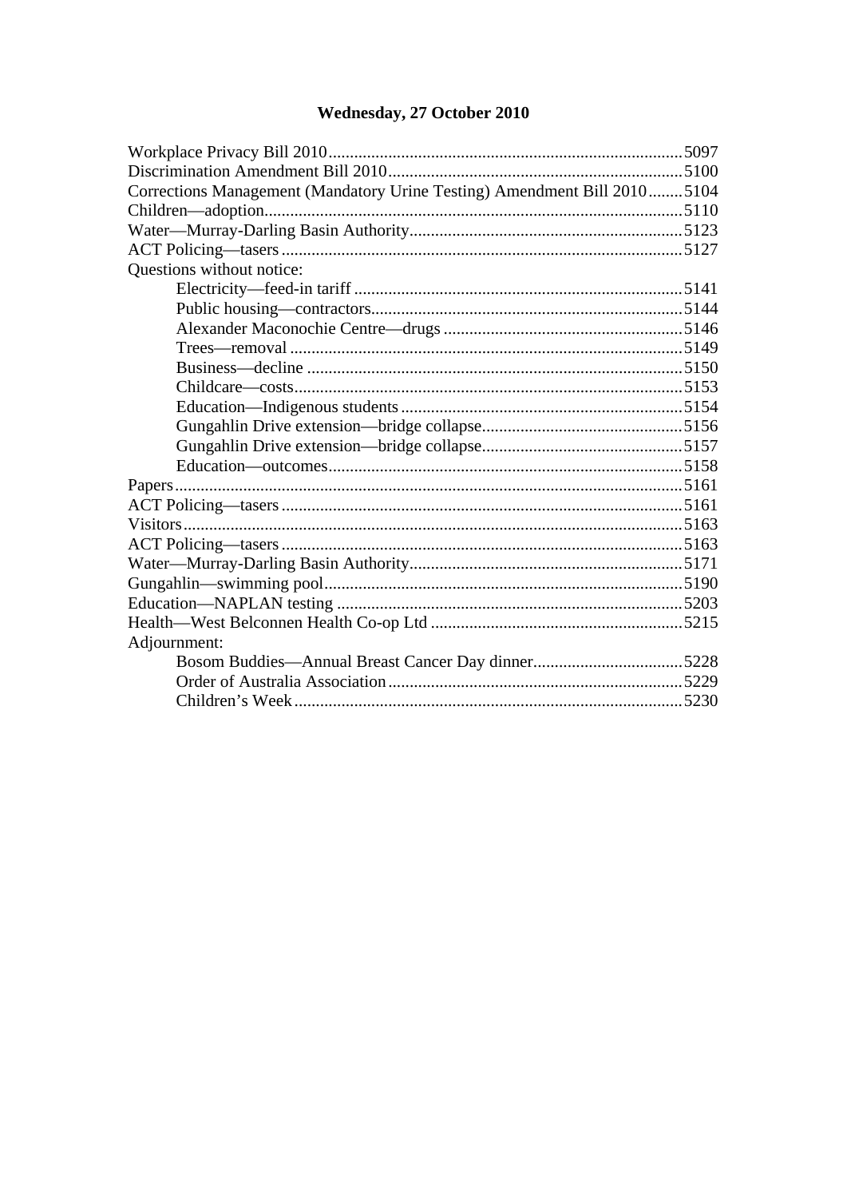# Wednesday, 27 October 2010

| | |
|---|---|
| Workplace Privacy Bill 2010 | 5097 |
| Discrimination Amendment Bill 2010 | 5100 |
| Corrections Management (Mandatory Urine Testing) Amendment Bill 2010 | 5104 |
| Children—adoption | 5110 |
| Water—Murray-Darling Basin Authority | 5123 |
| ACT Policing—tasers | 5127 |
| Questions without notice: | |
| Electricity—feed-in tariff | 5141 |
| Public housing—contractors | 5144 |
| Alexander Maconochie Centre—drugs | 5146 |
| Trees—removal | 5149 |
| Business—decline | 5150 |
| Childcare—costs | 5153 |
| Education—Indigenous students | 5154 |
| Gungahlin Drive extension—bridge collapse | 5156 |
| Gungahlin Drive extension—bridge collapse | 5157 |
| Education—outcomes | 5158 |
| Papers | 5161 |
| ACT Policing—tasers | 5161 |
| Visitors | 5163 |
| ACT Policing—tasers | 5163 |
| Water—Murray-Darling Basin Authority | 5171 |
| Gungahlin—swimming pool | 5190 |
| Education—NAPLAN testing | 5203 |
| Health—West Belconnen Health Co-op Ltd | 5215 |
| Adjournment: | |
| Bosom Buddies—Annual Breast Cancer Day dinner | 5228 |
| Order of Australia Association | 5229 |
| Children's Week | 5230 |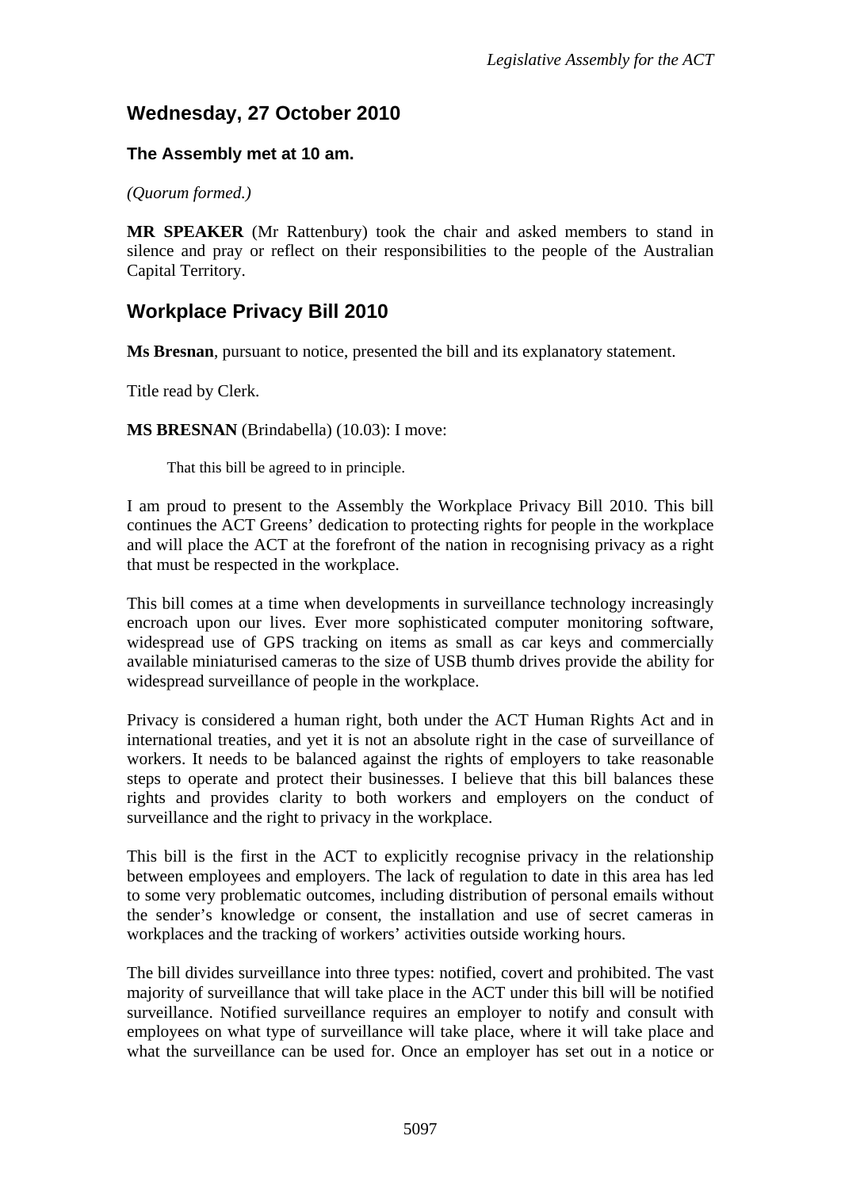## Wednesday, 27 October 2010

### The Assembly met at 10 am.

*(Quorum formed.)*

**MR SPEAKER** (Mr Rattenbury) took the chair and asked members to stand in silence and pray or reflect on their responsibilities to the people of the Australian Capital Territory.

## Workplace Privacy Bill 2010

**Ms Bresnan**, pursuant to notice, presented the bill and its explanatory statement.

Title read by Clerk.

**MS BRESNAN** (Brindabella) (10.03): I move:

> That this bill be agreed to in principle.

I am proud to present to the Assembly the Workplace Privacy Bill 2010. This bill continues the ACT Greens' dedication to protecting rights for people in the workplace and will place the ACT at the forefront of the nation in recognising privacy as a right that must be respected in the workplace.

This bill comes at a time when developments in surveillance technology increasingly encroach upon our lives. Ever more sophisticated computer monitoring software, widespread use of GPS tracking on items as small as car keys and commercially available miniaturised cameras to the size of USB thumb drives provide the ability for widespread surveillance of people in the workplace.

Privacy is considered a human right, both under the ACT Human Rights Act and in international treaties, and yet it is not an absolute right in the case of surveillance of workers. It needs to be balanced against the rights of employers to take reasonable steps to operate and protect their businesses. I believe that this bill balances these rights and provides clarity to both workers and employers on the conduct of surveillance and the right to privacy in the workplace.

This bill is the first in the ACT to explicitly recognise privacy in the relationship between employees and employers. The lack of regulation to date in this area has led to some very problematic outcomes, including distribution of personal emails without the sender's knowledge or consent, the installation and use of secret cameras in workplaces and the tracking of workers' activities outside working hours.

The bill divides surveillance into three types: notified, covert and prohibited. The vast majority of surveillance that will take place in the ACT under this bill will be notified surveillance. Notified surveillance requires an employer to notify and consult with employees on what type of surveillance will take place, where it will take place and what the surveillance can be used for. Once an employer has set out in a notice or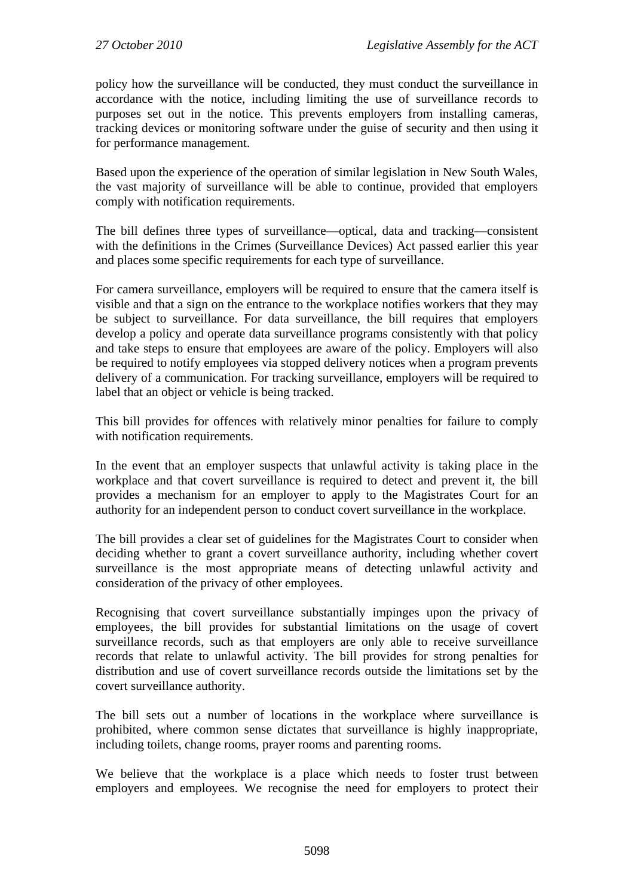policy how the surveillance will be conducted, they must conduct the surveillance in accordance with the notice, including limiting the use of surveillance records to purposes set out in the notice. This prevents employers from installing cameras, tracking devices or monitoring software under the guise of security and then using it for performance management.

Based upon the experience of the operation of similar legislation in New South Wales, the vast majority of surveillance will be able to continue, provided that employers comply with notification requirements.

The bill defines three types of surveillance—optical, data and tracking—consistent with the definitions in the Crimes (Surveillance Devices) Act passed earlier this year and places some specific requirements for each type of surveillance.

For camera surveillance, employers will be required to ensure that the camera itself is visible and that a sign on the entrance to the workplace notifies workers that they may be subject to surveillance. For data surveillance, the bill requires that employers develop a policy and operate data surveillance programs consistently with that policy and take steps to ensure that employees are aware of the policy. Employers will also be required to notify employees via stopped delivery notices when a program prevents delivery of a communication. For tracking surveillance, employers will be required to label that an object or vehicle is being tracked.

This bill provides for offences with relatively minor penalties for failure to comply with notification requirements.

In the event that an employer suspects that unlawful activity is taking place in the workplace and that covert surveillance is required to detect and prevent it, the bill provides a mechanism for an employer to apply to the Magistrates Court for an authority for an independent person to conduct covert surveillance in the workplace.

The bill provides a clear set of guidelines for the Magistrates Court to consider when deciding whether to grant a covert surveillance authority, including whether covert surveillance is the most appropriate means of detecting unlawful activity and consideration of the privacy of other employees.

Recognising that covert surveillance substantially impinges upon the privacy of employees, the bill provides for substantial limitations on the usage of covert surveillance records, such as that employers are only able to receive surveillance records that relate to unlawful activity. The bill provides for strong penalties for distribution and use of covert surveillance records outside the limitations set by the covert surveillance authority.

The bill sets out a number of locations in the workplace where surveillance is prohibited, where common sense dictates that surveillance is highly inappropriate, including toilets, change rooms, prayer rooms and parenting rooms.

We believe that the workplace is a place which needs to foster trust between employers and employees. We recognise the need for employers to protect their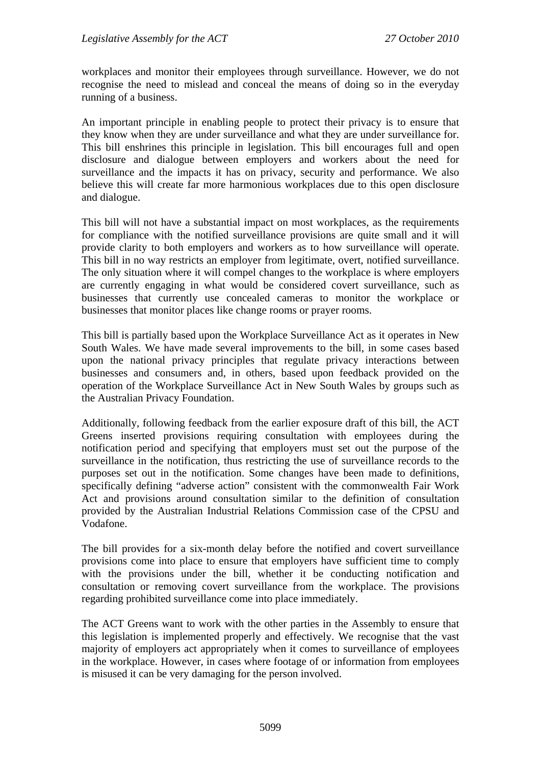workplaces and monitor their employees through surveillance. However, we do not recognise the need to mislead and conceal the means of doing so in the everyday running of a business.

An important principle in enabling people to protect their privacy is to ensure that they know when they are under surveillance and what they are under surveillance for. This bill enshrines this principle in legislation. This bill encourages full and open disclosure and dialogue between employers and workers about the need for surveillance and the impacts it has on privacy, security and performance. We also believe this will create far more harmonious workplaces due to this open disclosure and dialogue.

This bill will not have a substantial impact on most workplaces, as the requirements for compliance with the notified surveillance provisions are quite small and it will provide clarity to both employers and workers as to how surveillance will operate. This bill in no way restricts an employer from legitimate, overt, notified surveillance. The only situation where it will compel changes to the workplace is where employers are currently engaging in what would be considered covert surveillance, such as businesses that currently use concealed cameras to monitor the workplace or businesses that monitor places like change rooms or prayer rooms.

This bill is partially based upon the Workplace Surveillance Act as it operates in New South Wales. We have made several improvements to the bill, in some cases based upon the national privacy principles that regulate privacy interactions between businesses and consumers and, in others, based upon feedback provided on the operation of the Workplace Surveillance Act in New South Wales by groups such as the Australian Privacy Foundation.

Additionally, following feedback from the earlier exposure draft of this bill, the ACT Greens inserted provisions requiring consultation with employees during the notification period and specifying that employers must set out the purpose of the surveillance in the notification, thus restricting the use of surveillance records to the purposes set out in the notification. Some changes have been made to definitions, specifically defining "adverse action" consistent with the commonwealth Fair Work Act and provisions around consultation similar to the definition of consultation provided by the Australian Industrial Relations Commission case of the CPSU and Vodafone.

The bill provides for a six-month delay before the notified and covert surveillance provisions come into place to ensure that employers have sufficient time to comply with the provisions under the bill, whether it be conducting notification and consultation or removing covert surveillance from the workplace. The provisions regarding prohibited surveillance come into place immediately.

The ACT Greens want to work with the other parties in the Assembly to ensure that this legislation is implemented properly and effectively. We recognise that the vast majority of employers act appropriately when it comes to surveillance of employees in the workplace. However, in cases where footage of or information from employees is misused it can be very damaging for the person involved.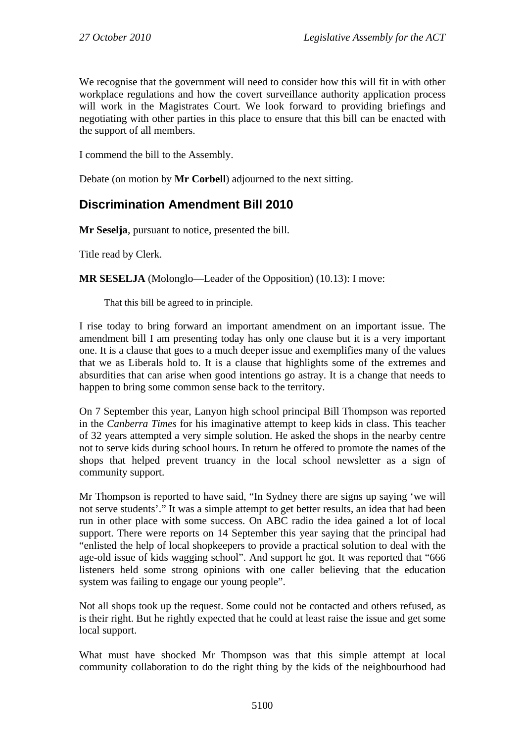We recognise that the government will need to consider how this will fit in with other workplace regulations and how the covert surveillance authority application process will work in the Magistrates Court. We look forward to providing briefings and negotiating with other parties in this place to ensure that this bill can be enacted with the support of all members.

I commend the bill to the Assembly.

Debate (on motion by **Mr Corbell**) adjourned to the next sitting.

## Discrimination Amendment Bill 2010

**Mr Seselja**, pursuant to notice, presented the bill.

Title read by Clerk.

**MR SESELJA** (Molonglo—Leader of the Opposition) (10.13): I move:

> That this bill be agreed to in principle.

I rise today to bring forward an important amendment on an important issue. The amendment bill I am presenting today has only one clause but it is a very important one. It is a clause that goes to a much deeper issue and exemplifies many of the values that we as Liberals hold to. It is a clause that highlights some of the extremes and absurdities that can arise when good intentions go astray. It is a change that needs to happen to bring some common sense back to the territory.

On 7 September this year, Lanyon high school principal Bill Thompson was reported in the *Canberra Times* for his imaginative attempt to keep kids in class. This teacher of 32 years attempted a very simple solution. He asked the shops in the nearby centre not to serve kids during school hours. In return he offered to promote the names of the shops that helped prevent truancy in the local school newsletter as a sign of community support.

Mr Thompson is reported to have said, "In Sydney there are signs up saying 'we will not serve students'." It was a simple attempt to get better results, an idea that had been run in other place with some success. On ABC radio the idea gained a lot of local support. There were reports on 14 September this year saying that the principal had "enlisted the help of local shopkeepers to provide a practical solution to deal with the age-old issue of kids wagging school". And support he got. It was reported that "666 listeners held some strong opinions with one caller believing that the education system was failing to engage our young people".

Not all shops took up the request. Some could not be contacted and others refused, as is their right. But he rightly expected that he could at least raise the issue and get some local support.

What must have shocked Mr Thompson was that this simple attempt at local community collaboration to do the right thing by the kids of the neighbourhood had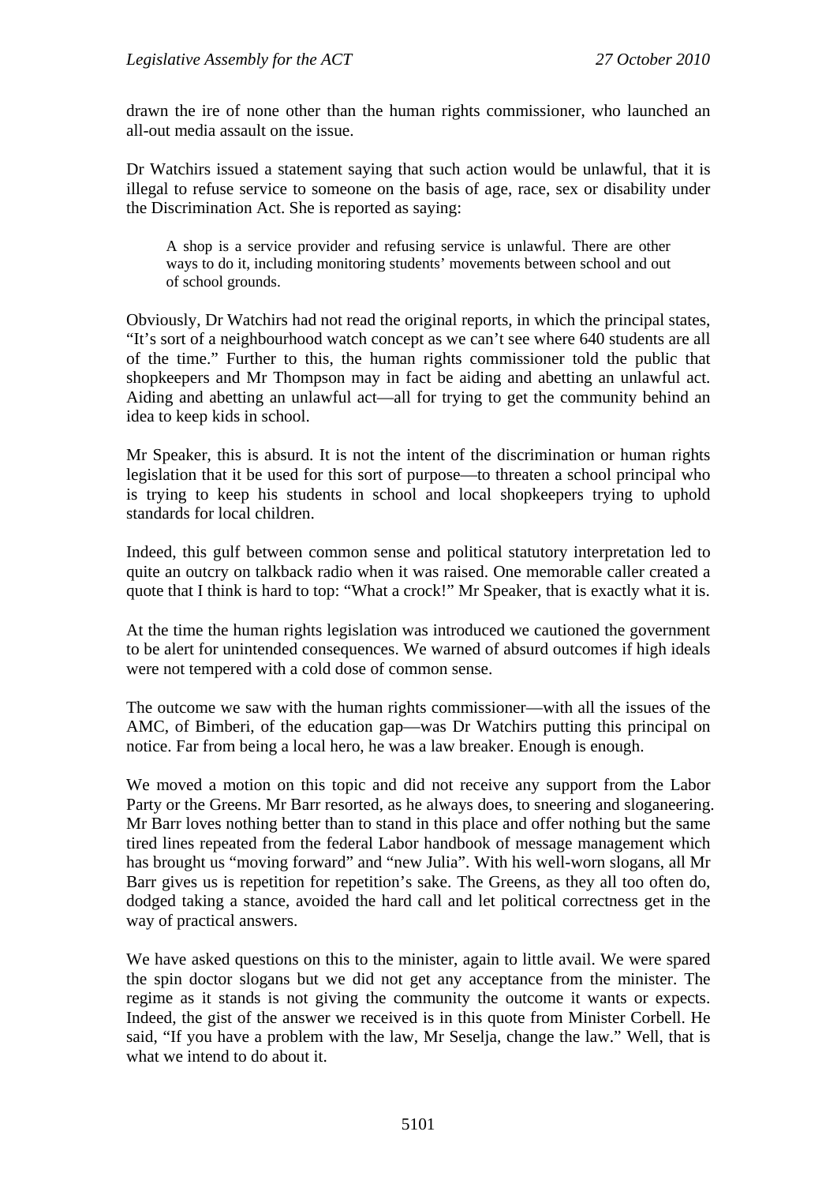drawn the ire of none other than the human rights commissioner, who launched an all-out media assault on the issue.

Dr Watchirs issued a statement saying that such action would be unlawful, that it is illegal to refuse service to someone on the basis of age, race, sex or disability under the Discrimination Act. She is reported as saying:

> A shop is a service provider and refusing service is unlawful. There are other ways to do it, including monitoring students' movements between school and out of school grounds.

Obviously, Dr Watchirs had not read the original reports, in which the principal states, "It's sort of a neighbourhood watch concept as we can't see where 640 students are all of the time." Further to this, the human rights commissioner told the public that shopkeepers and Mr Thompson may in fact be aiding and abetting an unlawful act. Aiding and abetting an unlawful act—all for trying to get the community behind an idea to keep kids in school.

Mr Speaker, this is absurd. It is not the intent of the discrimination or human rights legislation that it be used for this sort of purpose—to threaten a school principal who is trying to keep his students in school and local shopkeepers trying to uphold standards for local children.

Indeed, this gulf between common sense and political statutory interpretation led to quite an outcry on talkback radio when it was raised. One memorable caller created a quote that I think is hard to top: "What a crock!" Mr Speaker, that is exactly what it is.

At the time the human rights legislation was introduced we cautioned the government to be alert for unintended consequences. We warned of absurd outcomes if high ideals were not tempered with a cold dose of common sense.

The outcome we saw with the human rights commissioner—with all the issues of the AMC, of Bimberi, of the education gap—was Dr Watchirs putting this principal on notice. Far from being a local hero, he was a law breaker. Enough is enough.

We moved a motion on this topic and did not receive any support from the Labor Party or the Greens. Mr Barr resorted, as he always does, to sneering and sloganeering. Mr Barr loves nothing better than to stand in this place and offer nothing but the same tired lines repeated from the federal Labor handbook of message management which has brought us "moving forward" and "new Julia". With his well-worn slogans, all Mr Barr gives us is repetition for repetition's sake. The Greens, as they all too often do, dodged taking a stance, avoided the hard call and let political correctness get in the way of practical answers.

We have asked questions on this to the minister, again to little avail. We were spared the spin doctor slogans but we did not get any acceptance from the minister. The regime as it stands is not giving the community the outcome it wants or expects. Indeed, the gist of the answer we received is in this quote from Minister Corbell. He said, "If you have a problem with the law, Mr Seselja, change the law." Well, that is what we intend to do about it.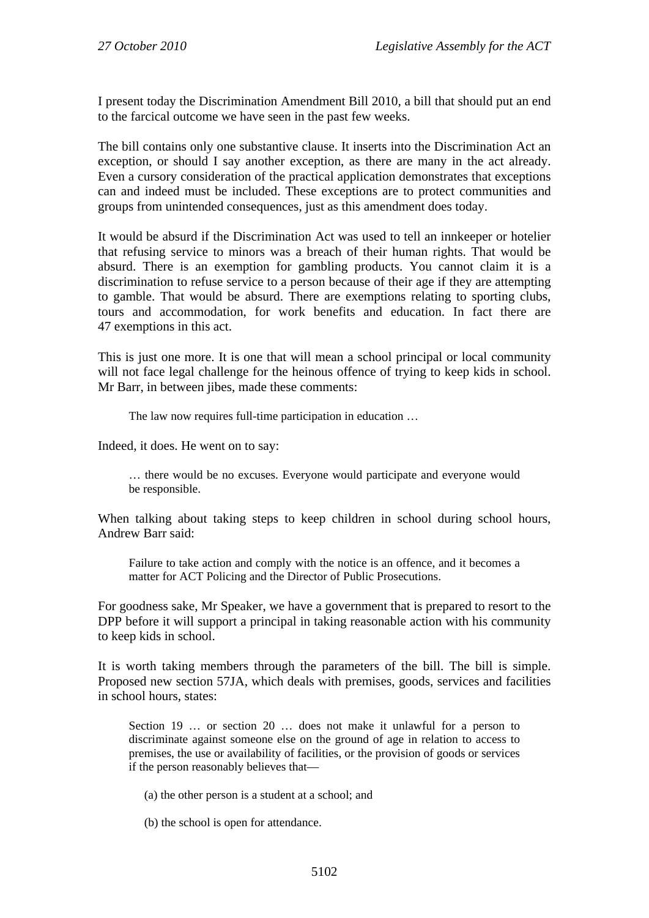I present today the Discrimination Amendment Bill 2010, a bill that should put an end to the farcical outcome we have seen in the past few weeks.

The bill contains only one substantive clause. It inserts into the Discrimination Act an exception, or should I say another exception, as there are many in the act already. Even a cursory consideration of the practical application demonstrates that exceptions can and indeed must be included. These exceptions are to protect communities and groups from unintended consequences, just as this amendment does today.

It would be absurd if the Discrimination Act was used to tell an innkeeper or hotelier that refusing service to minors was a breach of their human rights. That would be absurd. There is an exemption for gambling products. You cannot claim it is a discrimination to refuse service to a person because of their age if they are attempting to gamble. That would be absurd. There are exemptions relating to sporting clubs, tours and accommodation, for work benefits and education. In fact there are 47 exemptions in this act.

This is just one more. It is one that will mean a school principal or local community will not face legal challenge for the heinous offence of trying to keep kids in school. Mr Barr, in between jibes, made these comments:

> The law now requires full-time participation in education …

Indeed, it does. He went on to say:

> … there would be no excuses. Everyone would participate and everyone would be responsible.

When talking about taking steps to keep children in school during school hours, Andrew Barr said:

> Failure to take action and comply with the notice is an offence, and it becomes a matter for ACT Policing and the Director of Public Prosecutions.

For goodness sake, Mr Speaker, we have a government that is prepared to resort to the DPP before it will support a principal in taking reasonable action with his community to keep kids in school.

It is worth taking members through the parameters of the bill. The bill is simple. Proposed new section 57JA, which deals with premises, goods, services and facilities in school hours, states:

> Section 19 … or section 20 … does not make it unlawful for a person to discriminate against someone else on the ground of age in relation to access to premises, the use or availability of facilities, or the provision of goods or services if the person reasonably believes that—
>
> (a) the other person is a student at a school; and
>
> (b) the school is open for attendance.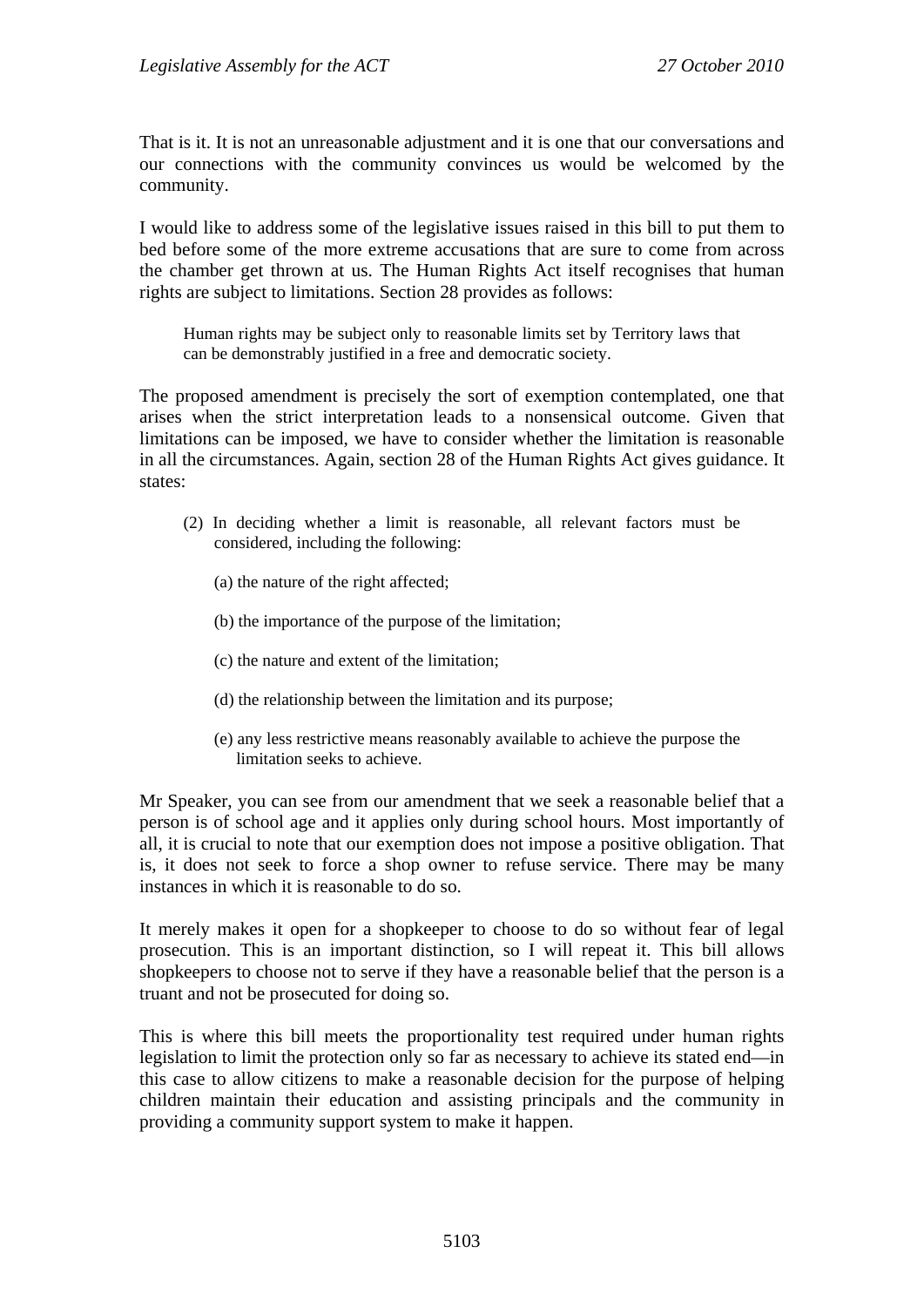That is it. It is not an unreasonable adjustment and it is one that our conversations and our connections with the community convinces us would be welcomed by the community.

I would like to address some of the legislative issues raised in this bill to put them to bed before some of the more extreme accusations that are sure to come from across the chamber get thrown at us. The Human Rights Act itself recognises that human rights are subject to limitations. Section 28 provides as follows:

> Human rights may be subject only to reasonable limits set by Territory laws that can be demonstrably justified in a free and democratic society.

The proposed amendment is precisely the sort of exemption contemplated, one that arises when the strict interpretation leads to a nonsensical outcome. Given that limitations can be imposed, we have to consider whether the limitation is reasonable in all the circumstances. Again, section 28 of the Human Rights Act gives guidance. It states:

> (2) In deciding whether a limit is reasonable, all relevant factors must be considered, including the following:
>
> (a) the nature of the right affected;
>
> (b) the importance of the purpose of the limitation;
>
> (c) the nature and extent of the limitation;
>
> (d) the relationship between the limitation and its purpose;
>
> (e) any less restrictive means reasonably available to achieve the purpose the limitation seeks to achieve.

Mr Speaker, you can see from our amendment that we seek a reasonable belief that a person is of school age and it applies only during school hours. Most importantly of all, it is crucial to note that our exemption does not impose a positive obligation. That is, it does not seek to force a shop owner to refuse service. There may be many instances in which it is reasonable to do so.

It merely makes it open for a shopkeeper to choose to do so without fear of legal prosecution. This is an important distinction, so I will repeat it. This bill allows shopkeepers to choose not to serve if they have a reasonable belief that the person is a truant and not be prosecuted for doing so.

This is where this bill meets the proportionality test required under human rights legislation to limit the protection only so far as necessary to achieve its stated end—in this case to allow citizens to make a reasonable decision for the purpose of helping children maintain their education and assisting principals and the community in providing a community support system to make it happen.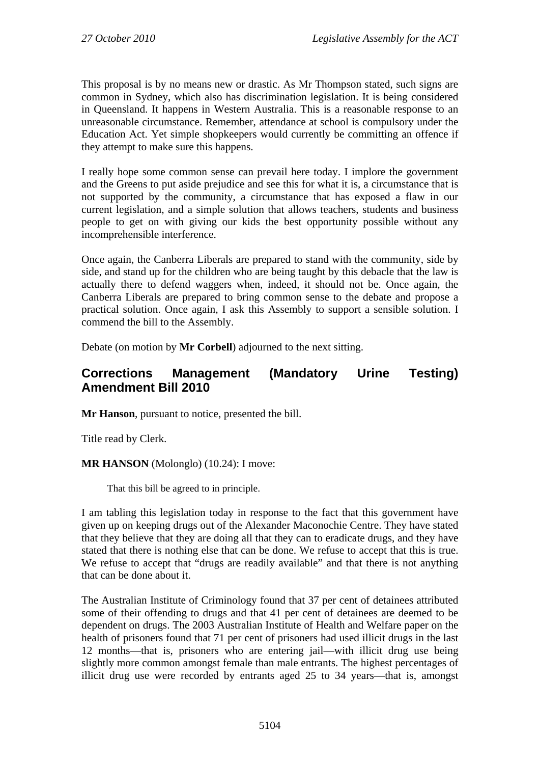This proposal is by no means new or drastic. As Mr Thompson stated, such signs are common in Sydney, which also has discrimination legislation. It is being considered in Queensland. It happens in Western Australia. This is a reasonable response to an unreasonable circumstance. Remember, attendance at school is compulsory under the Education Act. Yet simple shopkeepers would currently be committing an offence if they attempt to make sure this happens.

I really hope some common sense can prevail here today. I implore the government and the Greens to put aside prejudice and see this for what it is, a circumstance that is not supported by the community, a circumstance that has exposed a flaw in our current legislation, and a simple solution that allows teachers, students and business people to get on with giving our kids the best opportunity possible without any incomprehensible interference.

Once again, the Canberra Liberals are prepared to stand with the community, side by side, and stand up for the children who are being taught by this debacle that the law is actually there to defend waggers when, indeed, it should not be. Once again, the Canberra Liberals are prepared to bring common sense to the debate and propose a practical solution. Once again, I ask this Assembly to support a sensible solution. I commend the bill to the Assembly.

Debate (on motion by **Mr Corbell**) adjourned to the next sitting.

## Corrections Management (Mandatory Urine Testing) Amendment Bill 2010

**Mr Hanson**, pursuant to notice, presented the bill.

Title read by Clerk.

**MR HANSON** (Molonglo) (10.24): I move:

> That this bill be agreed to in principle.

I am tabling this legislation today in response to the fact that this government have given up on keeping drugs out of the Alexander Maconochie Centre. They have stated that they believe that they are doing all that they can to eradicate drugs, and they have stated that there is nothing else that can be done. We refuse to accept that this is true. We refuse to accept that "drugs are readily available" and that there is not anything that can be done about it.

The Australian Institute of Criminology found that 37 per cent of detainees attributed some of their offending to drugs and that 41 per cent of detainees are deemed to be dependent on drugs. The 2003 Australian Institute of Health and Welfare paper on the health of prisoners found that 71 per cent of prisoners had used illicit drugs in the last 12 months—that is, prisoners who are entering jail—with illicit drug use being slightly more common amongst female than male entrants. The highest percentages of illicit drug use were recorded by entrants aged 25 to 34 years—that is, amongst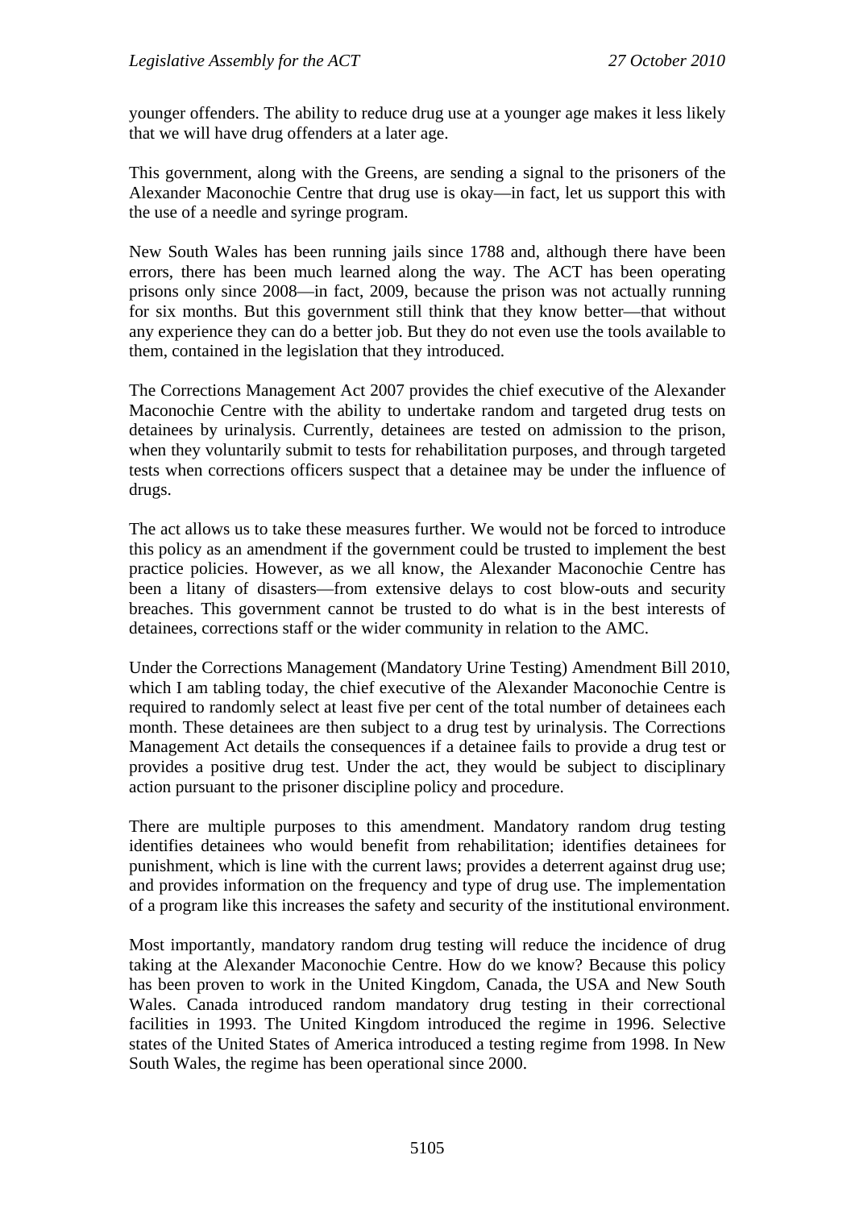younger offenders. The ability to reduce drug use at a younger age makes it less likely that we will have drug offenders at a later age.

This government, along with the Greens, are sending a signal to the prisoners of the Alexander Maconochie Centre that drug use is okay—in fact, let us support this with the use of a needle and syringe program.

New South Wales has been running jails since 1788 and, although there have been errors, there has been much learned along the way. The ACT has been operating prisons only since 2008—in fact, 2009, because the prison was not actually running for six months. But this government still think that they know better—that without any experience they can do a better job. But they do not even use the tools available to them, contained in the legislation that they introduced.

The Corrections Management Act 2007 provides the chief executive of the Alexander Maconochie Centre with the ability to undertake random and targeted drug tests on detainees by urinalysis. Currently, detainees are tested on admission to the prison, when they voluntarily submit to tests for rehabilitation purposes, and through targeted tests when corrections officers suspect that a detainee may be under the influence of drugs.

The act allows us to take these measures further. We would not be forced to introduce this policy as an amendment if the government could be trusted to implement the best practice policies. However, as we all know, the Alexander Maconochie Centre has been a litany of disasters—from extensive delays to cost blow-outs and security breaches. This government cannot be trusted to do what is in the best interests of detainees, corrections staff or the wider community in relation to the AMC.

Under the Corrections Management (Mandatory Urine Testing) Amendment Bill 2010, which I am tabling today, the chief executive of the Alexander Maconochie Centre is required to randomly select at least five per cent of the total number of detainees each month. These detainees are then subject to a drug test by urinalysis. The Corrections Management Act details the consequences if a detainee fails to provide a drug test or provides a positive drug test. Under the act, they would be subject to disciplinary action pursuant to the prisoner discipline policy and procedure.

There are multiple purposes to this amendment. Mandatory random drug testing identifies detainees who would benefit from rehabilitation; identifies detainees for punishment, which is line with the current laws; provides a deterrent against drug use; and provides information on the frequency and type of drug use. The implementation of a program like this increases the safety and security of the institutional environment.

Most importantly, mandatory random drug testing will reduce the incidence of drug taking at the Alexander Maconochie Centre. How do we know? Because this policy has been proven to work in the United Kingdom, Canada, the USA and New South Wales. Canada introduced random mandatory drug testing in their correctional facilities in 1993. The United Kingdom introduced the regime in 1996. Selective states of the United States of America introduced a testing regime from 1998. In New South Wales, the regime has been operational since 2000.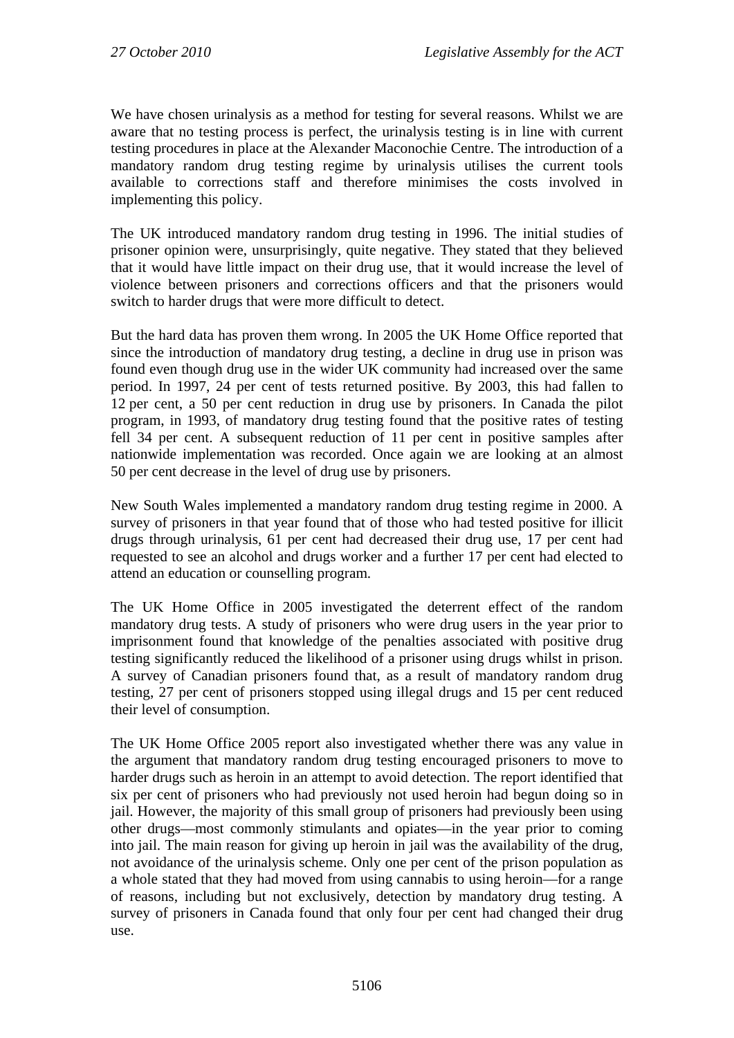We have chosen urinalysis as a method for testing for several reasons. Whilst we are aware that no testing process is perfect, the urinalysis testing is in line with current testing procedures in place at the Alexander Maconochie Centre. The introduction of a mandatory random drug testing regime by urinalysis utilises the current tools available to corrections staff and therefore minimises the costs involved in implementing this policy.

The UK introduced mandatory random drug testing in 1996. The initial studies of prisoner opinion were, unsurprisingly, quite negative. They stated that they believed that it would have little impact on their drug use, that it would increase the level of violence between prisoners and corrections officers and that the prisoners would switch to harder drugs that were more difficult to detect.

But the hard data has proven them wrong. In 2005 the UK Home Office reported that since the introduction of mandatory drug testing, a decline in drug use in prison was found even though drug use in the wider UK community had increased over the same period. In 1997, 24 per cent of tests returned positive. By 2003, this had fallen to 12 per cent, a 50 per cent reduction in drug use by prisoners. In Canada the pilot program, in 1993, of mandatory drug testing found that the positive rates of testing fell 34 per cent. A subsequent reduction of 11 per cent in positive samples after nationwide implementation was recorded. Once again we are looking at an almost 50 per cent decrease in the level of drug use by prisoners.

New South Wales implemented a mandatory random drug testing regime in 2000. A survey of prisoners in that year found that of those who had tested positive for illicit drugs through urinalysis, 61 per cent had decreased their drug use, 17 per cent had requested to see an alcohol and drugs worker and a further 17 per cent had elected to attend an education or counselling program.

The UK Home Office in 2005 investigated the deterrent effect of the random mandatory drug tests. A study of prisoners who were drug users in the year prior to imprisonment found that knowledge of the penalties associated with positive drug testing significantly reduced the likelihood of a prisoner using drugs whilst in prison. A survey of Canadian prisoners found that, as a result of mandatory random drug testing, 27 per cent of prisoners stopped using illegal drugs and 15 per cent reduced their level of consumption.

The UK Home Office 2005 report also investigated whether there was any value in the argument that mandatory random drug testing encouraged prisoners to move to harder drugs such as heroin in an attempt to avoid detection. The report identified that six per cent of prisoners who had previously not used heroin had begun doing so in jail. However, the majority of this small group of prisoners had previously been using other drugs—most commonly stimulants and opiates—in the year prior to coming into jail. The main reason for giving up heroin in jail was the availability of the drug, not avoidance of the urinalysis scheme. Only one per cent of the prison population as a whole stated that they had moved from using cannabis to using heroin—for a range of reasons, including but not exclusively, detection by mandatory drug testing. A survey of prisoners in Canada found that only four per cent had changed their drug use.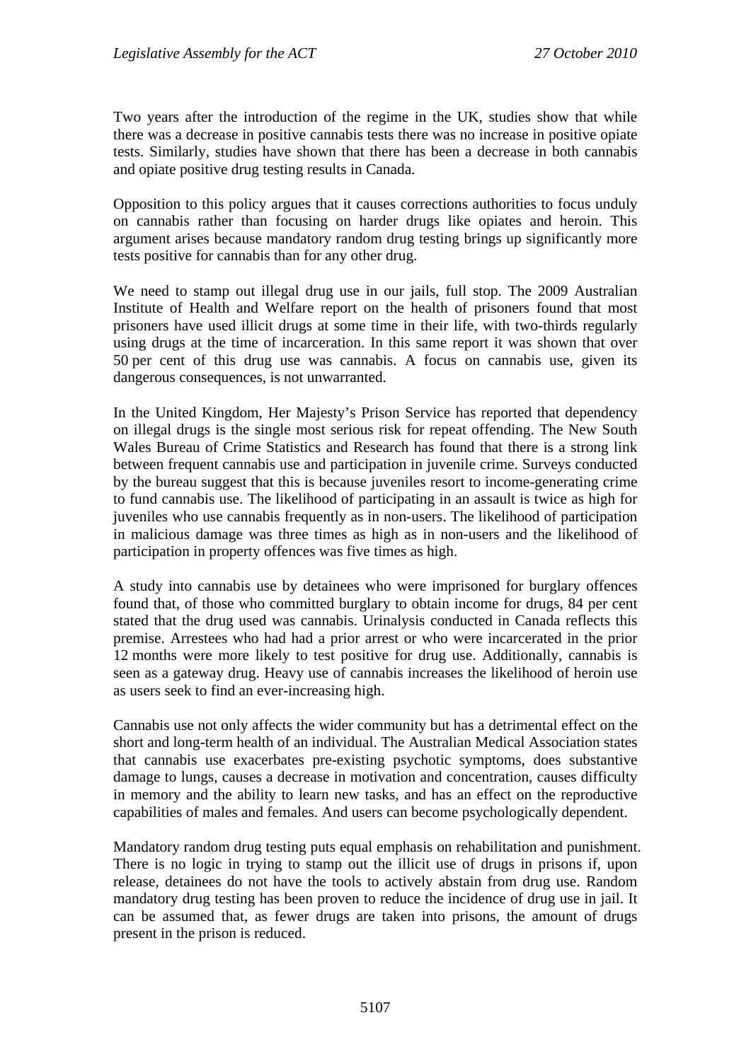Two years after the introduction of the regime in the UK, studies show that while there was a decrease in positive cannabis tests there was no increase in positive opiate tests. Similarly, studies have shown that there has been a decrease in both cannabis and opiate positive drug testing results in Canada.

Opposition to this policy argues that it causes corrections authorities to focus unduly on cannabis rather than focusing on harder drugs like opiates and heroin. This argument arises because mandatory random drug testing brings up significantly more tests positive for cannabis than for any other drug.

We need to stamp out illegal drug use in our jails, full stop. The 2009 Australian Institute of Health and Welfare report on the health of prisoners found that most prisoners have used illicit drugs at some time in their life, with two-thirds regularly using drugs at the time of incarceration. In this same report it was shown that over 50 per cent of this drug use was cannabis. A focus on cannabis use, given its dangerous consequences, is not unwarranted.

In the United Kingdom, Her Majesty's Prison Service has reported that dependency on illegal drugs is the single most serious risk for repeat offending. The New South Wales Bureau of Crime Statistics and Research has found that there is a strong link between frequent cannabis use and participation in juvenile crime. Surveys conducted by the bureau suggest that this is because juveniles resort to income-generating crime to fund cannabis use. The likelihood of participating in an assault is twice as high for juveniles who use cannabis frequently as in non-users. The likelihood of participation in malicious damage was three times as high as in non-users and the likelihood of participation in property offences was five times as high.

A study into cannabis use by detainees who were imprisoned for burglary offences found that, of those who committed burglary to obtain income for drugs, 84 per cent stated that the drug used was cannabis. Urinalysis conducted in Canada reflects this premise. Arrestees who had had a prior arrest or who were incarcerated in the prior 12 months were more likely to test positive for drug use. Additionally, cannabis is seen as a gateway drug. Heavy use of cannabis increases the likelihood of heroin use as users seek to find an ever-increasing high.

Cannabis use not only affects the wider community but has a detrimental effect on the short and long-term health of an individual. The Australian Medical Association states that cannabis use exacerbates pre-existing psychotic symptoms, does substantive damage to lungs, causes a decrease in motivation and concentration, causes difficulty in memory and the ability to learn new tasks, and has an effect on the reproductive capabilities of males and females. And users can become psychologically dependent.

Mandatory random drug testing puts equal emphasis on rehabilitation and punishment. There is no logic in trying to stamp out the illicit use of drugs in prisons if, upon release, detainees do not have the tools to actively abstain from drug use. Random mandatory drug testing has been proven to reduce the incidence of drug use in jail. It can be assumed that, as fewer drugs are taken into prisons, the amount of drugs present in the prison is reduced.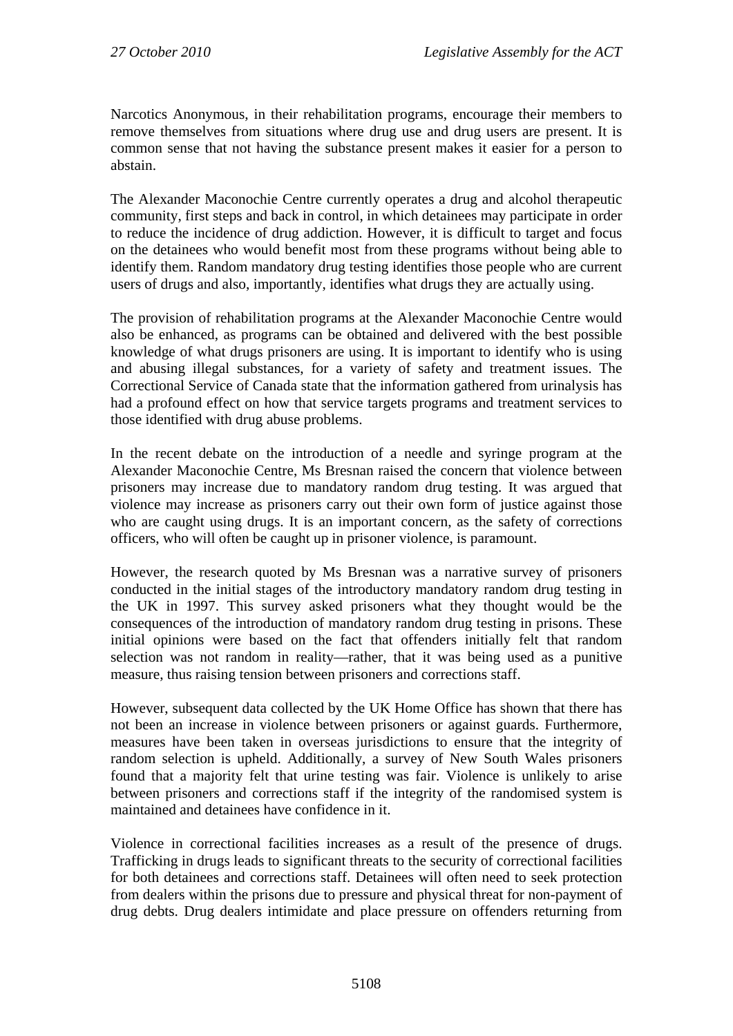Narcotics Anonymous, in their rehabilitation programs, encourage their members to remove themselves from situations where drug use and drug users are present. It is common sense that not having the substance present makes it easier for a person to abstain.

The Alexander Maconochie Centre currently operates a drug and alcohol therapeutic community, first steps and back in control, in which detainees may participate in order to reduce the incidence of drug addiction. However, it is difficult to target and focus on the detainees who would benefit most from these programs without being able to identify them. Random mandatory drug testing identifies those people who are current users of drugs and also, importantly, identifies what drugs they are actually using.

The provision of rehabilitation programs at the Alexander Maconochie Centre would also be enhanced, as programs can be obtained and delivered with the best possible knowledge of what drugs prisoners are using. It is important to identify who is using and abusing illegal substances, for a variety of safety and treatment issues. The Correctional Service of Canada state that the information gathered from urinalysis has had a profound effect on how that service targets programs and treatment services to those identified with drug abuse problems.

In the recent debate on the introduction of a needle and syringe program at the Alexander Maconochie Centre, Ms Bresnan raised the concern that violence between prisoners may increase due to mandatory random drug testing. It was argued that violence may increase as prisoners carry out their own form of justice against those who are caught using drugs. It is an important concern, as the safety of corrections officers, who will often be caught up in prisoner violence, is paramount.

However, the research quoted by Ms Bresnan was a narrative survey of prisoners conducted in the initial stages of the introductory mandatory random drug testing in the UK in 1997. This survey asked prisoners what they thought would be the consequences of the introduction of mandatory random drug testing in prisons. These initial opinions were based on the fact that offenders initially felt that random selection was not random in reality—rather, that it was being used as a punitive measure, thus raising tension between prisoners and corrections staff.

However, subsequent data collected by the UK Home Office has shown that there has not been an increase in violence between prisoners or against guards. Furthermore, measures have been taken in overseas jurisdictions to ensure that the integrity of random selection is upheld. Additionally, a survey of New South Wales prisoners found that a majority felt that urine testing was fair. Violence is unlikely to arise between prisoners and corrections staff if the integrity of the randomised system is maintained and detainees have confidence in it.

Violence in correctional facilities increases as a result of the presence of drugs. Trafficking in drugs leads to significant threats to the security of correctional facilities for both detainees and corrections staff. Detainees will often need to seek protection from dealers within the prisons due to pressure and physical threat for non-payment of drug debts. Drug dealers intimidate and place pressure on offenders returning from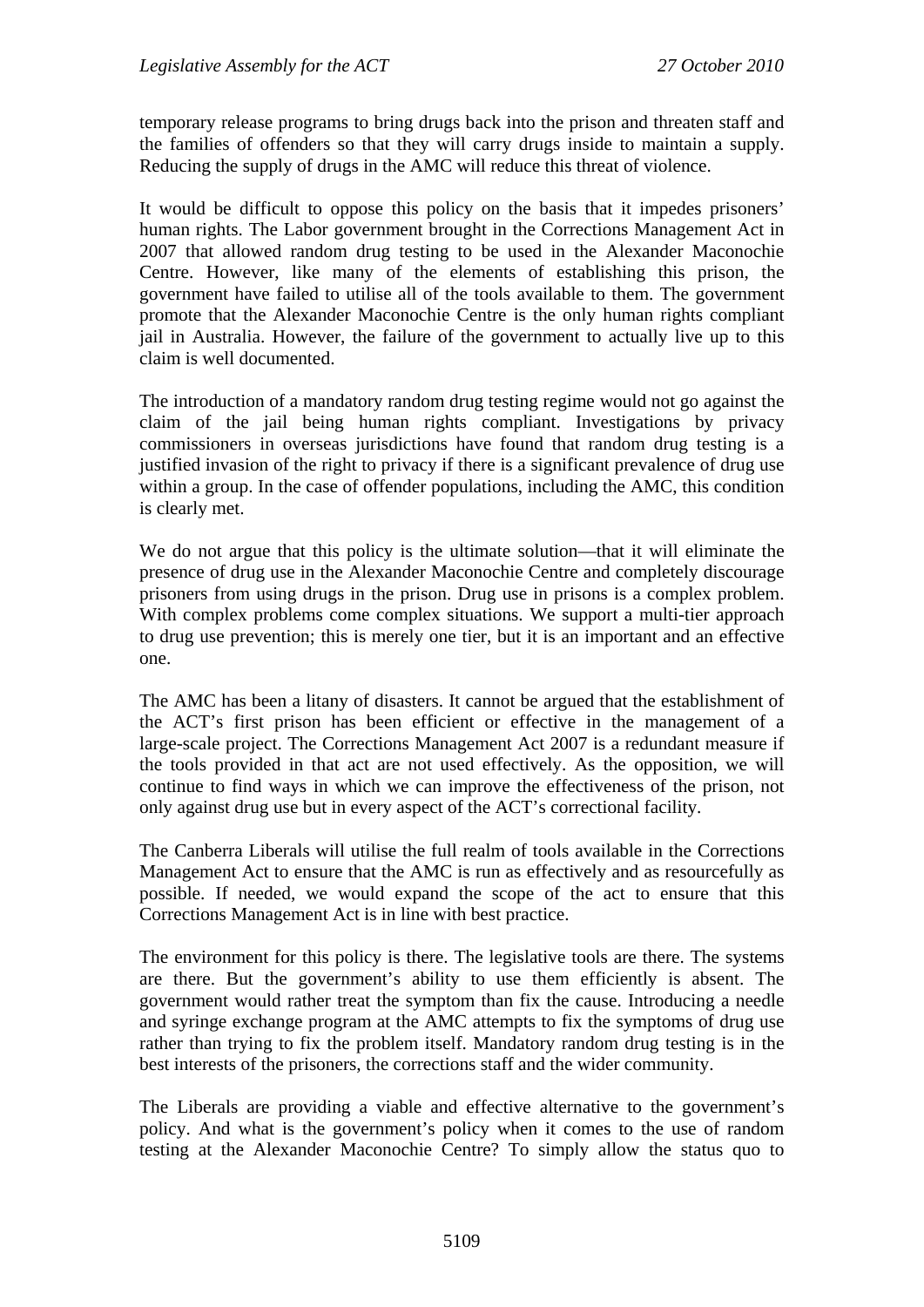temporary release programs to bring drugs back into the prison and threaten staff and the families of offenders so that they will carry drugs inside to maintain a supply. Reducing the supply of drugs in the AMC will reduce this threat of violence.

It would be difficult to oppose this policy on the basis that it impedes prisoners' human rights. The Labor government brought in the Corrections Management Act in 2007 that allowed random drug testing to be used in the Alexander Maconochie Centre. However, like many of the elements of establishing this prison, the government have failed to utilise all of the tools available to them. The government promote that the Alexander Maconochie Centre is the only human rights compliant jail in Australia. However, the failure of the government to actually live up to this claim is well documented.

The introduction of a mandatory random drug testing regime would not go against the claim of the jail being human rights compliant. Investigations by privacy commissioners in overseas jurisdictions have found that random drug testing is a justified invasion of the right to privacy if there is a significant prevalence of drug use within a group. In the case of offender populations, including the AMC, this condition is clearly met.

We do not argue that this policy is the ultimate solution—that it will eliminate the presence of drug use in the Alexander Maconochie Centre and completely discourage prisoners from using drugs in the prison. Drug use in prisons is a complex problem. With complex problems come complex situations. We support a multi-tier approach to drug use prevention; this is merely one tier, but it is an important and an effective one.

The AMC has been a litany of disasters. It cannot be argued that the establishment of the ACT's first prison has been efficient or effective in the management of a large-scale project. The Corrections Management Act 2007 is a redundant measure if the tools provided in that act are not used effectively. As the opposition, we will continue to find ways in which we can improve the effectiveness of the prison, not only against drug use but in every aspect of the ACT's correctional facility.

The Canberra Liberals will utilise the full realm of tools available in the Corrections Management Act to ensure that the AMC is run as effectively and as resourcefully as possible. If needed, we would expand the scope of the act to ensure that this Corrections Management Act is in line with best practice.

The environment for this policy is there. The legislative tools are there. The systems are there. But the government's ability to use them efficiently is absent. The government would rather treat the symptom than fix the cause. Introducing a needle and syringe exchange program at the AMC attempts to fix the symptoms of drug use rather than trying to fix the problem itself. Mandatory random drug testing is in the best interests of the prisoners, the corrections staff and the wider community.

The Liberals are providing a viable and effective alternative to the government's policy. And what is the government's policy when it comes to the use of random testing at the Alexander Maconochie Centre? To simply allow the status quo to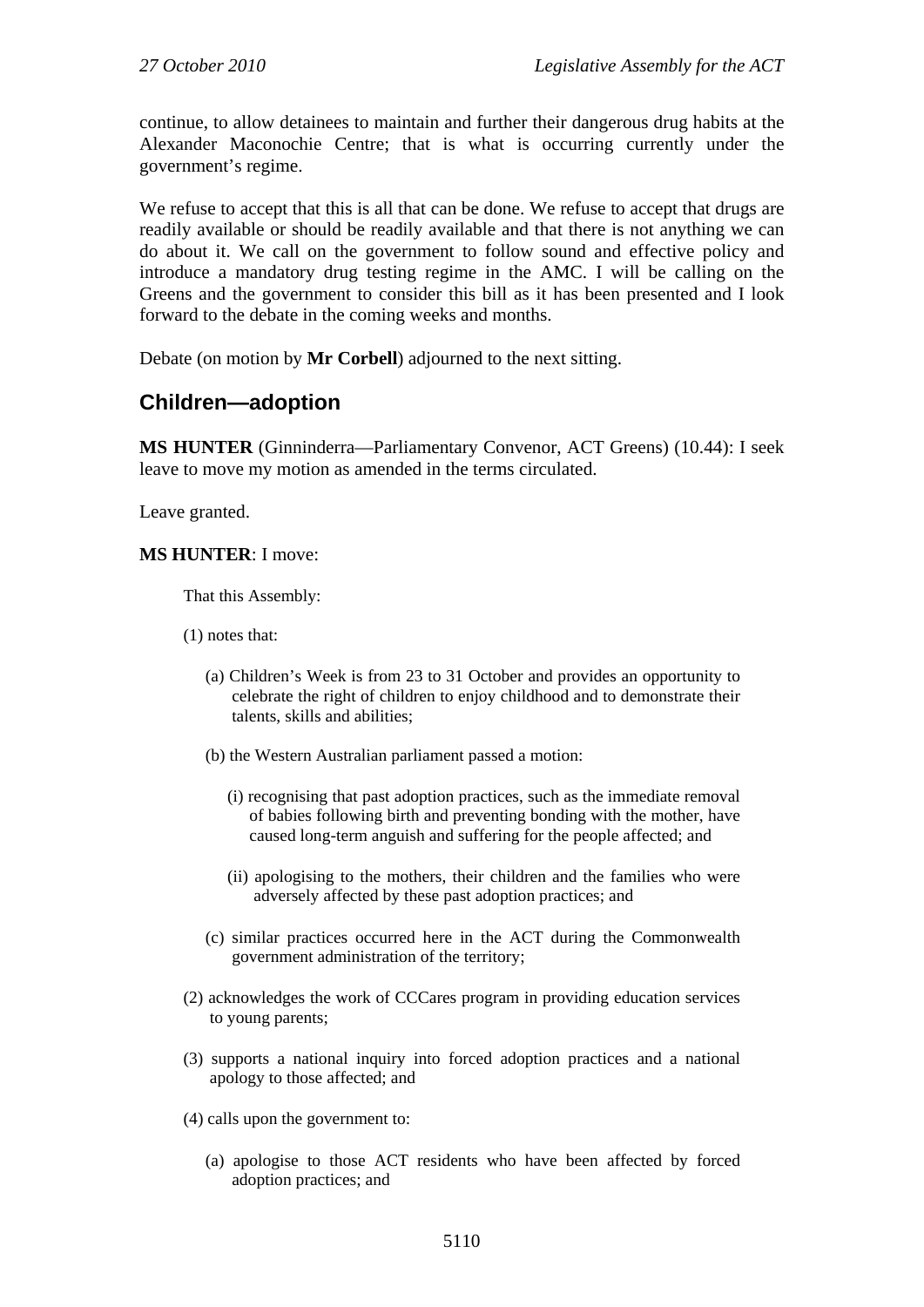continue, to allow detainees to maintain and further their dangerous drug habits at the Alexander Maconochie Centre; that is what is occurring currently under the government's regime.

We refuse to accept that this is all that can be done. We refuse to accept that drugs are readily available or should be readily available and that there is not anything we can do about it. We call on the government to follow sound and effective policy and introduce a mandatory drug testing regime in the AMC. I will be calling on the Greens and the government to consider this bill as it has been presented and I look forward to the debate in the coming weeks and months.

Debate (on motion by **Mr Corbell**) adjourned to the next sitting.

## Children—adoption

**MS HUNTER** (Ginninderra—Parliamentary Convenor, ACT Greens) (10.44): I seek leave to move my motion as amended in the terms circulated.

Leave granted.

**MS HUNTER**: I move:

> That this Assembly:
>
> (1) notes that:
>
> (a) Children's Week is from 23 to 31 October and provides an opportunity to celebrate the right of children to enjoy childhood and to demonstrate their talents, skills and abilities;
>
> (b) the Western Australian parliament passed a motion:
>
> (i) recognising that past adoption practices, such as the immediate removal of babies following birth and preventing bonding with the mother, have caused long-term anguish and suffering for the people affected; and
>
> (ii) apologising to the mothers, their children and the families who were adversely affected by these past adoption practices; and
>
> (c) similar practices occurred here in the ACT during the Commonwealth government administration of the territory;
>
> (2) acknowledges the work of CCCares program in providing education services to young parents;
>
> (3) supports a national inquiry into forced adoption practices and a national apology to those affected; and
>
> (4) calls upon the government to:
>
> (a) apologise to those ACT residents who have been affected by forced adoption practices; and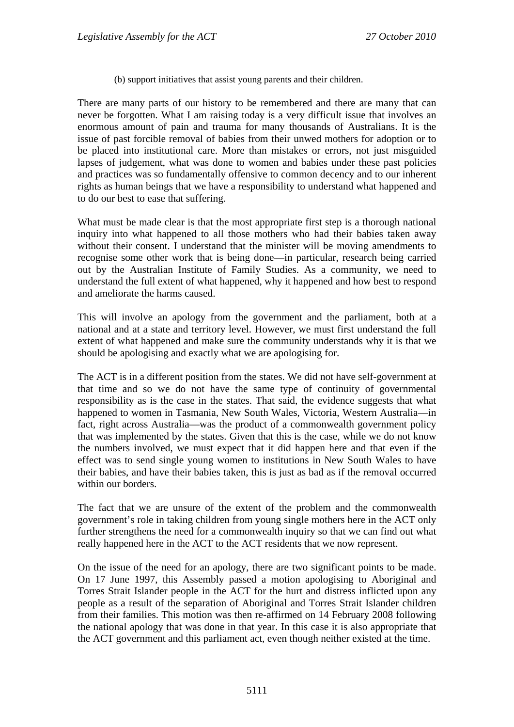(b) support initiatives that assist young parents and their children.

There are many parts of our history to be remembered and there are many that can never be forgotten. What I am raising today is a very difficult issue that involves an enormous amount of pain and trauma for many thousands of Australians. It is the issue of past forcible removal of babies from their unwed mothers for adoption or to be placed into institutional care. More than mistakes or errors, not just misguided lapses of judgement, what was done to women and babies under these past policies and practices was so fundamentally offensive to common decency and to our inherent rights as human beings that we have a responsibility to understand what happened and to do our best to ease that suffering.

What must be made clear is that the most appropriate first step is a thorough national inquiry into what happened to all those mothers who had their babies taken away without their consent. I understand that the minister will be moving amendments to recognise some other work that is being done—in particular, research being carried out by the Australian Institute of Family Studies. As a community, we need to understand the full extent of what happened, why it happened and how best to respond and ameliorate the harms caused.

This will involve an apology from the government and the parliament, both at a national and at a state and territory level. However, we must first understand the full extent of what happened and make sure the community understands why it is that we should be apologising and exactly what we are apologising for.

The ACT is in a different position from the states. We did not have self-government at that time and so we do not have the same type of continuity of governmental responsibility as is the case in the states. That said, the evidence suggests that what happened to women in Tasmania, New South Wales, Victoria, Western Australia—in fact, right across Australia—was the product of a commonwealth government policy that was implemented by the states. Given that this is the case, while we do not know the numbers involved, we must expect that it did happen here and that even if the effect was to send single young women to institutions in New South Wales to have their babies, and have their babies taken, this is just as bad as if the removal occurred within our borders.

The fact that we are unsure of the extent of the problem and the commonwealth government's role in taking children from young single mothers here in the ACT only further strengthens the need for a commonwealth inquiry so that we can find out what really happened here in the ACT to the ACT residents that we now represent.

On the issue of the need for an apology, there are two significant points to be made. On 17 June 1997, this Assembly passed a motion apologising to Aboriginal and Torres Strait Islander people in the ACT for the hurt and distress inflicted upon any people as a result of the separation of Aboriginal and Torres Strait Islander children from their families. This motion was then re-affirmed on 14 February 2008 following the national apology that was done in that year. In this case it is also appropriate that the ACT government and this parliament act, even though neither existed at the time.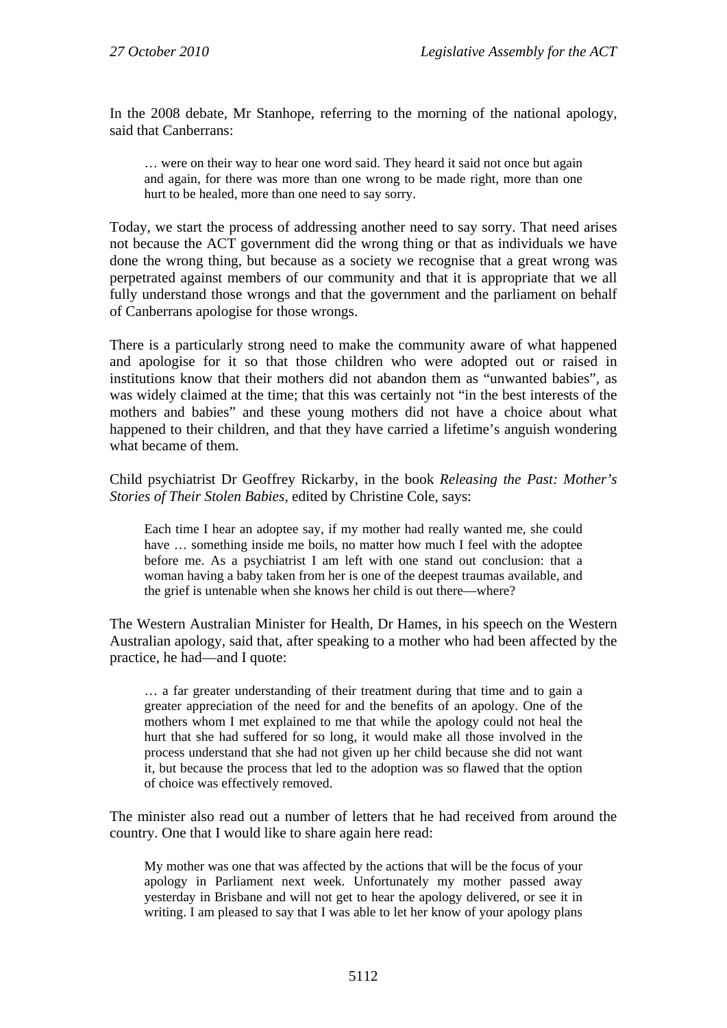In the 2008 debate, Mr Stanhope, referring to the morning of the national apology, said that Canberrans:

> … were on their way to hear one word said. They heard it said not once but again and again, for there was more than one wrong to be made right, more than one hurt to be healed, more than one need to say sorry.

Today, we start the process of addressing another need to say sorry. That need arises not because the ACT government did the wrong thing or that as individuals we have done the wrong thing, but because as a society we recognise that a great wrong was perpetrated against members of our community and that it is appropriate that we all fully understand those wrongs and that the government and the parliament on behalf of Canberrans apologise for those wrongs.

There is a particularly strong need to make the community aware of what happened and apologise for it so that those children who were adopted out or raised in institutions know that their mothers did not abandon them as "unwanted babies", as was widely claimed at the time; that this was certainly not "in the best interests of the mothers and babies" and these young mothers did not have a choice about what happened to their children, and that they have carried a lifetime's anguish wondering what became of them.

Child psychiatrist Dr Geoffrey Rickarby, in the book *Releasing the Past: Mother's Stories of Their Stolen Babies*, edited by Christine Cole, says:

> Each time I hear an adoptee say, if my mother had really wanted me, she could have … something inside me boils, no matter how much I feel with the adoptee before me. As a psychiatrist I am left with one stand out conclusion: that a woman having a baby taken from her is one of the deepest traumas available, and the grief is untenable when she knows her child is out there—where?

The Western Australian Minister for Health, Dr Hames, in his speech on the Western Australian apology, said that, after speaking to a mother who had been affected by the practice, he had—and I quote:

> … a far greater understanding of their treatment during that time and to gain a greater appreciation of the need for and the benefits of an apology. One of the mothers whom I met explained to me that while the apology could not heal the hurt that she had suffered for so long, it would make all those involved in the process understand that she had not given up her child because she did not want it, but because the process that led to the adoption was so flawed that the option of choice was effectively removed.

The minister also read out a number of letters that he had received from around the country. One that I would like to share again here read:

> My mother was one that was affected by the actions that will be the focus of your apology in Parliament next week. Unfortunately my mother passed away yesterday in Brisbane and will not get to hear the apology delivered, or see it in writing. I am pleased to say that I was able to let her know of your apology plans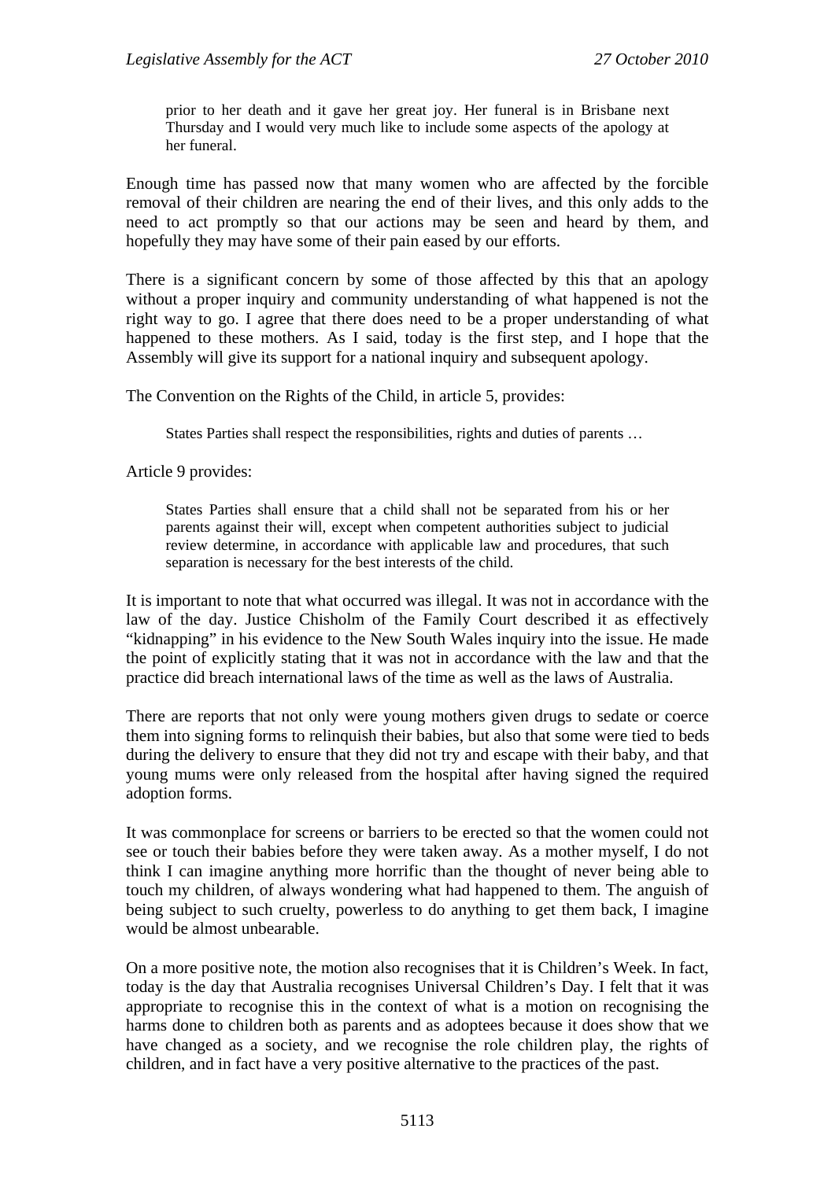> prior to her death and it gave her great joy. Her funeral is in Brisbane next Thursday and I would very much like to include some aspects of the apology at her funeral.

Enough time has passed now that many women who are affected by the forcible removal of their children are nearing the end of their lives, and this only adds to the need to act promptly so that our actions may be seen and heard by them, and hopefully they may have some of their pain eased by our efforts.

There is a significant concern by some of those affected by this that an apology without a proper inquiry and community understanding of what happened is not the right way to go. I agree that there does need to be a proper understanding of what happened to these mothers. As I said, today is the first step, and I hope that the Assembly will give its support for a national inquiry and subsequent apology.

The Convention on the Rights of the Child, in article 5, provides:

> States Parties shall respect the responsibilities, rights and duties of parents …

Article 9 provides:

> States Parties shall ensure that a child shall not be separated from his or her parents against their will, except when competent authorities subject to judicial review determine, in accordance with applicable law and procedures, that such separation is necessary for the best interests of the child.

It is important to note that what occurred was illegal. It was not in accordance with the law of the day. Justice Chisholm of the Family Court described it as effectively "kidnapping" in his evidence to the New South Wales inquiry into the issue. He made the point of explicitly stating that it was not in accordance with the law and that the practice did breach international laws of the time as well as the laws of Australia.

There are reports that not only were young mothers given drugs to sedate or coerce them into signing forms to relinquish their babies, but also that some were tied to beds during the delivery to ensure that they did not try and escape with their baby, and that young mums were only released from the hospital after having signed the required adoption forms.

It was commonplace for screens or barriers to be erected so that the women could not see or touch their babies before they were taken away. As a mother myself, I do not think I can imagine anything more horrific than the thought of never being able to touch my children, of always wondering what had happened to them. The anguish of being subject to such cruelty, powerless to do anything to get them back, I imagine would be almost unbearable.

On a more positive note, the motion also recognises that it is Children's Week. In fact, today is the day that Australia recognises Universal Children's Day. I felt that it was appropriate to recognise this in the context of what is a motion on recognising the harms done to children both as parents and as adoptees because it does show that we have changed as a society, and we recognise the role children play, the rights of children, and in fact have a very positive alternative to the practices of the past.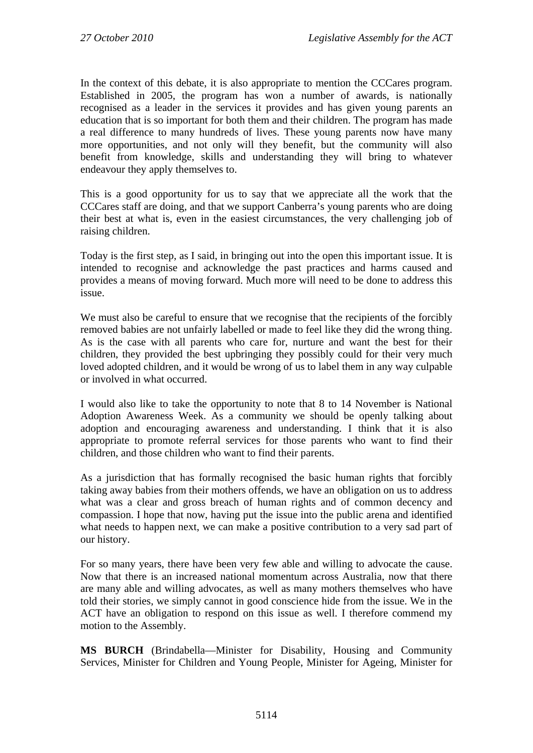In the context of this debate, it is also appropriate to mention the CCCares program. Established in 2005, the program has won a number of awards, is nationally recognised as a leader in the services it provides and has given young parents an education that is so important for both them and their children. The program has made a real difference to many hundreds of lives. These young parents now have many more opportunities, and not only will they benefit, but the community will also benefit from knowledge, skills and understanding they will bring to whatever endeavour they apply themselves to.

This is a good opportunity for us to say that we appreciate all the work that the CCCares staff are doing, and that we support Canberra's young parents who are doing their best at what is, even in the easiest circumstances, the very challenging job of raising children.

Today is the first step, as I said, in bringing out into the open this important issue. It is intended to recognise and acknowledge the past practices and harms caused and provides a means of moving forward. Much more will need to be done to address this issue.

We must also be careful to ensure that we recognise that the recipients of the forcibly removed babies are not unfairly labelled or made to feel like they did the wrong thing. As is the case with all parents who care for, nurture and want the best for their children, they provided the best upbringing they possibly could for their very much loved adopted children, and it would be wrong of us to label them in any way culpable or involved in what occurred.

I would also like to take the opportunity to note that 8 to 14 November is National Adoption Awareness Week. As a community we should be openly talking about adoption and encouraging awareness and understanding. I think that it is also appropriate to promote referral services for those parents who want to find their children, and those children who want to find their parents.

As a jurisdiction that has formally recognised the basic human rights that forcibly taking away babies from their mothers offends, we have an obligation on us to address what was a clear and gross breach of human rights and of common decency and compassion. I hope that now, having put the issue into the public arena and identified what needs to happen next, we can make a positive contribution to a very sad part of our history.

For so many years, there have been very few able and willing to advocate the cause. Now that there is an increased national momentum across Australia, now that there are many able and willing advocates, as well as many mothers themselves who have told their stories, we simply cannot in good conscience hide from the issue. We in the ACT have an obligation to respond on this issue as well. I therefore commend my motion to the Assembly.

**MS BURCH** (Brindabella—Minister for Disability, Housing and Community Services, Minister for Children and Young People, Minister for Ageing, Minister for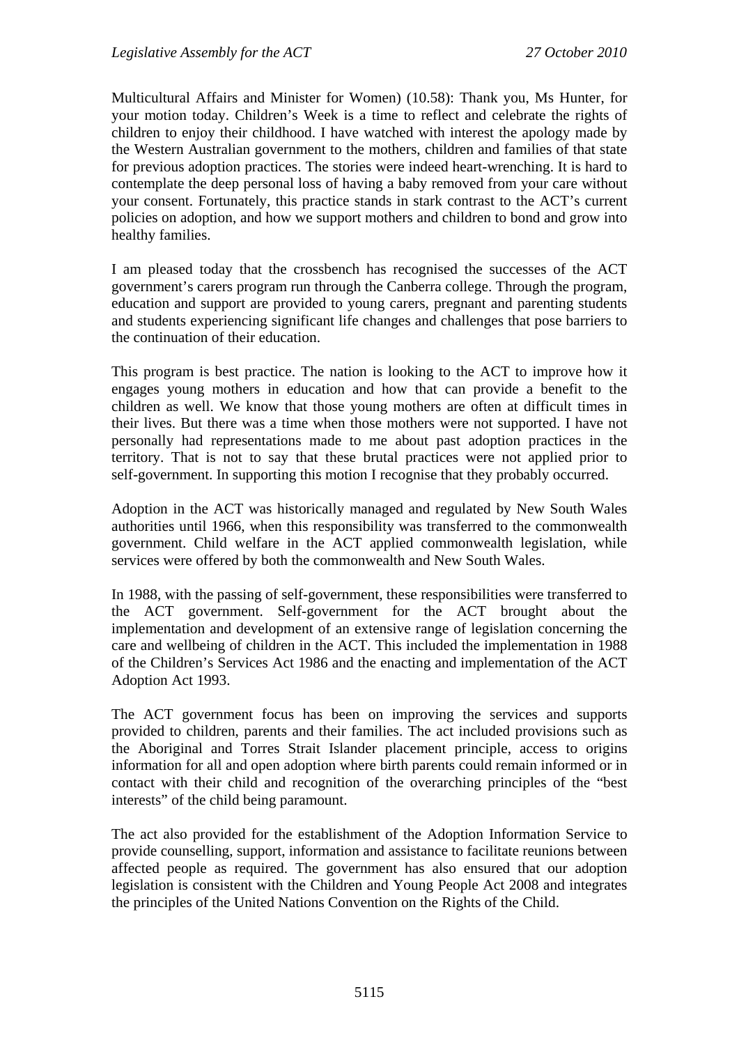Multicultural Affairs and Minister for Women) (10.58): Thank you, Ms Hunter, for your motion today. Children's Week is a time to reflect and celebrate the rights of children to enjoy their childhood. I have watched with interest the apology made by the Western Australian government to the mothers, children and families of that state for previous adoption practices. The stories were indeed heart-wrenching. It is hard to contemplate the deep personal loss of having a baby removed from your care without your consent. Fortunately, this practice stands in stark contrast to the ACT's current policies on adoption, and how we support mothers and children to bond and grow into healthy families.

I am pleased today that the crossbench has recognised the successes of the ACT government's carers program run through the Canberra college. Through the program, education and support are provided to young carers, pregnant and parenting students and students experiencing significant life changes and challenges that pose barriers to the continuation of their education.

This program is best practice. The nation is looking to the ACT to improve how it engages young mothers in education and how that can provide a benefit to the children as well. We know that those young mothers are often at difficult times in their lives. But there was a time when those mothers were not supported. I have not personally had representations made to me about past adoption practices in the territory. That is not to say that these brutal practices were not applied prior to self-government. In supporting this motion I recognise that they probably occurred.

Adoption in the ACT was historically managed and regulated by New South Wales authorities until 1966, when this responsibility was transferred to the commonwealth government. Child welfare in the ACT applied commonwealth legislation, while services were offered by both the commonwealth and New South Wales.

In 1988, with the passing of self-government, these responsibilities were transferred to the ACT government. Self-government for the ACT brought about the implementation and development of an extensive range of legislation concerning the care and wellbeing of children in the ACT. This included the implementation in 1988 of the Children's Services Act 1986 and the enacting and implementation of the ACT Adoption Act 1993.

The ACT government focus has been on improving the services and supports provided to children, parents and their families. The act included provisions such as the Aboriginal and Torres Strait Islander placement principle, access to origins information for all and open adoption where birth parents could remain informed or in contact with their child and recognition of the overarching principles of the "best interests" of the child being paramount.

The act also provided for the establishment of the Adoption Information Service to provide counselling, support, information and assistance to facilitate reunions between affected people as required. The government has also ensured that our adoption legislation is consistent with the Children and Young People Act 2008 and integrates the principles of the United Nations Convention on the Rights of the Child.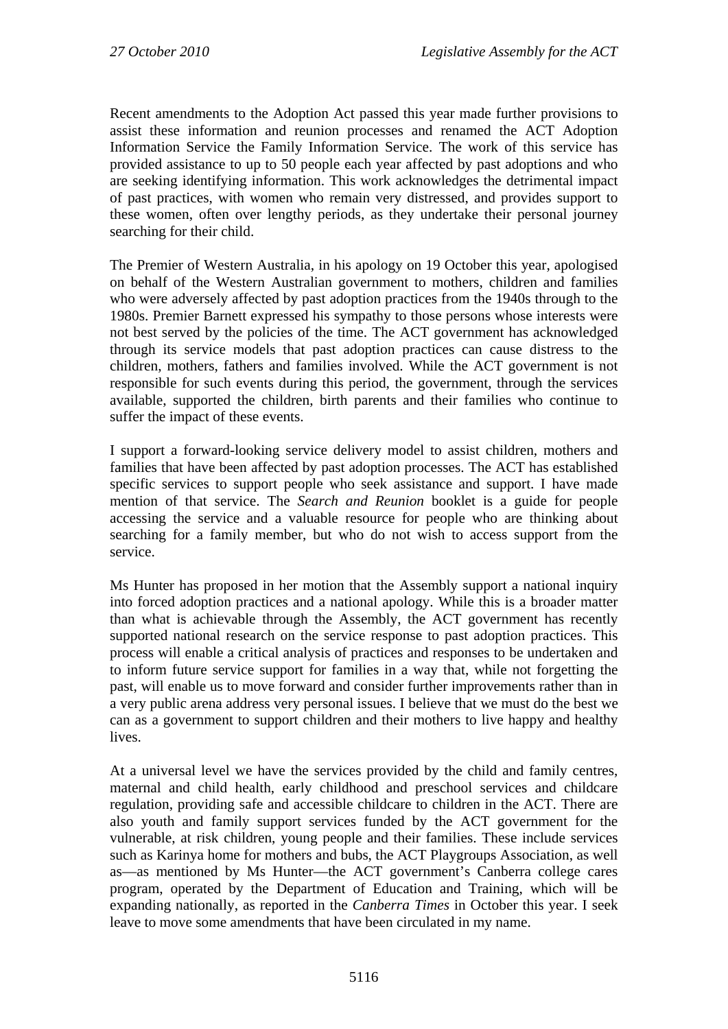Recent amendments to the Adoption Act passed this year made further provisions to assist these information and reunion processes and renamed the ACT Adoption Information Service the Family Information Service. The work of this service has provided assistance to up to 50 people each year affected by past adoptions and who are seeking identifying information. This work acknowledges the detrimental impact of past practices, with women who remain very distressed, and provides support to these women, often over lengthy periods, as they undertake their personal journey searching for their child.

The Premier of Western Australia, in his apology on 19 October this year, apologised on behalf of the Western Australian government to mothers, children and families who were adversely affected by past adoption practices from the 1940s through to the 1980s. Premier Barnett expressed his sympathy to those persons whose interests were not best served by the policies of the time. The ACT government has acknowledged through its service models that past adoption practices can cause distress to the children, mothers, fathers and families involved. While the ACT government is not responsible for such events during this period, the government, through the services available, supported the children, birth parents and their families who continue to suffer the impact of these events.

I support a forward-looking service delivery model to assist children, mothers and families that have been affected by past adoption processes. The ACT has established specific services to support people who seek assistance and support. I have made mention of that service. The *Search and Reunion* booklet is a guide for people accessing the service and a valuable resource for people who are thinking about searching for a family member, but who do not wish to access support from the service.

Ms Hunter has proposed in her motion that the Assembly support a national inquiry into forced adoption practices and a national apology. While this is a broader matter than what is achievable through the Assembly, the ACT government has recently supported national research on the service response to past adoption practices. This process will enable a critical analysis of practices and responses to be undertaken and to inform future service support for families in a way that, while not forgetting the past, will enable us to move forward and consider further improvements rather than in a very public arena address very personal issues. I believe that we must do the best we can as a government to support children and their mothers to live happy and healthy lives.

At a universal level we have the services provided by the child and family centres, maternal and child health, early childhood and preschool services and childcare regulation, providing safe and accessible childcare to children in the ACT. There are also youth and family support services funded by the ACT government for the vulnerable, at risk children, young people and their families. These include services such as Karinya home for mothers and bubs, the ACT Playgroups Association, as well as—as mentioned by Ms Hunter—the ACT government's Canberra college cares program, operated by the Department of Education and Training, which will be expanding nationally, as reported in the *Canberra Times* in October this year. I seek leave to move some amendments that have been circulated in my name.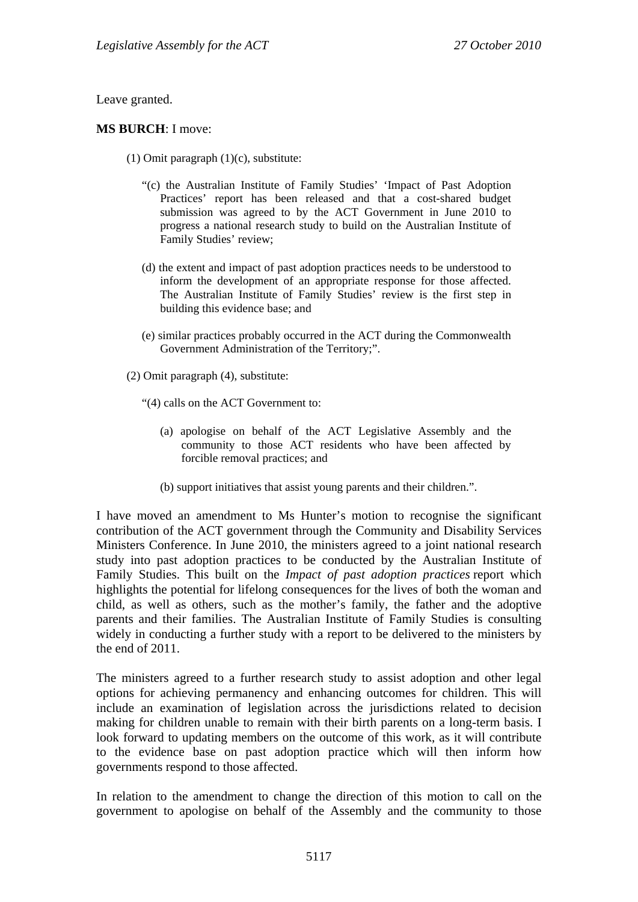Leave granted.

**MS BURCH**: I move:

(1) Omit paragraph (1)(c), substitute:

"(c) the Australian Institute of Family Studies' 'Impact of Past Adoption Practices' report has been released and that a cost-shared budget submission was agreed to by the ACT Government in June 2010 to progress a national research study to build on the Australian Institute of Family Studies' review;

(d) the extent and impact of past adoption practices needs to be understood to inform the development of an appropriate response for those affected. The Australian Institute of Family Studies' review is the first step in building this evidence base; and

(e) similar practices probably occurred in the ACT during the Commonwealth Government Administration of the Territory;".

(2) Omit paragraph (4), substitute:

"(4) calls on the ACT Government to:

(a) apologise on behalf of the ACT Legislative Assembly and the community to those ACT residents who have been affected by forcible removal practices; and

(b) support initiatives that assist young parents and their children.".

I have moved an amendment to Ms Hunter's motion to recognise the significant contribution of the ACT government through the Community and Disability Services Ministers Conference. In June 2010, the ministers agreed to a joint national research study into past adoption practices to be conducted by the Australian Institute of Family Studies. This built on the *Impact of past adoption practices* report which highlights the potential for lifelong consequences for the lives of both the woman and child, as well as others, such as the mother's family, the father and the adoptive parents and their families. The Australian Institute of Family Studies is consulting widely in conducting a further study with a report to be delivered to the ministers by the end of 2011.

The ministers agreed to a further research study to assist adoption and other legal options for achieving permanency and enhancing outcomes for children. This will include an examination of legislation across the jurisdictions related to decision making for children unable to remain with their birth parents on a long-term basis. I look forward to updating members on the outcome of this work, as it will contribute to the evidence base on past adoption practice which will then inform how governments respond to those affected.

In relation to the amendment to change the direction of this motion to call on the government to apologise on behalf of the Assembly and the community to those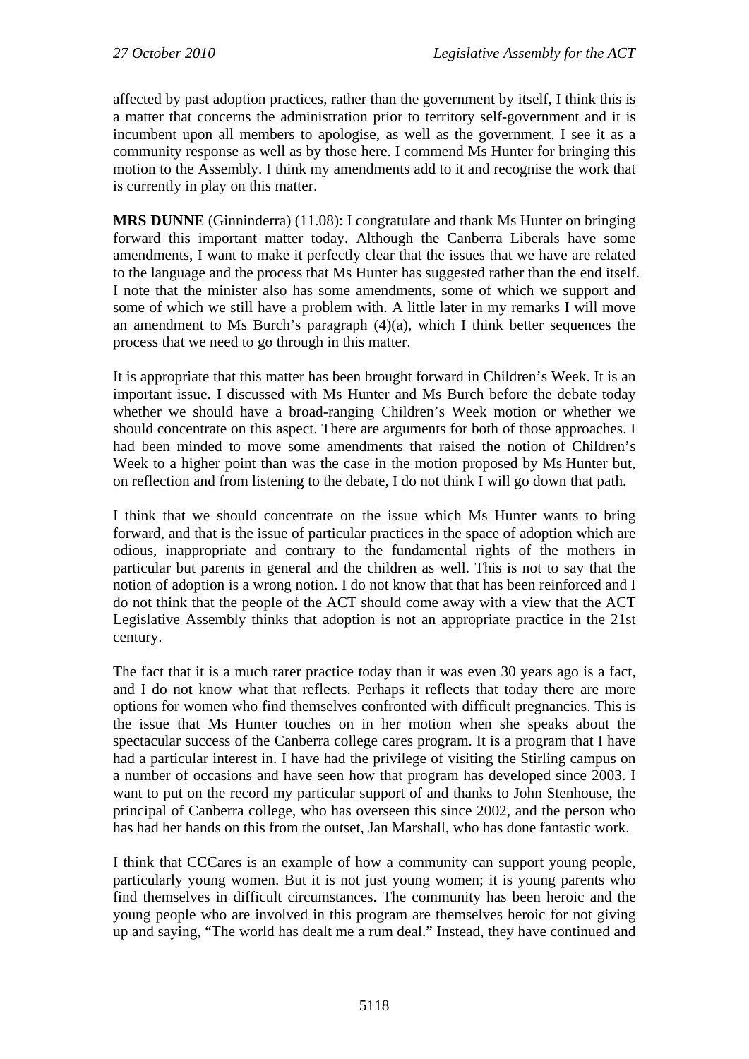affected by past adoption practices, rather than the government by itself, I think this is a matter that concerns the administration prior to territory self-government and it is incumbent upon all members to apologise, as well as the government. I see it as a community response as well as by those here. I commend Ms Hunter for bringing this motion to the Assembly. I think my amendments add to it and recognise the work that is currently in play on this matter.

**MRS DUNNE** (Ginninderra) (11.08): I congratulate and thank Ms Hunter on bringing forward this important matter today. Although the Canberra Liberals have some amendments, I want to make it perfectly clear that the issues that we have are related to the language and the process that Ms Hunter has suggested rather than the end itself. I note that the minister also has some amendments, some of which we support and some of which we still have a problem with. A little later in my remarks I will move an amendment to Ms Burch's paragraph (4)(a), which I think better sequences the process that we need to go through in this matter.

It is appropriate that this matter has been brought forward in Children's Week. It is an important issue. I discussed with Ms Hunter and Ms Burch before the debate today whether we should have a broad-ranging Children's Week motion or whether we should concentrate on this aspect. There are arguments for both of those approaches. I had been minded to move some amendments that raised the notion of Children's Week to a higher point than was the case in the motion proposed by Ms Hunter but, on reflection and from listening to the debate, I do not think I will go down that path.

I think that we should concentrate on the issue which Ms Hunter wants to bring forward, and that is the issue of particular practices in the space of adoption which are odious, inappropriate and contrary to the fundamental rights of the mothers in particular but parents in general and the children as well. This is not to say that the notion of adoption is a wrong notion. I do not know that that has been reinforced and I do not think that the people of the ACT should come away with a view that the ACT Legislative Assembly thinks that adoption is not an appropriate practice in the 21st century.

The fact that it is a much rarer practice today than it was even 30 years ago is a fact, and I do not know what that reflects. Perhaps it reflects that today there are more options for women who find themselves confronted with difficult pregnancies. This is the issue that Ms Hunter touches on in her motion when she speaks about the spectacular success of the Canberra college cares program. It is a program that I have had a particular interest in. I have had the privilege of visiting the Stirling campus on a number of occasions and have seen how that program has developed since 2003. I want to put on the record my particular support of and thanks to John Stenhouse, the principal of Canberra college, who has overseen this since 2002, and the person who has had her hands on this from the outset, Jan Marshall, who has done fantastic work.

I think that CCCares is an example of how a community can support young people, particularly young women. But it is not just young women; it is young parents who find themselves in difficult circumstances. The community has been heroic and the young people who are involved in this program are themselves heroic for not giving up and saying, "The world has dealt me a rum deal." Instead, they have continued and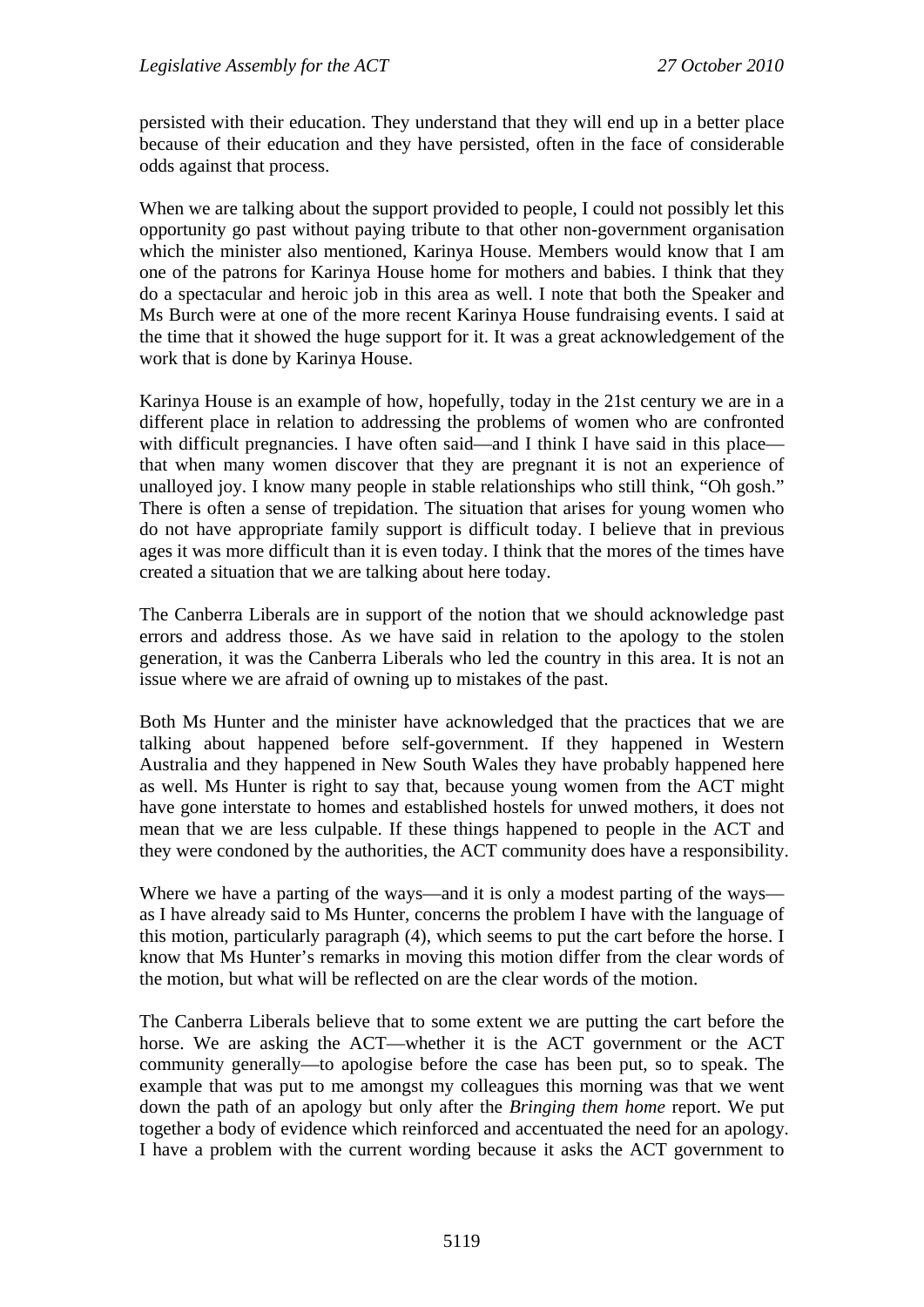persisted with their education. They understand that they will end up in a better place because of their education and they have persisted, often in the face of considerable odds against that process.

When we are talking about the support provided to people, I could not possibly let this opportunity go past without paying tribute to that other non-government organisation which the minister also mentioned, Karinya House. Members would know that I am one of the patrons for Karinya House home for mothers and babies. I think that they do a spectacular and heroic job in this area as well. I note that both the Speaker and Ms Burch were at one of the more recent Karinya House fundraising events. I said at the time that it showed the huge support for it. It was a great acknowledgement of the work that is done by Karinya House.

Karinya House is an example of how, hopefully, today in the 21st century we are in a different place in relation to addressing the problems of women who are confronted with difficult pregnancies. I have often said—and I think I have said in this place—that when many women discover that they are pregnant it is not an experience of unalloyed joy. I know many people in stable relationships who still think, "Oh gosh." There is often a sense of trepidation. The situation that arises for young women who do not have appropriate family support is difficult today. I believe that in previous ages it was more difficult than it is even today. I think that the mores of the times have created a situation that we are talking about here today.

The Canberra Liberals are in support of the notion that we should acknowledge past errors and address those. As we have said in relation to the apology to the stolen generation, it was the Canberra Liberals who led the country in this area. It is not an issue where we are afraid of owning up to mistakes of the past.

Both Ms Hunter and the minister have acknowledged that the practices that we are talking about happened before self-government. If they happened in Western Australia and they happened in New South Wales they have probably happened here as well. Ms Hunter is right to say that, because young women from the ACT might have gone interstate to homes and established hostels for unwed mothers, it does not mean that we are less culpable. If these things happened to people in the ACT and they were condoned by the authorities, the ACT community does have a responsibility.

Where we have a parting of the ways—and it is only a modest parting of the ways—as I have already said to Ms Hunter, concerns the problem I have with the language of this motion, particularly paragraph (4), which seems to put the cart before the horse. I know that Ms Hunter's remarks in moving this motion differ from the clear words of the motion, but what will be reflected on are the clear words of the motion.

The Canberra Liberals believe that to some extent we are putting the cart before the horse. We are asking the ACT—whether it is the ACT government or the ACT community generally—to apologise before the case has been put, so to speak. The example that was put to me amongst my colleagues this morning was that we went down the path of an apology but only after the *Bringing them home* report. We put together a body of evidence which reinforced and accentuated the need for an apology. I have a problem with the current wording because it asks the ACT government to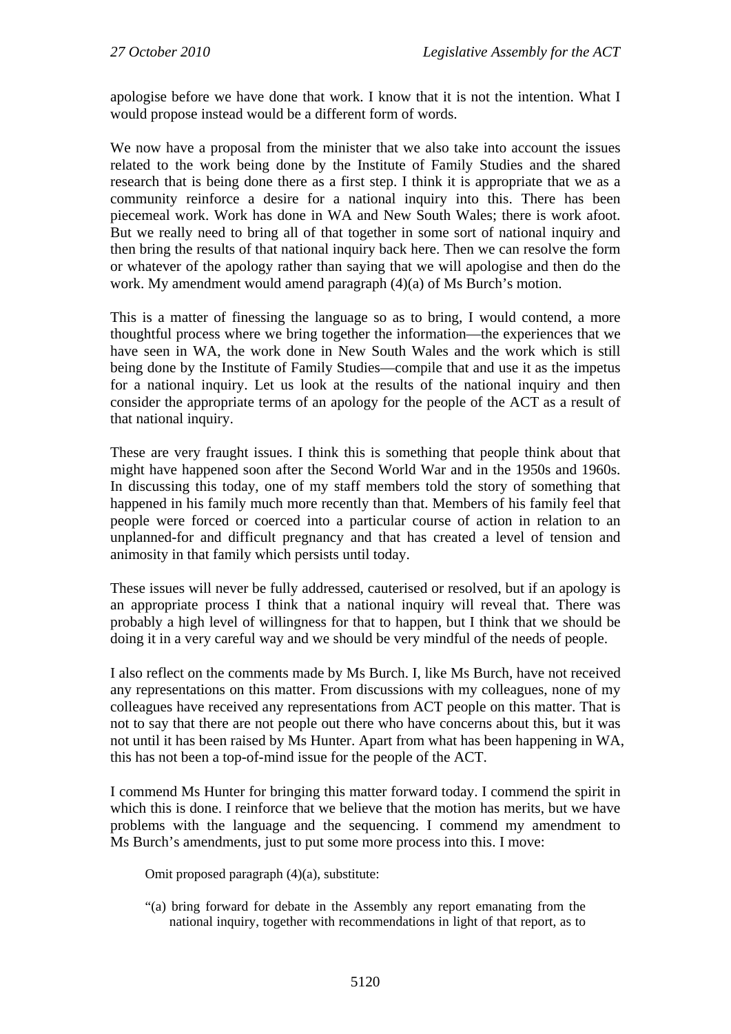apologise before we have done that work. I know that it is not the intention. What I would propose instead would be a different form of words.

We now have a proposal from the minister that we also take into account the issues related to the work being done by the Institute of Family Studies and the shared research that is being done there as a first step. I think it is appropriate that we as a community reinforce a desire for a national inquiry into this. There has been piecemeal work. Work has done in WA and New South Wales; there is work afoot. But we really need to bring all of that together in some sort of national inquiry and then bring the results of that national inquiry back here. Then we can resolve the form or whatever of the apology rather than saying that we will apologise and then do the work. My amendment would amend paragraph (4)(a) of Ms Burch's motion.

This is a matter of finessing the language so as to bring, I would contend, a more thoughtful process where we bring together the information—the experiences that we have seen in WA, the work done in New South Wales and the work which is still being done by the Institute of Family Studies—compile that and use it as the impetus for a national inquiry. Let us look at the results of the national inquiry and then consider the appropriate terms of an apology for the people of the ACT as a result of that national inquiry.

These are very fraught issues. I think this is something that people think about that might have happened soon after the Second World War and in the 1950s and 1960s. In discussing this today, one of my staff members told the story of something that happened in his family much more recently than that. Members of his family feel that people were forced or coerced into a particular course of action in relation to an unplanned-for and difficult pregnancy and that has created a level of tension and animosity in that family which persists until today.

These issues will never be fully addressed, cauterised or resolved, but if an apology is an appropriate process I think that a national inquiry will reveal that. There was probably a high level of willingness for that to happen, but I think that we should be doing it in a very careful way and we should be very mindful of the needs of people.

I also reflect on the comments made by Ms Burch. I, like Ms Burch, have not received any representations on this matter. From discussions with my colleagues, none of my colleagues have received any representations from ACT people on this matter. That is not to say that there are not people out there who have concerns about this, but it was not until it has been raised by Ms Hunter. Apart from what has been happening in WA, this has not been a top-of-mind issue for the people of the ACT.

I commend Ms Hunter for bringing this matter forward today. I commend the spirit in which this is done. I reinforce that we believe that the motion has merits, but we have problems with the language and the sequencing. I commend my amendment to Ms Burch's amendments, just to put some more process into this. I move:

> Omit proposed paragraph (4)(a), substitute:
>
> "(a) bring forward for debate in the Assembly any report emanating from the national inquiry, together with recommendations in light of that report, as to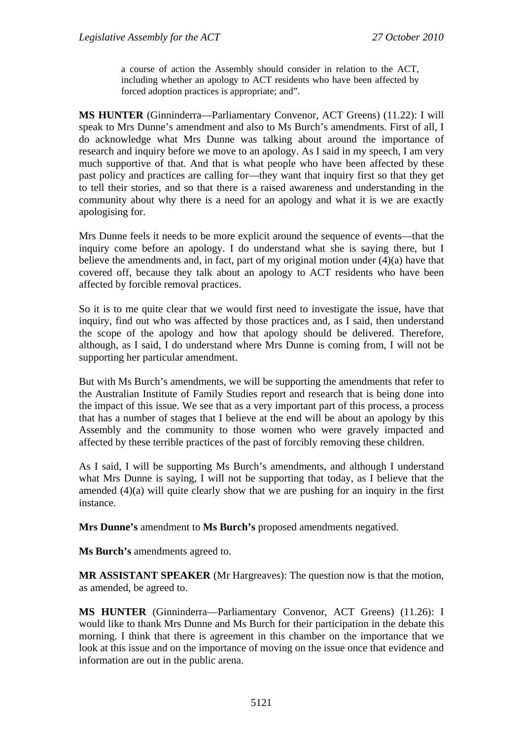a course of action the Assembly should consider in relation to the ACT, including whether an apology to ACT residents who have been affected by forced adoption practices is appropriate; and".

**MS HUNTER** (Ginninderra—Parliamentary Convenor, ACT Greens) (11.22): I will speak to Mrs Dunne's amendment and also to Ms Burch's amendments. First of all, I do acknowledge what Mrs Dunne was talking about around the importance of research and inquiry before we move to an apology. As I said in my speech, I am very much supportive of that. And that is what people who have been affected by these past policy and practices are calling for—they want that inquiry first so that they get to tell their stories, and so that there is a raised awareness and understanding in the community about why there is a need for an apology and what it is we are exactly apologising for.

Mrs Dunne feels it needs to be more explicit around the sequence of events—that the inquiry come before an apology. I do understand what she is saying there, but I believe the amendments and, in fact, part of my original motion under (4)(a) have that covered off, because they talk about an apology to ACT residents who have been affected by forcible removal practices.

So it is to me quite clear that we would first need to investigate the issue, have that inquiry, find out who was affected by those practices and, as I said, then understand the scope of the apology and how that apology should be delivered. Therefore, although, as I said, I do understand where Mrs Dunne is coming from, I will not be supporting her particular amendment.

But with Ms Burch's amendments, we will be supporting the amendments that refer to the Australian Institute of Family Studies report and research that is being done into the impact of this issue. We see that as a very important part of this process, a process that has a number of stages that I believe at the end will be about an apology by this Assembly and the community to those women who were gravely impacted and affected by these terrible practices of the past of forcibly removing these children.

As I said, I will be supporting Ms Burch's amendments, and although I understand what Mrs Dunne is saying, I will not be supporting that today, as I believe that the amended (4)(a) will quite clearly show that we are pushing for an inquiry in the first instance.

**Mrs Dunne's** amendment to **Ms Burch's** proposed amendments negatived.

**Ms Burch's** amendments agreed to.

**MR ASSISTANT SPEAKER** (Mr Hargreaves): The question now is that the motion, as amended, be agreed to.

**MS HUNTER** (Ginninderra—Parliamentary Convenor, ACT Greens) (11.26): I would like to thank Mrs Dunne and Ms Burch for their participation in the debate this morning. I think that there is agreement in this chamber on the importance that we look at this issue and on the importance of moving on the issue once that evidence and information are out in the public arena.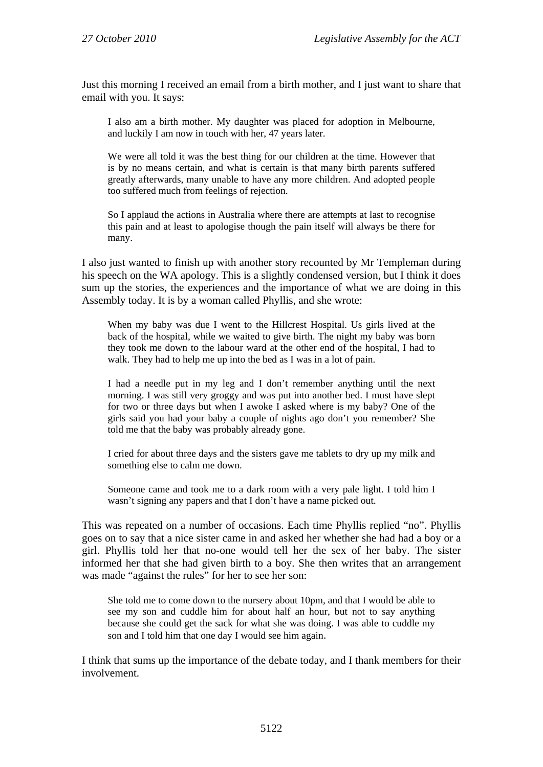Just this morning I received an email from a birth mother, and I just want to share that email with you. It says:

> I also am a birth mother. My daughter was placed for adoption in Melbourne, and luckily I am now in touch with her, 47 years later.
>
> We were all told it was the best thing for our children at the time. However that is by no means certain, and what is certain is that many birth parents suffered greatly afterwards, many unable to have any more children. And adopted people too suffered much from feelings of rejection.
>
> So I applaud the actions in Australia where there are attempts at last to recognise this pain and at least to apologise though the pain itself will always be there for many.

I also just wanted to finish up with another story recounted by Mr Templeman during his speech on the WA apology. This is a slightly condensed version, but I think it does sum up the stories, the experiences and the importance of what we are doing in this Assembly today. It is by a woman called Phyllis, and she wrote:

> When my baby was due I went to the Hillcrest Hospital. Us girls lived at the back of the hospital, while we waited to give birth. The night my baby was born they took me down to the labour ward at the other end of the hospital, I had to walk. They had to help me up into the bed as I was in a lot of pain.
>
> I had a needle put in my leg and I don't remember anything until the next morning. I was still very groggy and was put into another bed. I must have slept for two or three days but when I awoke I asked where is my baby? One of the girls said you had your baby a couple of nights ago don't you remember? She told me that the baby was probably already gone.
>
> I cried for about three days and the sisters gave me tablets to dry up my milk and something else to calm me down.
>
> Someone came and took me to a dark room with a very pale light. I told him I wasn't signing any papers and that I don't have a name picked out.

This was repeated on a number of occasions. Each time Phyllis replied "no". Phyllis goes on to say that a nice sister came in and asked her whether she had had a boy or a girl. Phyllis told her that no-one would tell her the sex of her baby. The sister informed her that she had given birth to a boy. She then writes that an arrangement was made "against the rules" for her to see her son:

> She told me to come down to the nursery about 10pm, and that I would be able to see my son and cuddle him for about half an hour, but not to say anything because she could get the sack for what she was doing. I was able to cuddle my son and I told him that one day I would see him again.

I think that sums up the importance of the debate today, and I thank members for their involvement.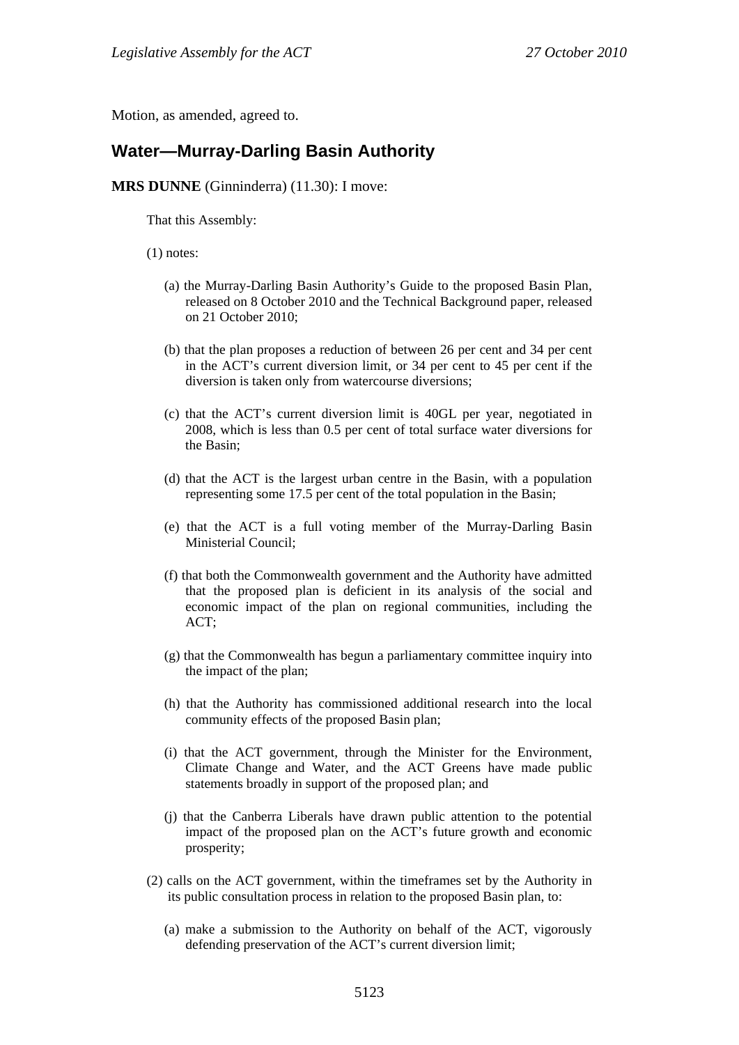Motion, as amended, agreed to.

## Water—Murray-Darling Basin Authority

**MRS DUNNE** (Ginninderra) (11.30): I move:

That this Assembly:

(1) notes:

(a) the Murray-Darling Basin Authority's Guide to the proposed Basin Plan, released on 8 October 2010 and the Technical Background paper, released on 21 October 2010;

(b) that the plan proposes a reduction of between 26 per cent and 34 per cent in the ACT's current diversion limit, or 34 per cent to 45 per cent if the diversion is taken only from watercourse diversions;

(c) that the ACT's current diversion limit is 40GL per year, negotiated in 2008, which is less than 0.5 per cent of total surface water diversions for the Basin;

(d) that the ACT is the largest urban centre in the Basin, with a population representing some 17.5 per cent of the total population in the Basin;

(e) that the ACT is a full voting member of the Murray-Darling Basin Ministerial Council;

(f) that both the Commonwealth government and the Authority have admitted that the proposed plan is deficient in its analysis of the social and economic impact of the plan on regional communities, including the ACT;

(g) that the Commonwealth has begun a parliamentary committee inquiry into the impact of the plan;

(h) that the Authority has commissioned additional research into the local community effects of the proposed Basin plan;

(i) that the ACT government, through the Minister for the Environment, Climate Change and Water, and the ACT Greens have made public statements broadly in support of the proposed plan; and

(j) that the Canberra Liberals have drawn public attention to the potential impact of the proposed plan on the ACT's future growth and economic prosperity;

(2) calls on the ACT government, within the timeframes set by the Authority in its public consultation process in relation to the proposed Basin plan, to:

(a) make a submission to the Authority on behalf of the ACT, vigorously defending preservation of the ACT's current diversion limit;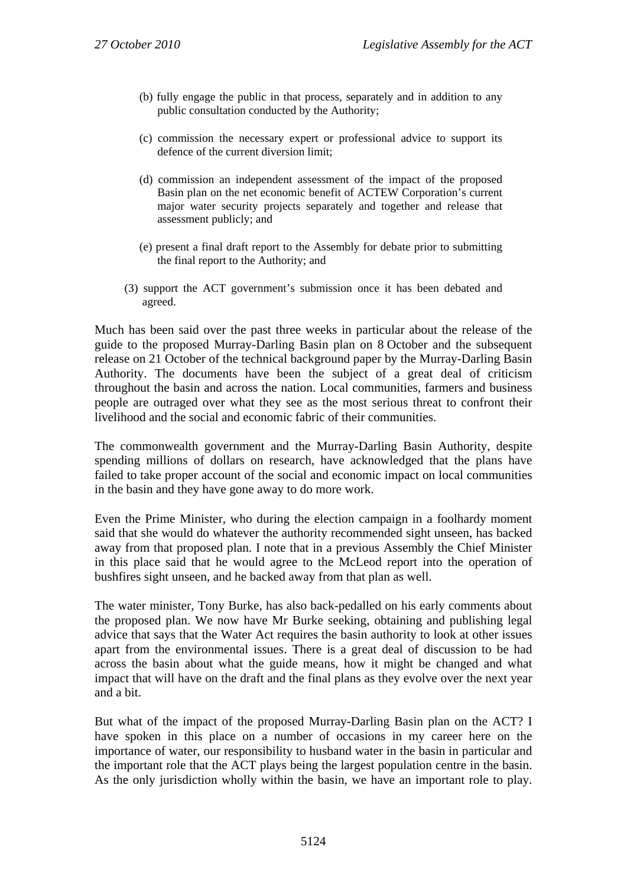(b) fully engage the public in that process, separately and in addition to any public consultation conducted by the Authority;

(c) commission the necessary expert or professional advice to support its defence of the current diversion limit;

(d) commission an independent assessment of the impact of the proposed Basin plan on the net economic benefit of ACTEW Corporation's current major water security projects separately and together and release that assessment publicly; and

(e) present a final draft report to the Assembly for debate prior to submitting the final report to the Authority; and

(3) support the ACT government's submission once it has been debated and agreed.

Much has been said over the past three weeks in particular about the release of the guide to the proposed Murray-Darling Basin plan on 8 October and the subsequent release on 21 October of the technical background paper by the Murray-Darling Basin Authority. The documents have been the subject of a great deal of criticism throughout the basin and across the nation. Local communities, farmers and business people are outraged over what they see as the most serious threat to confront their livelihood and the social and economic fabric of their communities.

The commonwealth government and the Murray-Darling Basin Authority, despite spending millions of dollars on research, have acknowledged that the plans have failed to take proper account of the social and economic impact on local communities in the basin and they have gone away to do more work.

Even the Prime Minister, who during the election campaign in a foolhardy moment said that she would do whatever the authority recommended sight unseen, has backed away from that proposed plan. I note that in a previous Assembly the Chief Minister in this place said that he would agree to the McLeod report into the operation of bushfires sight unseen, and he backed away from that plan as well.

The water minister, Tony Burke, has also back-pedalled on his early comments about the proposed plan. We now have Mr Burke seeking, obtaining and publishing legal advice that says that the Water Act requires the basin authority to look at other issues apart from the environmental issues. There is a great deal of discussion to be had across the basin about what the guide means, how it might be changed and what impact that will have on the draft and the final plans as they evolve over the next year and a bit.

But what of the impact of the proposed Murray-Darling Basin plan on the ACT? I have spoken in this place on a number of occasions in my career here on the importance of water, our responsibility to husband water in the basin in particular and the important role that the ACT plays being the largest population centre in the basin. As the only jurisdiction wholly within the basin, we have an important role to play.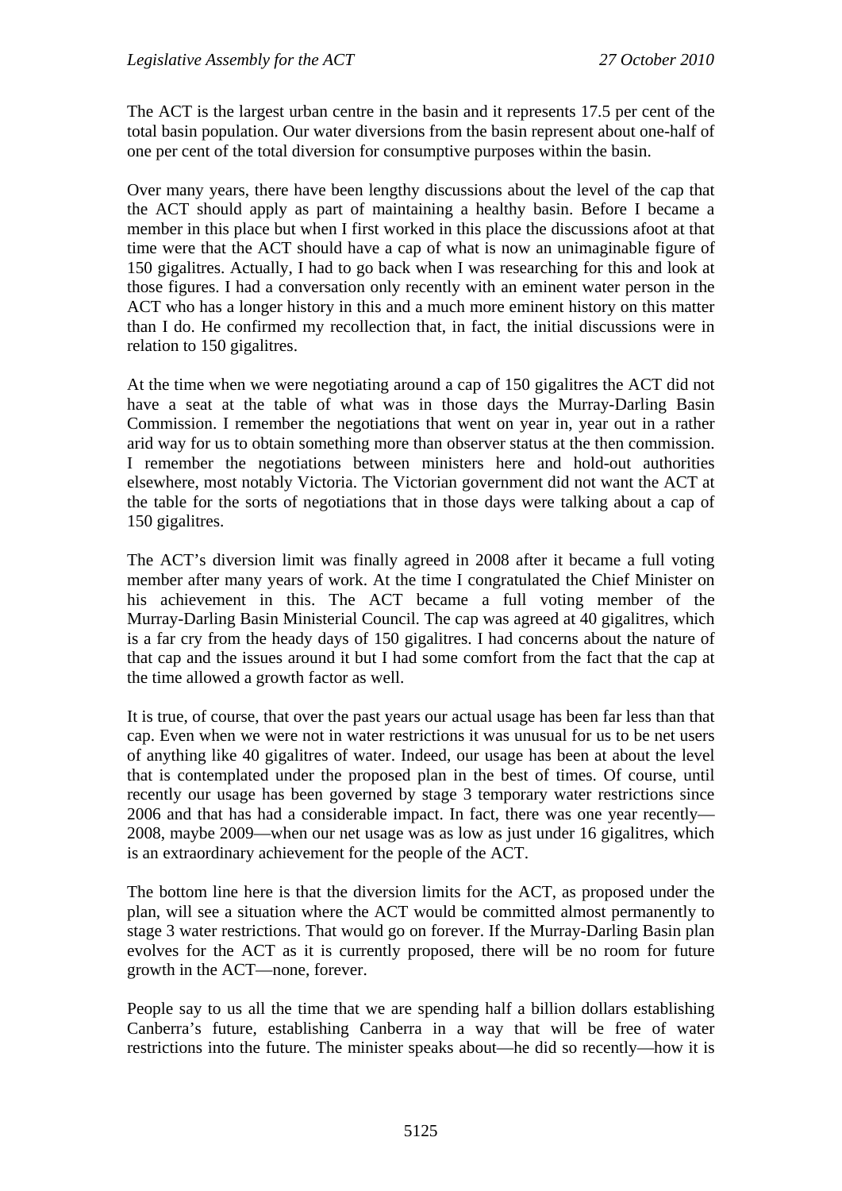The ACT is the largest urban centre in the basin and it represents 17.5 per cent of the total basin population. Our water diversions from the basin represent about one-half of one per cent of the total diversion for consumptive purposes within the basin.

Over many years, there have been lengthy discussions about the level of the cap that the ACT should apply as part of maintaining a healthy basin. Before I became a member in this place but when I first worked in this place the discussions afoot at that time were that the ACT should have a cap of what is now an unimaginable figure of 150 gigalitres. Actually, I had to go back when I was researching for this and look at those figures. I had a conversation only recently with an eminent water person in the ACT who has a longer history in this and a much more eminent history on this matter than I do. He confirmed my recollection that, in fact, the initial discussions were in relation to 150 gigalitres.

At the time when we were negotiating around a cap of 150 gigalitres the ACT did not have a seat at the table of what was in those days the Murray-Darling Basin Commission. I remember the negotiations that went on year in, year out in a rather arid way for us to obtain something more than observer status at the then commission. I remember the negotiations between ministers here and hold-out authorities elsewhere, most notably Victoria. The Victorian government did not want the ACT at the table for the sorts of negotiations that in those days were talking about a cap of 150 gigalitres.

The ACT's diversion limit was finally agreed in 2008 after it became a full voting member after many years of work. At the time I congratulated the Chief Minister on his achievement in this. The ACT became a full voting member of the Murray-Darling Basin Ministerial Council. The cap was agreed at 40 gigalitres, which is a far cry from the heady days of 150 gigalitres. I had concerns about the nature of that cap and the issues around it but I had some comfort from the fact that the cap at the time allowed a growth factor as well.

It is true, of course, that over the past years our actual usage has been far less than that cap. Even when we were not in water restrictions it was unusual for us to be net users of anything like 40 gigalitres of water. Indeed, our usage has been at about the level that is contemplated under the proposed plan in the best of times. Of course, until recently our usage has been governed by stage 3 temporary water restrictions since 2006 and that has had a considerable impact. In fact, there was one year recently—2008, maybe 2009—when our net usage was as low as just under 16 gigalitres, which is an extraordinary achievement for the people of the ACT.

The bottom line here is that the diversion limits for the ACT, as proposed under the plan, will see a situation where the ACT would be committed almost permanently to stage 3 water restrictions. That would go on forever. If the Murray-Darling Basin plan evolves for the ACT as it is currently proposed, there will be no room for future growth in the ACT—none, forever.

People say to us all the time that we are spending half a billion dollars establishing Canberra's future, establishing Canberra in a way that will be free of water restrictions into the future. The minister speaks about—he did so recently—how it is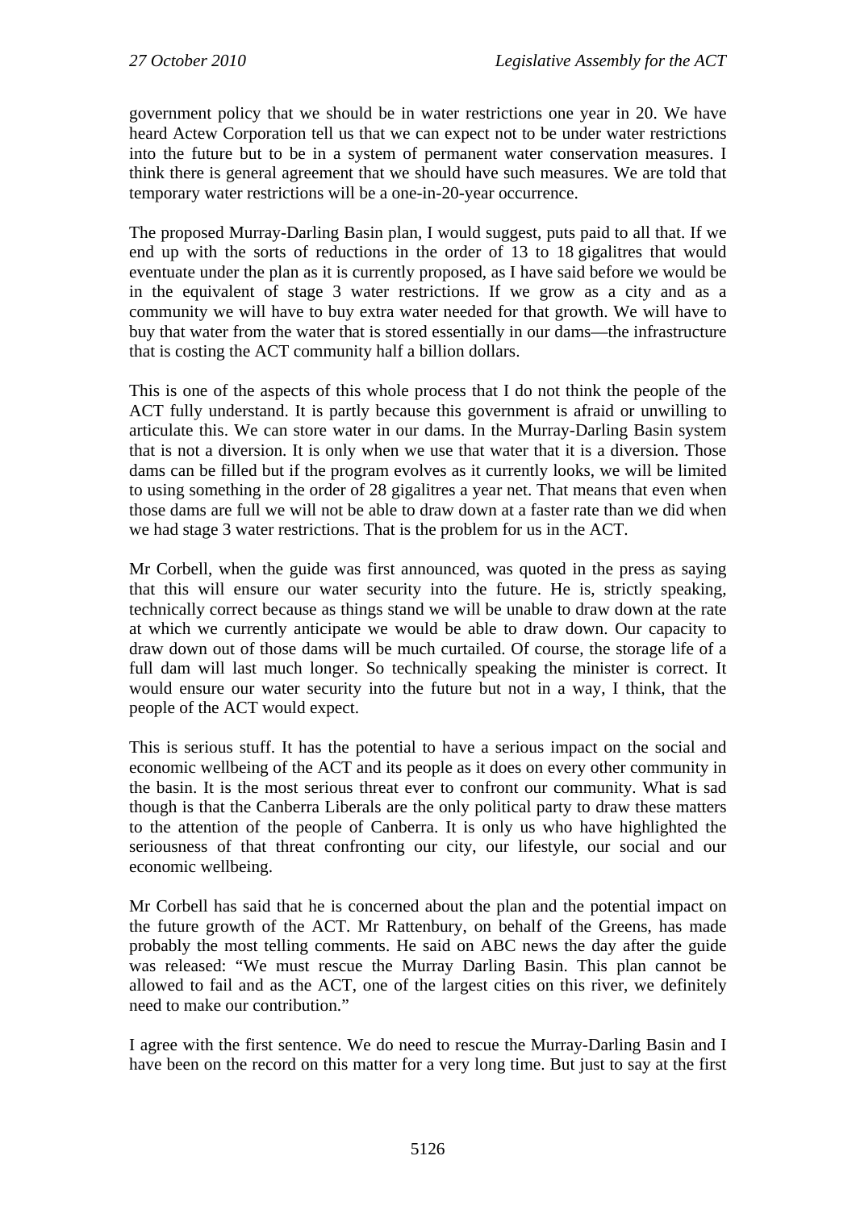government policy that we should be in water restrictions one year in 20. We have heard Actew Corporation tell us that we can expect not to be under water restrictions into the future but to be in a system of permanent water conservation measures. I think there is general agreement that we should have such measures. We are told that temporary water restrictions will be a one-in-20-year occurrence.

The proposed Murray-Darling Basin plan, I would suggest, puts paid to all that. If we end up with the sorts of reductions in the order of 13 to 18 gigalitres that would eventuate under the plan as it is currently proposed, as I have said before we would be in the equivalent of stage 3 water restrictions. If we grow as a city and as a community we will have to buy extra water needed for that growth. We will have to buy that water from the water that is stored essentially in our dams—the infrastructure that is costing the ACT community half a billion dollars.

This is one of the aspects of this whole process that I do not think the people of the ACT fully understand. It is partly because this government is afraid or unwilling to articulate this. We can store water in our dams. In the Murray-Darling Basin system that is not a diversion. It is only when we use that water that it is a diversion. Those dams can be filled but if the program evolves as it currently looks, we will be limited to using something in the order of 28 gigalitres a year net. That means that even when those dams are full we will not be able to draw down at a faster rate than we did when we had stage 3 water restrictions. That is the problem for us in the ACT.

Mr Corbell, when the guide was first announced, was quoted in the press as saying that this will ensure our water security into the future. He is, strictly speaking, technically correct because as things stand we will be unable to draw down at the rate at which we currently anticipate we would be able to draw down. Our capacity to draw down out of those dams will be much curtailed. Of course, the storage life of a full dam will last much longer. So technically speaking the minister is correct. It would ensure our water security into the future but not in a way, I think, that the people of the ACT would expect.

This is serious stuff. It has the potential to have a serious impact on the social and economic wellbeing of the ACT and its people as it does on every other community in the basin. It is the most serious threat ever to confront our community. What is sad though is that the Canberra Liberals are the only political party to draw these matters to the attention of the people of Canberra. It is only us who have highlighted the seriousness of that threat confronting our city, our lifestyle, our social and our economic wellbeing.

Mr Corbell has said that he is concerned about the plan and the potential impact on the future growth of the ACT. Mr Rattenbury, on behalf of the Greens, has made probably the most telling comments. He said on ABC news the day after the guide was released: "We must rescue the Murray Darling Basin. This plan cannot be allowed to fail and as the ACT, one of the largest cities on this river, we definitely need to make our contribution."

I agree with the first sentence. We do need to rescue the Murray-Darling Basin and I have been on the record on this matter for a very long time. But just to say at the first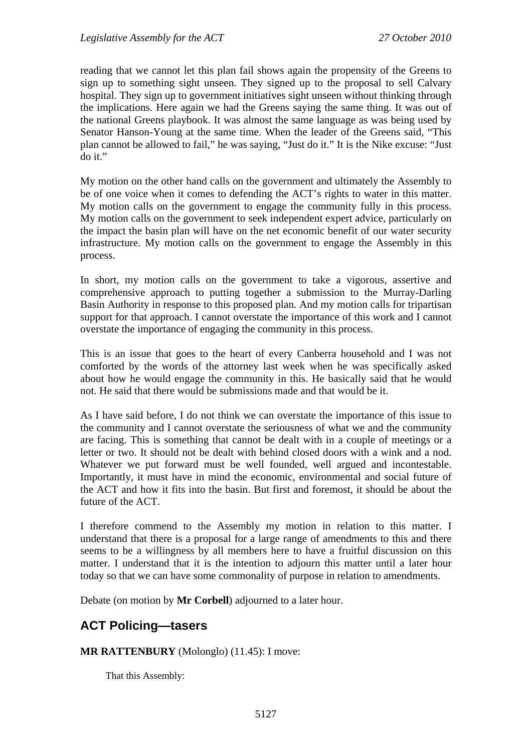reading that we cannot let this plan fail shows again the propensity of the Greens to sign up to something sight unseen. They signed up to the proposal to sell Calvary hospital. They sign up to government initiatives sight unseen without thinking through the implications. Here again we had the Greens saying the same thing. It was out of the national Greens playbook. It was almost the same language as was being used by Senator Hanson-Young at the same time. When the leader of the Greens said, "This plan cannot be allowed to fail," he was saying, "Just do it." It is the Nike excuse: "Just do it."

My motion on the other hand calls on the government and ultimately the Assembly to be of one voice when it comes to defending the ACT's rights to water in this matter. My motion calls on the government to engage the community fully in this process. My motion calls on the government to seek independent expert advice, particularly on the impact the basin plan will have on the net economic benefit of our water security infrastructure. My motion calls on the government to engage the Assembly in this process.

In short, my motion calls on the government to take a vigorous, assertive and comprehensive approach to putting together a submission to the Murray-Darling Basin Authority in response to this proposed plan. And my motion calls for tripartisan support for that approach. I cannot overstate the importance of this work and I cannot overstate the importance of engaging the community in this process.

This is an issue that goes to the heart of every Canberra household and I was not comforted by the words of the attorney last week when he was specifically asked about how he would engage the community in this. He basically said that he would not. He said that there would be submissions made and that would be it.

As I have said before, I do not think we can overstate the importance of this issue to the community and I cannot overstate the seriousness of what we and the community are facing. This is something that cannot be dealt with in a couple of meetings or a letter or two. It should not be dealt with behind closed doors with a wink and a nod. Whatever we put forward must be well founded, well argued and incontestable. Importantly, it must have in mind the economic, environmental and social future of the ACT and how it fits into the basin. But first and foremost, it should be about the future of the ACT.

I therefore commend to the Assembly my motion in relation to this matter. I understand that there is a proposal for a large range of amendments to this and there seems to be a willingness by all members here to have a fruitful discussion on this matter. I understand that it is the intention to adjourn this matter until a later hour today so that we can have some commonality of purpose in relation to amendments.

Debate (on motion by **Mr Corbell**) adjourned to a later hour.

## ACT Policing—tasers

**MR RATTENBURY** (Molonglo) (11.45): I move:

> That this Assembly: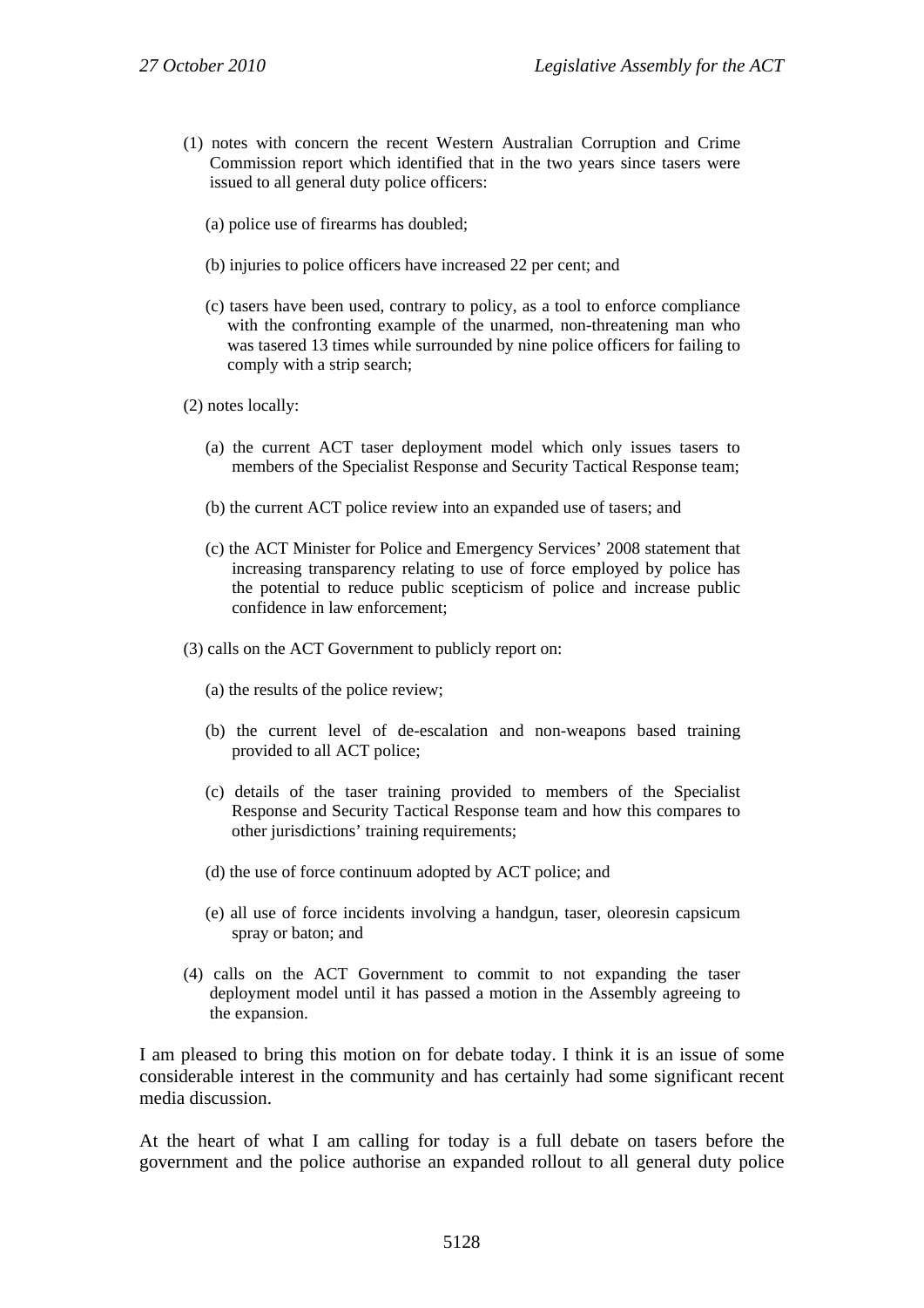(1) notes with concern the recent Western Australian Corruption and Crime Commission report which identified that in the two years since tasers were issued to all general duty police officers:

   (a) police use of firearms has doubled;

   (b) injuries to police officers have increased 22 per cent; and

   (c) tasers have been used, contrary to policy, as a tool to enforce compliance with the confronting example of the unarmed, non-threatening man who was tasered 13 times while surrounded by nine police officers for failing to comply with a strip search;

(2) notes locally:

   (a) the current ACT taser deployment model which only issues tasers to members of the Specialist Response and Security Tactical Response team;

   (b) the current ACT police review into an expanded use of tasers; and

   (c) the ACT Minister for Police and Emergency Services' 2008 statement that increasing transparency relating to use of force employed by police has the potential to reduce public scepticism of police and increase public confidence in law enforcement;

(3) calls on the ACT Government to publicly report on:

   (a) the results of the police review;

   (b) the current level of de-escalation and non-weapons based training provided to all ACT police;

   (c) details of the taser training provided to members of the Specialist Response and Security Tactical Response team and how this compares to other jurisdictions' training requirements;

   (d) the use of force continuum adopted by ACT police; and

   (e) all use of force incidents involving a handgun, taser, oleoresin capsicum spray or baton; and

(4) calls on the ACT Government to commit to not expanding the taser deployment model until it has passed a motion in the Assembly agreeing to the expansion.

I am pleased to bring this motion on for debate today. I think it is an issue of some considerable interest in the community and has certainly had some significant recent media discussion.

At the heart of what I am calling for today is a full debate on tasers before the government and the police authorise an expanded rollout to all general duty police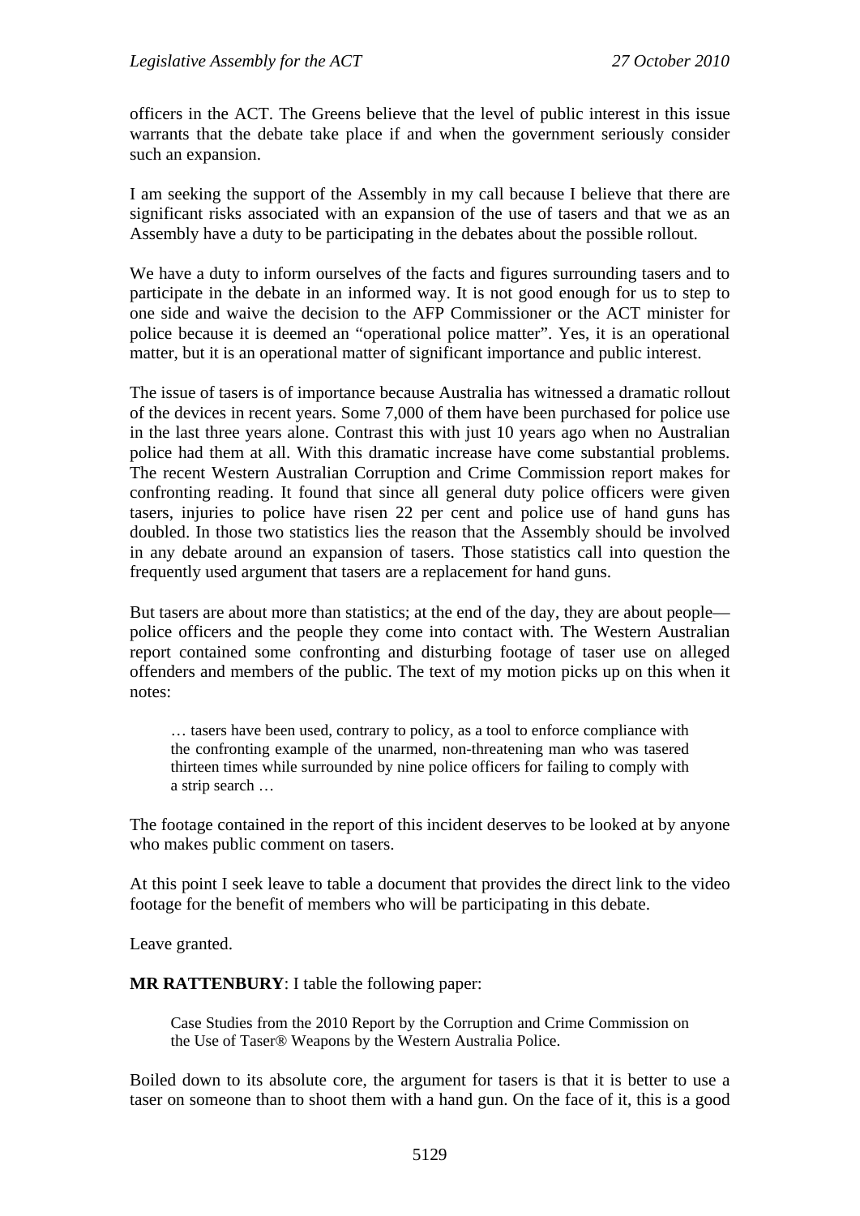officers in the ACT. The Greens believe that the level of public interest in this issue warrants that the debate take place if and when the government seriously consider such an expansion.

I am seeking the support of the Assembly in my call because I believe that there are significant risks associated with an expansion of the use of tasers and that we as an Assembly have a duty to be participating in the debates about the possible rollout.

We have a duty to inform ourselves of the facts and figures surrounding tasers and to participate in the debate in an informed way. It is not good enough for us to step to one side and waive the decision to the AFP Commissioner or the ACT minister for police because it is deemed an "operational police matter". Yes, it is an operational matter, but it is an operational matter of significant importance and public interest.

The issue of tasers is of importance because Australia has witnessed a dramatic rollout of the devices in recent years. Some 7,000 of them have been purchased for police use in the last three years alone. Contrast this with just 10 years ago when no Australian police had them at all. With this dramatic increase have come substantial problems. The recent Western Australian Corruption and Crime Commission report makes for confronting reading. It found that since all general duty police officers were given tasers, injuries to police have risen 22 per cent and police use of hand guns has doubled. In those two statistics lies the reason that the Assembly should be involved in any debate around an expansion of tasers. Those statistics call into question the frequently used argument that tasers are a replacement for hand guns.

But tasers are about more than statistics; at the end of the day, they are about people—police officers and the people they come into contact with. The Western Australian report contained some confronting and disturbing footage of taser use on alleged offenders and members of the public. The text of my motion picks up on this when it notes:

> … tasers have been used, contrary to policy, as a tool to enforce compliance with the confronting example of the unarmed, non-threatening man who was tasered thirteen times while surrounded by nine police officers for failing to comply with a strip search …

The footage contained in the report of this incident deserves to be looked at by anyone who makes public comment on tasers.

At this point I seek leave to table a document that provides the direct link to the video footage for the benefit of members who will be participating in this debate.

Leave granted.

**MR RATTENBURY**: I table the following paper:

> Case Studies from the 2010 Report by the Corruption and Crime Commission on the Use of Taser® Weapons by the Western Australia Police.

Boiled down to its absolute core, the argument for tasers is that it is better to use a taser on someone than to shoot them with a hand gun. On the face of it, this is a good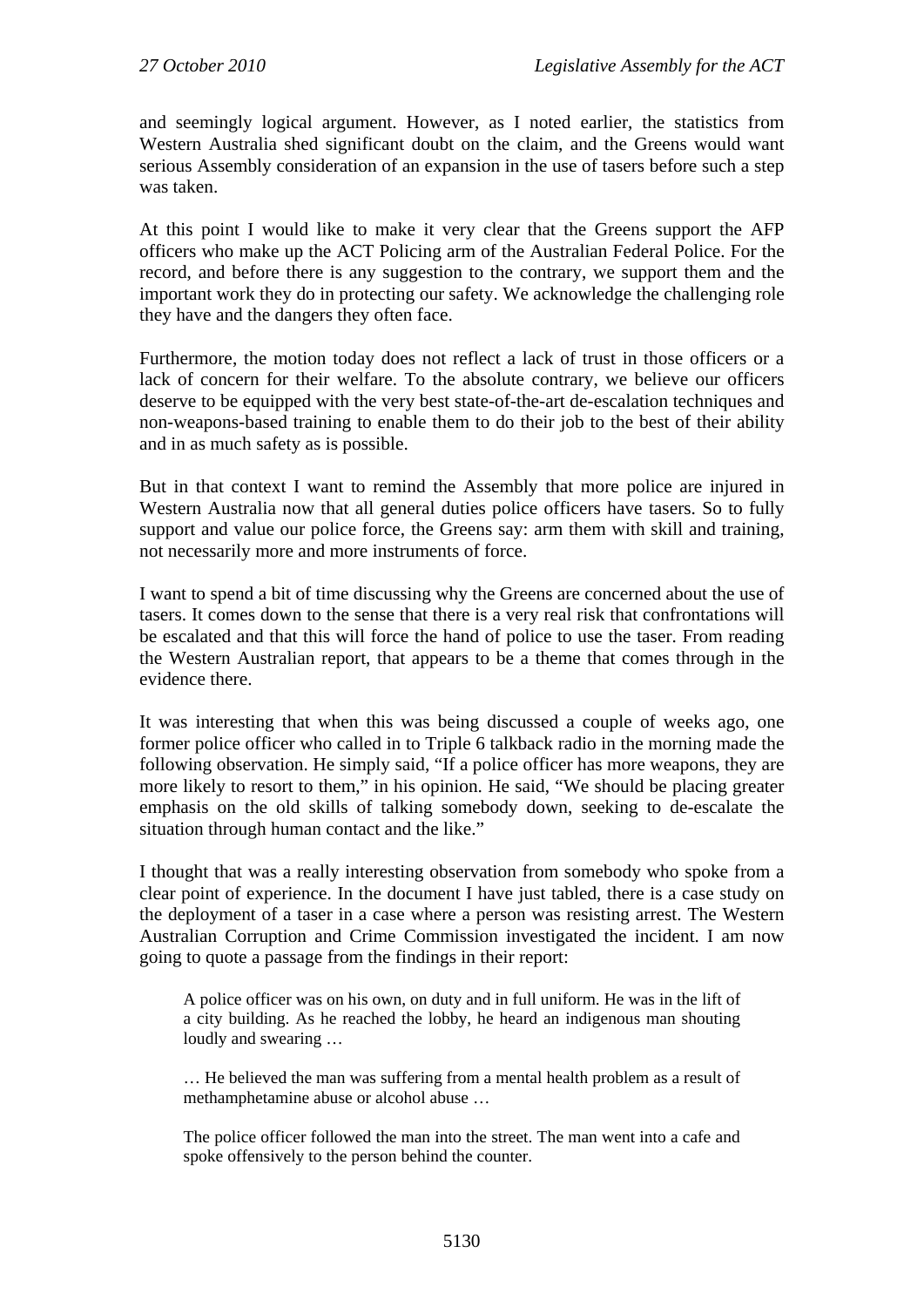and seemingly logical argument. However, as I noted earlier, the statistics from Western Australia shed significant doubt on the claim, and the Greens would want serious Assembly consideration of an expansion in the use of tasers before such a step was taken.

At this point I would like to make it very clear that the Greens support the AFP officers who make up the ACT Policing arm of the Australian Federal Police. For the record, and before there is any suggestion to the contrary, we support them and the important work they do in protecting our safety. We acknowledge the challenging role they have and the dangers they often face.

Furthermore, the motion today does not reflect a lack of trust in those officers or a lack of concern for their welfare. To the absolute contrary, we believe our officers deserve to be equipped with the very best state-of-the-art de-escalation techniques and non-weapons-based training to enable them to do their job to the best of their ability and in as much safety as is possible.

But in that context I want to remind the Assembly that more police are injured in Western Australia now that all general duties police officers have tasers. So to fully support and value our police force, the Greens say: arm them with skill and training, not necessarily more and more instruments of force.

I want to spend a bit of time discussing why the Greens are concerned about the use of tasers. It comes down to the sense that there is a very real risk that confrontations will be escalated and that this will force the hand of police to use the taser. From reading the Western Australian report, that appears to be a theme that comes through in the evidence there.

It was interesting that when this was being discussed a couple of weeks ago, one former police officer who called in to Triple 6 talkback radio in the morning made the following observation. He simply said, "If a police officer has more weapons, they are more likely to resort to them," in his opinion. He said, "We should be placing greater emphasis on the old skills of talking somebody down, seeking to de-escalate the situation through human contact and the like."

I thought that was a really interesting observation from somebody who spoke from a clear point of experience. In the document I have just tabled, there is a case study on the deployment of a taser in a case where a person was resisting arrest. The Western Australian Corruption and Crime Commission investigated the incident. I am now going to quote a passage from the findings in their report:

> A police officer was on his own, on duty and in full uniform. He was in the lift of a city building. As he reached the lobby, he heard an indigenous man shouting loudly and swearing …
>
> … He believed the man was suffering from a mental health problem as a result of methamphetamine abuse or alcohol abuse …
>
> The police officer followed the man into the street. The man went into a cafe and spoke offensively to the person behind the counter.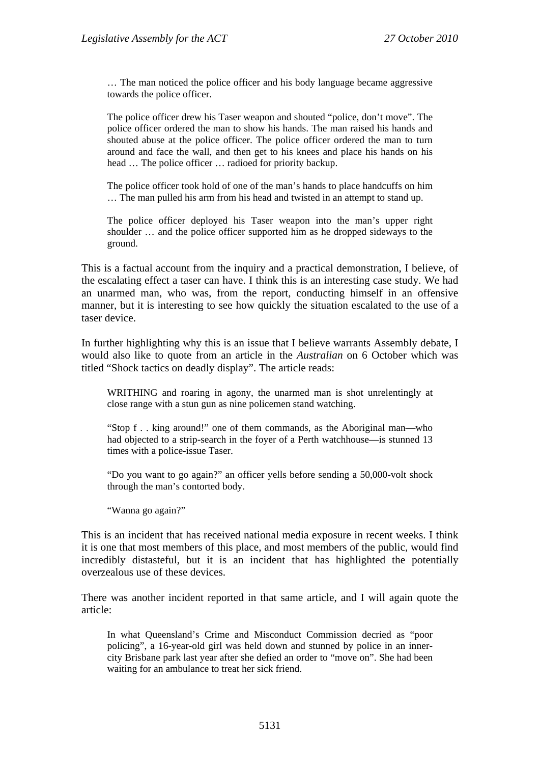> … The man noticed the police officer and his body language became aggressive towards the police officer.
>
> The police officer drew his Taser weapon and shouted "police, don't move". The police officer ordered the man to show his hands. The man raised his hands and shouted abuse at the police officer. The police officer ordered the man to turn around and face the wall, and then get to his knees and place his hands on his head … The police officer … radioed for priority backup.
>
> The police officer took hold of one of the man's hands to place handcuffs on him … The man pulled his arm from his head and twisted in an attempt to stand up.
>
> The police officer deployed his Taser weapon into the man's upper right shoulder … and the police officer supported him as he dropped sideways to the ground.

This is a factual account from the inquiry and a practical demonstration, I believe, of the escalating effect a taser can have. I think this is an interesting case study. We had an unarmed man, who was, from the report, conducting himself in an offensive manner, but it is interesting to see how quickly the situation escalated to the use of a taser device.

In further highlighting why this is an issue that I believe warrants Assembly debate, I would also like to quote from an article in the *Australian* on 6 October which was titled "Shock tactics on deadly display". The article reads:

> WRITHING and roaring in agony, the unarmed man is shot unrelentingly at close range with a stun gun as nine policemen stand watching.
>
> "Stop f . . king around!" one of them commands, as the Aboriginal man—who had objected to a strip-search in the foyer of a Perth watchhouse—is stunned 13 times with a police-issue Taser.
>
> "Do you want to go again?" an officer yells before sending a 50,000-volt shock through the man's contorted body.
>
> "Wanna go again?"

This is an incident that has received national media exposure in recent weeks. I think it is one that most members of this place, and most members of the public, would find incredibly distasteful, but it is an incident that has highlighted the potentially overzealous use of these devices.

There was another incident reported in that same article, and I will again quote the article:

> In what Queensland's Crime and Misconduct Commission decried as "poor policing", a 16-year-old girl was held down and stunned by police in an inner-city Brisbane park last year after she defied an order to "move on". She had been waiting for an ambulance to treat her sick friend.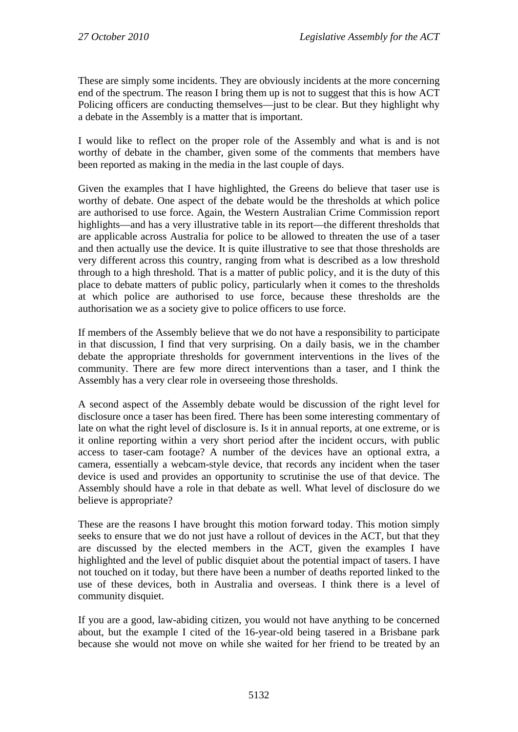These are simply some incidents. They are obviously incidents at the more concerning end of the spectrum. The reason I bring them up is not to suggest that this is how ACT Policing officers are conducting themselves—just to be clear. But they highlight why a debate in the Assembly is a matter that is important.

I would like to reflect on the proper role of the Assembly and what is and is not worthy of debate in the chamber, given some of the comments that members have been reported as making in the media in the last couple of days.

Given the examples that I have highlighted, the Greens do believe that taser use is worthy of debate. One aspect of the debate would be the thresholds at which police are authorised to use force. Again, the Western Australian Crime Commission report highlights—and has a very illustrative table in its report—the different thresholds that are applicable across Australia for police to be allowed to threaten the use of a taser and then actually use the device. It is quite illustrative to see that those thresholds are very different across this country, ranging from what is described as a low threshold through to a high threshold. That is a matter of public policy, and it is the duty of this place to debate matters of public policy, particularly when it comes to the thresholds at which police are authorised to use force, because these thresholds are the authorisation we as a society give to police officers to use force.

If members of the Assembly believe that we do not have a responsibility to participate in that discussion, I find that very surprising. On a daily basis, we in the chamber debate the appropriate thresholds for government interventions in the lives of the community. There are few more direct interventions than a taser, and I think the Assembly has a very clear role in overseeing those thresholds.

A second aspect of the Assembly debate would be discussion of the right level for disclosure once a taser has been fired. There has been some interesting commentary of late on what the right level of disclosure is. Is it in annual reports, at one extreme, or is it online reporting within a very short period after the incident occurs, with public access to taser-cam footage? A number of the devices have an optional extra, a camera, essentially a webcam-style device, that records any incident when the taser device is used and provides an opportunity to scrutinise the use of that device. The Assembly should have a role in that debate as well. What level of disclosure do we believe is appropriate?

These are the reasons I have brought this motion forward today. This motion simply seeks to ensure that we do not just have a rollout of devices in the ACT, but that they are discussed by the elected members in the ACT, given the examples I have highlighted and the level of public disquiet about the potential impact of tasers. I have not touched on it today, but there have been a number of deaths reported linked to the use of these devices, both in Australia and overseas. I think there is a level of community disquiet.

If you are a good, law-abiding citizen, you would not have anything to be concerned about, but the example I cited of the 16-year-old being tasered in a Brisbane park because she would not move on while she waited for her friend to be treated by an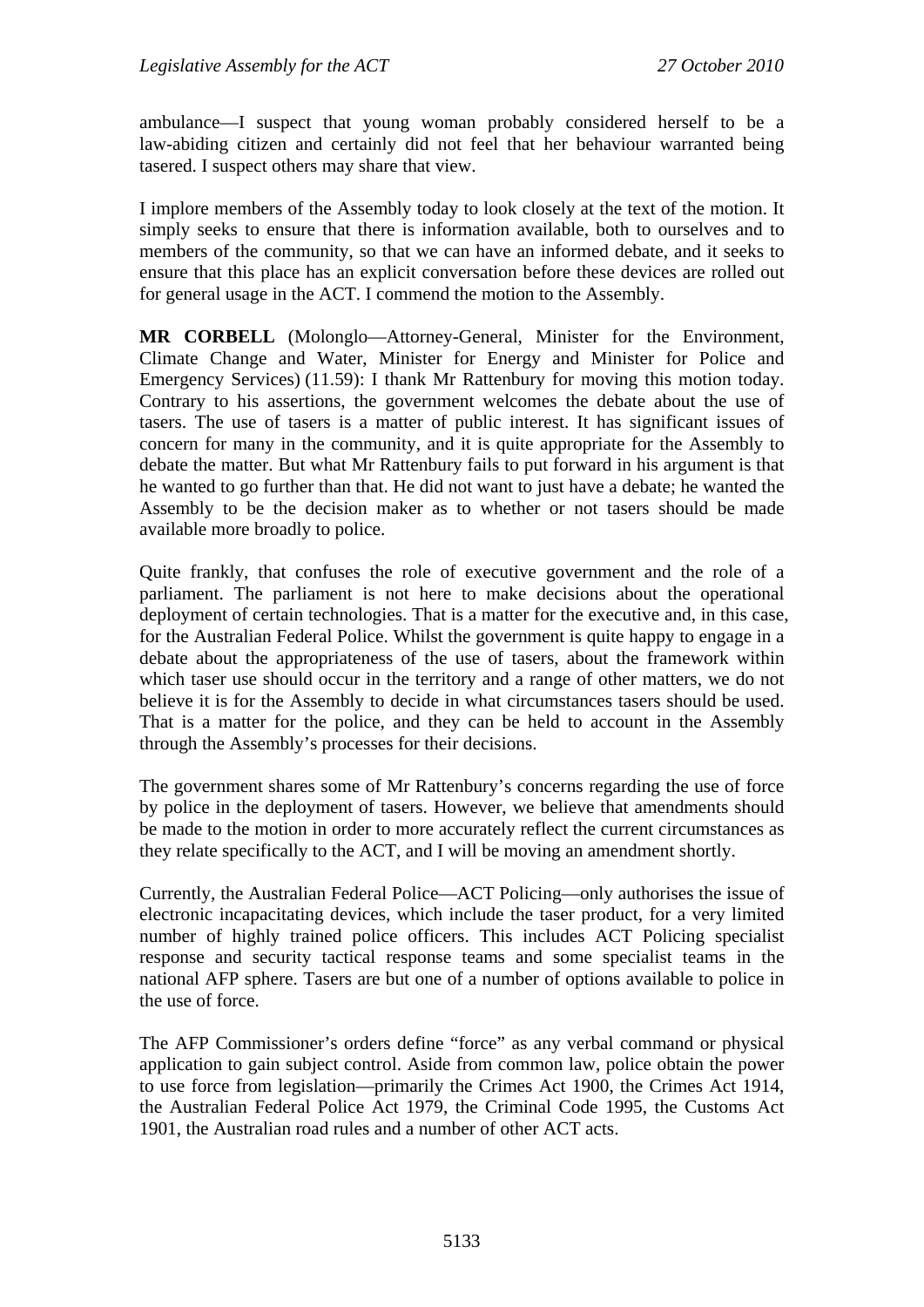ambulance—I suspect that young woman probably considered herself to be a law-abiding citizen and certainly did not feel that her behaviour warranted being tasered. I suspect others may share that view.

I implore members of the Assembly today to look closely at the text of the motion. It simply seeks to ensure that there is information available, both to ourselves and to members of the community, so that we can have an informed debate, and it seeks to ensure that this place has an explicit conversation before these devices are rolled out for general usage in the ACT. I commend the motion to the Assembly.

**MR CORBELL** (Molonglo—Attorney-General, Minister for the Environment, Climate Change and Water, Minister for Energy and Minister for Police and Emergency Services) (11.59): I thank Mr Rattenbury for moving this motion today. Contrary to his assertions, the government welcomes the debate about the use of tasers. The use of tasers is a matter of public interest. It has significant issues of concern for many in the community, and it is quite appropriate for the Assembly to debate the matter. But what Mr Rattenbury fails to put forward in his argument is that he wanted to go further than that. He did not want to just have a debate; he wanted the Assembly to be the decision maker as to whether or not tasers should be made available more broadly to police.

Quite frankly, that confuses the role of executive government and the role of a parliament. The parliament is not here to make decisions about the operational deployment of certain technologies. That is a matter for the executive and, in this case, for the Australian Federal Police. Whilst the government is quite happy to engage in a debate about the appropriateness of the use of tasers, about the framework within which taser use should occur in the territory and a range of other matters, we do not believe it is for the Assembly to decide in what circumstances tasers should be used. That is a matter for the police, and they can be held to account in the Assembly through the Assembly's processes for their decisions.

The government shares some of Mr Rattenbury's concerns regarding the use of force by police in the deployment of tasers. However, we believe that amendments should be made to the motion in order to more accurately reflect the current circumstances as they relate specifically to the ACT, and I will be moving an amendment shortly.

Currently, the Australian Federal Police—ACT Policing—only authorises the issue of electronic incapacitating devices, which include the taser product, for a very limited number of highly trained police officers. This includes ACT Policing specialist response and security tactical response teams and some specialist teams in the national AFP sphere. Tasers are but one of a number of options available to police in the use of force.

The AFP Commissioner's orders define "force" as any verbal command or physical application to gain subject control. Aside from common law, police obtain the power to use force from legislation—primarily the Crimes Act 1900, the Crimes Act 1914, the Australian Federal Police Act 1979, the Criminal Code 1995, the Customs Act 1901, the Australian road rules and a number of other ACT acts.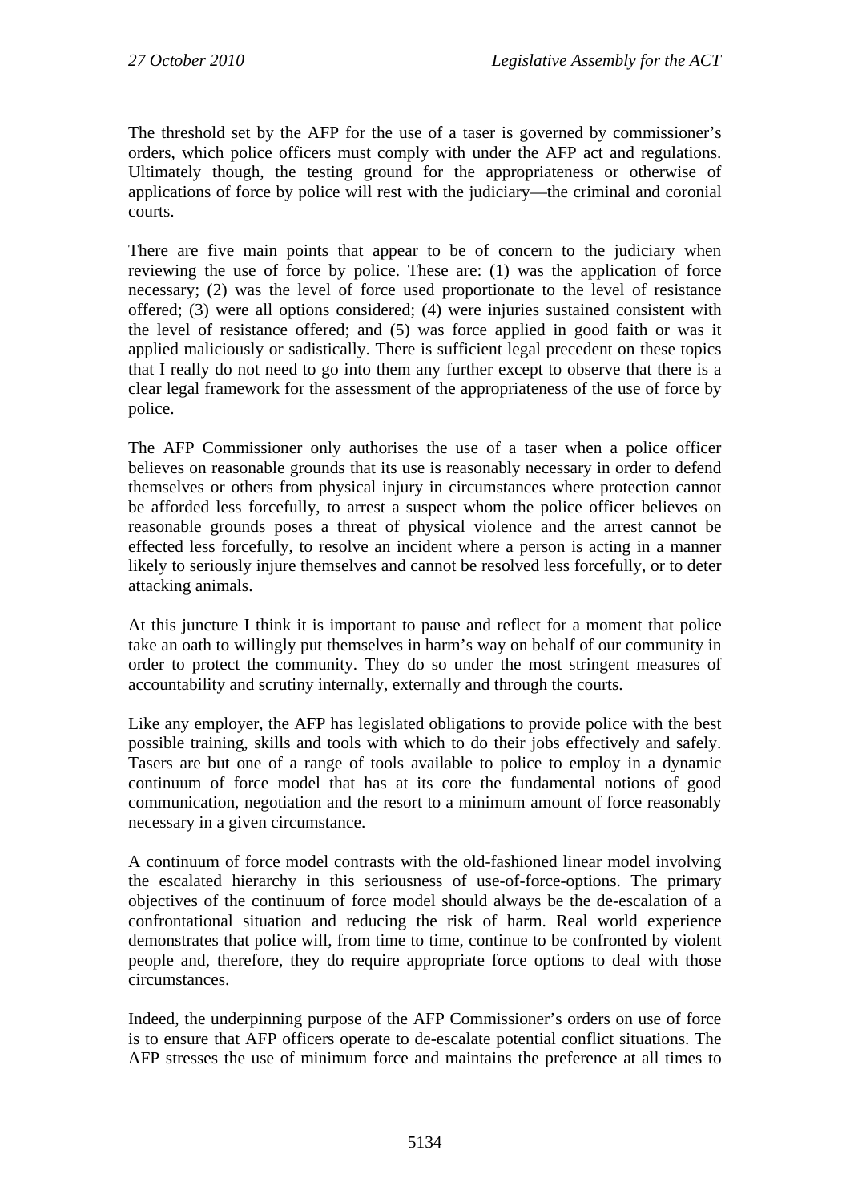The threshold set by the AFP for the use of a taser is governed by commissioner's orders, which police officers must comply with under the AFP act and regulations. Ultimately though, the testing ground for the appropriateness or otherwise of applications of force by police will rest with the judiciary—the criminal and coronial courts.

There are five main points that appear to be of concern to the judiciary when reviewing the use of force by police. These are: (1) was the application of force necessary; (2) was the level of force used proportionate to the level of resistance offered; (3) were all options considered; (4) were injuries sustained consistent with the level of resistance offered; and (5) was force applied in good faith or was it applied maliciously or sadistically. There is sufficient legal precedent on these topics that I really do not need to go into them any further except to observe that there is a clear legal framework for the assessment of the appropriateness of the use of force by police.

The AFP Commissioner only authorises the use of a taser when a police officer believes on reasonable grounds that its use is reasonably necessary in order to defend themselves or others from physical injury in circumstances where protection cannot be afforded less forcefully, to arrest a suspect whom the police officer believes on reasonable grounds poses a threat of physical violence and the arrest cannot be effected less forcefully, to resolve an incident where a person is acting in a manner likely to seriously injure themselves and cannot be resolved less forcefully, or to deter attacking animals.

At this juncture I think it is important to pause and reflect for a moment that police take an oath to willingly put themselves in harm's way on behalf of our community in order to protect the community. They do so under the most stringent measures of accountability and scrutiny internally, externally and through the courts.

Like any employer, the AFP has legislated obligations to provide police with the best possible training, skills and tools with which to do their jobs effectively and safely. Tasers are but one of a range of tools available to police to employ in a dynamic continuum of force model that has at its core the fundamental notions of good communication, negotiation and the resort to a minimum amount of force reasonably necessary in a given circumstance.

A continuum of force model contrasts with the old-fashioned linear model involving the escalated hierarchy in this seriousness of use-of-force-options. The primary objectives of the continuum of force model should always be the de-escalation of a confrontational situation and reducing the risk of harm. Real world experience demonstrates that police will, from time to time, continue to be confronted by violent people and, therefore, they do require appropriate force options to deal with those circumstances.

Indeed, the underpinning purpose of the AFP Commissioner's orders on use of force is to ensure that AFP officers operate to de-escalate potential conflict situations. The AFP stresses the use of minimum force and maintains the preference at all times to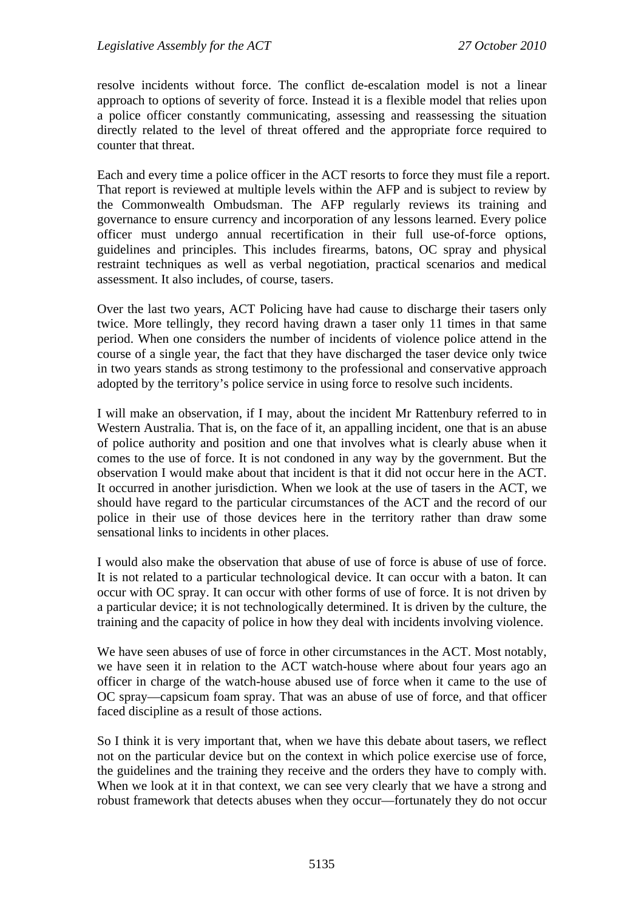resolve incidents without force. The conflict de-escalation model is not a linear approach to options of severity of force. Instead it is a flexible model that relies upon a police officer constantly communicating, assessing and reassessing the situation directly related to the level of threat offered and the appropriate force required to counter that threat.

Each and every time a police officer in the ACT resorts to force they must file a report. That report is reviewed at multiple levels within the AFP and is subject to review by the Commonwealth Ombudsman. The AFP regularly reviews its training and governance to ensure currency and incorporation of any lessons learned. Every police officer must undergo annual recertification in their full use-of-force options, guidelines and principles. This includes firearms, batons, OC spray and physical restraint techniques as well as verbal negotiation, practical scenarios and medical assessment. It also includes, of course, tasers.

Over the last two years, ACT Policing have had cause to discharge their tasers only twice. More tellingly, they record having drawn a taser only 11 times in that same period. When one considers the number of incidents of violence police attend in the course of a single year, the fact that they have discharged the taser device only twice in two years stands as strong testimony to the professional and conservative approach adopted by the territory's police service in using force to resolve such incidents.

I will make an observation, if I may, about the incident Mr Rattenbury referred to in Western Australia. That is, on the face of it, an appalling incident, one that is an abuse of police authority and position and one that involves what is clearly abuse when it comes to the use of force. It is not condoned in any way by the government. But the observation I would make about that incident is that it did not occur here in the ACT. It occurred in another jurisdiction. When we look at the use of tasers in the ACT, we should have regard to the particular circumstances of the ACT and the record of our police in their use of those devices here in the territory rather than draw some sensational links to incidents in other places.

I would also make the observation that abuse of use of force is abuse of use of force. It is not related to a particular technological device. It can occur with a baton. It can occur with OC spray. It can occur with other forms of use of force. It is not driven by a particular device; it is not technologically determined. It is driven by the culture, the training and the capacity of police in how they deal with incidents involving violence.

We have seen abuses of use of force in other circumstances in the ACT. Most notably, we have seen it in relation to the ACT watch-house where about four years ago an officer in charge of the watch-house abused use of force when it came to the use of OC spray—capsicum foam spray. That was an abuse of use of force, and that officer faced discipline as a result of those actions.

So I think it is very important that, when we have this debate about tasers, we reflect not on the particular device but on the context in which police exercise use of force, the guidelines and the training they receive and the orders they have to comply with. When we look at it in that context, we can see very clearly that we have a strong and robust framework that detects abuses when they occur—fortunately they do not occur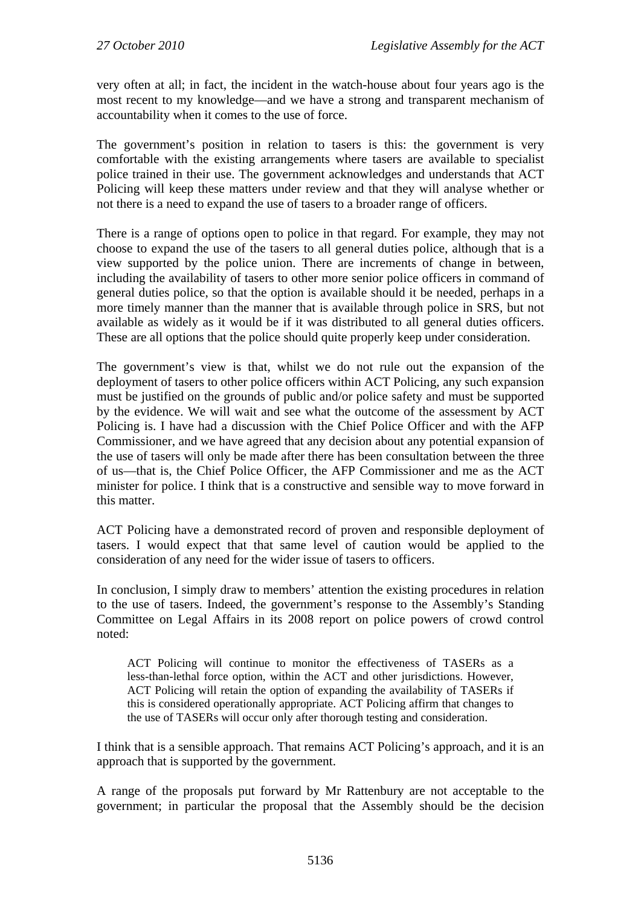very often at all; in fact, the incident in the watch-house about four years ago is the most recent to my knowledge—and we have a strong and transparent mechanism of accountability when it comes to the use of force.

The government's position in relation to tasers is this: the government is very comfortable with the existing arrangements where tasers are available to specialist police trained in their use. The government acknowledges and understands that ACT Policing will keep these matters under review and that they will analyse whether or not there is a need to expand the use of tasers to a broader range of officers.

There is a range of options open to police in that regard. For example, they may not choose to expand the use of the tasers to all general duties police, although that is a view supported by the police union. There are increments of change in between, including the availability of tasers to other more senior police officers in command of general duties police, so that the option is available should it be needed, perhaps in a more timely manner than the manner that is available through police in SRS, but not available as widely as it would be if it was distributed to all general duties officers. These are all options that the police should quite properly keep under consideration.

The government's view is that, whilst we do not rule out the expansion of the deployment of tasers to other police officers within ACT Policing, any such expansion must be justified on the grounds of public and/or police safety and must be supported by the evidence. We will wait and see what the outcome of the assessment by ACT Policing is. I have had a discussion with the Chief Police Officer and with the AFP Commissioner, and we have agreed that any decision about any potential expansion of the use of tasers will only be made after there has been consultation between the three of us—that is, the Chief Police Officer, the AFP Commissioner and me as the ACT minister for police. I think that is a constructive and sensible way to move forward in this matter.

ACT Policing have a demonstrated record of proven and responsible deployment of tasers. I would expect that that same level of caution would be applied to the consideration of any need for the wider issue of tasers to officers.

In conclusion, I simply draw to members' attention the existing procedures in relation to the use of tasers. Indeed, the government's response to the Assembly's Standing Committee on Legal Affairs in its 2008 report on police powers of crowd control noted:

> ACT Policing will continue to monitor the effectiveness of TASERs as a less-than-lethal force option, within the ACT and other jurisdictions. However, ACT Policing will retain the option of expanding the availability of TASERs if this is considered operationally appropriate. ACT Policing affirm that changes to the use of TASERs will occur only after thorough testing and consideration.

I think that is a sensible approach. That remains ACT Policing's approach, and it is an approach that is supported by the government.

A range of the proposals put forward by Mr Rattenbury are not acceptable to the government; in particular the proposal that the Assembly should be the decision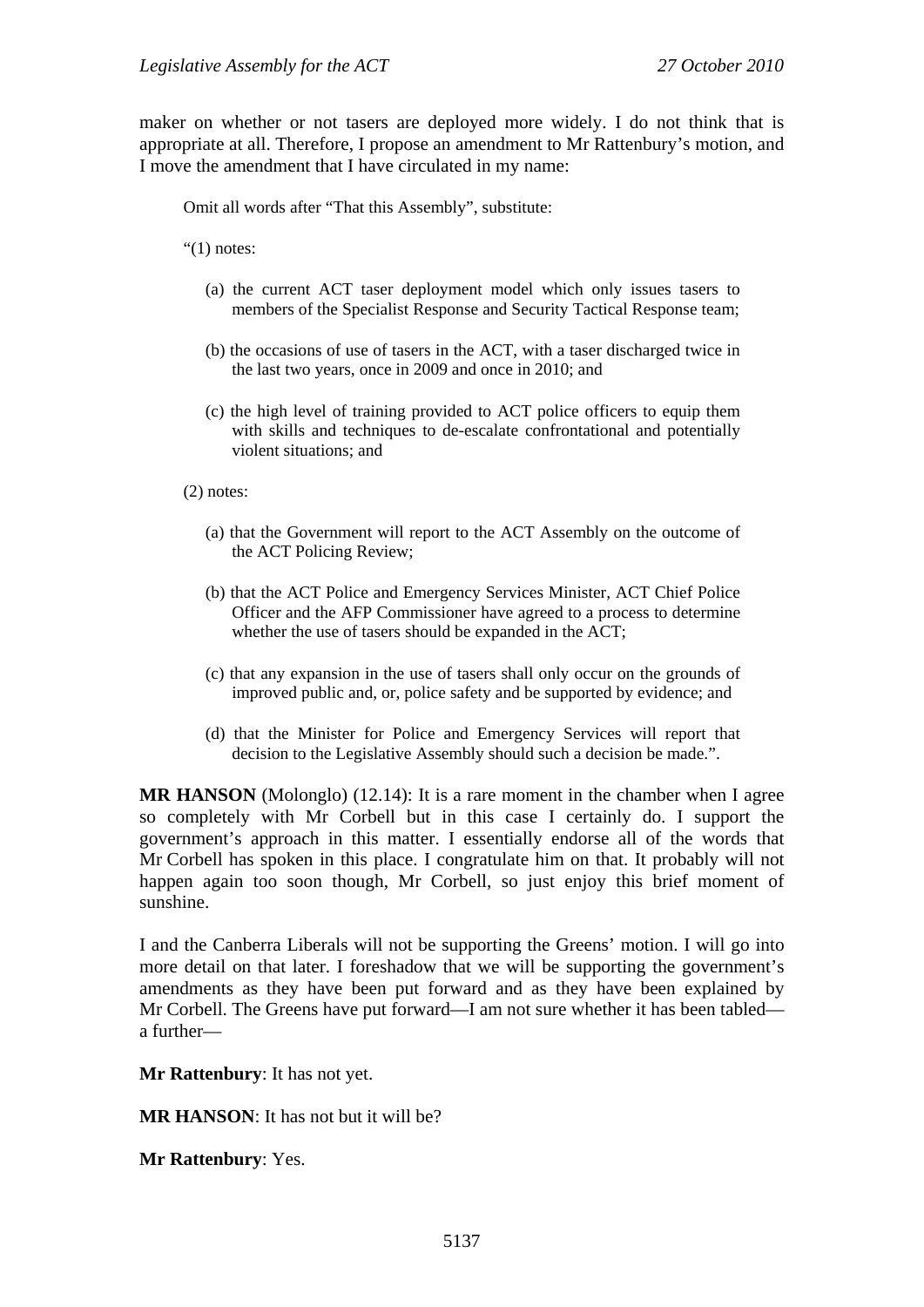maker on whether or not tasers are deployed more widely. I do not think that is appropriate at all. Therefore, I propose an amendment to Mr Rattenbury's motion, and I move the amendment that I have circulated in my name:

> Omit all words after "That this Assembly", substitute:
>
> "(1) notes:
>
> (a) the current ACT taser deployment model which only issues tasers to members of the Specialist Response and Security Tactical Response team;
>
> (b) the occasions of use of tasers in the ACT, with a taser discharged twice in the last two years, once in 2009 and once in 2010; and
>
> (c) the high level of training provided to ACT police officers to equip them with skills and techniques to de-escalate confrontational and potentially violent situations; and
>
> (2) notes:
>
> (a) that the Government will report to the ACT Assembly on the outcome of the ACT Policing Review;
>
> (b) that the ACT Police and Emergency Services Minister, ACT Chief Police Officer and the AFP Commissioner have agreed to a process to determine whether the use of tasers should be expanded in the ACT;
>
> (c) that any expansion in the use of tasers shall only occur on the grounds of improved public and, or, police safety and be supported by evidence; and
>
> (d) that the Minister for Police and Emergency Services will report that decision to the Legislative Assembly should such a decision be made.".

**MR HANSON** (Molonglo) (12.14): It is a rare moment in the chamber when I agree so completely with Mr Corbell but in this case I certainly do. I support the government's approach in this matter. I essentially endorse all of the words that Mr Corbell has spoken in this place. I congratulate him on that. It probably will not happen again too soon though, Mr Corbell, so just enjoy this brief moment of sunshine.

I and the Canberra Liberals will not be supporting the Greens' motion. I will go into more detail on that later. I foreshadow that we will be supporting the government's amendments as they have been put forward and as they have been explained by Mr Corbell. The Greens have put forward—I am not sure whether it has been tabled—a further—

**Mr Rattenbury**: It has not yet.

**MR HANSON**: It has not but it will be?

**Mr Rattenbury**: Yes.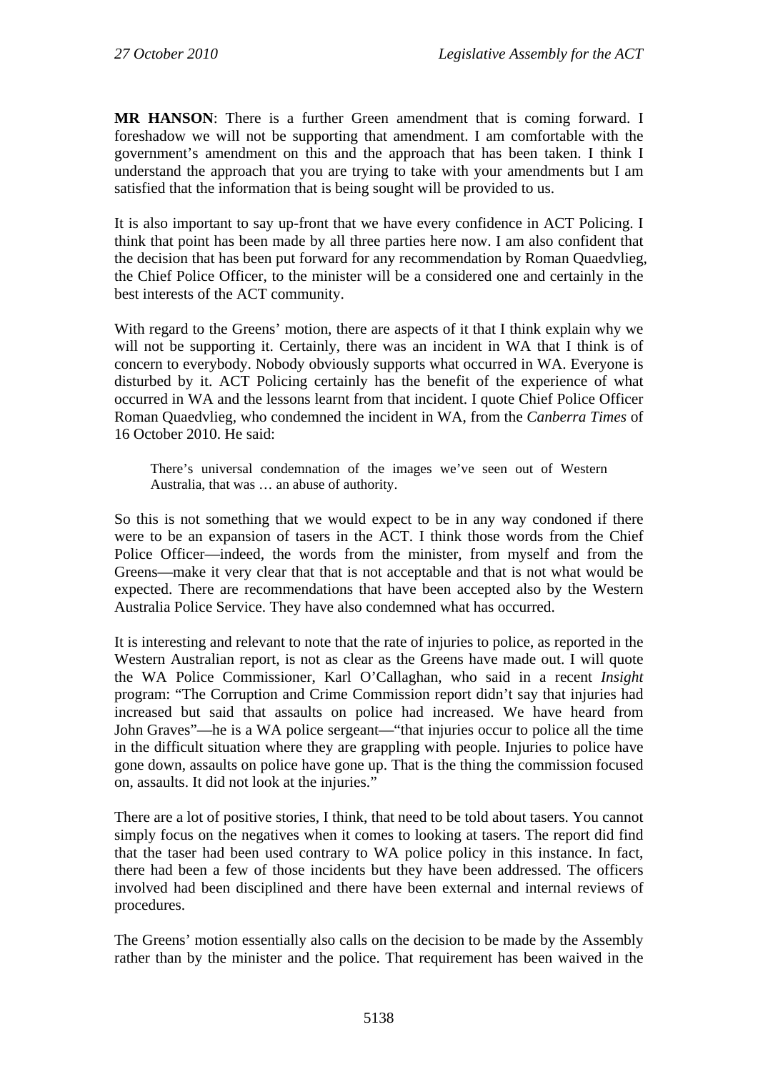**MR HANSON**: There is a further Green amendment that is coming forward. I foreshadow we will not be supporting that amendment. I am comfortable with the government's amendment on this and the approach that has been taken. I think I understand the approach that you are trying to take with your amendments but I am satisfied that the information that is being sought will be provided to us.

It is also important to say up-front that we have every confidence in ACT Policing. I think that point has been made by all three parties here now. I am also confident that the decision that has been put forward for any recommendation by Roman Quaedvlieg, the Chief Police Officer, to the minister will be a considered one and certainly in the best interests of the ACT community.

With regard to the Greens' motion, there are aspects of it that I think explain why we will not be supporting it. Certainly, there was an incident in WA that I think is of concern to everybody. Nobody obviously supports what occurred in WA. Everyone is disturbed by it. ACT Policing certainly has the benefit of the experience of what occurred in WA and the lessons learnt from that incident. I quote Chief Police Officer Roman Quaedvlieg, who condemned the incident in WA, from the *Canberra Times* of 16 October 2010. He said:

> There's universal condemnation of the images we've seen out of Western Australia, that was … an abuse of authority.

So this is not something that we would expect to be in any way condoned if there were to be an expansion of tasers in the ACT. I think those words from the Chief Police Officer—indeed, the words from the minister, from myself and from the Greens—make it very clear that that is not acceptable and that is not what would be expected. There are recommendations that have been accepted also by the Western Australia Police Service. They have also condemned what has occurred.

It is interesting and relevant to note that the rate of injuries to police, as reported in the Western Australian report, is not as clear as the Greens have made out. I will quote the WA Police Commissioner, Karl O'Callaghan, who said in a recent *Insight* program: "The Corruption and Crime Commission report didn't say that injuries had increased but said that assaults on police had increased. We have heard from John Graves"—he is a WA police sergeant—"that injuries occur to police all the time in the difficult situation where they are grappling with people. Injuries to police have gone down, assaults on police have gone up. That is the thing the commission focused on, assaults. It did not look at the injuries."

There are a lot of positive stories, I think, that need to be told about tasers. You cannot simply focus on the negatives when it comes to looking at tasers. The report did find that the taser had been used contrary to WA police policy in this instance. In fact, there had been a few of those incidents but they have been addressed. The officers involved had been disciplined and there have been external and internal reviews of procedures.

The Greens' motion essentially also calls on the decision to be made by the Assembly rather than by the minister and the police. That requirement has been waived in the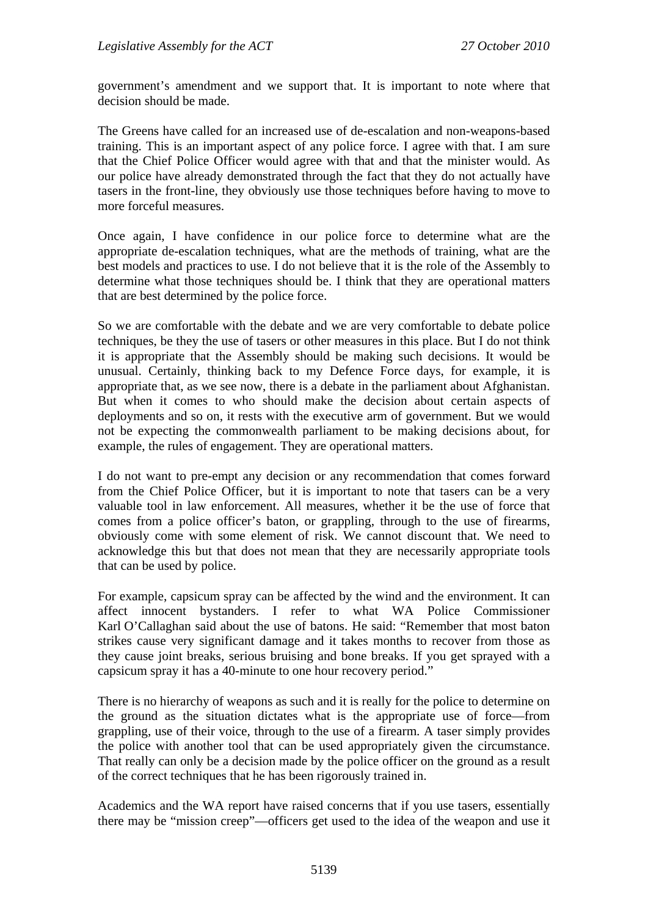government's amendment and we support that. It is important to note where that decision should be made.

The Greens have called for an increased use of de-escalation and non-weapons-based training. This is an important aspect of any police force. I agree with that. I am sure that the Chief Police Officer would agree with that and that the minister would. As our police have already demonstrated through the fact that they do not actually have tasers in the front-line, they obviously use those techniques before having to move to more forceful measures.

Once again, I have confidence in our police force to determine what are the appropriate de-escalation techniques, what are the methods of training, what are the best models and practices to use. I do not believe that it is the role of the Assembly to determine what those techniques should be. I think that they are operational matters that are best determined by the police force.

So we are comfortable with the debate and we are very comfortable to debate police techniques, be they the use of tasers or other measures in this place. But I do not think it is appropriate that the Assembly should be making such decisions. It would be unusual. Certainly, thinking back to my Defence Force days, for example, it is appropriate that, as we see now, there is a debate in the parliament about Afghanistan. But when it comes to who should make the decision about certain aspects of deployments and so on, it rests with the executive arm of government. But we would not be expecting the commonwealth parliament to be making decisions about, for example, the rules of engagement. They are operational matters.

I do not want to pre-empt any decision or any recommendation that comes forward from the Chief Police Officer, but it is important to note that tasers can be a very valuable tool in law enforcement. All measures, whether it be the use of force that comes from a police officer's baton, or grappling, through to the use of firearms, obviously come with some element of risk. We cannot discount that. We need to acknowledge this but that does not mean that they are necessarily appropriate tools that can be used by police.

For example, capsicum spray can be affected by the wind and the environment. It can affect innocent bystanders. I refer to what WA Police Commissioner Karl O'Callaghan said about the use of batons. He said: "Remember that most baton strikes cause very significant damage and it takes months to recover from those as they cause joint breaks, serious bruising and bone breaks. If you get sprayed with a capsicum spray it has a 40-minute to one hour recovery period."

There is no hierarchy of weapons as such and it is really for the police to determine on the ground as the situation dictates what is the appropriate use of force—from grappling, use of their voice, through to the use of a firearm. A taser simply provides the police with another tool that can be used appropriately given the circumstance. That really can only be a decision made by the police officer on the ground as a result of the correct techniques that he has been rigorously trained in.

Academics and the WA report have raised concerns that if you use tasers, essentially there may be "mission creep"—officers get used to the idea of the weapon and use it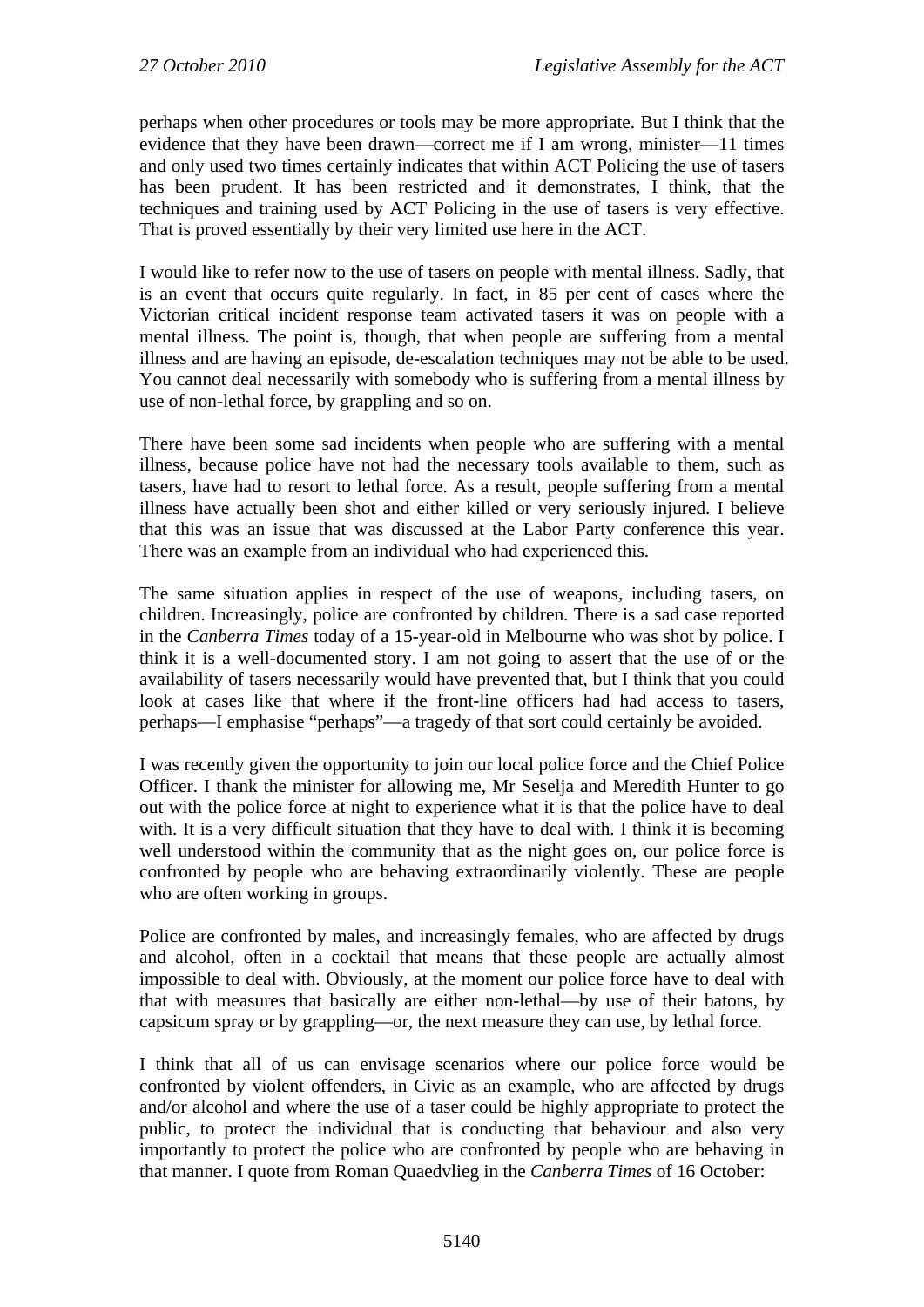perhaps when other procedures or tools may be more appropriate. But I think that the evidence that they have been drawn—correct me if I am wrong, minister—11 times and only used two times certainly indicates that within ACT Policing the use of tasers has been prudent. It has been restricted and it demonstrates, I think, that the techniques and training used by ACT Policing in the use of tasers is very effective. That is proved essentially by their very limited use here in the ACT.

I would like to refer now to the use of tasers on people with mental illness. Sadly, that is an event that occurs quite regularly. In fact, in 85 per cent of cases where the Victorian critical incident response team activated tasers it was on people with a mental illness. The point is, though, that when people are suffering from a mental illness and are having an episode, de-escalation techniques may not be able to be used. You cannot deal necessarily with somebody who is suffering from a mental illness by use of non-lethal force, by grappling and so on.

There have been some sad incidents when people who are suffering with a mental illness, because police have not had the necessary tools available to them, such as tasers, have had to resort to lethal force. As a result, people suffering from a mental illness have actually been shot and either killed or very seriously injured. I believe that this was an issue that was discussed at the Labor Party conference this year. There was an example from an individual who had experienced this.

The same situation applies in respect of the use of weapons, including tasers, on children. Increasingly, police are confronted by children. There is a sad case reported in the *Canberra Times* today of a 15-year-old in Melbourne who was shot by police. I think it is a well-documented story. I am not going to assert that the use of or the availability of tasers necessarily would have prevented that, but I think that you could look at cases like that where if the front-line officers had had access to tasers, perhaps—I emphasise "perhaps"—a tragedy of that sort could certainly be avoided.

I was recently given the opportunity to join our local police force and the Chief Police Officer. I thank the minister for allowing me, Mr Seselja and Meredith Hunter to go out with the police force at night to experience what it is that the police have to deal with. It is a very difficult situation that they have to deal with. I think it is becoming well understood within the community that as the night goes on, our police force is confronted by people who are behaving extraordinarily violently. These are people who are often working in groups.

Police are confronted by males, and increasingly females, who are affected by drugs and alcohol, often in a cocktail that means that these people are actually almost impossible to deal with. Obviously, at the moment our police force have to deal with that with measures that basically are either non-lethal—by use of their batons, by capsicum spray or by grappling—or, the next measure they can use, by lethal force.

I think that all of us can envisage scenarios where our police force would be confronted by violent offenders, in Civic as an example, who are affected by drugs and/or alcohol and where the use of a taser could be highly appropriate to protect the public, to protect the individual that is conducting that behaviour and also very importantly to protect the police who are confronted by people who are behaving in that manner. I quote from Roman Quaedvlieg in the *Canberra Times* of 16 October: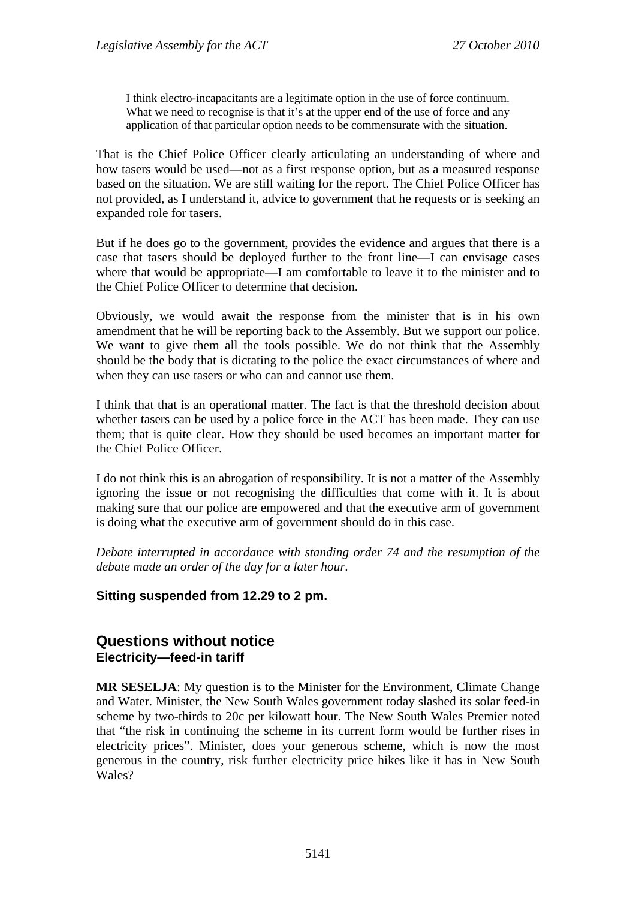> I think electro-incapacitants are a legitimate option in the use of force continuum. What we need to recognise is that it's at the upper end of the use of force and any application of that particular option needs to be commensurate with the situation.

That is the Chief Police Officer clearly articulating an understanding of where and how tasers would be used—not as a first response option, but as a measured response based on the situation. We are still waiting for the report. The Chief Police Officer has not provided, as I understand it, advice to government that he requests or is seeking an expanded role for tasers.

But if he does go to the government, provides the evidence and argues that there is a case that tasers should be deployed further to the front line—I can envisage cases where that would be appropriate—I am comfortable to leave it to the minister and to the Chief Police Officer to determine that decision.

Obviously, we would await the response from the minister that is in his own amendment that he will be reporting back to the Assembly. But we support our police. We want to give them all the tools possible. We do not think that the Assembly should be the body that is dictating to the police the exact circumstances of where and when they can use tasers or who can and cannot use them.

I think that that is an operational matter. The fact is that the threshold decision about whether tasers can be used by a police force in the ACT has been made. They can use them; that is quite clear. How they should be used becomes an important matter for the Chief Police Officer.

I do not think this is an abrogation of responsibility. It is not a matter of the Assembly ignoring the issue or not recognising the difficulties that come with it. It is about making sure that our police are empowered and that the executive arm of government is doing what the executive arm of government should do in this case.

*Debate interrupted in accordance with standing order 74 and the resumption of the debate made an order of the day for a later hour.*

**Sitting suspended from 12.29 to 2 pm.**

## Questions without notice

### Electricity—feed-in tariff

**MR SESELJA**: My question is to the Minister for the Environment, Climate Change and Water. Minister, the New South Wales government today slashed its solar feed-in scheme by two-thirds to 20c per kilowatt hour. The New South Wales Premier noted that "the risk in continuing the scheme in its current form would be further rises in electricity prices". Minister, does your generous scheme, which is now the most generous in the country, risk further electricity price hikes like it has in New South Wales?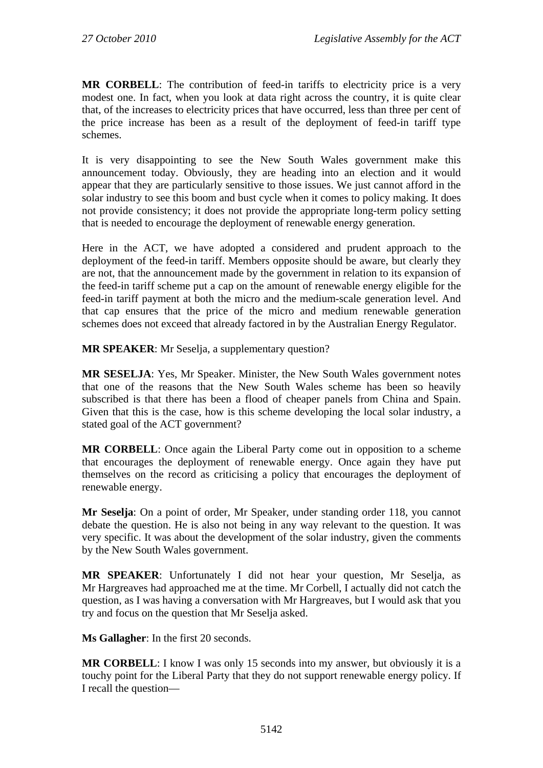**MR CORBELL**: The contribution of feed-in tariffs to electricity price is a very modest one. In fact, when you look at data right across the country, it is quite clear that, of the increases to electricity prices that have occurred, less than three per cent of the price increase has been as a result of the deployment of feed-in tariff type schemes.

It is very disappointing to see the New South Wales government make this announcement today. Obviously, they are heading into an election and it would appear that they are particularly sensitive to those issues. We just cannot afford in the solar industry to see this boom and bust cycle when it comes to policy making. It does not provide consistency; it does not provide the appropriate long-term policy setting that is needed to encourage the deployment of renewable energy generation.

Here in the ACT, we have adopted a considered and prudent approach to the deployment of the feed-in tariff. Members opposite should be aware, but clearly they are not, that the announcement made by the government in relation to its expansion of the feed-in tariff scheme put a cap on the amount of renewable energy eligible for the feed-in tariff payment at both the micro and the medium-scale generation level. And that cap ensures that the price of the micro and medium renewable generation schemes does not exceed that already factored in by the Australian Energy Regulator.

**MR SPEAKER**: Mr Seselja, a supplementary question?

**MR SESELJA**: Yes, Mr Speaker. Minister, the New South Wales government notes that one of the reasons that the New South Wales scheme has been so heavily subscribed is that there has been a flood of cheaper panels from China and Spain. Given that this is the case, how is this scheme developing the local solar industry, a stated goal of the ACT government?

**MR CORBELL**: Once again the Liberal Party come out in opposition to a scheme that encourages the deployment of renewable energy. Once again they have put themselves on the record as criticising a policy that encourages the deployment of renewable energy.

**Mr Seselja**: On a point of order, Mr Speaker, under standing order 118, you cannot debate the question. He is also not being in any way relevant to the question. It was very specific. It was about the development of the solar industry, given the comments by the New South Wales government.

**MR SPEAKER**: Unfortunately I did not hear your question, Mr Seselja, as Mr Hargreaves had approached me at the time. Mr Corbell, I actually did not catch the question, as I was having a conversation with Mr Hargreaves, but I would ask that you try and focus on the question that Mr Seselja asked.

**Ms Gallagher**: In the first 20 seconds.

**MR CORBELL**: I know I was only 15 seconds into my answer, but obviously it is a touchy point for the Liberal Party that they do not support renewable energy policy. If I recall the question—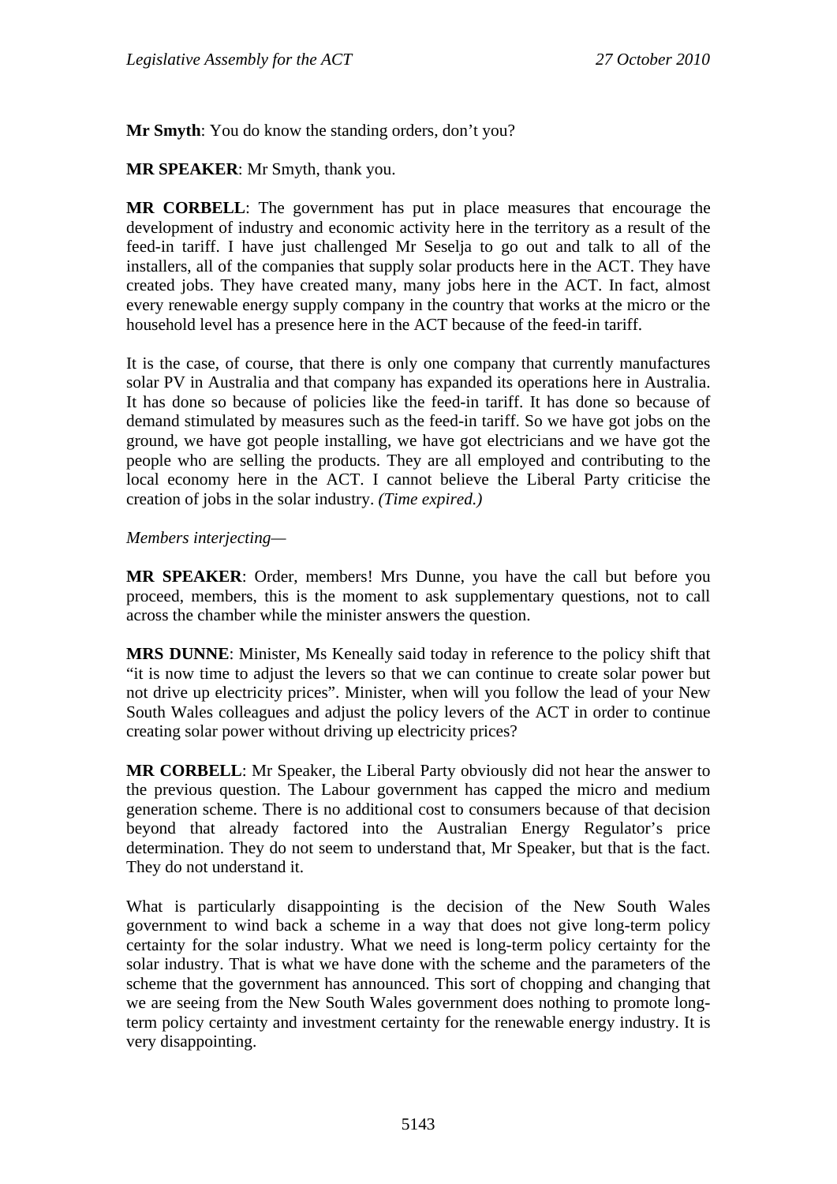**Mr Smyth**: You do know the standing orders, don't you?

**MR SPEAKER**: Mr Smyth, thank you.

**MR CORBELL**: The government has put in place measures that encourage the development of industry and economic activity here in the territory as a result of the feed-in tariff. I have just challenged Mr Seselja to go out and talk to all of the installers, all of the companies that supply solar products here in the ACT. They have created jobs. They have created many, many jobs here in the ACT. In fact, almost every renewable energy supply company in the country that works at the micro or the household level has a presence here in the ACT because of the feed-in tariff.

It is the case, of course, that there is only one company that currently manufactures solar PV in Australia and that company has expanded its operations here in Australia. It has done so because of policies like the feed-in tariff. It has done so because of demand stimulated by measures such as the feed-in tariff. So we have got jobs on the ground, we have got people installing, we have got electricians and we have got the people who are selling the products. They are all employed and contributing to the local economy here in the ACT. I cannot believe the Liberal Party criticise the creation of jobs in the solar industry. *(Time expired.)*

*Members interjecting—*

**MR SPEAKER**: Order, members! Mrs Dunne, you have the call but before you proceed, members, this is the moment to ask supplementary questions, not to call across the chamber while the minister answers the question.

**MRS DUNNE**: Minister, Ms Keneally said today in reference to the policy shift that "it is now time to adjust the levers so that we can continue to create solar power but not drive up electricity prices". Minister, when will you follow the lead of your New South Wales colleagues and adjust the policy levers of the ACT in order to continue creating solar power without driving up electricity prices?

**MR CORBELL**: Mr Speaker, the Liberal Party obviously did not hear the answer to the previous question. The Labour government has capped the micro and medium generation scheme. There is no additional cost to consumers because of that decision beyond that already factored into the Australian Energy Regulator's price determination. They do not seem to understand that, Mr Speaker, but that is the fact. They do not understand it.

What is particularly disappointing is the decision of the New South Wales government to wind back a scheme in a way that does not give long-term policy certainty for the solar industry. What we need is long-term policy certainty for the solar industry. That is what we have done with the scheme and the parameters of the scheme that the government has announced. This sort of chopping and changing that we are seeing from the New South Wales government does nothing to promote long-term policy certainty and investment certainty for the renewable energy industry. It is very disappointing.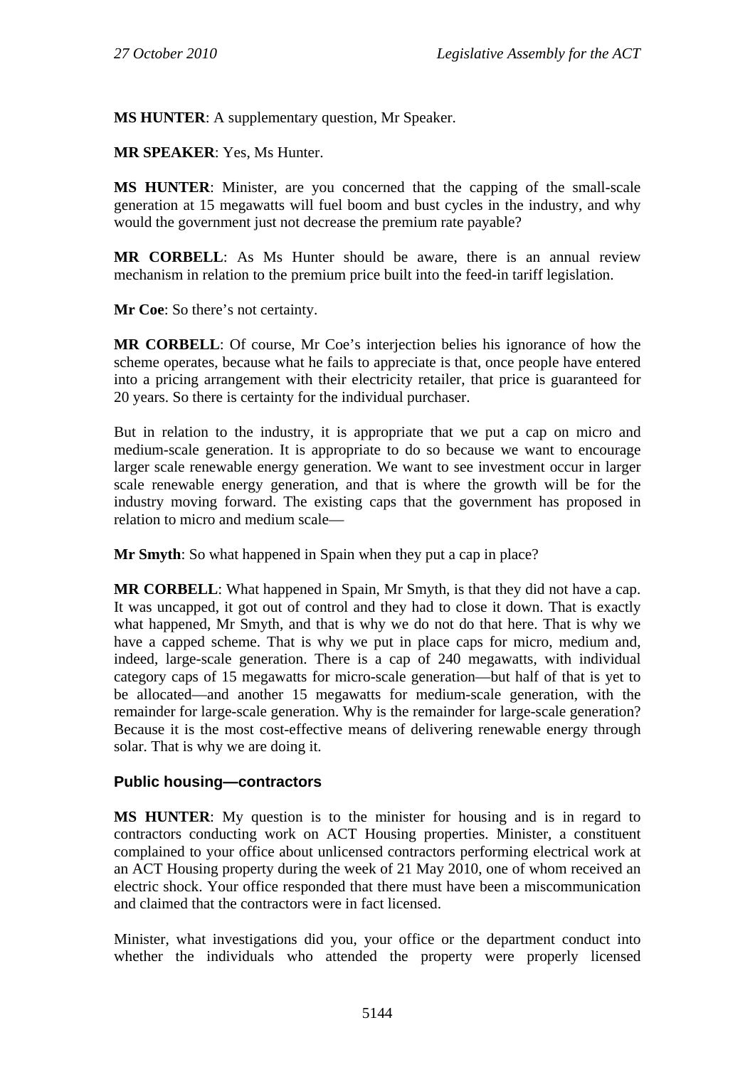**MS HUNTER**: A supplementary question, Mr Speaker.

**MR SPEAKER**: Yes, Ms Hunter.

**MS HUNTER**: Minister, are you concerned that the capping of the small-scale generation at 15 megawatts will fuel boom and bust cycles in the industry, and why would the government just not decrease the premium rate payable?

**MR CORBELL**: As Ms Hunter should be aware, there is an annual review mechanism in relation to the premium price built into the feed-in tariff legislation.

**Mr Coe**: So there's not certainty.

**MR CORBELL**: Of course, Mr Coe's interjection belies his ignorance of how the scheme operates, because what he fails to appreciate is that, once people have entered into a pricing arrangement with their electricity retailer, that price is guaranteed for 20 years. So there is certainty for the individual purchaser.

But in relation to the industry, it is appropriate that we put a cap on micro and medium-scale generation. It is appropriate to do so because we want to encourage larger scale renewable energy generation. We want to see investment occur in larger scale renewable energy generation, and that is where the growth will be for the industry moving forward. The existing caps that the government has proposed in relation to micro and medium scale—

**Mr Smyth**: So what happened in Spain when they put a cap in place?

**MR CORBELL**: What happened in Spain, Mr Smyth, is that they did not have a cap. It was uncapped, it got out of control and they had to close it down. That is exactly what happened, Mr Smyth, and that is why we do not do that here. That is why we have a capped scheme. That is why we put in place caps for micro, medium and, indeed, large-scale generation. There is a cap of 240 megawatts, with individual category caps of 15 megawatts for micro-scale generation—but half of that is yet to be allocated—and another 15 megawatts for medium-scale generation, with the remainder for large-scale generation. Why is the remainder for large-scale generation? Because it is the most cost-effective means of delivering renewable energy through solar. That is why we are doing it.

### Public housing—contractors

**MS HUNTER**: My question is to the minister for housing and is in regard to contractors conducting work on ACT Housing properties. Minister, a constituent complained to your office about unlicensed contractors performing electrical work at an ACT Housing property during the week of 21 May 2010, one of whom received an electric shock. Your office responded that there must have been a miscommunication and claimed that the contractors were in fact licensed.

Minister, what investigations did you, your office or the department conduct into whether the individuals who attended the property were properly licensed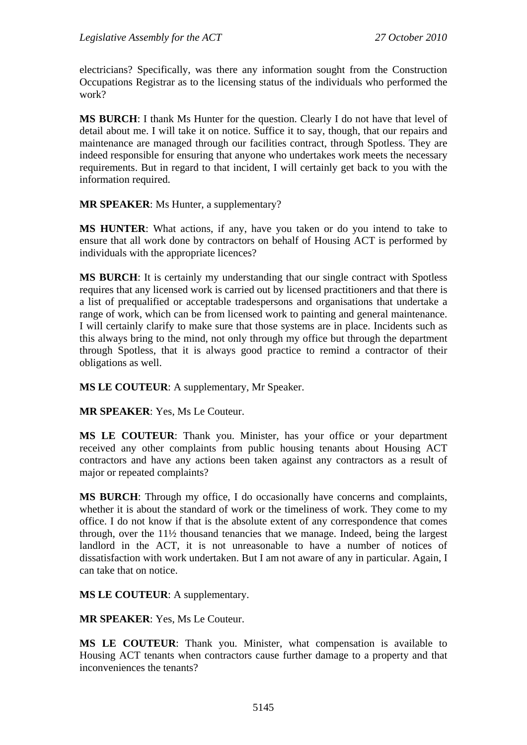electricians? Specifically, was there any information sought from the Construction Occupations Registrar as to the licensing status of the individuals who performed the work?

**MS BURCH**: I thank Ms Hunter for the question. Clearly I do not have that level of detail about me. I will take it on notice. Suffice it to say, though, that our repairs and maintenance are managed through our facilities contract, through Spotless. They are indeed responsible for ensuring that anyone who undertakes work meets the necessary requirements. But in regard to that incident, I will certainly get back to you with the information required.

**MR SPEAKER**: Ms Hunter, a supplementary?

**MS HUNTER**: What actions, if any, have you taken or do you intend to take to ensure that all work done by contractors on behalf of Housing ACT is performed by individuals with the appropriate licences?

**MS BURCH**: It is certainly my understanding that our single contract with Spotless requires that any licensed work is carried out by licensed practitioners and that there is a list of prequalified or acceptable tradespersons and organisations that undertake a range of work, which can be from licensed work to painting and general maintenance. I will certainly clarify to make sure that those systems are in place. Incidents such as this always bring to the mind, not only through my office but through the department through Spotless, that it is always good practice to remind a contractor of their obligations as well.

**MS LE COUTEUR**: A supplementary, Mr Speaker.

**MR SPEAKER**: Yes, Ms Le Couteur.

**MS LE COUTEUR**: Thank you. Minister, has your office or your department received any other complaints from public housing tenants about Housing ACT contractors and have any actions been taken against any contractors as a result of major or repeated complaints?

**MS BURCH**: Through my office, I do occasionally have concerns and complaints, whether it is about the standard of work or the timeliness of work. They come to my office. I do not know if that is the absolute extent of any correspondence that comes through, over the 11½ thousand tenancies that we manage. Indeed, being the largest landlord in the ACT, it is not unreasonable to have a number of notices of dissatisfaction with work undertaken. But I am not aware of any in particular. Again, I can take that on notice.

**MS LE COUTEUR**: A supplementary.

**MR SPEAKER**: Yes, Ms Le Couteur.

**MS LE COUTEUR**: Thank you. Minister, what compensation is available to Housing ACT tenants when contractors cause further damage to a property and that inconveniences the tenants?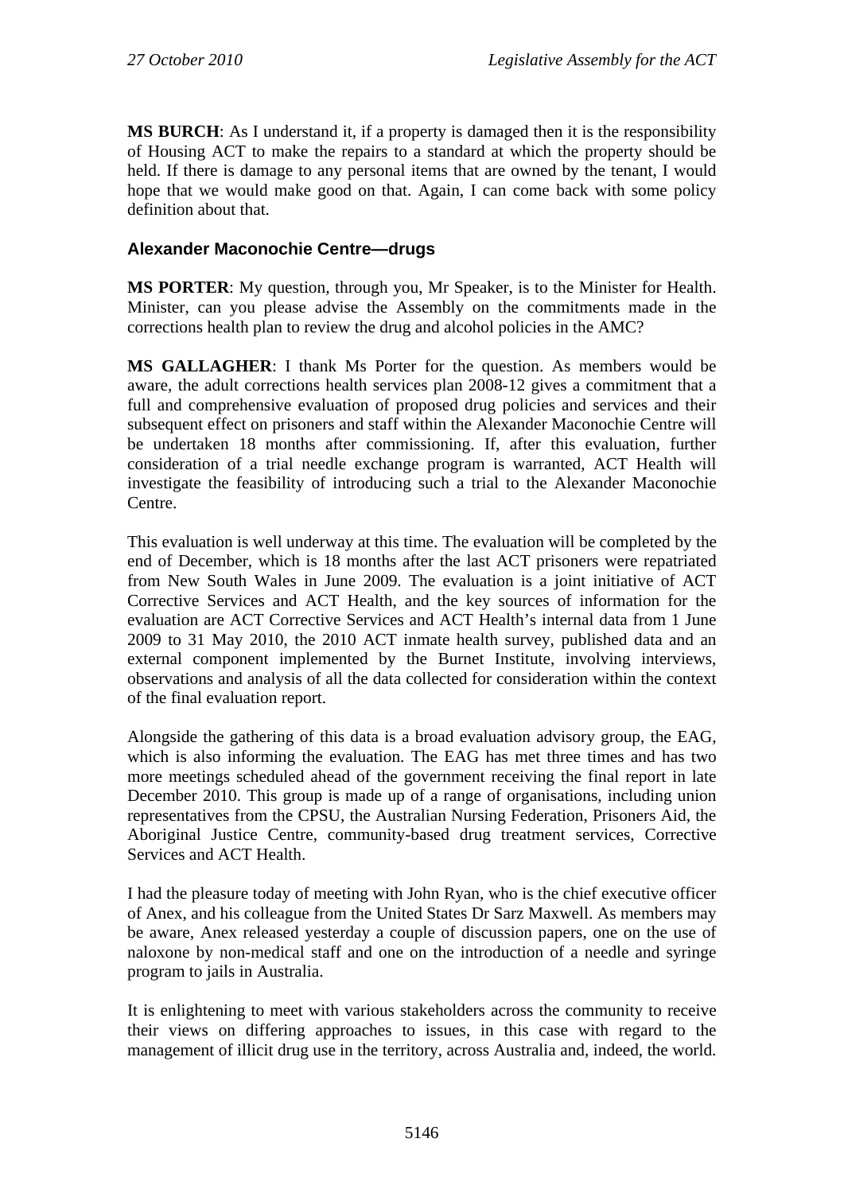**MS BURCH**: As I understand it, if a property is damaged then it is the responsibility of Housing ACT to make the repairs to a standard at which the property should be held. If there is damage to any personal items that are owned by the tenant, I would hope that we would make good on that. Again, I can come back with some policy definition about that.

### Alexander Maconochie Centre—drugs

**MS PORTER**: My question, through you, Mr Speaker, is to the Minister for Health. Minister, can you please advise the Assembly on the commitments made in the corrections health plan to review the drug and alcohol policies in the AMC?

**MS GALLAGHER**: I thank Ms Porter for the question. As members would be aware, the adult corrections health services plan 2008-12 gives a commitment that a full and comprehensive evaluation of proposed drug policies and services and their subsequent effect on prisoners and staff within the Alexander Maconochie Centre will be undertaken 18 months after commissioning. If, after this evaluation, further consideration of a trial needle exchange program is warranted, ACT Health will investigate the feasibility of introducing such a trial to the Alexander Maconochie Centre.

This evaluation is well underway at this time. The evaluation will be completed by the end of December, which is 18 months after the last ACT prisoners were repatriated from New South Wales in June 2009. The evaluation is a joint initiative of ACT Corrective Services and ACT Health, and the key sources of information for the evaluation are ACT Corrective Services and ACT Health's internal data from 1 June 2009 to 31 May 2010, the 2010 ACT inmate health survey, published data and an external component implemented by the Burnet Institute, involving interviews, observations and analysis of all the data collected for consideration within the context of the final evaluation report.

Alongside the gathering of this data is a broad evaluation advisory group, the EAG, which is also informing the evaluation. The EAG has met three times and has two more meetings scheduled ahead of the government receiving the final report in late December 2010. This group is made up of a range of organisations, including union representatives from the CPSU, the Australian Nursing Federation, Prisoners Aid, the Aboriginal Justice Centre, community-based drug treatment services, Corrective Services and ACT Health.

I had the pleasure today of meeting with John Ryan, who is the chief executive officer of Anex, and his colleague from the United States Dr Sarz Maxwell. As members may be aware, Anex released yesterday a couple of discussion papers, one on the use of naloxone by non-medical staff and one on the introduction of a needle and syringe program to jails in Australia.

It is enlightening to meet with various stakeholders across the community to receive their views on differing approaches to issues, in this case with regard to the management of illicit drug use in the territory, across Australia and, indeed, the world.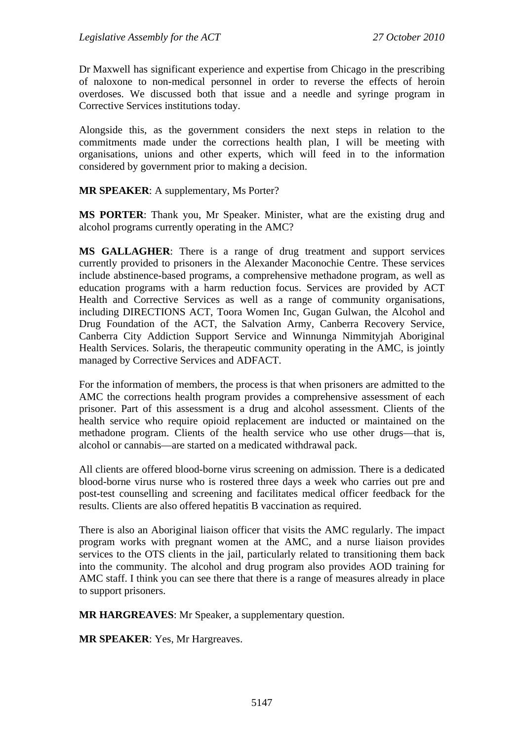Dr Maxwell has significant experience and expertise from Chicago in the prescribing of naloxone to non-medical personnel in order to reverse the effects of heroin overdoses. We discussed both that issue and a needle and syringe program in Corrective Services institutions today.

Alongside this, as the government considers the next steps in relation to the commitments made under the corrections health plan, I will be meeting with organisations, unions and other experts, which will feed in to the information considered by government prior to making a decision.

**MR SPEAKER**: A supplementary, Ms Porter?

**MS PORTER**: Thank you, Mr Speaker. Minister, what are the existing drug and alcohol programs currently operating in the AMC?

**MS GALLAGHER**: There is a range of drug treatment and support services currently provided to prisoners in the Alexander Maconochie Centre. These services include abstinence-based programs, a comprehensive methadone program, as well as education programs with a harm reduction focus. Services are provided by ACT Health and Corrective Services as well as a range of community organisations, including DIRECTIONS ACT, Toora Women Inc, Gugan Gulwan, the Alcohol and Drug Foundation of the ACT, the Salvation Army, Canberra Recovery Service, Canberra City Addiction Support Service and Winnunga Nimmityjah Aboriginal Health Services. Solaris, the therapeutic community operating in the AMC, is jointly managed by Corrective Services and ADFACT.

For the information of members, the process is that when prisoners are admitted to the AMC the corrections health program provides a comprehensive assessment of each prisoner. Part of this assessment is a drug and alcohol assessment. Clients of the health service who require opioid replacement are inducted or maintained on the methadone program. Clients of the health service who use other drugs—that is, alcohol or cannabis—are started on a medicated withdrawal pack.

All clients are offered blood-borne virus screening on admission. There is a dedicated blood-borne virus nurse who is rostered three days a week who carries out pre and post-test counselling and screening and facilitates medical officer feedback for the results. Clients are also offered hepatitis B vaccination as required.

There is also an Aboriginal liaison officer that visits the AMC regularly. The impact program works with pregnant women at the AMC, and a nurse liaison provides services to the OTS clients in the jail, particularly related to transitioning them back into the community. The alcohol and drug program also provides AOD training for AMC staff. I think you can see there that there is a range of measures already in place to support prisoners.

**MR HARGREAVES**: Mr Speaker, a supplementary question.

**MR SPEAKER**: Yes, Mr Hargreaves.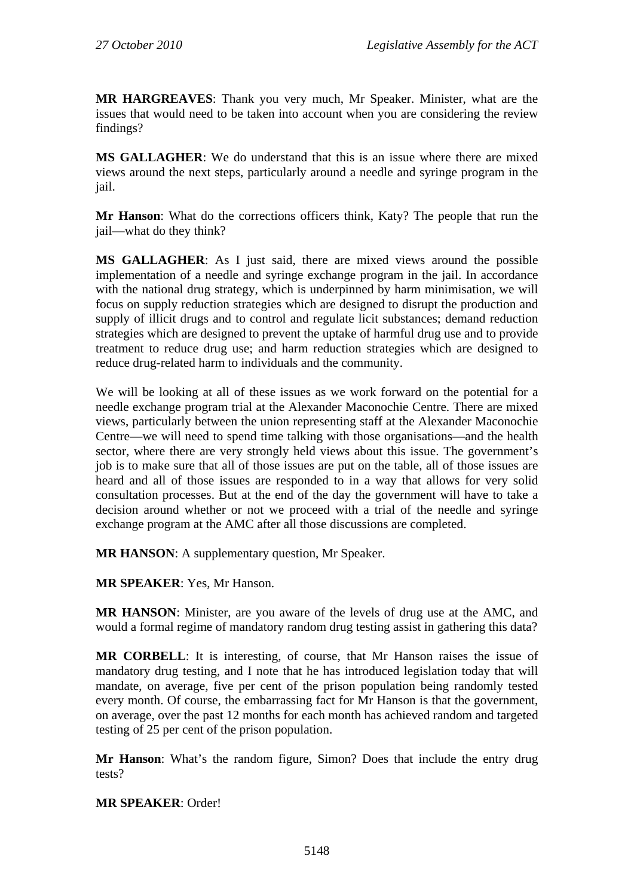**MR HARGREAVES**: Thank you very much, Mr Speaker. Minister, what are the issues that would need to be taken into account when you are considering the review findings?

**MS GALLAGHER**: We do understand that this is an issue where there are mixed views around the next steps, particularly around a needle and syringe program in the jail.

**Mr Hanson**: What do the corrections officers think, Katy? The people that run the jail—what do they think?

**MS GALLAGHER**: As I just said, there are mixed views around the possible implementation of a needle and syringe exchange program in the jail. In accordance with the national drug strategy, which is underpinned by harm minimisation, we will focus on supply reduction strategies which are designed to disrupt the production and supply of illicit drugs and to control and regulate licit substances; demand reduction strategies which are designed to prevent the uptake of harmful drug use and to provide treatment to reduce drug use; and harm reduction strategies which are designed to reduce drug-related harm to individuals and the community.

We will be looking at all of these issues as we work forward on the potential for a needle exchange program trial at the Alexander Maconochie Centre. There are mixed views, particularly between the union representing staff at the Alexander Maconochie Centre—we will need to spend time talking with those organisations—and the health sector, where there are very strongly held views about this issue. The government's job is to make sure that all of those issues are put on the table, all of those issues are heard and all of those issues are responded to in a way that allows for very solid consultation processes. But at the end of the day the government will have to take a decision around whether or not we proceed with a trial of the needle and syringe exchange program at the AMC after all those discussions are completed.

**MR HANSON**: A supplementary question, Mr Speaker.

**MR SPEAKER**: Yes, Mr Hanson.

**MR HANSON**: Minister, are you aware of the levels of drug use at the AMC, and would a formal regime of mandatory random drug testing assist in gathering this data?

**MR CORBELL**: It is interesting, of course, that Mr Hanson raises the issue of mandatory drug testing, and I note that he has introduced legislation today that will mandate, on average, five per cent of the prison population being randomly tested every month. Of course, the embarrassing fact for Mr Hanson is that the government, on average, over the past 12 months for each month has achieved random and targeted testing of 25 per cent of the prison population.

**Mr Hanson**: What's the random figure, Simon? Does that include the entry drug tests?

**MR SPEAKER**: Order!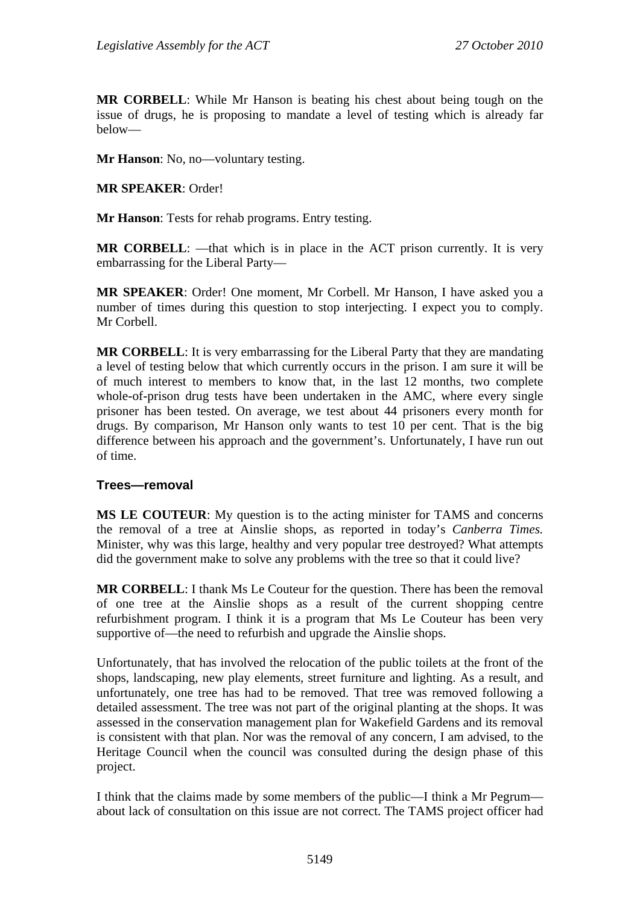**MR CORBELL**: While Mr Hanson is beating his chest about being tough on the issue of drugs, he is proposing to mandate a level of testing which is already far below—

**Mr Hanson**: No, no—voluntary testing.

**MR SPEAKER**: Order!

**Mr Hanson**: Tests for rehab programs. Entry testing.

**MR CORBELL**: —that which is in place in the ACT prison currently. It is very embarrassing for the Liberal Party—

**MR SPEAKER**: Order! One moment, Mr Corbell. Mr Hanson, I have asked you a number of times during this question to stop interjecting. I expect you to comply. Mr Corbell.

**MR CORBELL**: It is very embarrassing for the Liberal Party that they are mandating a level of testing below that which currently occurs in the prison. I am sure it will be of much interest to members to know that, in the last 12 months, two complete whole-of-prison drug tests have been undertaken in the AMC, where every single prisoner has been tested. On average, we test about 44 prisoners every month for drugs. By comparison, Mr Hanson only wants to test 10 per cent. That is the big difference between his approach and the government's. Unfortunately, I have run out of time.

### Trees—removal

**MS LE COUTEUR**: My question is to the acting minister for TAMS and concerns the removal of a tree at Ainslie shops, as reported in today's *Canberra Times.* Minister, why was this large, healthy and very popular tree destroyed? What attempts did the government make to solve any problems with the tree so that it could live?

**MR CORBELL**: I thank Ms Le Couteur for the question. There has been the removal of one tree at the Ainslie shops as a result of the current shopping centre refurbishment program. I think it is a program that Ms Le Couteur has been very supportive of—the need to refurbish and upgrade the Ainslie shops.

Unfortunately, that has involved the relocation of the public toilets at the front of the shops, landscaping, new play elements, street furniture and lighting. As a result, and unfortunately, one tree has had to be removed. That tree was removed following a detailed assessment. The tree was not part of the original planting at the shops. It was assessed in the conservation management plan for Wakefield Gardens and its removal is consistent with that plan. Nor was the removal of any concern, I am advised, to the Heritage Council when the council was consulted during the design phase of this project.

I think that the claims made by some members of the public—I think a Mr Pegrum—about lack of consultation on this issue are not correct. The TAMS project officer had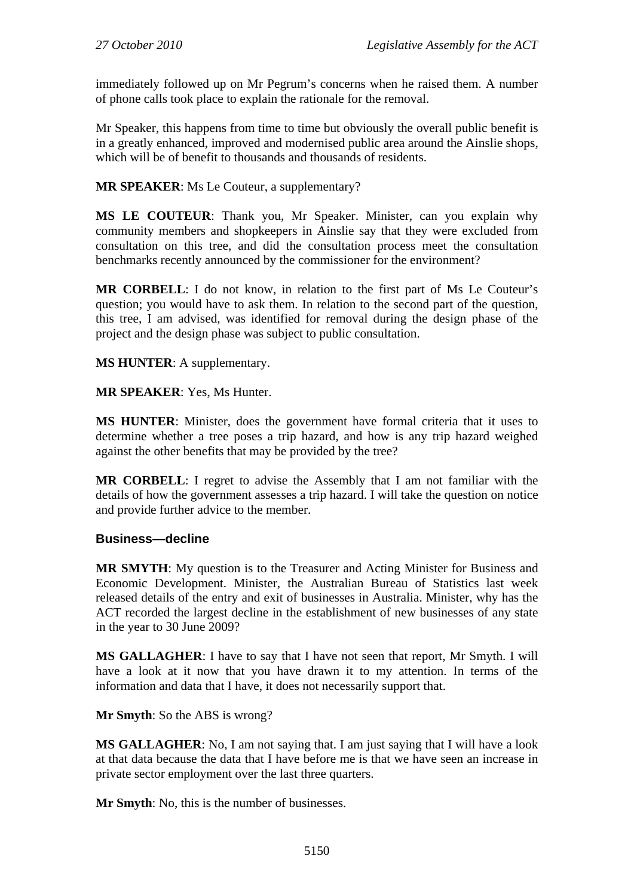immediately followed up on Mr Pegrum's concerns when he raised them. A number of phone calls took place to explain the rationale for the removal.

Mr Speaker, this happens from time to time but obviously the overall public benefit is in a greatly enhanced, improved and modernised public area around the Ainslie shops, which will be of benefit to thousands and thousands of residents.

**MR SPEAKER**: Ms Le Couteur, a supplementary?

**MS LE COUTEUR**: Thank you, Mr Speaker. Minister, can you explain why community members and shopkeepers in Ainslie say that they were excluded from consultation on this tree, and did the consultation process meet the consultation benchmarks recently announced by the commissioner for the environment?

**MR CORBELL**: I do not know, in relation to the first part of Ms Le Couteur's question; you would have to ask them. In relation to the second part of the question, this tree, I am advised, was identified for removal during the design phase of the project and the design phase was subject to public consultation.

**MS HUNTER**: A supplementary.

**MR SPEAKER**: Yes, Ms Hunter.

**MS HUNTER**: Minister, does the government have formal criteria that it uses to determine whether a tree poses a trip hazard, and how is any trip hazard weighed against the other benefits that may be provided by the tree?

**MR CORBELL**: I regret to advise the Assembly that I am not familiar with the details of how the government assesses a trip hazard. I will take the question on notice and provide further advice to the member.

### Business—decline

**MR SMYTH**: My question is to the Treasurer and Acting Minister for Business and Economic Development. Minister, the Australian Bureau of Statistics last week released details of the entry and exit of businesses in Australia. Minister, why has the ACT recorded the largest decline in the establishment of new businesses of any state in the year to 30 June 2009?

**MS GALLAGHER**: I have to say that I have not seen that report, Mr Smyth. I will have a look at it now that you have drawn it to my attention. In terms of the information and data that I have, it does not necessarily support that.

**Mr Smyth**: So the ABS is wrong?

**MS GALLAGHER**: No, I am not saying that. I am just saying that I will have a look at that data because the data that I have before me is that we have seen an increase in private sector employment over the last three quarters.

**Mr Smyth**: No, this is the number of businesses.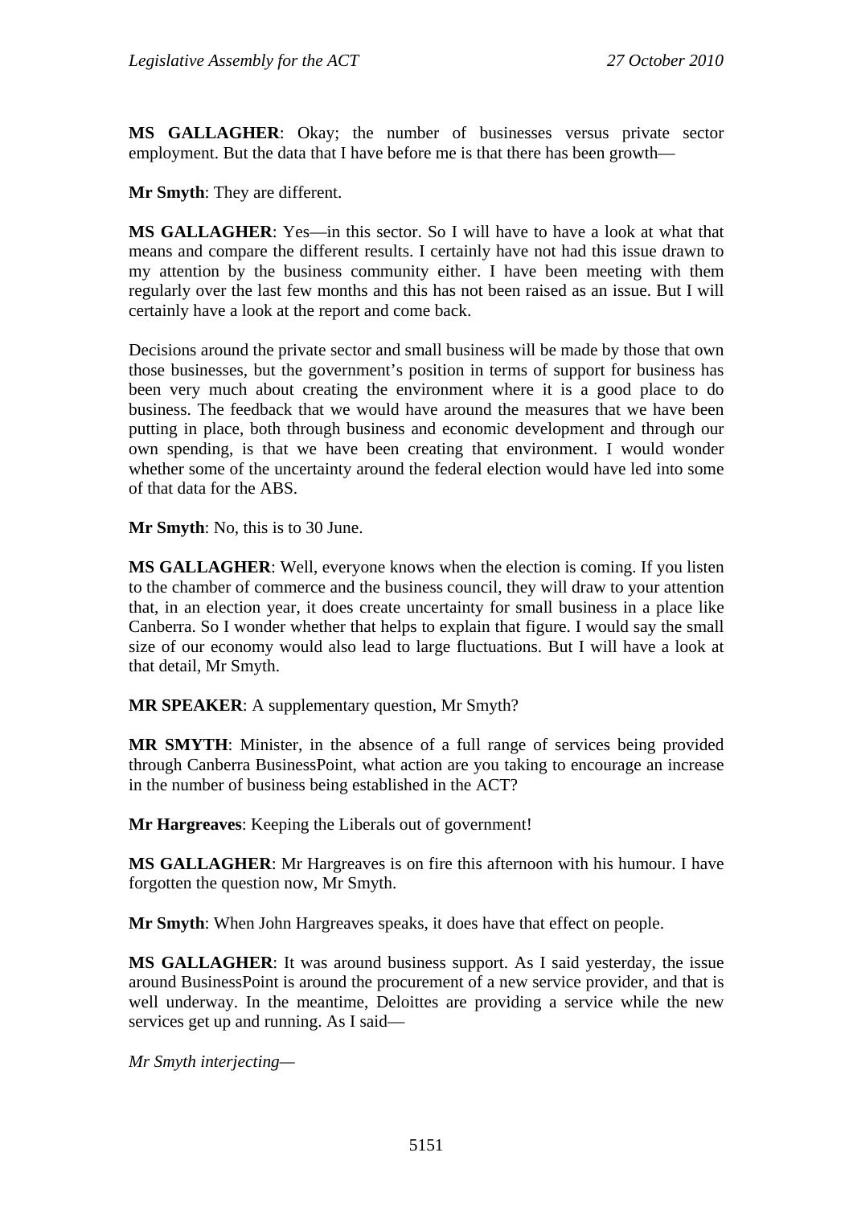**MS GALLAGHER**: Okay; the number of businesses versus private sector employment. But the data that I have before me is that there has been growth—

**Mr Smyth**: They are different.

**MS GALLAGHER**: Yes—in this sector. So I will have to have a look at what that means and compare the different results. I certainly have not had this issue drawn to my attention by the business community either. I have been meeting with them regularly over the last few months and this has not been raised as an issue. But I will certainly have a look at the report and come back.

Decisions around the private sector and small business will be made by those that own those businesses, but the government's position in terms of support for business has been very much about creating the environment where it is a good place to do business. The feedback that we would have around the measures that we have been putting in place, both through business and economic development and through our own spending, is that we have been creating that environment. I would wonder whether some of the uncertainty around the federal election would have led into some of that data for the ABS.

**Mr Smyth**: No, this is to 30 June.

**MS GALLAGHER**: Well, everyone knows when the election is coming. If you listen to the chamber of commerce and the business council, they will draw to your attention that, in an election year, it does create uncertainty for small business in a place like Canberra. So I wonder whether that helps to explain that figure. I would say the small size of our economy would also lead to large fluctuations. But I will have a look at that detail, Mr Smyth.

**MR SPEAKER**: A supplementary question, Mr Smyth?

**MR SMYTH**: Minister, in the absence of a full range of services being provided through Canberra BusinessPoint, what action are you taking to encourage an increase in the number of business being established in the ACT?

**Mr Hargreaves**: Keeping the Liberals out of government!

**MS GALLAGHER**: Mr Hargreaves is on fire this afternoon with his humour. I have forgotten the question now, Mr Smyth.

**Mr Smyth**: When John Hargreaves speaks, it does have that effect on people.

**MS GALLAGHER**: It was around business support. As I said yesterday, the issue around BusinessPoint is around the procurement of a new service provider, and that is well underway. In the meantime, Deloittes are providing a service while the new services get up and running. As I said—

*Mr Smyth interjecting*—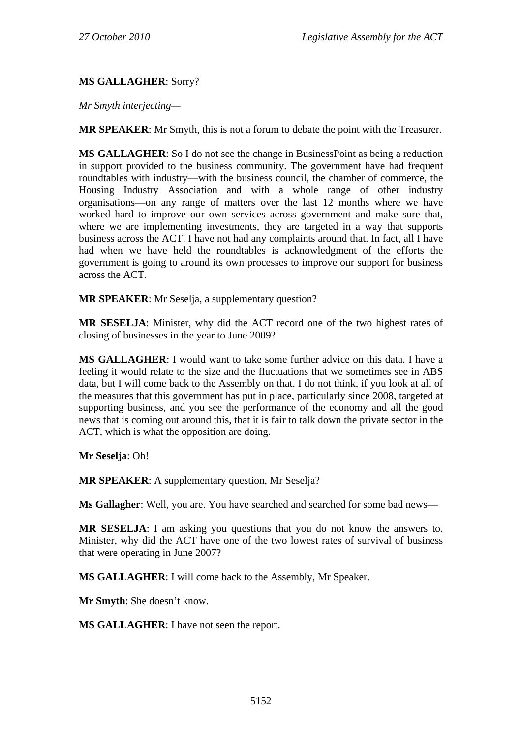**MS GALLAGHER**: Sorry?

*Mr Smyth interjecting—*

**MR SPEAKER**: Mr Smyth, this is not a forum to debate the point with the Treasurer.

**MS GALLAGHER**: So I do not see the change in BusinessPoint as being a reduction in support provided to the business community. The government have had frequent roundtables with industry—with the business council, the chamber of commerce, the Housing Industry Association and with a whole range of other industry organisations—on any range of matters over the last 12 months where we have worked hard to improve our own services across government and make sure that, where we are implementing investments, they are targeted in a way that supports business across the ACT. I have not had any complaints around that. In fact, all I have had when we have held the roundtables is acknowledgment of the efforts the government is going to around its own processes to improve our support for business across the ACT.

**MR SPEAKER**: Mr Seselja, a supplementary question?

**MR SESELJA**: Minister, why did the ACT record one of the two highest rates of closing of businesses in the year to June 2009?

**MS GALLAGHER**: I would want to take some further advice on this data. I have a feeling it would relate to the size and the fluctuations that we sometimes see in ABS data, but I will come back to the Assembly on that. I do not think, if you look at all of the measures that this government has put in place, particularly since 2008, targeted at supporting business, and you see the performance of the economy and all the good news that is coming out around this, that it is fair to talk down the private sector in the ACT, which is what the opposition are doing.

**Mr Seselja**: Oh!

**MR SPEAKER**: A supplementary question, Mr Seselja?

**Ms Gallagher**: Well, you are. You have searched and searched for some bad news—

**MR SESELJA**: I am asking you questions that you do not know the answers to. Minister, why did the ACT have one of the two lowest rates of survival of business that were operating in June 2007?

**MS GALLAGHER**: I will come back to the Assembly, Mr Speaker.

**Mr Smyth**: She doesn't know.

**MS GALLAGHER**: I have not seen the report.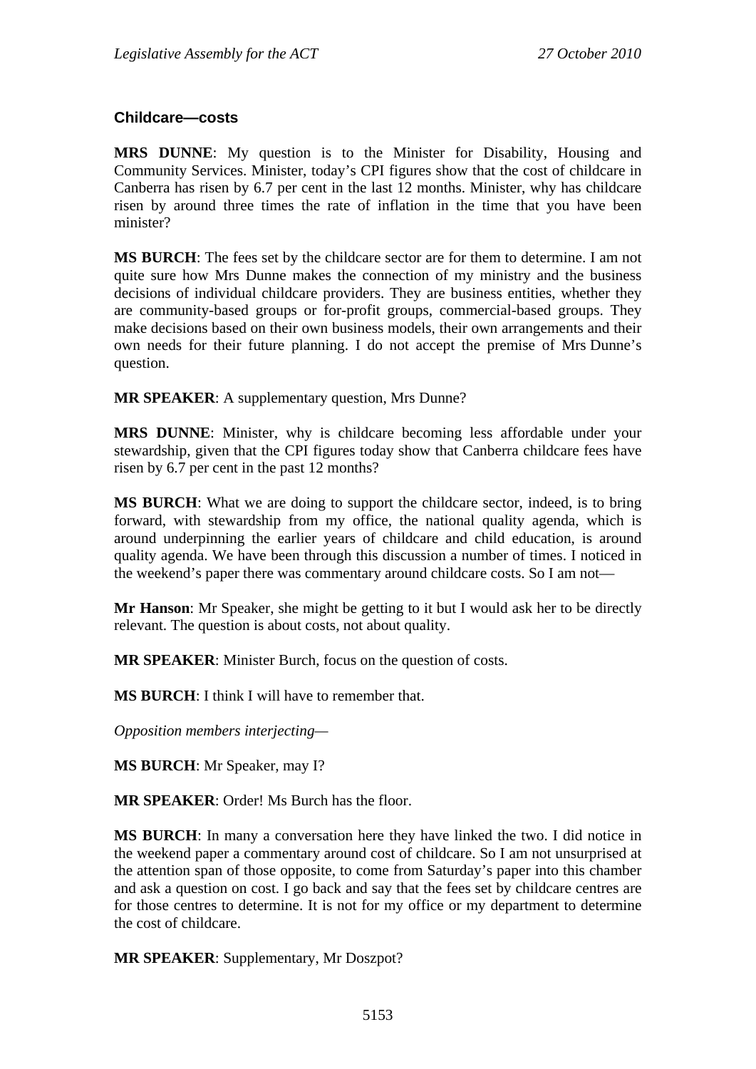### Childcare—costs

**MRS DUNNE**: My question is to the Minister for Disability, Housing and Community Services. Minister, today's CPI figures show that the cost of childcare in Canberra has risen by 6.7 per cent in the last 12 months. Minister, why has childcare risen by around three times the rate of inflation in the time that you have been minister?

**MS BURCH**: The fees set by the childcare sector are for them to determine. I am not quite sure how Mrs Dunne makes the connection of my ministry and the business decisions of individual childcare providers. They are business entities, whether they are community-based groups or for-profit groups, commercial-based groups. They make decisions based on their own business models, their own arrangements and their own needs for their future planning. I do not accept the premise of Mrs Dunne's question.

**MR SPEAKER**: A supplementary question, Mrs Dunne?

**MRS DUNNE**: Minister, why is childcare becoming less affordable under your stewardship, given that the CPI figures today show that Canberra childcare fees have risen by 6.7 per cent in the past 12 months?

**MS BURCH**: What we are doing to support the childcare sector, indeed, is to bring forward, with stewardship from my office, the national quality agenda, which is around underpinning the earlier years of childcare and child education, is around quality agenda. We have been through this discussion a number of times. I noticed in the weekend's paper there was commentary around childcare costs. So I am not—

**Mr Hanson**: Mr Speaker, she might be getting to it but I would ask her to be directly relevant. The question is about costs, not about quality.

**MR SPEAKER**: Minister Burch, focus on the question of costs.

**MS BURCH**: I think I will have to remember that.

*Opposition members interjecting*—

**MS BURCH**: Mr Speaker, may I?

**MR SPEAKER**: Order! Ms Burch has the floor.

**MS BURCH**: In many a conversation here they have linked the two. I did notice in the weekend paper a commentary around cost of childcare. So I am not unsurprised at the attention span of those opposite, to come from Saturday's paper into this chamber and ask a question on cost. I go back and say that the fees set by childcare centres are for those centres to determine. It is not for my office or my department to determine the cost of childcare.

**MR SPEAKER**: Supplementary, Mr Doszpot?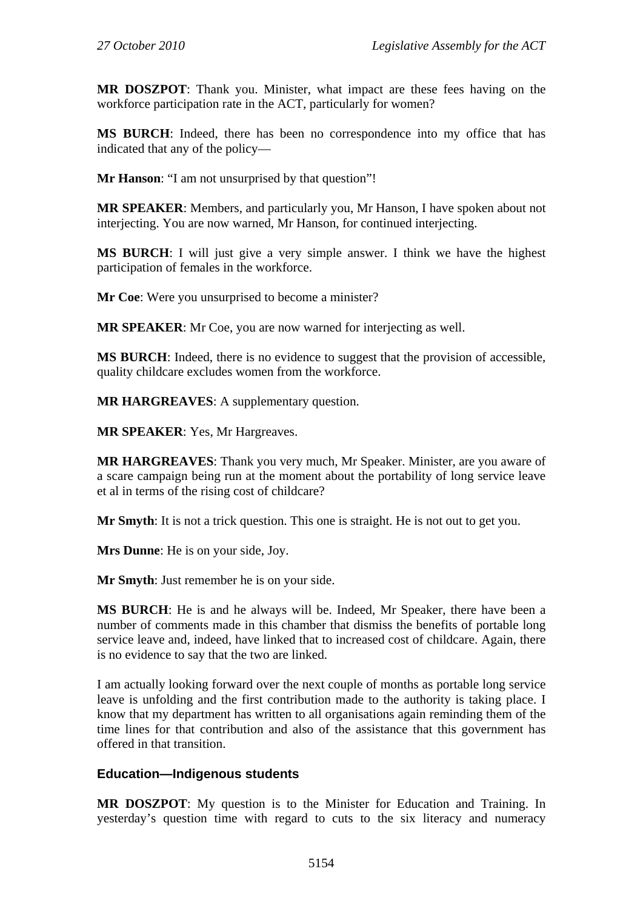**MR DOSZPOT**: Thank you. Minister, what impact are these fees having on the workforce participation rate in the ACT, particularly for women?

**MS BURCH**: Indeed, there has been no correspondence into my office that has indicated that any of the policy—

**Mr Hanson**: "I am not unsurprised by that question"!

**MR SPEAKER**: Members, and particularly you, Mr Hanson, I have spoken about not interjecting. You are now warned, Mr Hanson, for continued interjecting.

**MS BURCH**: I will just give a very simple answer. I think we have the highest participation of females in the workforce.

**Mr Coe**: Were you unsurprised to become a minister?

**MR SPEAKER**: Mr Coe, you are now warned for interjecting as well.

**MS BURCH**: Indeed, there is no evidence to suggest that the provision of accessible, quality childcare excludes women from the workforce.

**MR HARGREAVES**: A supplementary question.

**MR SPEAKER**: Yes, Mr Hargreaves.

**MR HARGREAVES**: Thank you very much, Mr Speaker. Minister, are you aware of a scare campaign being run at the moment about the portability of long service leave et al in terms of the rising cost of childcare?

**Mr Smyth**: It is not a trick question. This one is straight. He is not out to get you.

**Mrs Dunne**: He is on your side, Joy.

**Mr Smyth**: Just remember he is on your side.

**MS BURCH**: He is and he always will be. Indeed, Mr Speaker, there have been a number of comments made in this chamber that dismiss the benefits of portable long service leave and, indeed, have linked that to increased cost of childcare. Again, there is no evidence to say that the two are linked.

I am actually looking forward over the next couple of months as portable long service leave is unfolding and the first contribution made to the authority is taking place. I know that my department has written to all organisations again reminding them of the time lines for that contribution and also of the assistance that this government has offered in that transition.

## Education—Indigenous students

**MR DOSZPOT**: My question is to the Minister for Education and Training. In yesterday's question time with regard to cuts to the six literacy and numeracy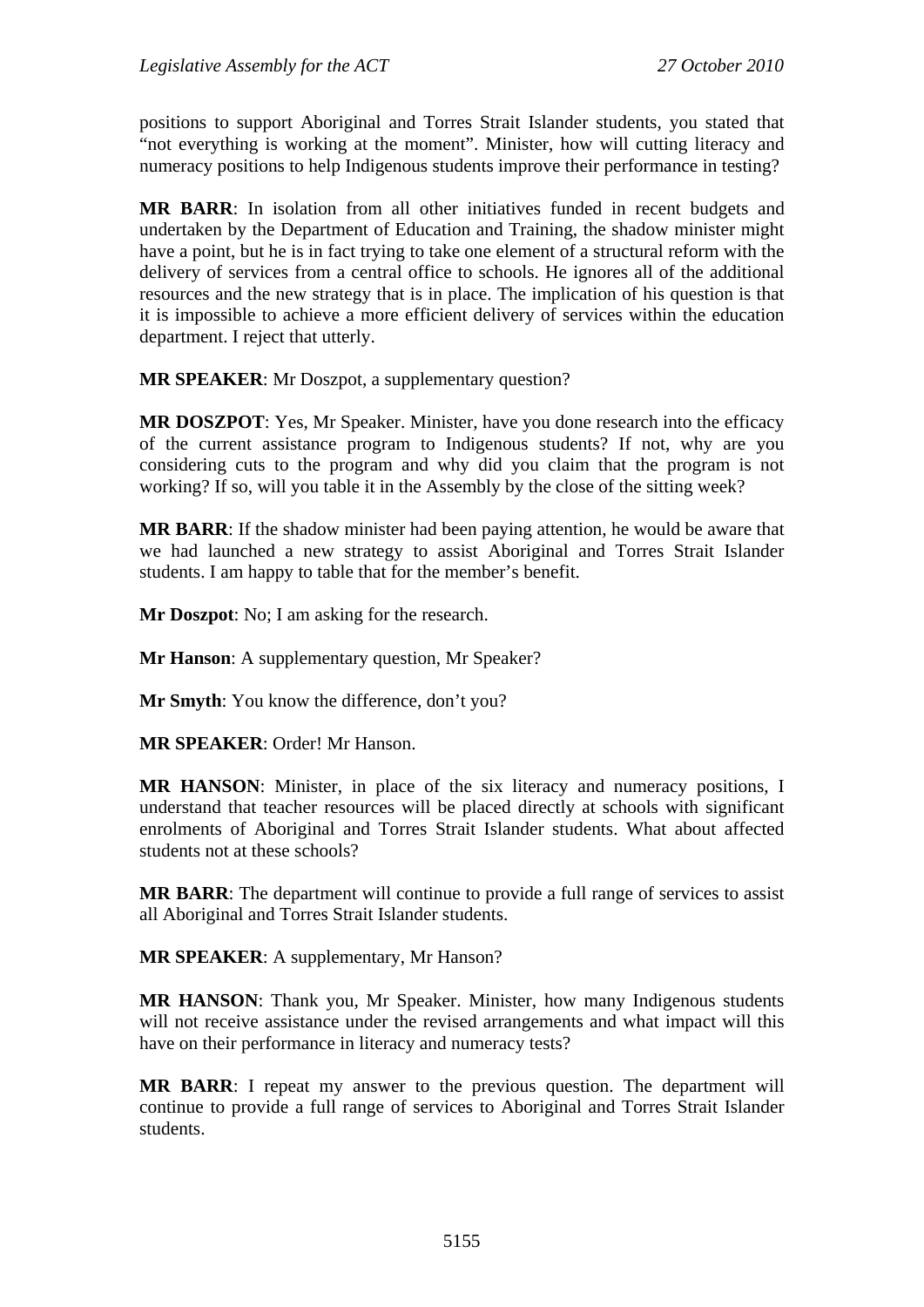positions to support Aboriginal and Torres Strait Islander students, you stated that "not everything is working at the moment". Minister, how will cutting literacy and numeracy positions to help Indigenous students improve their performance in testing?

**MR BARR**: In isolation from all other initiatives funded in recent budgets and undertaken by the Department of Education and Training, the shadow minister might have a point, but he is in fact trying to take one element of a structural reform with the delivery of services from a central office to schools. He ignores all of the additional resources and the new strategy that is in place. The implication of his question is that it is impossible to achieve a more efficient delivery of services within the education department. I reject that utterly.

**MR SPEAKER**: Mr Doszpot, a supplementary question?

**MR DOSZPOT**: Yes, Mr Speaker. Minister, have you done research into the efficacy of the current assistance program to Indigenous students? If not, why are you considering cuts to the program and why did you claim that the program is not working? If so, will you table it in the Assembly by the close of the sitting week?

**MR BARR**: If the shadow minister had been paying attention, he would be aware that we had launched a new strategy to assist Aboriginal and Torres Strait Islander students. I am happy to table that for the member's benefit.

**Mr Doszpot**: No; I am asking for the research.

**Mr Hanson**: A supplementary question, Mr Speaker?

**Mr Smyth**: You know the difference, don't you?

**MR SPEAKER**: Order! Mr Hanson.

**MR HANSON**: Minister, in place of the six literacy and numeracy positions, I understand that teacher resources will be placed directly at schools with significant enrolments of Aboriginal and Torres Strait Islander students. What about affected students not at these schools?

**MR BARR**: The department will continue to provide a full range of services to assist all Aboriginal and Torres Strait Islander students.

**MR SPEAKER**: A supplementary, Mr Hanson?

**MR HANSON**: Thank you, Mr Speaker. Minister, how many Indigenous students will not receive assistance under the revised arrangements and what impact will this have on their performance in literacy and numeracy tests?

**MR BARR**: I repeat my answer to the previous question. The department will continue to provide a full range of services to Aboriginal and Torres Strait Islander students.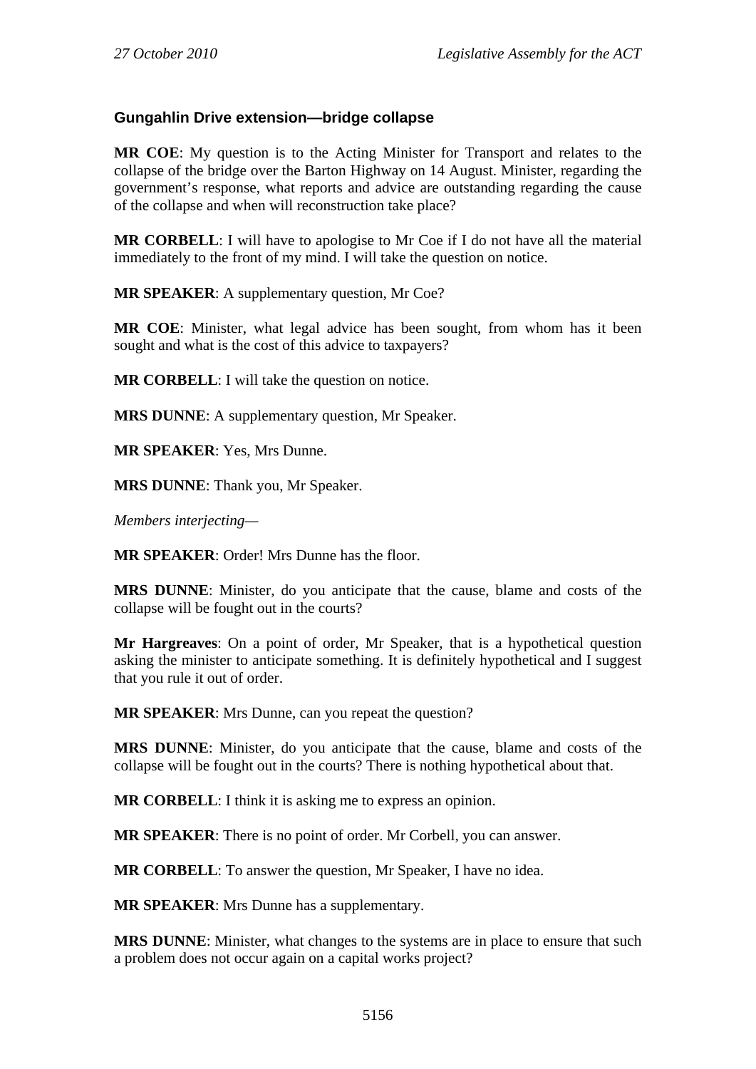### Gungahlin Drive extension—bridge collapse

**MR COE**: My question is to the Acting Minister for Transport and relates to the collapse of the bridge over the Barton Highway on 14 August. Minister, regarding the government's response, what reports and advice are outstanding regarding the cause of the collapse and when will reconstruction take place?

**MR CORBELL**: I will have to apologise to Mr Coe if I do not have all the material immediately to the front of my mind. I will take the question on notice.

**MR SPEAKER**: A supplementary question, Mr Coe?

**MR COE**: Minister, what legal advice has been sought, from whom has it been sought and what is the cost of this advice to taxpayers?

**MR CORBELL**: I will take the question on notice.

**MRS DUNNE**: A supplementary question, Mr Speaker.

**MR SPEAKER**: Yes, Mrs Dunne.

**MRS DUNNE**: Thank you, Mr Speaker.

*Members interjecting—*

**MR SPEAKER**: Order! Mrs Dunne has the floor.

**MRS DUNNE**: Minister, do you anticipate that the cause, blame and costs of the collapse will be fought out in the courts?

**Mr Hargreaves**: On a point of order, Mr Speaker, that is a hypothetical question asking the minister to anticipate something. It is definitely hypothetical and I suggest that you rule it out of order.

**MR SPEAKER**: Mrs Dunne, can you repeat the question?

**MRS DUNNE**: Minister, do you anticipate that the cause, blame and costs of the collapse will be fought out in the courts? There is nothing hypothetical about that.

**MR CORBELL**: I think it is asking me to express an opinion.

**MR SPEAKER**: There is no point of order. Mr Corbell, you can answer.

**MR CORBELL**: To answer the question, Mr Speaker, I have no idea.

**MR SPEAKER**: Mrs Dunne has a supplementary.

**MRS DUNNE**: Minister, what changes to the systems are in place to ensure that such a problem does not occur again on a capital works project?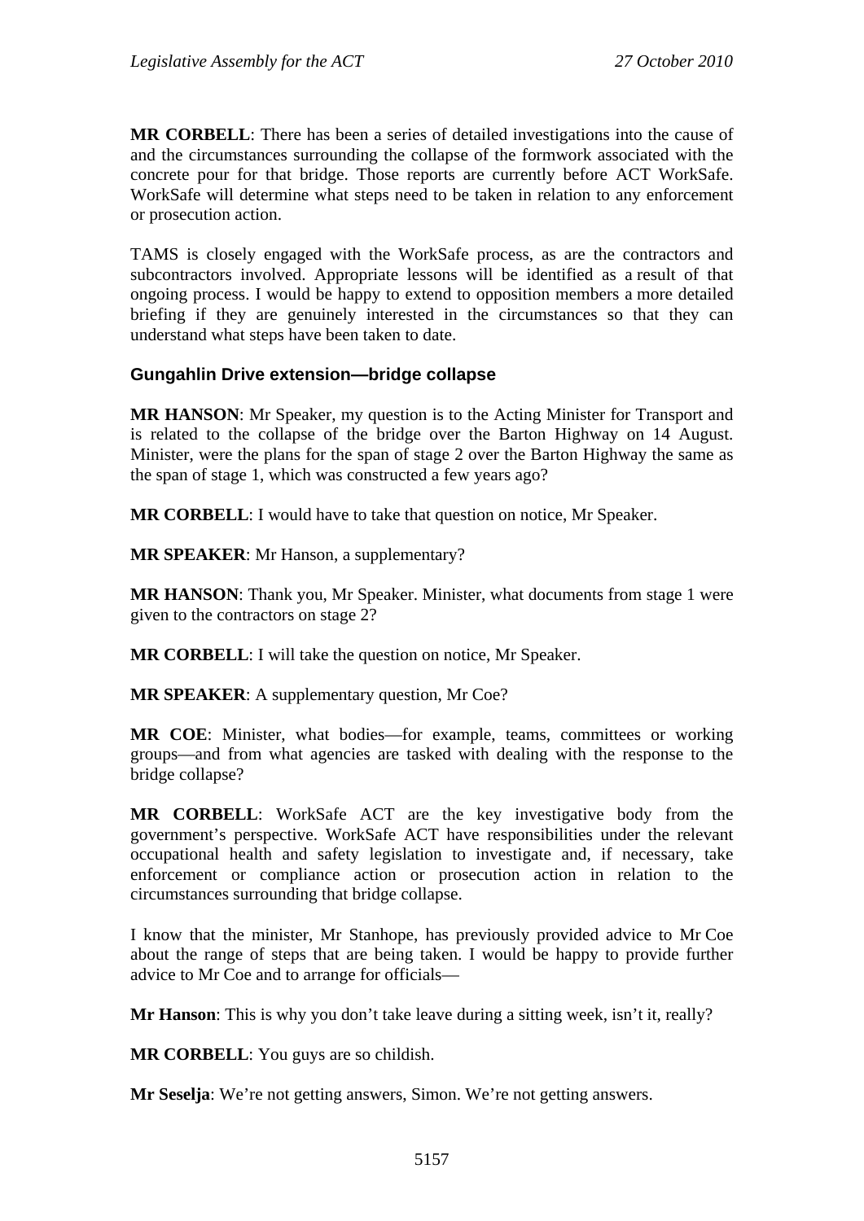**MR CORBELL**: There has been a series of detailed investigations into the cause of and the circumstances surrounding the collapse of the formwork associated with the concrete pour for that bridge. Those reports are currently before ACT WorkSafe. WorkSafe will determine what steps need to be taken in relation to any enforcement or prosecution action.

TAMS is closely engaged with the WorkSafe process, as are the contractors and subcontractors involved. Appropriate lessons will be identified as a result of that ongoing process. I would be happy to extend to opposition members a more detailed briefing if they are genuinely interested in the circumstances so that they can understand what steps have been taken to date.

### Gungahlin Drive extension—bridge collapse

**MR HANSON**: Mr Speaker, my question is to the Acting Minister for Transport and is related to the collapse of the bridge over the Barton Highway on 14 August. Minister, were the plans for the span of stage 2 over the Barton Highway the same as the span of stage 1, which was constructed a few years ago?

**MR CORBELL**: I would have to take that question on notice, Mr Speaker.

**MR SPEAKER**: Mr Hanson, a supplementary?

**MR HANSON**: Thank you, Mr Speaker. Minister, what documents from stage 1 were given to the contractors on stage 2?

**MR CORBELL**: I will take the question on notice, Mr Speaker.

**MR SPEAKER**: A supplementary question, Mr Coe?

**MR COE**: Minister, what bodies—for example, teams, committees or working groups—and from what agencies are tasked with dealing with the response to the bridge collapse?

**MR CORBELL**: WorkSafe ACT are the key investigative body from the government's perspective. WorkSafe ACT have responsibilities under the relevant occupational health and safety legislation to investigate and, if necessary, take enforcement or compliance action or prosecution action in relation to the circumstances surrounding that bridge collapse.

I know that the minister, Mr Stanhope, has previously provided advice to Mr Coe about the range of steps that are being taken. I would be happy to provide further advice to Mr Coe and to arrange for officials—

**Mr Hanson**: This is why you don't take leave during a sitting week, isn't it, really?

**MR CORBELL**: You guys are so childish.

**Mr Seselja**: We're not getting answers, Simon. We're not getting answers.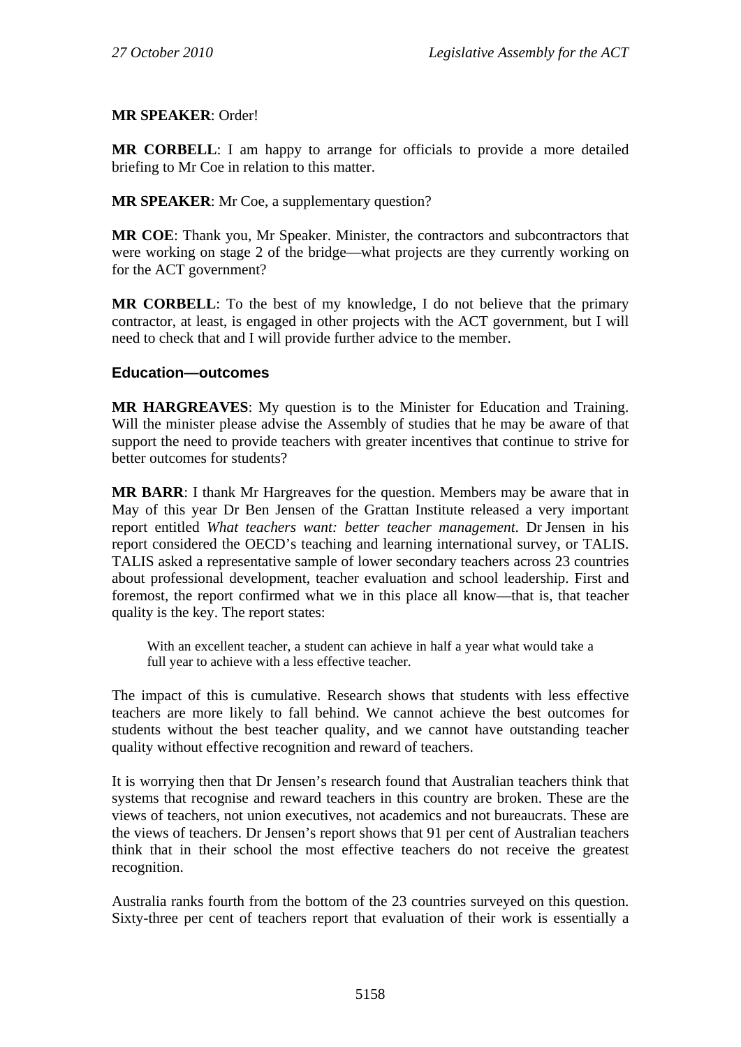**MR SPEAKER**: Order!

**MR CORBELL**: I am happy to arrange for officials to provide a more detailed briefing to Mr Coe in relation to this matter.

**MR SPEAKER**: Mr Coe, a supplementary question?

**MR COE**: Thank you, Mr Speaker. Minister, the contractors and subcontractors that were working on stage 2 of the bridge—what projects are they currently working on for the ACT government?

**MR CORBELL**: To the best of my knowledge, I do not believe that the primary contractor, at least, is engaged in other projects with the ACT government, but I will need to check that and I will provide further advice to the member.

### Education—outcomes

**MR HARGREAVES**: My question is to the Minister for Education and Training. Will the minister please advise the Assembly of studies that he may be aware of that support the need to provide teachers with greater incentives that continue to strive for better outcomes for students?

**MR BARR**: I thank Mr Hargreaves for the question. Members may be aware that in May of this year Dr Ben Jensen of the Grattan Institute released a very important report entitled *What teachers want: better teacher management*. Dr Jensen in his report considered the OECD's teaching and learning international survey, or TALIS. TALIS asked a representative sample of lower secondary teachers across 23 countries about professional development, teacher evaluation and school leadership. First and foremost, the report confirmed what we in this place all know—that is, that teacher quality is the key. The report states:

> With an excellent teacher, a student can achieve in half a year what would take a full year to achieve with a less effective teacher.

The impact of this is cumulative. Research shows that students with less effective teachers are more likely to fall behind. We cannot achieve the best outcomes for students without the best teacher quality, and we cannot have outstanding teacher quality without effective recognition and reward of teachers.

It is worrying then that Dr Jensen's research found that Australian teachers think that systems that recognise and reward teachers in this country are broken. These are the views of teachers, not union executives, not academics and not bureaucrats. These are the views of teachers. Dr Jensen's report shows that 91 per cent of Australian teachers think that in their school the most effective teachers do not receive the greatest recognition.

Australia ranks fourth from the bottom of the 23 countries surveyed on this question. Sixty-three per cent of teachers report that evaluation of their work is essentially a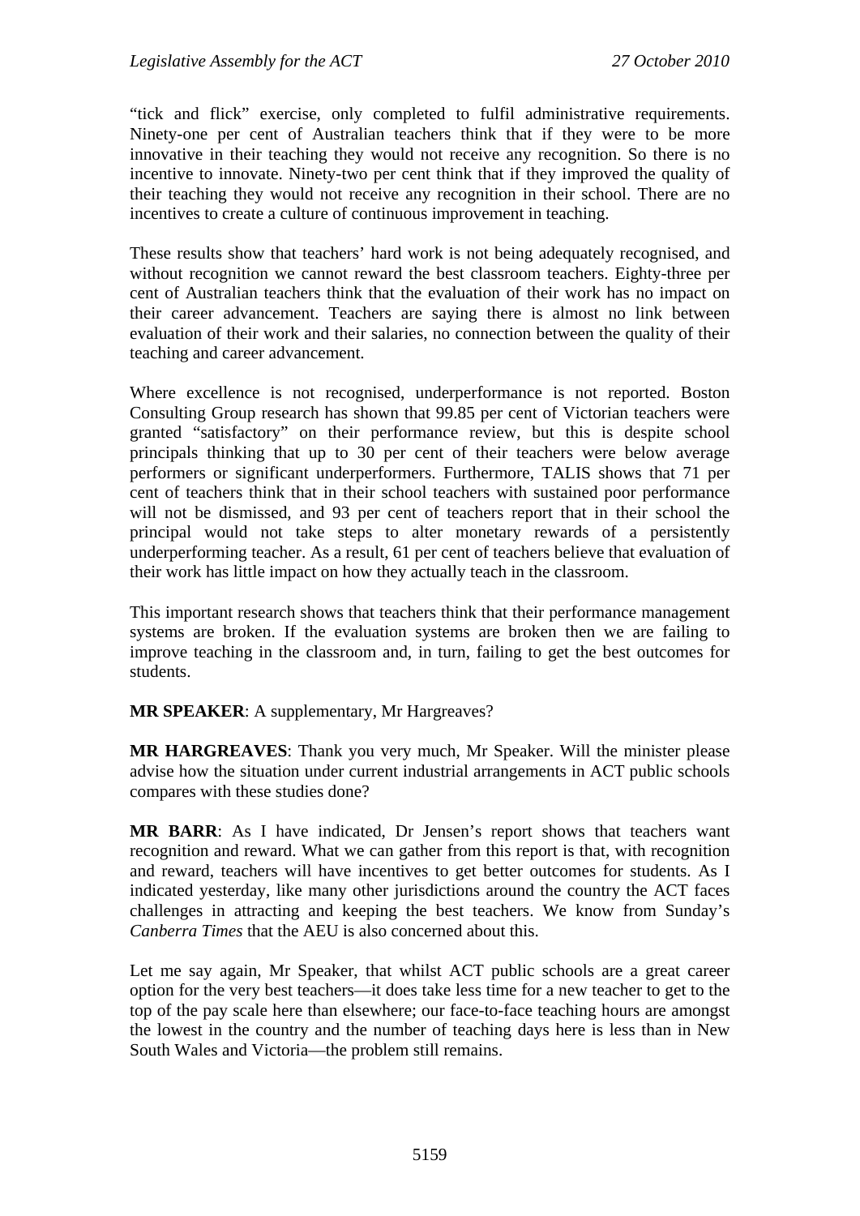"tick and flick" exercise, only completed to fulfil administrative requirements. Ninety-one per cent of Australian teachers think that if they were to be more innovative in their teaching they would not receive any recognition. So there is no incentive to innovate. Ninety-two per cent think that if they improved the quality of their teaching they would not receive any recognition in their school. There are no incentives to create a culture of continuous improvement in teaching.

These results show that teachers' hard work is not being adequately recognised, and without recognition we cannot reward the best classroom teachers. Eighty-three per cent of Australian teachers think that the evaluation of their work has no impact on their career advancement. Teachers are saying there is almost no link between evaluation of their work and their salaries, no connection between the quality of their teaching and career advancement.

Where excellence is not recognised, underperformance is not reported. Boston Consulting Group research has shown that 99.85 per cent of Victorian teachers were granted "satisfactory" on their performance review, but this is despite school principals thinking that up to 30 per cent of their teachers were below average performers or significant underperformers. Furthermore, TALIS shows that 71 per cent of teachers think that in their school teachers with sustained poor performance will not be dismissed, and 93 per cent of teachers report that in their school the principal would not take steps to alter monetary rewards of a persistently underperforming teacher. As a result, 61 per cent of teachers believe that evaluation of their work has little impact on how they actually teach in the classroom.

This important research shows that teachers think that their performance management systems are broken. If the evaluation systems are broken then we are failing to improve teaching in the classroom and, in turn, failing to get the best outcomes for students.

**MR SPEAKER**: A supplementary, Mr Hargreaves?

**MR HARGREAVES**: Thank you very much, Mr Speaker. Will the minister please advise how the situation under current industrial arrangements in ACT public schools compares with these studies done?

**MR BARR**: As I have indicated, Dr Jensen's report shows that teachers want recognition and reward. What we can gather from this report is that, with recognition and reward, teachers will have incentives to get better outcomes for students. As I indicated yesterday, like many other jurisdictions around the country the ACT faces challenges in attracting and keeping the best teachers. We know from Sunday's *Canberra Times* that the AEU is also concerned about this.

Let me say again, Mr Speaker, that whilst ACT public schools are a great career option for the very best teachers—it does take less time for a new teacher to get to the top of the pay scale here than elsewhere; our face-to-face teaching hours are amongst the lowest in the country and the number of teaching days here is less than in New South Wales and Victoria—the problem still remains.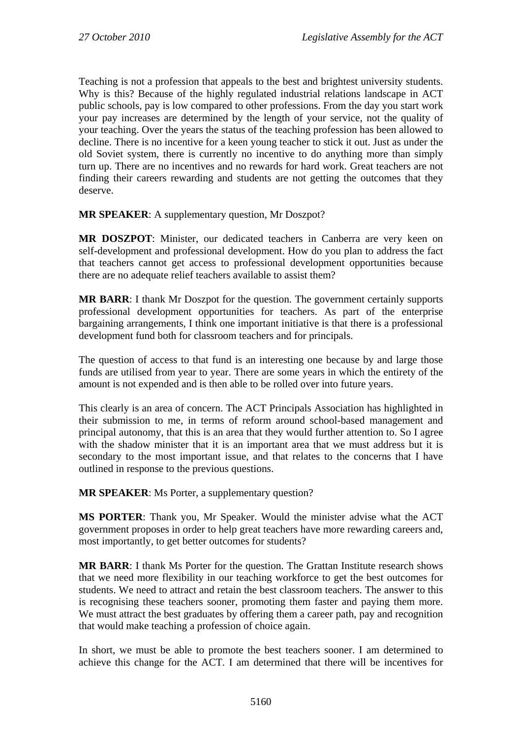Teaching is not a profession that appeals to the best and brightest university students. Why is this? Because of the highly regulated industrial relations landscape in ACT public schools, pay is low compared to other professions. From the day you start work your pay increases are determined by the length of your service, not the quality of your teaching. Over the years the status of the teaching profession has been allowed to decline. There is no incentive for a keen young teacher to stick it out. Just as under the old Soviet system, there is currently no incentive to do anything more than simply turn up. There are no incentives and no rewards for hard work. Great teachers are not finding their careers rewarding and students are not getting the outcomes that they deserve.

**MR SPEAKER**: A supplementary question, Mr Doszpot?

**MR DOSZPOT**: Minister, our dedicated teachers in Canberra are very keen on self-development and professional development. How do you plan to address the fact that teachers cannot get access to professional development opportunities because there are no adequate relief teachers available to assist them?

**MR BARR**: I thank Mr Doszpot for the question. The government certainly supports professional development opportunities for teachers. As part of the enterprise bargaining arrangements, I think one important initiative is that there is a professional development fund both for classroom teachers and for principals.

The question of access to that fund is an interesting one because by and large those funds are utilised from year to year. There are some years in which the entirety of the amount is not expended and is then able to be rolled over into future years.

This clearly is an area of concern. The ACT Principals Association has highlighted in their submission to me, in terms of reform around school-based management and principal autonomy, that this is an area that they would further attention to. So I agree with the shadow minister that it is an important area that we must address but it is secondary to the most important issue, and that relates to the concerns that I have outlined in response to the previous questions.

**MR SPEAKER**: Ms Porter, a supplementary question?

**MS PORTER**: Thank you, Mr Speaker. Would the minister advise what the ACT government proposes in order to help great teachers have more rewarding careers and, most importantly, to get better outcomes for students?

**MR BARR**: I thank Ms Porter for the question. The Grattan Institute research shows that we need more flexibility in our teaching workforce to get the best outcomes for students. We need to attract and retain the best classroom teachers. The answer to this is recognising these teachers sooner, promoting them faster and paying them more. We must attract the best graduates by offering them a career path, pay and recognition that would make teaching a profession of choice again.

In short, we must be able to promote the best teachers sooner. I am determined to achieve this change for the ACT. I am determined that there will be incentives for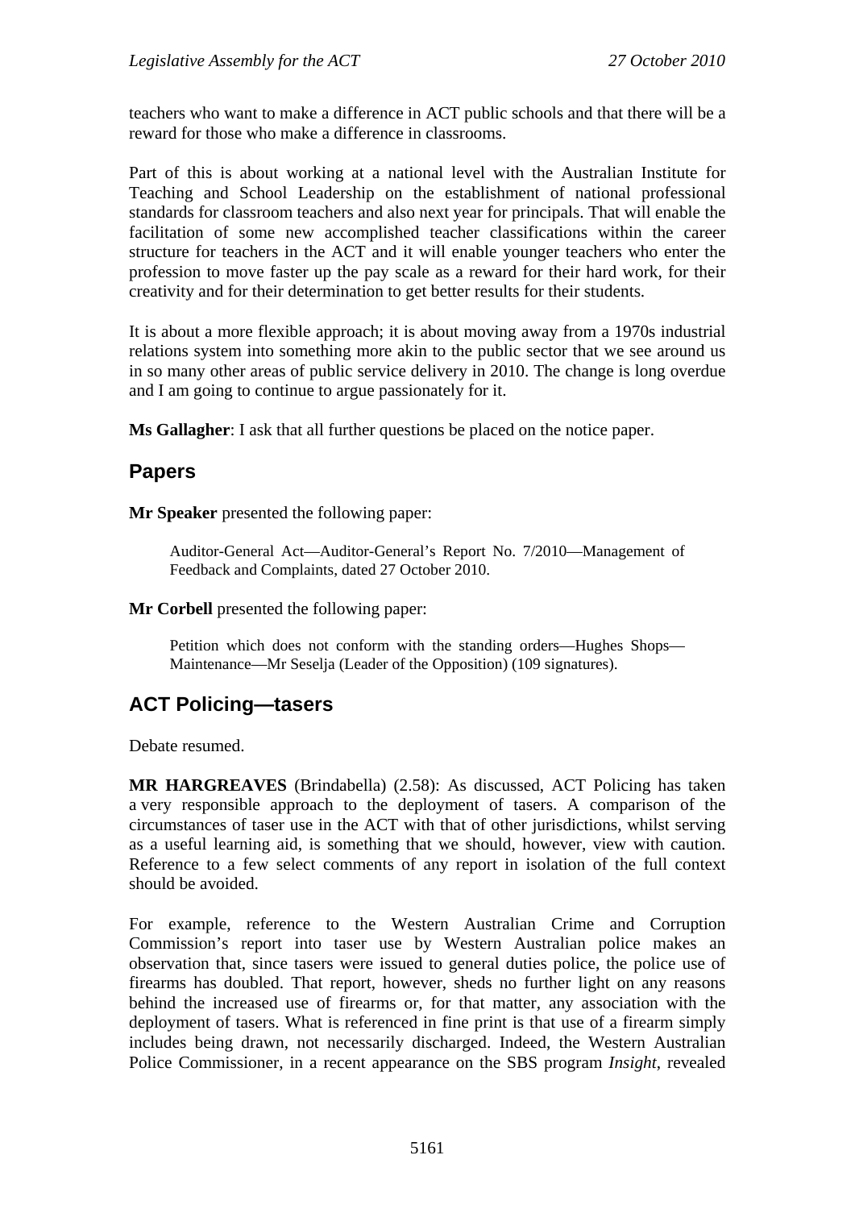teachers who want to make a difference in ACT public schools and that there will be a reward for those who make a difference in classrooms.

Part of this is about working at a national level with the Australian Institute for Teaching and School Leadership on the establishment of national professional standards for classroom teachers and also next year for principals. That will enable the facilitation of some new accomplished teacher classifications within the career structure for teachers in the ACT and it will enable younger teachers who enter the profession to move faster up the pay scale as a reward for their hard work, for their creativity and for their determination to get better results for their students.

It is about a more flexible approach; it is about moving away from a 1970s industrial relations system into something more akin to the public sector that we see around us in so many other areas of public service delivery in 2010. The change is long overdue and I am going to continue to argue passionately for it.

**Ms Gallagher**: I ask that all further questions be placed on the notice paper.

## Papers

**Mr Speaker** presented the following paper:

> Auditor-General Act—Auditor-General's Report No. 7/2010—Management of Feedback and Complaints, dated 27 October 2010.

**Mr Corbell** presented the following paper:

> Petition which does not conform with the standing orders—Hughes Shops—Maintenance—Mr Seselja (Leader of the Opposition) (109 signatures).

## ACT Policing—tasers

Debate resumed.

**MR HARGREAVES** (Brindabella) (2.58): As discussed, ACT Policing has taken a very responsible approach to the deployment of tasers. A comparison of the circumstances of taser use in the ACT with that of other jurisdictions, whilst serving as a useful learning aid, is something that we should, however, view with caution. Reference to a few select comments of any report in isolation of the full context should be avoided.

For example, reference to the Western Australian Crime and Corruption Commission's report into taser use by Western Australian police makes an observation that, since tasers were issued to general duties police, the police use of firearms has doubled. That report, however, sheds no further light on any reasons behind the increased use of firearms or, for that matter, any association with the deployment of tasers. What is referenced in fine print is that use of a firearm simply includes being drawn, not necessarily discharged. Indeed, the Western Australian Police Commissioner, in a recent appearance on the SBS program *Insight*, revealed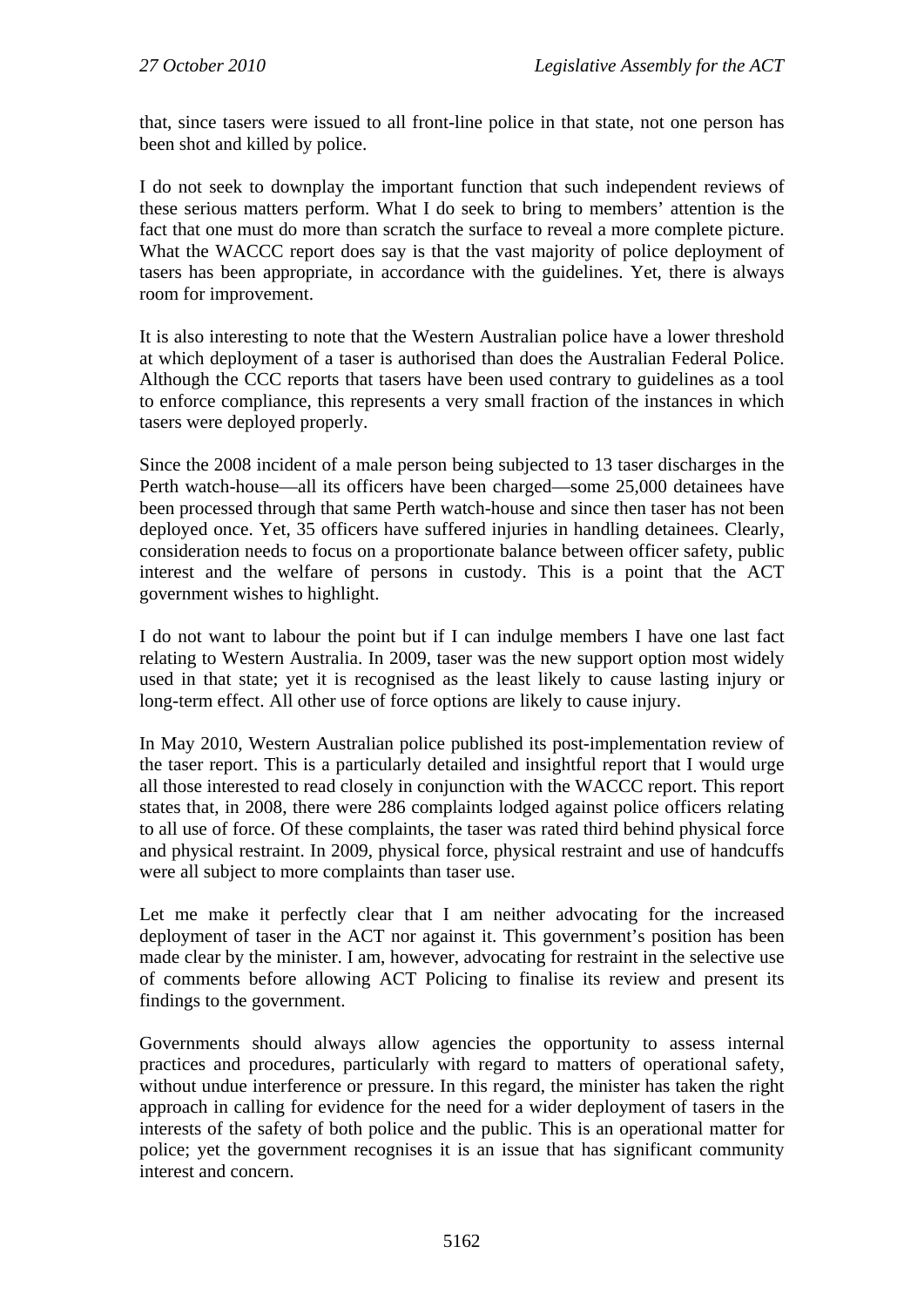that, since tasers were issued to all front-line police in that state, not one person has been shot and killed by police.

I do not seek to downplay the important function that such independent reviews of these serious matters perform. What I do seek to bring to members' attention is the fact that one must do more than scratch the surface to reveal a more complete picture. What the WACCC report does say is that the vast majority of police deployment of tasers has been appropriate, in accordance with the guidelines. Yet, there is always room for improvement.

It is also interesting to note that the Western Australian police have a lower threshold at which deployment of a taser is authorised than does the Australian Federal Police. Although the CCC reports that tasers have been used contrary to guidelines as a tool to enforce compliance, this represents a very small fraction of the instances in which tasers were deployed properly.

Since the 2008 incident of a male person being subjected to 13 taser discharges in the Perth watch-house—all its officers have been charged—some 25,000 detainees have been processed through that same Perth watch-house and since then taser has not been deployed once. Yet, 35 officers have suffered injuries in handling detainees. Clearly, consideration needs to focus on a proportionate balance between officer safety, public interest and the welfare of persons in custody. This is a point that the ACT government wishes to highlight.

I do not want to labour the point but if I can indulge members I have one last fact relating to Western Australia. In 2009, taser was the new support option most widely used in that state; yet it is recognised as the least likely to cause lasting injury or long-term effect. All other use of force options are likely to cause injury.

In May 2010, Western Australian police published its post-implementation review of the taser report. This is a particularly detailed and insightful report that I would urge all those interested to read closely in conjunction with the WACCC report. This report states that, in 2008, there were 286 complaints lodged against police officers relating to all use of force. Of these complaints, the taser was rated third behind physical force and physical restraint. In 2009, physical force, physical restraint and use of handcuffs were all subject to more complaints than taser use.

Let me make it perfectly clear that I am neither advocating for the increased deployment of taser in the ACT nor against it. This government's position has been made clear by the minister. I am, however, advocating for restraint in the selective use of comments before allowing ACT Policing to finalise its review and present its findings to the government.

Governments should always allow agencies the opportunity to assess internal practices and procedures, particularly with regard to matters of operational safety, without undue interference or pressure. In this regard, the minister has taken the right approach in calling for evidence for the need for a wider deployment of tasers in the interests of the safety of both police and the public. This is an operational matter for police; yet the government recognises it is an issue that has significant community interest and concern.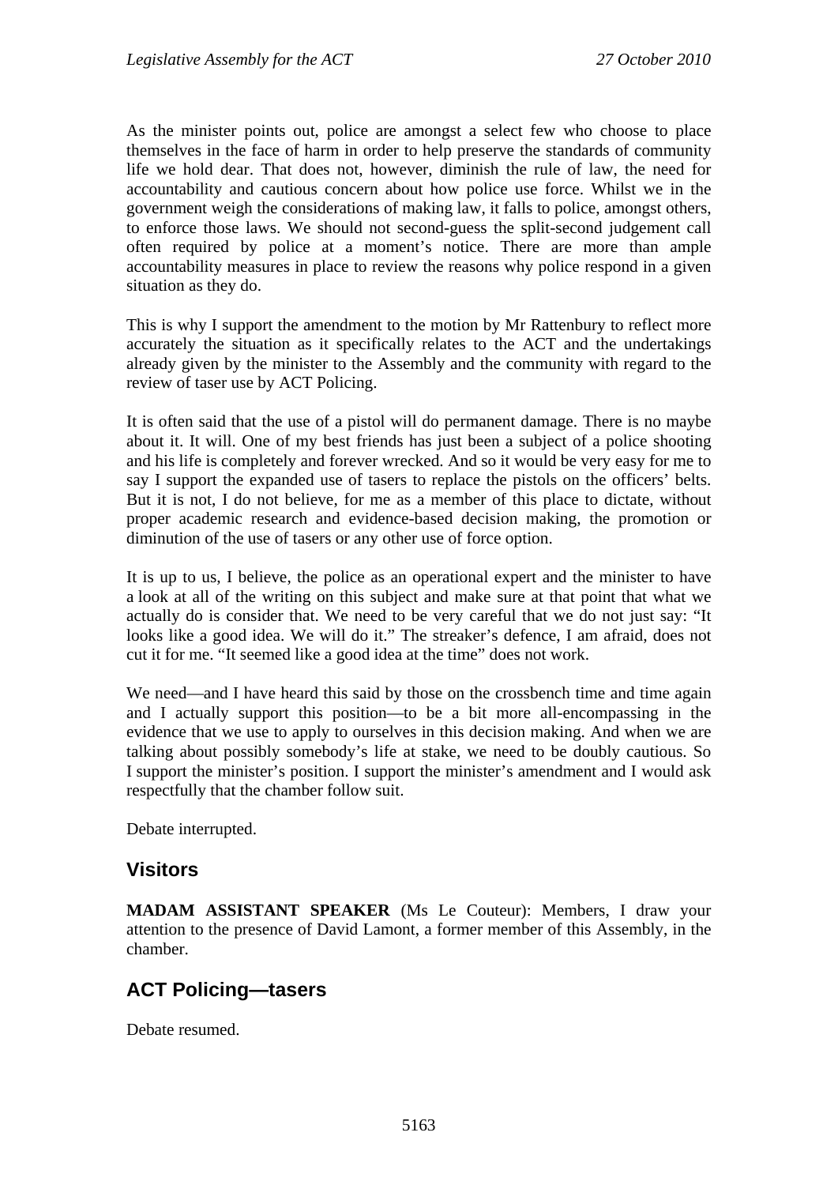As the minister points out, police are amongst a select few who choose to place themselves in the face of harm in order to help preserve the standards of community life we hold dear. That does not, however, diminish the rule of law, the need for accountability and cautious concern about how police use force. Whilst we in the government weigh the considerations of making law, it falls to police, amongst others, to enforce those laws. We should not second-guess the split-second judgement call often required by police at a moment's notice. There are more than ample accountability measures in place to review the reasons why police respond in a given situation as they do.

This is why I support the amendment to the motion by Mr Rattenbury to reflect more accurately the situation as it specifically relates to the ACT and the undertakings already given by the minister to the Assembly and the community with regard to the review of taser use by ACT Policing.

It is often said that the use of a pistol will do permanent damage. There is no maybe about it. It will. One of my best friends has just been a subject of a police shooting and his life is completely and forever wrecked. And so it would be very easy for me to say I support the expanded use of tasers to replace the pistols on the officers' belts. But it is not, I do not believe, for me as a member of this place to dictate, without proper academic research and evidence-based decision making, the promotion or diminution of the use of tasers or any other use of force option.

It is up to us, I believe, the police as an operational expert and the minister to have a look at all of the writing on this subject and make sure at that point that what we actually do is consider that. We need to be very careful that we do not just say: "It looks like a good idea. We will do it." The streaker's defence, I am afraid, does not cut it for me. "It seemed like a good idea at the time" does not work.

We need—and I have heard this said by those on the crossbench time and time again and I actually support this position—to be a bit more all-encompassing in the evidence that we use to apply to ourselves in this decision making. And when we are talking about possibly somebody's life at stake, we need to be doubly cautious. So I support the minister's position. I support the minister's amendment and I would ask respectfully that the chamber follow suit.

Debate interrupted.

## Visitors

**MADAM ASSISTANT SPEAKER** (Ms Le Couteur): Members, I draw your attention to the presence of David Lamont, a former member of this Assembly, in the chamber.

## ACT Policing—tasers

Debate resumed.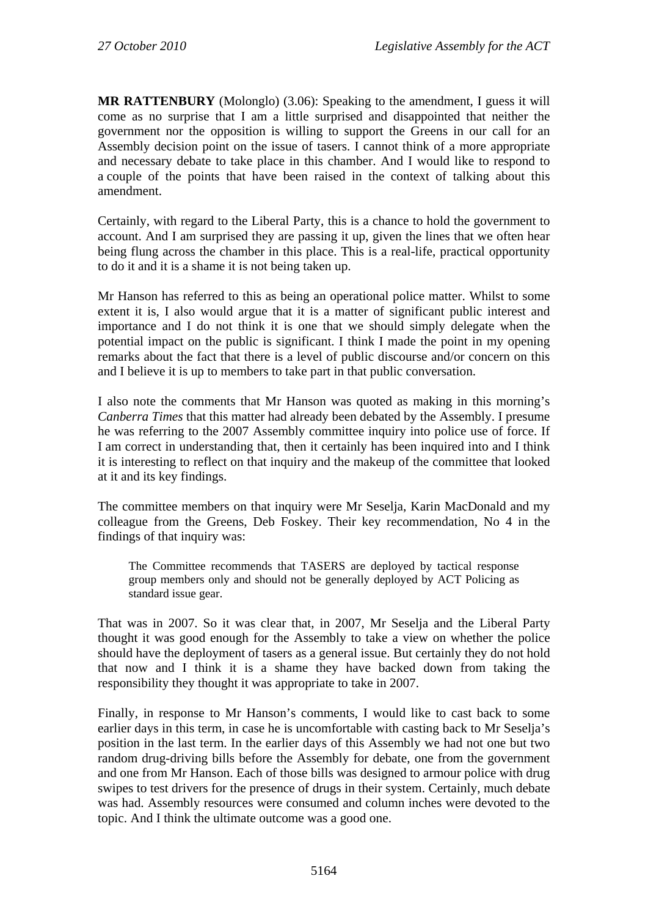**MR RATTENBURY** (Molonglo) (3.06): Speaking to the amendment, I guess it will come as no surprise that I am a little surprised and disappointed that neither the government nor the opposition is willing to support the Greens in our call for an Assembly decision point on the issue of tasers. I cannot think of a more appropriate and necessary debate to take place in this chamber. And I would like to respond to a couple of the points that have been raised in the context of talking about this amendment.

Certainly, with regard to the Liberal Party, this is a chance to hold the government to account. And I am surprised they are passing it up, given the lines that we often hear being flung across the chamber in this place. This is a real-life, practical opportunity to do it and it is a shame it is not being taken up.

Mr Hanson has referred to this as being an operational police matter. Whilst to some extent it is, I also would argue that it is a matter of significant public interest and importance and I do not think it is one that we should simply delegate when the potential impact on the public is significant. I think I made the point in my opening remarks about the fact that there is a level of public discourse and/or concern on this and I believe it is up to members to take part in that public conversation.

I also note the comments that Mr Hanson was quoted as making in this morning's *Canberra Times* that this matter had already been debated by the Assembly. I presume he was referring to the 2007 Assembly committee inquiry into police use of force. If I am correct in understanding that, then it certainly has been inquired into and I think it is interesting to reflect on that inquiry and the makeup of the committee that looked at it and its key findings.

The committee members on that inquiry were Mr Seselja, Karin MacDonald and my colleague from the Greens, Deb Foskey. Their key recommendation, No 4 in the findings of that inquiry was:

> The Committee recommends that TASERS are deployed by tactical response group members only and should not be generally deployed by ACT Policing as standard issue gear.

That was in 2007. So it was clear that, in 2007, Mr Seselja and the Liberal Party thought it was good enough for the Assembly to take a view on whether the police should have the deployment of tasers as a general issue. But certainly they do not hold that now and I think it is a shame they have backed down from taking the responsibility they thought it was appropriate to take in 2007.

Finally, in response to Mr Hanson's comments, I would like to cast back to some earlier days in this term, in case he is uncomfortable with casting back to Mr Seselja's position in the last term. In the earlier days of this Assembly we had not one but two random drug-driving bills before the Assembly for debate, one from the government and one from Mr Hanson. Each of those bills was designed to armour police with drug swipes to test drivers for the presence of drugs in their system. Certainly, much debate was had. Assembly resources were consumed and column inches were devoted to the topic. And I think the ultimate outcome was a good one.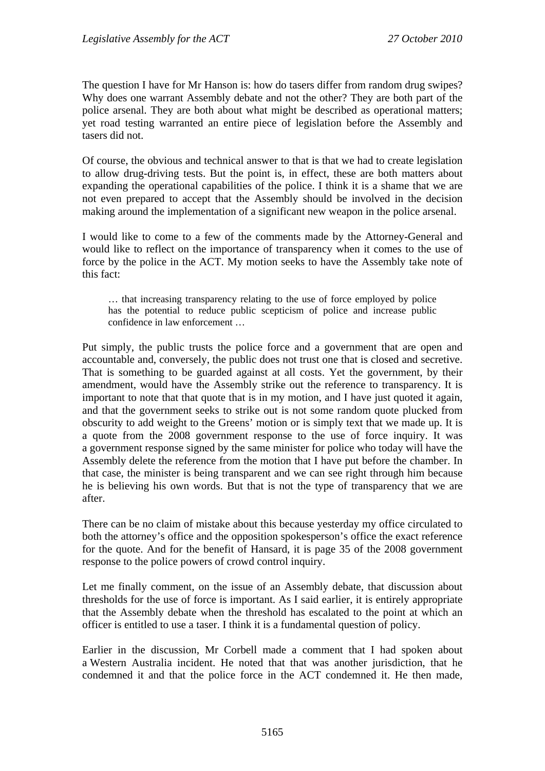The question I have for Mr Hanson is: how do tasers differ from random drug swipes? Why does one warrant Assembly debate and not the other? They are both part of the police arsenal. They are both about what might be described as operational matters; yet road testing warranted an entire piece of legislation before the Assembly and tasers did not.

Of course, the obvious and technical answer to that is that we had to create legislation to allow drug-driving tests. But the point is, in effect, these are both matters about expanding the operational capabilities of the police. I think it is a shame that we are not even prepared to accept that the Assembly should be involved in the decision making around the implementation of a significant new weapon in the police arsenal.

I would like to come to a few of the comments made by the Attorney-General and would like to reflect on the importance of transparency when it comes to the use of force by the police in the ACT. My motion seeks to have the Assembly take note of this fact:

> … that increasing transparency relating to the use of force employed by police has the potential to reduce public scepticism of police and increase public confidence in law enforcement …

Put simply, the public trusts the police force and a government that are open and accountable and, conversely, the public does not trust one that is closed and secretive. That is something to be guarded against at all costs. Yet the government, by their amendment, would have the Assembly strike out the reference to transparency. It is important to note that that quote that is in my motion, and I have just quoted it again, and that the government seeks to strike out is not some random quote plucked from obscurity to add weight to the Greens' motion or is simply text that we made up. It is a quote from the 2008 government response to the use of force inquiry. It was a government response signed by the same minister for police who today will have the Assembly delete the reference from the motion that I have put before the chamber. In that case, the minister is being transparent and we can see right through him because he is believing his own words. But that is not the type of transparency that we are after.

There can be no claim of mistake about this because yesterday my office circulated to both the attorney's office and the opposition spokesperson's office the exact reference for the quote. And for the benefit of Hansard, it is page 35 of the 2008 government response to the police powers of crowd control inquiry.

Let me finally comment, on the issue of an Assembly debate, that discussion about thresholds for the use of force is important. As I said earlier, it is entirely appropriate that the Assembly debate when the threshold has escalated to the point at which an officer is entitled to use a taser. I think it is a fundamental question of policy.

Earlier in the discussion, Mr Corbell made a comment that I had spoken about a Western Australia incident. He noted that that was another jurisdiction, that he condemned it and that the police force in the ACT condemned it. He then made,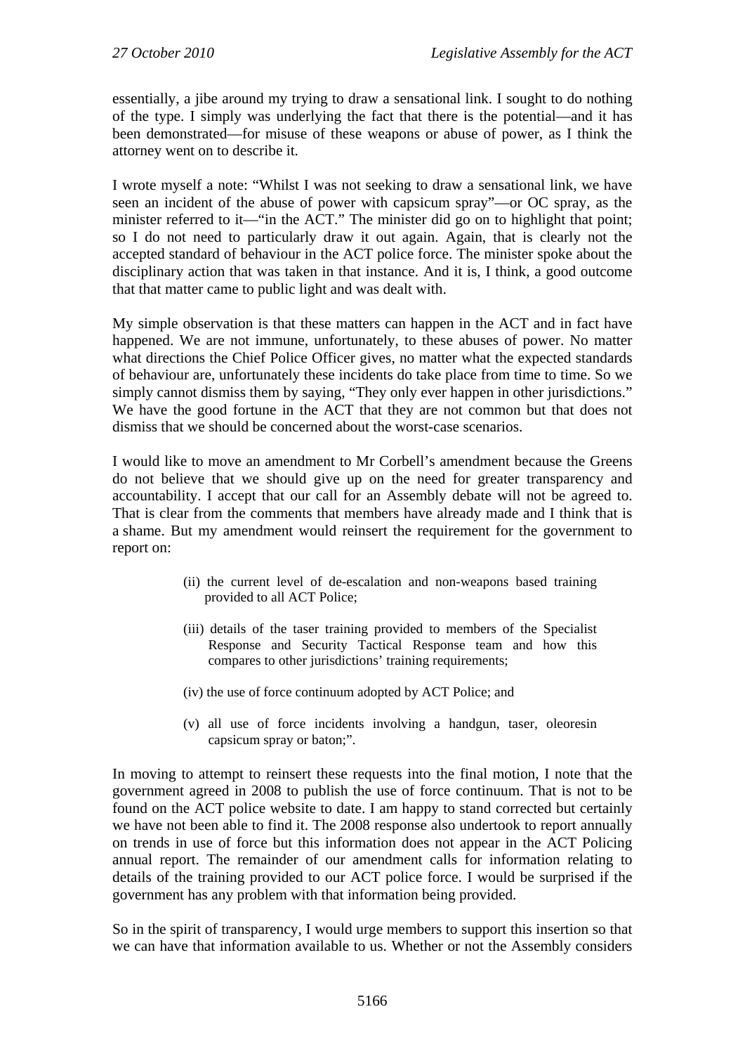essentially, a jibe around my trying to draw a sensational link. I sought to do nothing of the type. I simply was underlying the fact that there is the potential—and it has been demonstrated—for misuse of these weapons or abuse of power, as I think the attorney went on to describe it.

I wrote myself a note: "Whilst I was not seeking to draw a sensational link, we have seen an incident of the abuse of power with capsicum spray"—or OC spray, as the minister referred to it—"in the ACT." The minister did go on to highlight that point; so I do not need to particularly draw it out again. Again, that is clearly not the accepted standard of behaviour in the ACT police force. The minister spoke about the disciplinary action that was taken in that instance. And it is, I think, a good outcome that that matter came to public light and was dealt with.

My simple observation is that these matters can happen in the ACT and in fact have happened. We are not immune, unfortunately, to these abuses of power. No matter what directions the Chief Police Officer gives, no matter what the expected standards of behaviour are, unfortunately these incidents do take place from time to time. So we simply cannot dismiss them by saying, "They only ever happen in other jurisdictions." We have the good fortune in the ACT that they are not common but that does not dismiss that we should be concerned about the worst-case scenarios.

I would like to move an amendment to Mr Corbell's amendment because the Greens do not believe that we should give up on the need for greater transparency and accountability. I accept that our call for an Assembly debate will not be agreed to. That is clear from the comments that members have already made and I think that is a shame. But my amendment would reinsert the requirement for the government to report on:

> (ii) the current level of de-escalation and non-weapons based training provided to all ACT Police;
>
> (iii) details of the taser training provided to members of the Specialist Response and Security Tactical Response team and how this compares to other jurisdictions' training requirements;
>
> (iv) the use of force continuum adopted by ACT Police; and
>
> (v) all use of force incidents involving a handgun, taser, oleoresin capsicum spray or baton;".

In moving to attempt to reinsert these requests into the final motion, I note that the government agreed in 2008 to publish the use of force continuum. That is not to be found on the ACT police website to date. I am happy to stand corrected but certainly we have not been able to find it. The 2008 response also undertook to report annually on trends in use of force but this information does not appear in the ACT Policing annual report. The remainder of our amendment calls for information relating to details of the training provided to our ACT police force. I would be surprised if the government has any problem with that information being provided.

So in the spirit of transparency, I would urge members to support this insertion so that we can have that information available to us. Whether or not the Assembly considers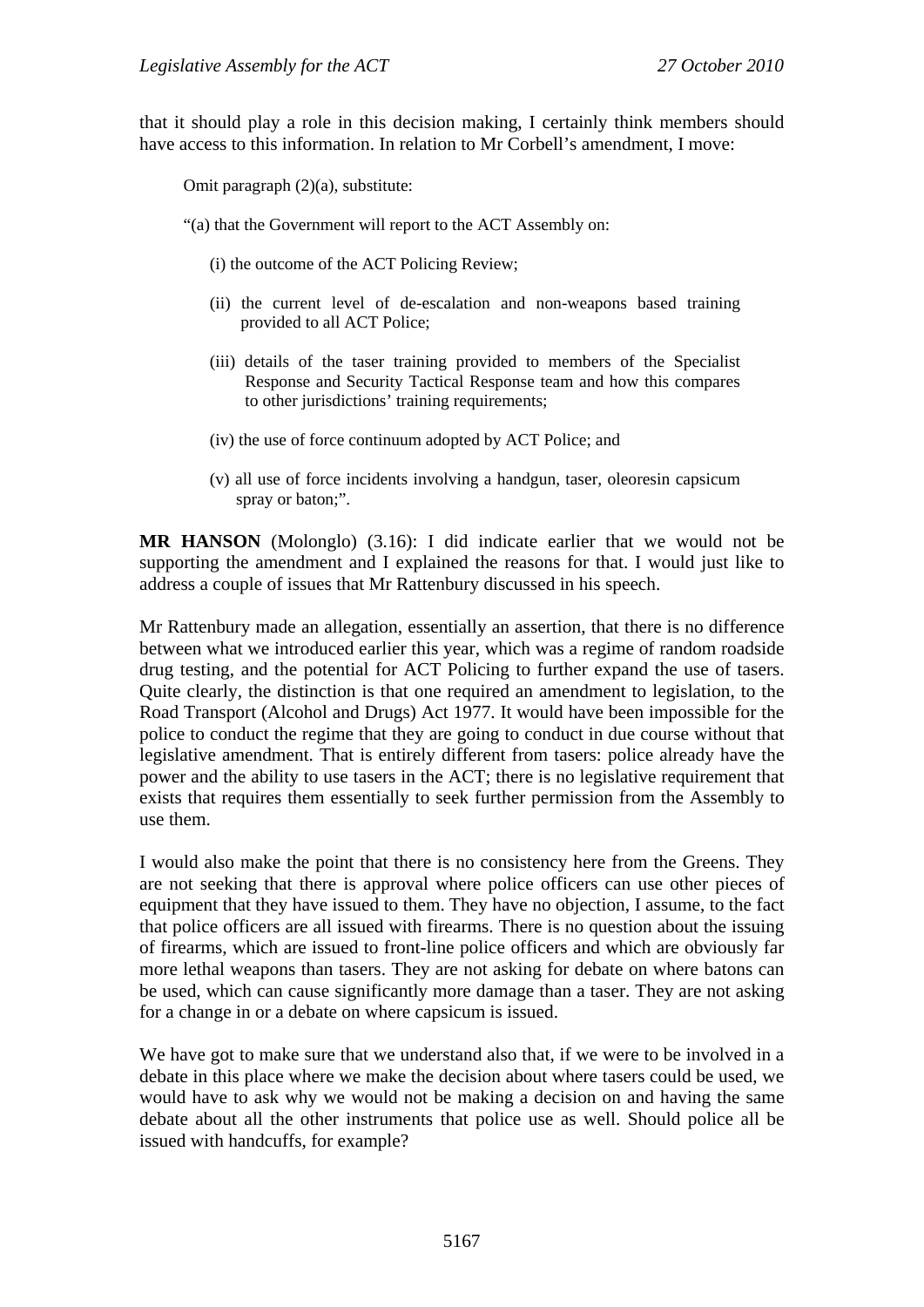that it should play a role in this decision making, I certainly think members should have access to this information. In relation to Mr Corbell's amendment, I move:

> Omit paragraph (2)(a), substitute:
>
> "(a) that the Government will report to the ACT Assembly on:
>
> (i) the outcome of the ACT Policing Review;
>
> (ii) the current level of de-escalation and non-weapons based training provided to all ACT Police;
>
> (iii) details of the taser training provided to members of the Specialist Response and Security Tactical Response team and how this compares to other jurisdictions' training requirements;
>
> (iv) the use of force continuum adopted by ACT Police; and
>
> (v) all use of force incidents involving a handgun, taser, oleoresin capsicum spray or baton;".

**MR HANSON** (Molonglo) (3.16): I did indicate earlier that we would not be supporting the amendment and I explained the reasons for that. I would just like to address a couple of issues that Mr Rattenbury discussed in his speech.

Mr Rattenbury made an allegation, essentially an assertion, that there is no difference between what we introduced earlier this year, which was a regime of random roadside drug testing, and the potential for ACT Policing to further expand the use of tasers. Quite clearly, the distinction is that one required an amendment to legislation, to the Road Transport (Alcohol and Drugs) Act 1977. It would have been impossible for the police to conduct the regime that they are going to conduct in due course without that legislative amendment. That is entirely different from tasers: police already have the power and the ability to use tasers in the ACT; there is no legislative requirement that exists that requires them essentially to seek further permission from the Assembly to use them.

I would also make the point that there is no consistency here from the Greens. They are not seeking that there is approval where police officers can use other pieces of equipment that they have issued to them. They have no objection, I assume, to the fact that police officers are all issued with firearms. There is no question about the issuing of firearms, which are issued to front-line police officers and which are obviously far more lethal weapons than tasers. They are not asking for debate on where batons can be used, which can cause significantly more damage than a taser. They are not asking for a change in or a debate on where capsicum is issued.

We have got to make sure that we understand also that, if we were to be involved in a debate in this place where we make the decision about where tasers could be used, we would have to ask why we would not be making a decision on and having the same debate about all the other instruments that police use as well. Should police all be issued with handcuffs, for example?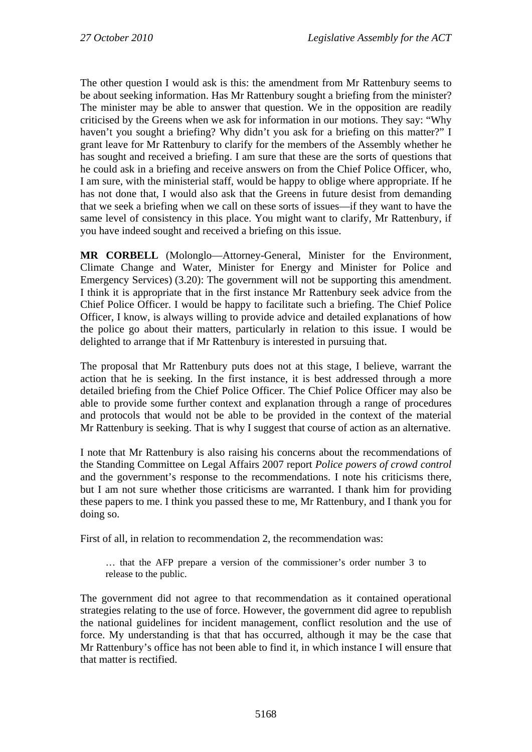The other question I would ask is this: the amendment from Mr Rattenbury seems to be about seeking information. Has Mr Rattenbury sought a briefing from the minister? The minister may be able to answer that question. We in the opposition are readily criticised by the Greens when we ask for information in our motions. They say: "Why haven't you sought a briefing? Why didn't you ask for a briefing on this matter?" I grant leave for Mr Rattenbury to clarify for the members of the Assembly whether he has sought and received a briefing. I am sure that these are the sorts of questions that he could ask in a briefing and receive answers on from the Chief Police Officer, who, I am sure, with the ministerial staff, would be happy to oblige where appropriate. If he has not done that, I would also ask that the Greens in future desist from demanding that we seek a briefing when we call on these sorts of issues—if they want to have the same level of consistency in this place. You might want to clarify, Mr Rattenbury, if you have indeed sought and received a briefing on this issue.

**MR CORBELL** (Molonglo—Attorney-General, Minister for the Environment, Climate Change and Water, Minister for Energy and Minister for Police and Emergency Services) (3.20): The government will not be supporting this amendment. I think it is appropriate that in the first instance Mr Rattenbury seek advice from the Chief Police Officer. I would be happy to facilitate such a briefing. The Chief Police Officer, I know, is always willing to provide advice and detailed explanations of how the police go about their matters, particularly in relation to this issue. I would be delighted to arrange that if Mr Rattenbury is interested in pursuing that.

The proposal that Mr Rattenbury puts does not at this stage, I believe, warrant the action that he is seeking. In the first instance, it is best addressed through a more detailed briefing from the Chief Police Officer. The Chief Police Officer may also be able to provide some further context and explanation through a range of procedures and protocols that would not be able to be provided in the context of the material Mr Rattenbury is seeking. That is why I suggest that course of action as an alternative.

I note that Mr Rattenbury is also raising his concerns about the recommendations of the Standing Committee on Legal Affairs 2007 report *Police powers of crowd control* and the government's response to the recommendations. I note his criticisms there, but I am not sure whether those criticisms are warranted. I thank him for providing these papers to me. I think you passed these to me, Mr Rattenbury, and I thank you for doing so.

First of all, in relation to recommendation 2, the recommendation was:

> … that the AFP prepare a version of the commissioner's order number 3 to release to the public.

The government did not agree to that recommendation as it contained operational strategies relating to the use of force. However, the government did agree to republish the national guidelines for incident management, conflict resolution and the use of force. My understanding is that that has occurred, although it may be the case that Mr Rattenbury's office has not been able to find it, in which instance I will ensure that that matter is rectified.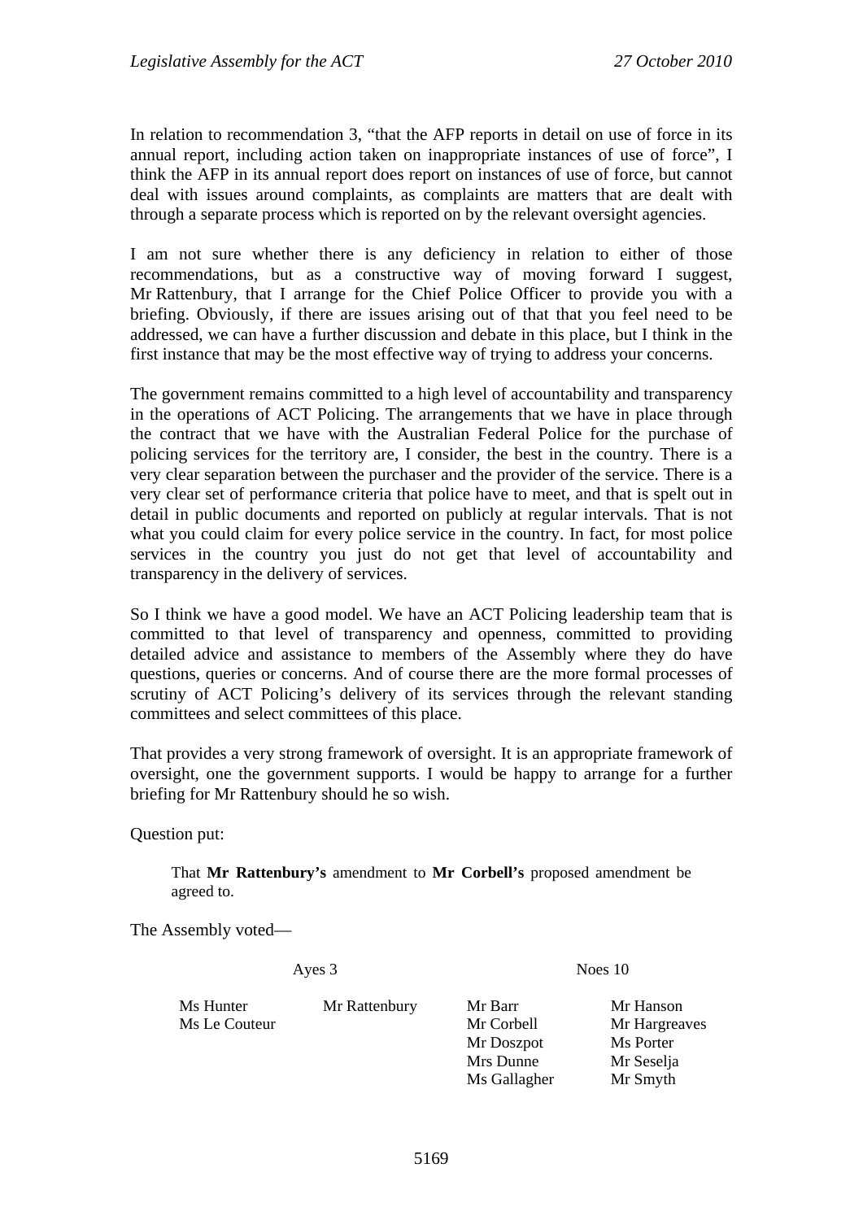In relation to recommendation 3, "that the AFP reports in detail on use of force in its annual report, including action taken on inappropriate instances of use of force", I think the AFP in its annual report does report on instances of use of force, but cannot deal with issues around complaints, as complaints are matters that are dealt with through a separate process which is reported on by the relevant oversight agencies.

I am not sure whether there is any deficiency in relation to either of those recommendations, but as a constructive way of moving forward I suggest, Mr Rattenbury, that I arrange for the Chief Police Officer to provide you with a briefing. Obviously, if there are issues arising out of that that you feel need to be addressed, we can have a further discussion and debate in this place, but I think in the first instance that may be the most effective way of trying to address your concerns.

The government remains committed to a high level of accountability and transparency in the operations of ACT Policing. The arrangements that we have in place through the contract that we have with the Australian Federal Police for the purchase of policing services for the territory are, I consider, the best in the country. There is a very clear separation between the purchaser and the provider of the service. There is a very clear set of performance criteria that police have to meet, and that is spelt out in detail in public documents and reported on publicly at regular intervals. That is not what you could claim for every police service in the country. In fact, for most police services in the country you just do not get that level of accountability and transparency in the delivery of services.

So I think we have a good model. We have an ACT Policing leadership team that is committed to that level of transparency and openness, committed to providing detailed advice and assistance to members of the Assembly where they do have questions, queries or concerns. And of course there are the more formal processes of scrutiny of ACT Policing's delivery of its services through the relevant standing committees and select committees of this place.

That provides a very strong framework of oversight. It is an appropriate framework of oversight, one the government supports. I would be happy to arrange for a further briefing for Mr Rattenbury should he so wish.

Question put:

> That **Mr Rattenbury's** amendment to **Mr Corbell's** proposed amendment be agreed to.

The Assembly voted—

| Ayes 3 | | Noes 10 | |
|---|---|---|---|
| Ms Hunter | Mr Rattenbury | Mr Barr | Mr Hanson |
| Ms Le Couteur | | Mr Corbell | Mr Hargreaves |
| | | Mr Doszpot | Ms Porter |
| | | Mrs Dunne | Mr Seselja |
| | | Ms Gallagher | Mr Smyth |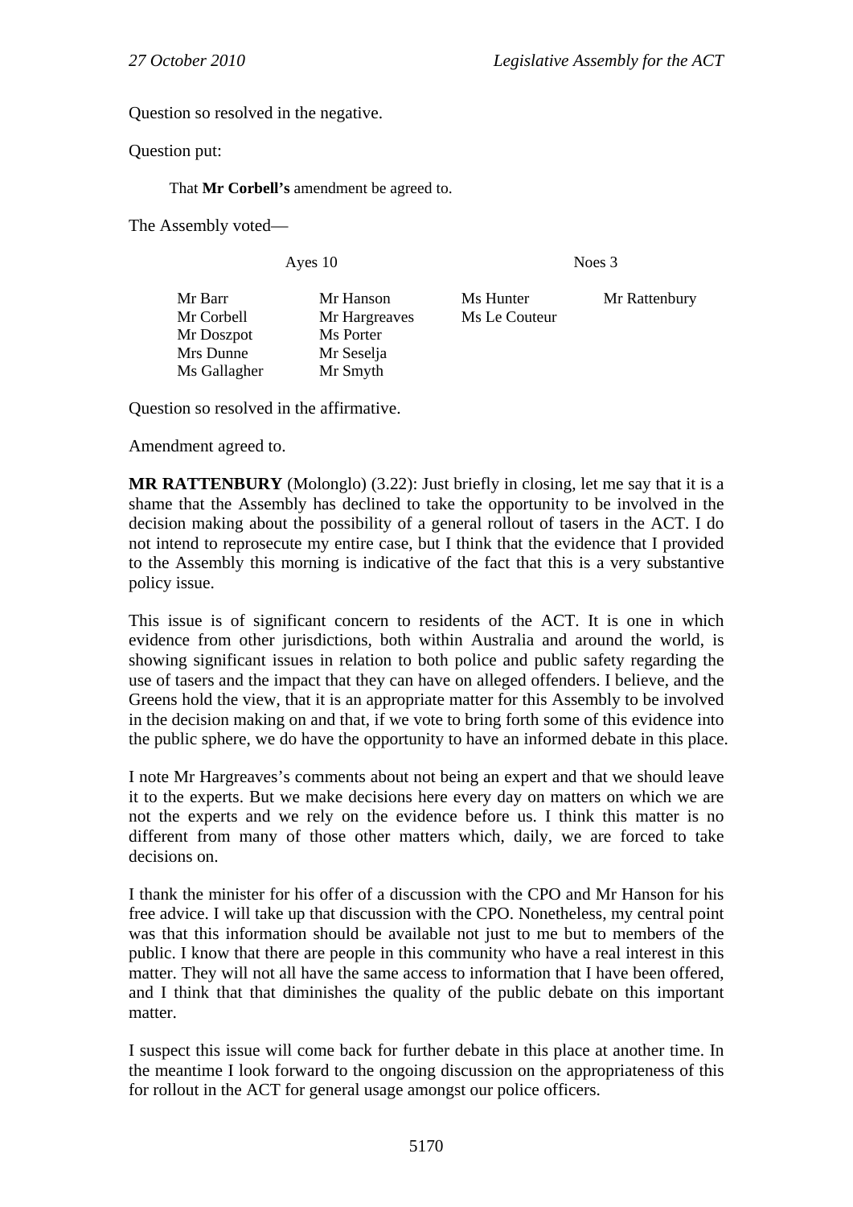Question so resolved in the negative.

Question put:

> That **Mr Corbell's** amendment be agreed to.

The Assembly voted—

| Ayes 10 | | Noes 3 | |
|---|---|---|---|
| Mr Barr | Mr Hanson | Ms Hunter | Mr Rattenbury |
| Mr Corbell | Mr Hargreaves | Ms Le Couteur | |
| Mr Doszpot | Ms Porter | | |
| Mrs Dunne | Mr Seselja | | |
| Ms Gallagher | Mr Smyth | | |

Question so resolved in the affirmative.

Amendment agreed to.

**MR RATTENBURY** (Molonglo) (3.22): Just briefly in closing, let me say that it is a shame that the Assembly has declined to take the opportunity to be involved in the decision making about the possibility of a general rollout of tasers in the ACT. I do not intend to reprosecute my entire case, but I think that the evidence that I provided to the Assembly this morning is indicative of the fact that this is a very substantive policy issue.

This issue is of significant concern to residents of the ACT. It is one in which evidence from other jurisdictions, both within Australia and around the world, is showing significant issues in relation to both police and public safety regarding the use of tasers and the impact that they can have on alleged offenders. I believe, and the Greens hold the view, that it is an appropriate matter for this Assembly to be involved in the decision making on and that, if we vote to bring forth some of this evidence into the public sphere, we do have the opportunity to have an informed debate in this place.

I note Mr Hargreaves's comments about not being an expert and that we should leave it to the experts. But we make decisions here every day on matters on which we are not the experts and we rely on the evidence before us. I think this matter is no different from many of those other matters which, daily, we are forced to take decisions on.

I thank the minister for his offer of a discussion with the CPO and Mr Hanson for his free advice. I will take up that discussion with the CPO. Nonetheless, my central point was that this information should be available not just to me but to members of the public. I know that there are people in this community who have a real interest in this matter. They will not all have the same access to information that I have been offered, and I think that that diminishes the quality of the public debate on this important matter.

I suspect this issue will come back for further debate in this place at another time. In the meantime I look forward to the ongoing discussion on the appropriateness of this for rollout in the ACT for general usage amongst our police officers.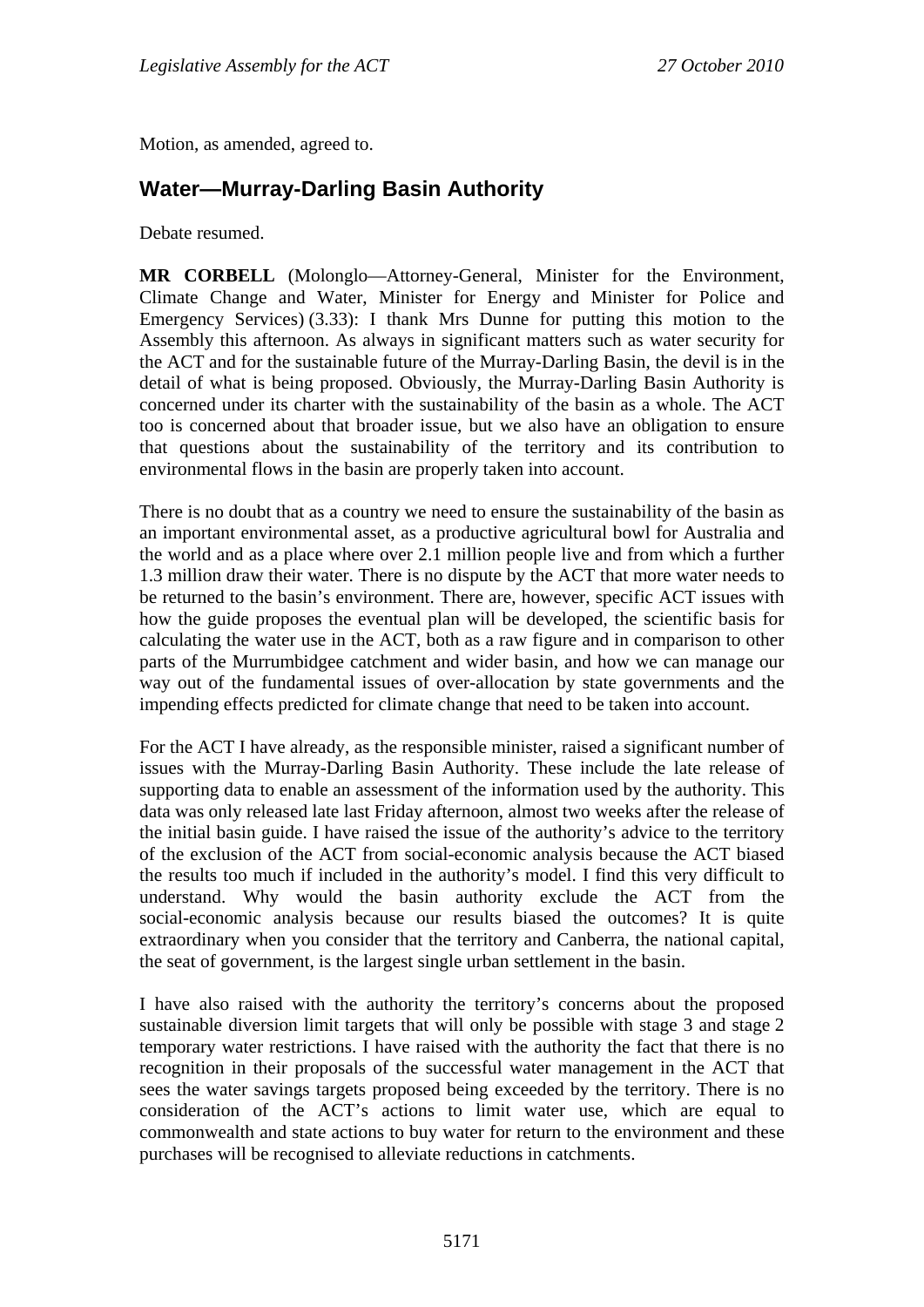Motion, as amended, agreed to.

## Water—Murray-Darling Basin Authority

Debate resumed.

**MR CORBELL** (Molonglo—Attorney-General, Minister for the Environment, Climate Change and Water, Minister for Energy and Minister for Police and Emergency Services) (3.33): I thank Mrs Dunne for putting this motion to the Assembly this afternoon. As always in significant matters such as water security for the ACT and for the sustainable future of the Murray-Darling Basin, the devil is in the detail of what is being proposed. Obviously, the Murray-Darling Basin Authority is concerned under its charter with the sustainability of the basin as a whole. The ACT too is concerned about that broader issue, but we also have an obligation to ensure that questions about the sustainability of the territory and its contribution to environmental flows in the basin are properly taken into account.

There is no doubt that as a country we need to ensure the sustainability of the basin as an important environmental asset, as a productive agricultural bowl for Australia and the world and as a place where over 2.1 million people live and from which a further 1.3 million draw their water. There is no dispute by the ACT that more water needs to be returned to the basin's environment. There are, however, specific ACT issues with how the guide proposes the eventual plan will be developed, the scientific basis for calculating the water use in the ACT, both as a raw figure and in comparison to other parts of the Murrumbidgee catchment and wider basin, and how we can manage our way out of the fundamental issues of over-allocation by state governments and the impending effects predicted for climate change that need to be taken into account.

For the ACT I have already, as the responsible minister, raised a significant number of issues with the Murray-Darling Basin Authority. These include the late release of supporting data to enable an assessment of the information used by the authority. This data was only released late last Friday afternoon, almost two weeks after the release of the initial basin guide. I have raised the issue of the authority's advice to the territory of the exclusion of the ACT from social-economic analysis because the ACT biased the results too much if included in the authority's model. I find this very difficult to understand. Why would the basin authority exclude the ACT from the social-economic analysis because our results biased the outcomes? It is quite extraordinary when you consider that the territory and Canberra, the national capital, the seat of government, is the largest single urban settlement in the basin.

I have also raised with the authority the territory's concerns about the proposed sustainable diversion limit targets that will only be possible with stage 3 and stage 2 temporary water restrictions. I have raised with the authority the fact that there is no recognition in their proposals of the successful water management in the ACT that sees the water savings targets proposed being exceeded by the territory. There is no consideration of the ACT's actions to limit water use, which are equal to commonwealth and state actions to buy water for return to the environment and these purchases will be recognised to alleviate reductions in catchments.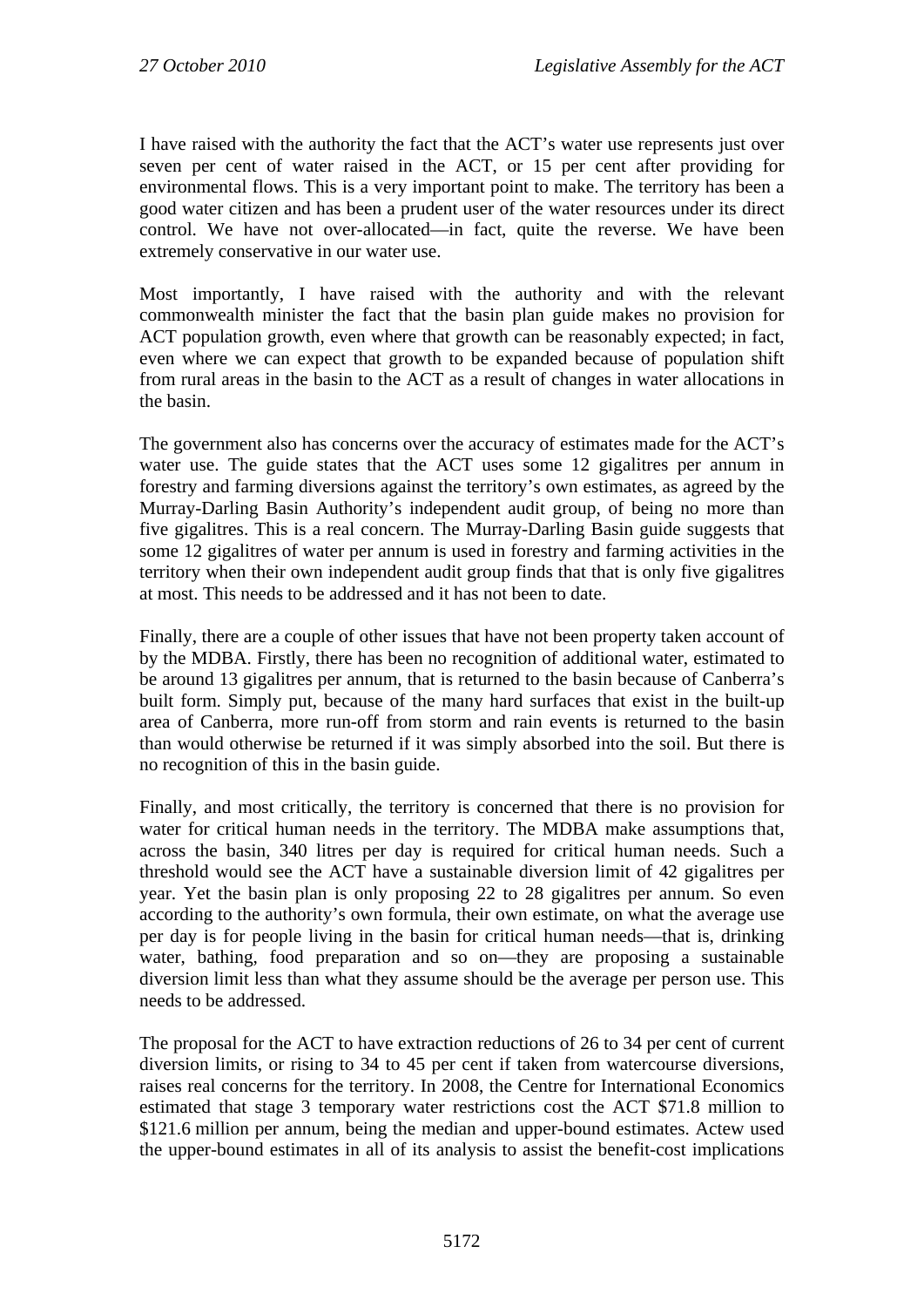I have raised with the authority the fact that the ACT's water use represents just over seven per cent of water raised in the ACT, or 15 per cent after providing for environmental flows. This is a very important point to make. The territory has been a good water citizen and has been a prudent user of the water resources under its direct control. We have not over-allocated—in fact, quite the reverse. We have been extremely conservative in our water use.

Most importantly, I have raised with the authority and with the relevant commonwealth minister the fact that the basin plan guide makes no provision for ACT population growth, even where that growth can be reasonably expected; in fact, even where we can expect that growth to be expanded because of population shift from rural areas in the basin to the ACT as a result of changes in water allocations in the basin.

The government also has concerns over the accuracy of estimates made for the ACT's water use. The guide states that the ACT uses some 12 gigalitres per annum in forestry and farming diversions against the territory's own estimates, as agreed by the Murray-Darling Basin Authority's independent audit group, of being no more than five gigalitres. This is a real concern. The Murray-Darling Basin guide suggests that some 12 gigalitres of water per annum is used in forestry and farming activities in the territory when their own independent audit group finds that that is only five gigalitres at most. This needs to be addressed and it has not been to date.

Finally, there are a couple of other issues that have not been property taken account of by the MDBA. Firstly, there has been no recognition of additional water, estimated to be around 13 gigalitres per annum, that is returned to the basin because of Canberra's built form. Simply put, because of the many hard surfaces that exist in the built-up area of Canberra, more run-off from storm and rain events is returned to the basin than would otherwise be returned if it was simply absorbed into the soil. But there is no recognition of this in the basin guide.

Finally, and most critically, the territory is concerned that there is no provision for water for critical human needs in the territory. The MDBA make assumptions that, across the basin, 340 litres per day is required for critical human needs. Such a threshold would see the ACT have a sustainable diversion limit of 42 gigalitres per year. Yet the basin plan is only proposing 22 to 28 gigalitres per annum. So even according to the authority's own formula, their own estimate, on what the average use per day is for people living in the basin for critical human needs—that is, drinking water, bathing, food preparation and so on—they are proposing a sustainable diversion limit less than what they assume should be the average per person use. This needs to be addressed.

The proposal for the ACT to have extraction reductions of 26 to 34 per cent of current diversion limits, or rising to 34 to 45 per cent if taken from watercourse diversions, raises real concerns for the territory. In 2008, the Centre for International Economics estimated that stage 3 temporary water restrictions cost the ACT $71.8 million to $121.6 million per annum, being the median and upper-bound estimates. Actew used the upper-bound estimates in all of its analysis to assist the benefit-cost implications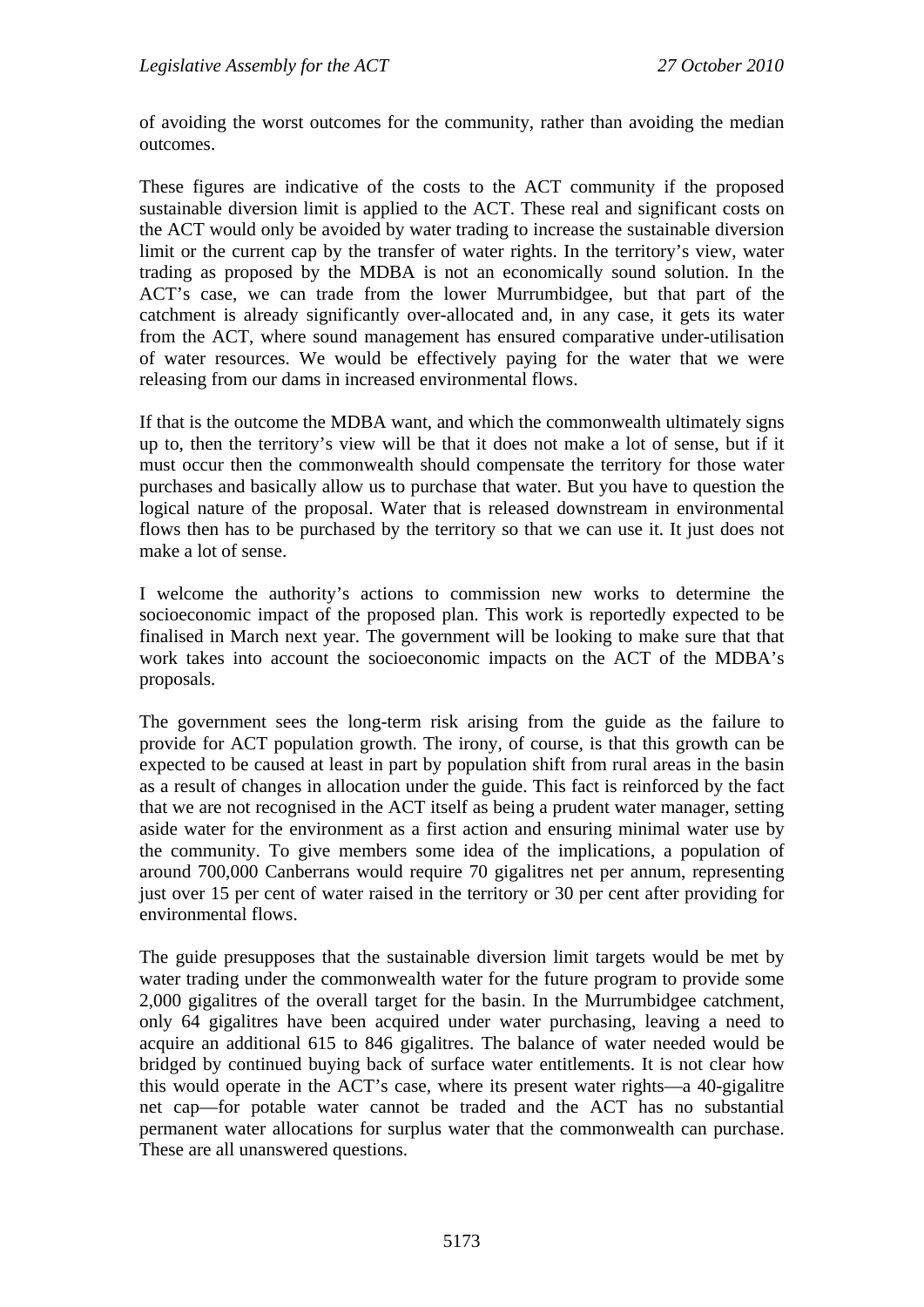of avoiding the worst outcomes for the community, rather than avoiding the median outcomes.

These figures are indicative of the costs to the ACT community if the proposed sustainable diversion limit is applied to the ACT. These real and significant costs on the ACT would only be avoided by water trading to increase the sustainable diversion limit or the current cap by the transfer of water rights. In the territory's view, water trading as proposed by the MDBA is not an economically sound solution. In the ACT's case, we can trade from the lower Murrumbidgee, but that part of the catchment is already significantly over-allocated and, in any case, it gets its water from the ACT, where sound management has ensured comparative under-utilisation of water resources. We would be effectively paying for the water that we were releasing from our dams in increased environmental flows.

If that is the outcome the MDBA want, and which the commonwealth ultimately signs up to, then the territory's view will be that it does not make a lot of sense, but if it must occur then the commonwealth should compensate the territory for those water purchases and basically allow us to purchase that water. But you have to question the logical nature of the proposal. Water that is released downstream in environmental flows then has to be purchased by the territory so that we can use it. It just does not make a lot of sense.

I welcome the authority's actions to commission new works to determine the socioeconomic impact of the proposed plan. This work is reportedly expected to be finalised in March next year. The government will be looking to make sure that that work takes into account the socioeconomic impacts on the ACT of the MDBA's proposals.

The government sees the long-term risk arising from the guide as the failure to provide for ACT population growth. The irony, of course, is that this growth can be expected to be caused at least in part by population shift from rural areas in the basin as a result of changes in allocation under the guide. This fact is reinforced by the fact that we are not recognised in the ACT itself as being a prudent water manager, setting aside water for the environment as a first action and ensuring minimal water use by the community. To give members some idea of the implications, a population of around 700,000 Canberrans would require 70 gigalitres net per annum, representing just over 15 per cent of water raised in the territory or 30 per cent after providing for environmental flows.

The guide presupposes that the sustainable diversion limit targets would be met by water trading under the commonwealth water for the future program to provide some 2,000 gigalitres of the overall target for the basin. In the Murrumbidgee catchment, only 64 gigalitres have been acquired under water purchasing, leaving a need to acquire an additional 615 to 846 gigalitres. The balance of water needed would be bridged by continued buying back of surface water entitlements. It is not clear how this would operate in the ACT's case, where its present water rights—a 40-gigalitre net cap—for potable water cannot be traded and the ACT has no substantial permanent water allocations for surplus water that the commonwealth can purchase. These are all unanswered questions.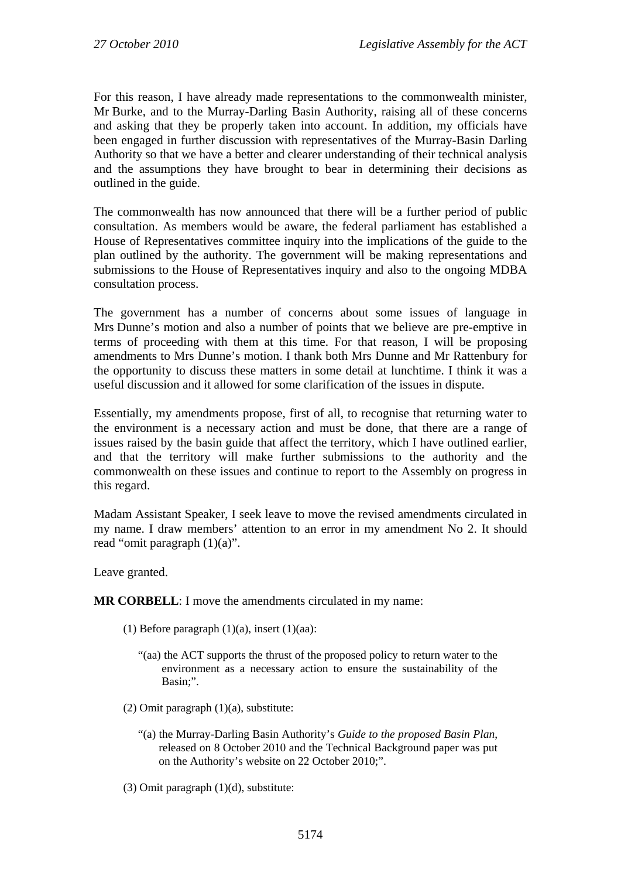For this reason, I have already made representations to the commonwealth minister, Mr Burke, and to the Murray-Darling Basin Authority, raising all of these concerns and asking that they be properly taken into account. In addition, my officials have been engaged in further discussion with representatives of the Murray-Basin Darling Authority so that we have a better and clearer understanding of their technical analysis and the assumptions they have brought to bear in determining their decisions as outlined in the guide.

The commonwealth has now announced that there will be a further period of public consultation. As members would be aware, the federal parliament has established a House of Representatives committee inquiry into the implications of the guide to the plan outlined by the authority. The government will be making representations and submissions to the House of Representatives inquiry and also to the ongoing MDBA consultation process.

The government has a number of concerns about some issues of language in Mrs Dunne's motion and also a number of points that we believe are pre-emptive in terms of proceeding with them at this time. For that reason, I will be proposing amendments to Mrs Dunne's motion. I thank both Mrs Dunne and Mr Rattenbury for the opportunity to discuss these matters in some detail at lunchtime. I think it was a useful discussion and it allowed for some clarification of the issues in dispute.

Essentially, my amendments propose, first of all, to recognise that returning water to the environment is a necessary action and must be done, that there are a range of issues raised by the basin guide that affect the territory, which I have outlined earlier, and that the territory will make further submissions to the authority and the commonwealth on these issues and continue to report to the Assembly on progress in this regard.

Madam Assistant Speaker, I seek leave to move the revised amendments circulated in my name. I draw members' attention to an error in my amendment No 2. It should read "omit paragraph (1)(a)".

Leave granted.

**MR CORBELL**: I move the amendments circulated in my name:

> (1) Before paragraph (1)(a), insert (1)(aa):
>
> > "(aa) the ACT supports the thrust of the proposed policy to return water to the environment as a necessary action to ensure the sustainability of the Basin;".
>
> (2) Omit paragraph (1)(a), substitute:
>
> > "(a) the Murray-Darling Basin Authority's *Guide to the proposed Basin Plan*, released on 8 October 2010 and the Technical Background paper was put on the Authority's website on 22 October 2010;".
>
> (3) Omit paragraph (1)(d), substitute: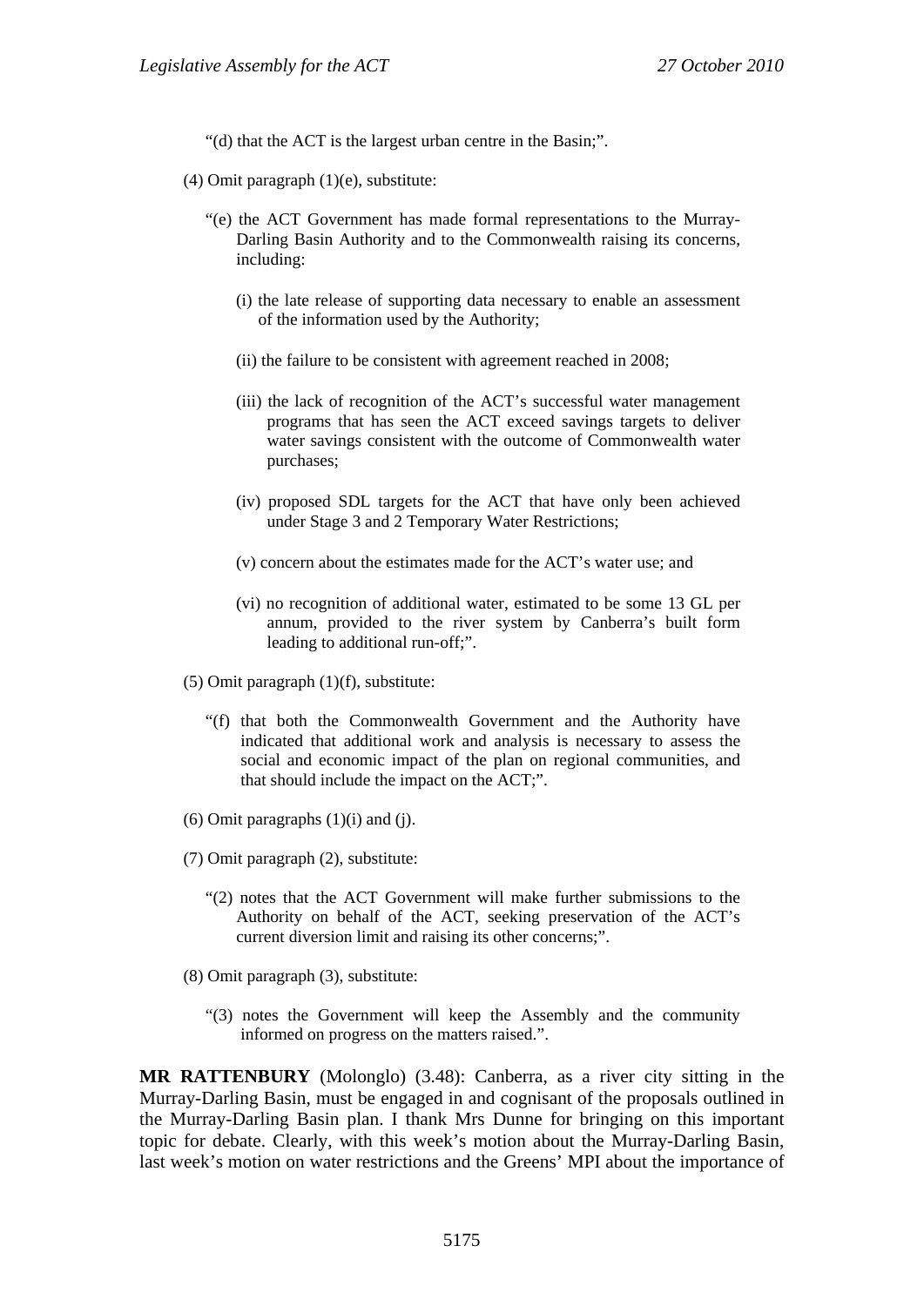"(d) that the ACT is the largest urban centre in the Basin;".

(4) Omit paragraph (1)(e), substitute:

"(e) the ACT Government has made formal representations to the Murray-Darling Basin Authority and to the Commonwealth raising its concerns, including:

(i) the late release of supporting data necessary to enable an assessment of the information used by the Authority;

(ii) the failure to be consistent with agreement reached in 2008;

(iii) the lack of recognition of the ACT's successful water management programs that has seen the ACT exceed savings targets to deliver water savings consistent with the outcome of Commonwealth water purchases;

(iv) proposed SDL targets for the ACT that have only been achieved under Stage 3 and 2 Temporary Water Restrictions;

(v) concern about the estimates made for the ACT's water use; and

(vi) no recognition of additional water, estimated to be some 13 GL per annum, provided to the river system by Canberra's built form leading to additional run-off;".

(5) Omit paragraph (1)(f), substitute:

"(f) that both the Commonwealth Government and the Authority have indicated that additional work and analysis is necessary to assess the social and economic impact of the plan on regional communities, and that should include the impact on the ACT;".

(6) Omit paragraphs (1)(i) and (j).

(7) Omit paragraph (2), substitute:

"(2) notes that the ACT Government will make further submissions to the Authority on behalf of the ACT, seeking preservation of the ACT's current diversion limit and raising its other concerns;".

(8) Omit paragraph (3), substitute:

"(3) notes the Government will keep the Assembly and the community informed on progress on the matters raised.".

**MR RATTENBURY** (Molonglo) (3.48): Canberra, as a river city sitting in the Murray-Darling Basin, must be engaged in and cognisant of the proposals outlined in the Murray-Darling Basin plan. I thank Mrs Dunne for bringing on this important topic for debate. Clearly, with this week's motion about the Murray-Darling Basin, last week's motion on water restrictions and the Greens' MPI about the importance of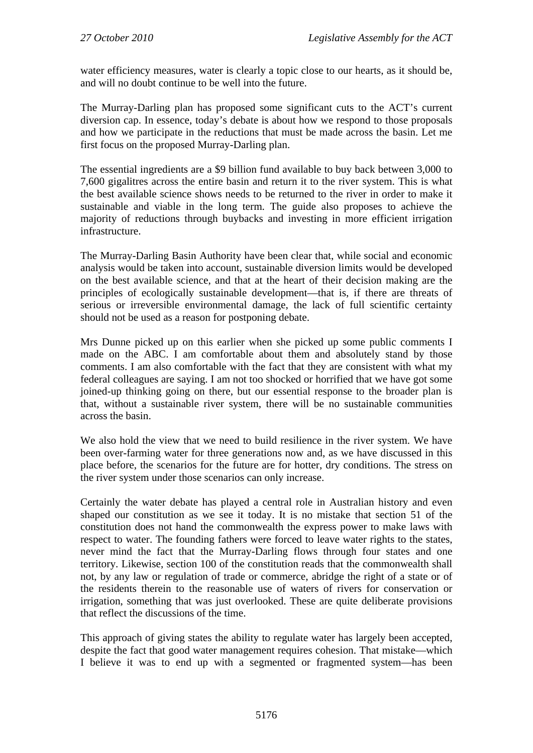water efficiency measures, water is clearly a topic close to our hearts, as it should be, and will no doubt continue to be well into the future.

The Murray-Darling plan has proposed some significant cuts to the ACT's current diversion cap. In essence, today's debate is about how we respond to those proposals and how we participate in the reductions that must be made across the basin. Let me first focus on the proposed Murray-Darling plan.

The essential ingredients are a $9 billion fund available to buy back between 3,000 to 7,600 gigalitres across the entire basin and return it to the river system. This is what the best available science shows needs to be returned to the river in order to make it sustainable and viable in the long term. The guide also proposes to achieve the majority of reductions through buybacks and investing in more efficient irrigation infrastructure.

The Murray-Darling Basin Authority have been clear that, while social and economic analysis would be taken into account, sustainable diversion limits would be developed on the best available science, and that at the heart of their decision making are the principles of ecologically sustainable development—that is, if there are threats of serious or irreversible environmental damage, the lack of full scientific certainty should not be used as a reason for postponing debate.

Mrs Dunne picked up on this earlier when she picked up some public comments I made on the ABC. I am comfortable about them and absolutely stand by those comments. I am also comfortable with the fact that they are consistent with what my federal colleagues are saying. I am not too shocked or horrified that we have got some joined-up thinking going on there, but our essential response to the broader plan is that, without a sustainable river system, there will be no sustainable communities across the basin.

We also hold the view that we need to build resilience in the river system. We have been over-farming water for three generations now and, as we have discussed in this place before, the scenarios for the future are for hotter, dry conditions. The stress on the river system under those scenarios can only increase.

Certainly the water debate has played a central role in Australian history and even shaped our constitution as we see it today. It is no mistake that section 51 of the constitution does not hand the commonwealth the express power to make laws with respect to water. The founding fathers were forced to leave water rights to the states, never mind the fact that the Murray-Darling flows through four states and one territory. Likewise, section 100 of the constitution reads that the commonwealth shall not, by any law or regulation of trade or commerce, abridge the right of a state or of the residents therein to the reasonable use of waters of rivers for conservation or irrigation, something that was just overlooked. These are quite deliberate provisions that reflect the discussions of the time.

This approach of giving states the ability to regulate water has largely been accepted, despite the fact that good water management requires cohesion. That mistake—which I believe it was to end up with a segmented or fragmented system—has been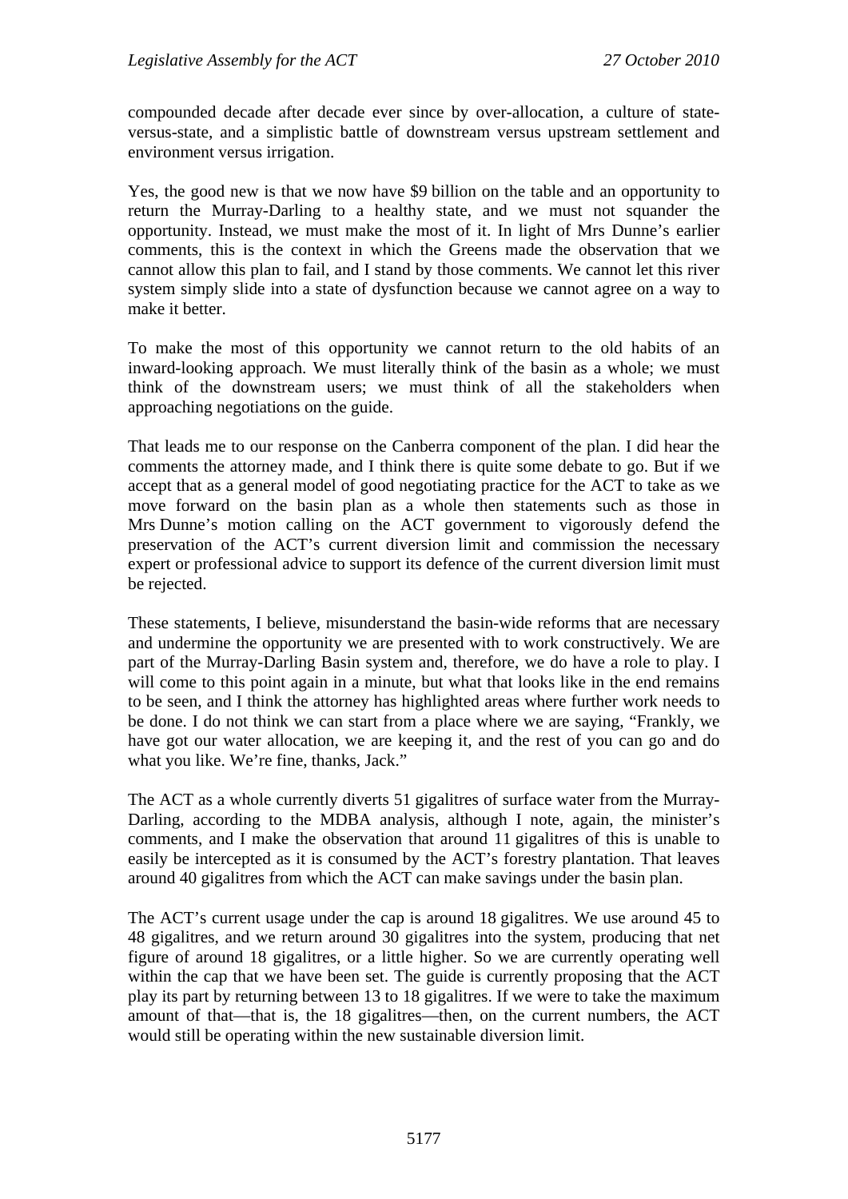compounded decade after decade ever since by over-allocation, a culture of state-versus-state, and a simplistic battle of downstream versus upstream settlement and environment versus irrigation.

Yes, the good new is that we now have $9 billion on the table and an opportunity to return the Murray-Darling to a healthy state, and we must not squander the opportunity. Instead, we must make the most of it. In light of Mrs Dunne's earlier comments, this is the context in which the Greens made the observation that we cannot allow this plan to fail, and I stand by those comments. We cannot let this river system simply slide into a state of dysfunction because we cannot agree on a way to make it better.

To make the most of this opportunity we cannot return to the old habits of an inward-looking approach. We must literally think of the basin as a whole; we must think of the downstream users; we must think of all the stakeholders when approaching negotiations on the guide.

That leads me to our response on the Canberra component of the plan. I did hear the comments the attorney made, and I think there is quite some debate to go. But if we accept that as a general model of good negotiating practice for the ACT to take as we move forward on the basin plan as a whole then statements such as those in Mrs Dunne's motion calling on the ACT government to vigorously defend the preservation of the ACT's current diversion limit and commission the necessary expert or professional advice to support its defence of the current diversion limit must be rejected.

These statements, I believe, misunderstand the basin-wide reforms that are necessary and undermine the opportunity we are presented with to work constructively. We are part of the Murray-Darling Basin system and, therefore, we do have a role to play. I will come to this point again in a minute, but what that looks like in the end remains to be seen, and I think the attorney has highlighted areas where further work needs to be done. I do not think we can start from a place where we are saying, "Frankly, we have got our water allocation, we are keeping it, and the rest of you can go and do what you like. We're fine, thanks, Jack."

The ACT as a whole currently diverts 51 gigalitres of surface water from the Murray-Darling, according to the MDBA analysis, although I note, again, the minister's comments, and I make the observation that around 11 gigalitres of this is unable to easily be intercepted as it is consumed by the ACT's forestry plantation. That leaves around 40 gigalitres from which the ACT can make savings under the basin plan.

The ACT's current usage under the cap is around 18 gigalitres. We use around 45 to 48 gigalitres, and we return around 30 gigalitres into the system, producing that net figure of around 18 gigalitres, or a little higher. So we are currently operating well within the cap that we have been set. The guide is currently proposing that the ACT play its part by returning between 13 to 18 gigalitres. If we were to take the maximum amount of that—that is, the 18 gigalitres—then, on the current numbers, the ACT would still be operating within the new sustainable diversion limit.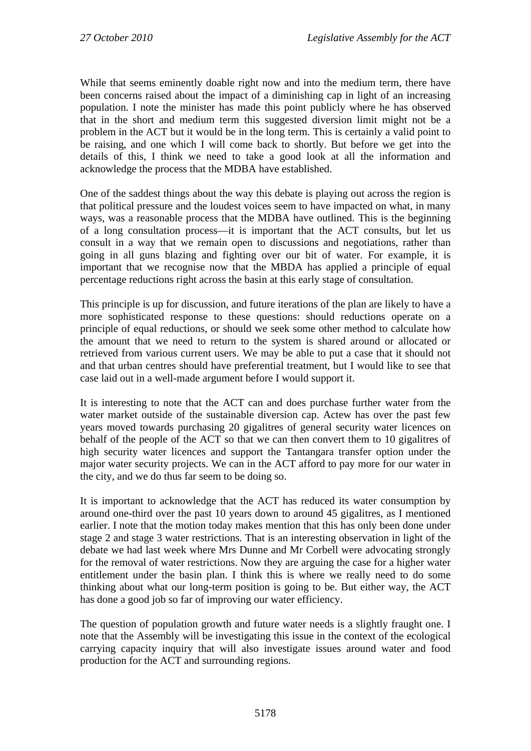While that seems eminently doable right now and into the medium term, there have been concerns raised about the impact of a diminishing cap in light of an increasing population. I note the minister has made this point publicly where he has observed that in the short and medium term this suggested diversion limit might not be a problem in the ACT but it would be in the long term. This is certainly a valid point to be raising, and one which I will come back to shortly. But before we get into the details of this, I think we need to take a good look at all the information and acknowledge the process that the MDBA have established.

One of the saddest things about the way this debate is playing out across the region is that political pressure and the loudest voices seem to have impacted on what, in many ways, was a reasonable process that the MDBA have outlined. This is the beginning of a long consultation process—it is important that the ACT consults, but let us consult in a way that we remain open to discussions and negotiations, rather than going in all guns blazing and fighting over our bit of water. For example, it is important that we recognise now that the MBDA has applied a principle of equal percentage reductions right across the basin at this early stage of consultation.

This principle is up for discussion, and future iterations of the plan are likely to have a more sophisticated response to these questions: should reductions operate on a principle of equal reductions, or should we seek some other method to calculate how the amount that we need to return to the system is shared around or allocated or retrieved from various current users. We may be able to put a case that it should not and that urban centres should have preferential treatment, but I would like to see that case laid out in a well-made argument before I would support it.

It is interesting to note that the ACT can and does purchase further water from the water market outside of the sustainable diversion cap. Actew has over the past few years moved towards purchasing 20 gigalitres of general security water licences on behalf of the people of the ACT so that we can then convert them to 10 gigalitres of high security water licences and support the Tantangara transfer option under the major water security projects. We can in the ACT afford to pay more for our water in the city, and we do thus far seem to be doing so.

It is important to acknowledge that the ACT has reduced its water consumption by around one-third over the past 10 years down to around 45 gigalitres, as I mentioned earlier. I note that the motion today makes mention that this has only been done under stage 2 and stage 3 water restrictions. That is an interesting observation in light of the debate we had last week where Mrs Dunne and Mr Corbell were advocating strongly for the removal of water restrictions. Now they are arguing the case for a higher water entitlement under the basin plan. I think this is where we really need to do some thinking about what our long-term position is going to be. But either way, the ACT has done a good job so far of improving our water efficiency.

The question of population growth and future water needs is a slightly fraught one. I note that the Assembly will be investigating this issue in the context of the ecological carrying capacity inquiry that will also investigate issues around water and food production for the ACT and surrounding regions.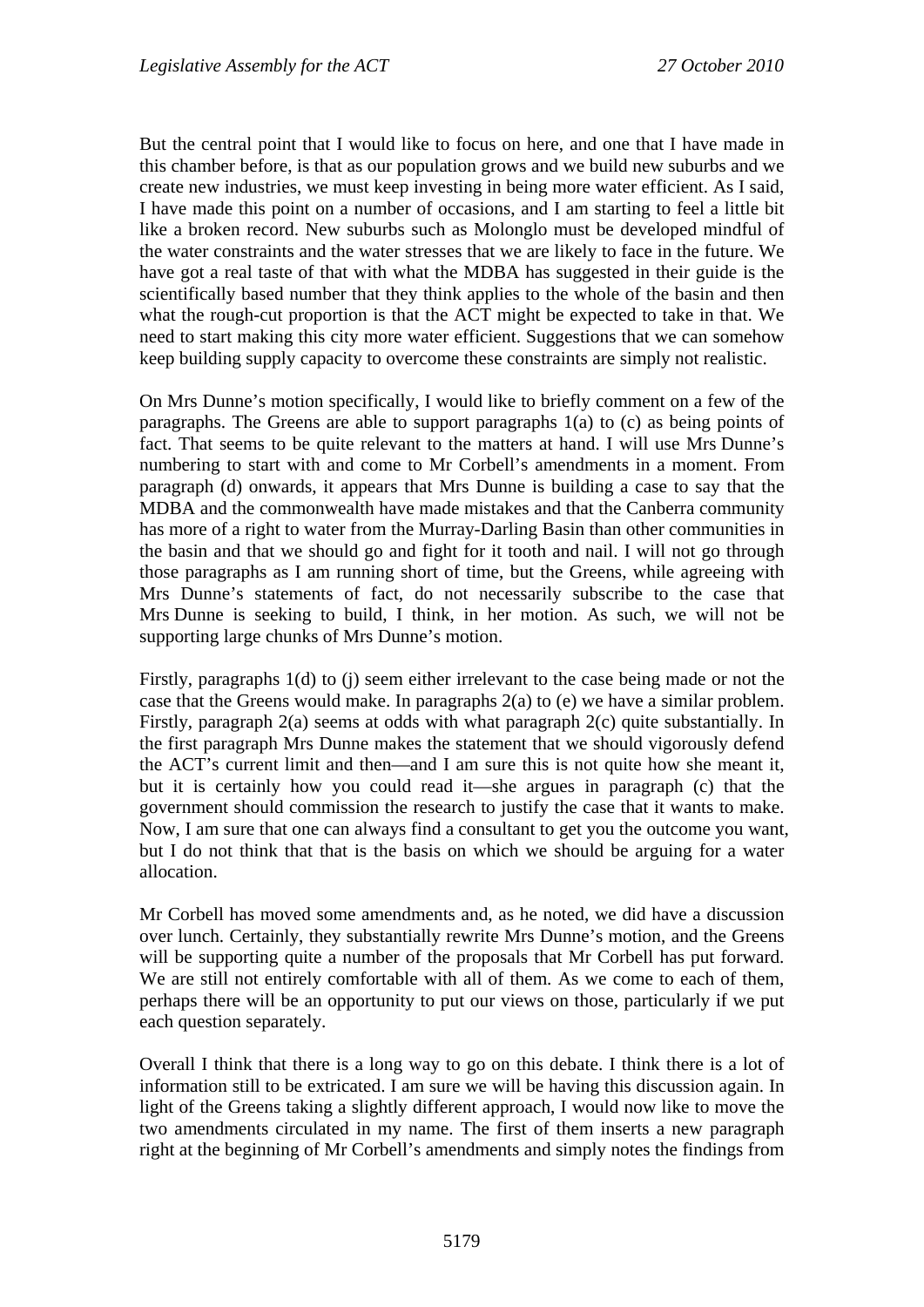But the central point that I would like to focus on here, and one that I have made in this chamber before, is that as our population grows and we build new suburbs and we create new industries, we must keep investing in being more water efficient. As I said, I have made this point on a number of occasions, and I am starting to feel a little bit like a broken record. New suburbs such as Molonglo must be developed mindful of the water constraints and the water stresses that we are likely to face in the future. We have got a real taste of that with what the MDBA has suggested in their guide is the scientifically based number that they think applies to the whole of the basin and then what the rough-cut proportion is that the ACT might be expected to take in that. We need to start making this city more water efficient. Suggestions that we can somehow keep building supply capacity to overcome these constraints are simply not realistic.

On Mrs Dunne's motion specifically, I would like to briefly comment on a few of the paragraphs. The Greens are able to support paragraphs 1(a) to (c) as being points of fact. That seems to be quite relevant to the matters at hand. I will use Mrs Dunne's numbering to start with and come to Mr Corbell's amendments in a moment. From paragraph (d) onwards, it appears that Mrs Dunne is building a case to say that the MDBA and the commonwealth have made mistakes and that the Canberra community has more of a right to water from the Murray-Darling Basin than other communities in the basin and that we should go and fight for it tooth and nail. I will not go through those paragraphs as I am running short of time, but the Greens, while agreeing with Mrs Dunne's statements of fact, do not necessarily subscribe to the case that Mrs Dunne is seeking to build, I think, in her motion. As such, we will not be supporting large chunks of Mrs Dunne's motion.

Firstly, paragraphs 1(d) to (j) seem either irrelevant to the case being made or not the case that the Greens would make. In paragraphs 2(a) to (e) we have a similar problem. Firstly, paragraph 2(a) seems at odds with what paragraph 2(c) quite substantially. In the first paragraph Mrs Dunne makes the statement that we should vigorously defend the ACT's current limit and then—and I am sure this is not quite how she meant it, but it is certainly how you could read it—she argues in paragraph (c) that the government should commission the research to justify the case that it wants to make. Now, I am sure that one can always find a consultant to get you the outcome you want, but I do not think that that is the basis on which we should be arguing for a water allocation.

Mr Corbell has moved some amendments and, as he noted, we did have a discussion over lunch. Certainly, they substantially rewrite Mrs Dunne's motion, and the Greens will be supporting quite a number of the proposals that Mr Corbell has put forward. We are still not entirely comfortable with all of them. As we come to each of them, perhaps there will be an opportunity to put our views on those, particularly if we put each question separately.

Overall I think that there is a long way to go on this debate. I think there is a lot of information still to be extricated. I am sure we will be having this discussion again. In light of the Greens taking a slightly different approach, I would now like to move the two amendments circulated in my name. The first of them inserts a new paragraph right at the beginning of Mr Corbell's amendments and simply notes the findings from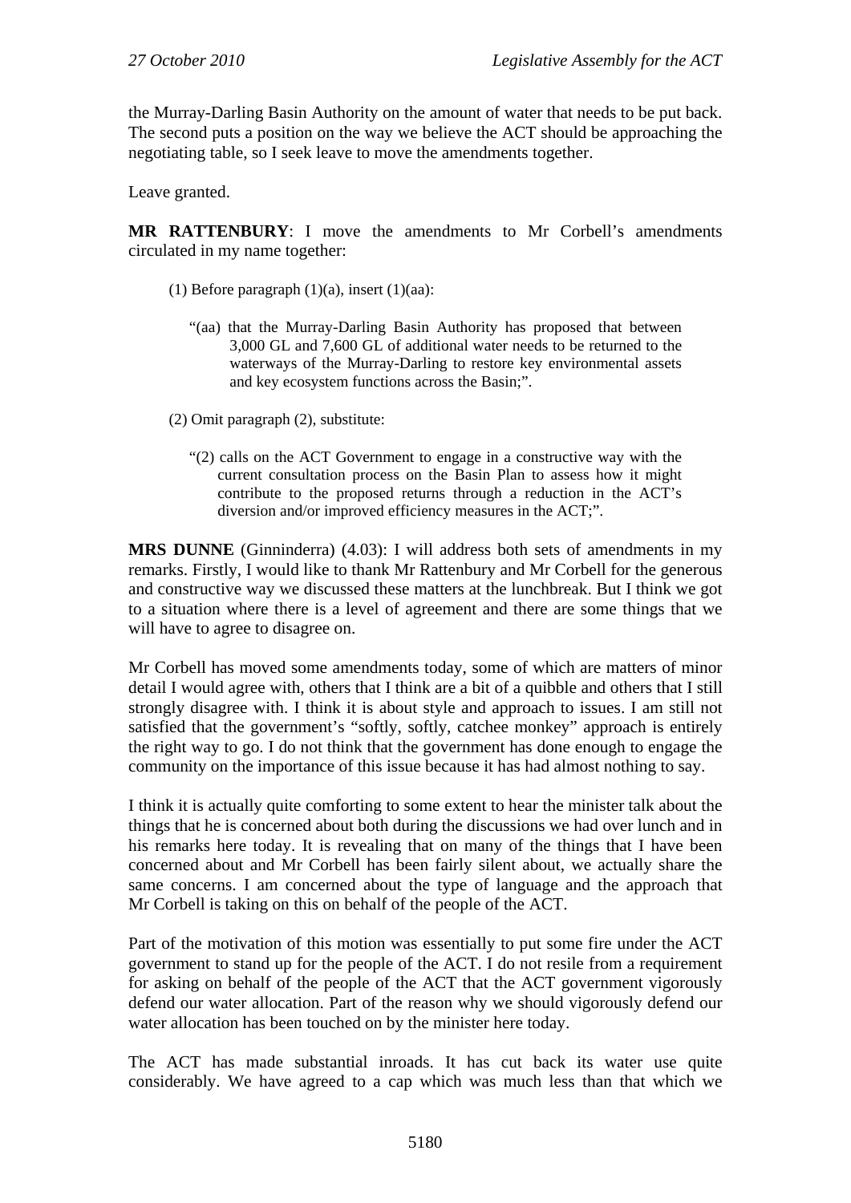the Murray-Darling Basin Authority on the amount of water that needs to be put back. The second puts a position on the way we believe the ACT should be approaching the negotiating table, so I seek leave to move the amendments together.

Leave granted.

**MR RATTENBURY**: I move the amendments to Mr Corbell's amendments circulated in my name together:

(1) Before paragraph (1)(a), insert (1)(aa):

> "(aa) that the Murray-Darling Basin Authority has proposed that between 3,000 GL and 7,600 GL of additional water needs to be returned to the waterways of the Murray-Darling to restore key environmental assets and key ecosystem functions across the Basin;".

(2) Omit paragraph (2), substitute:

> "(2) calls on the ACT Government to engage in a constructive way with the current consultation process on the Basin Plan to assess how it might contribute to the proposed returns through a reduction in the ACT's diversion and/or improved efficiency measures in the ACT;".

**MRS DUNNE** (Ginninderra) (4.03): I will address both sets of amendments in my remarks. Firstly, I would like to thank Mr Rattenbury and Mr Corbell for the generous and constructive way we discussed these matters at the lunchbreak. But I think we got to a situation where there is a level of agreement and there are some things that we will have to agree to disagree on.

Mr Corbell has moved some amendments today, some of which are matters of minor detail I would agree with, others that I think are a bit of a quibble and others that I still strongly disagree with. I think it is about style and approach to issues. I am still not satisfied that the government's "softly, softly, catchee monkey" approach is entirely the right way to go. I do not think that the government has done enough to engage the community on the importance of this issue because it has had almost nothing to say.

I think it is actually quite comforting to some extent to hear the minister talk about the things that he is concerned about both during the discussions we had over lunch and in his remarks here today. It is revealing that on many of the things that I have been concerned about and Mr Corbell has been fairly silent about, we actually share the same concerns. I am concerned about the type of language and the approach that Mr Corbell is taking on this on behalf of the people of the ACT.

Part of the motivation of this motion was essentially to put some fire under the ACT government to stand up for the people of the ACT. I do not resile from a requirement for asking on behalf of the people of the ACT that the ACT government vigorously defend our water allocation. Part of the reason why we should vigorously defend our water allocation has been touched on by the minister here today.

The ACT has made substantial inroads. It has cut back its water use quite considerably. We have agreed to a cap which was much less than that which we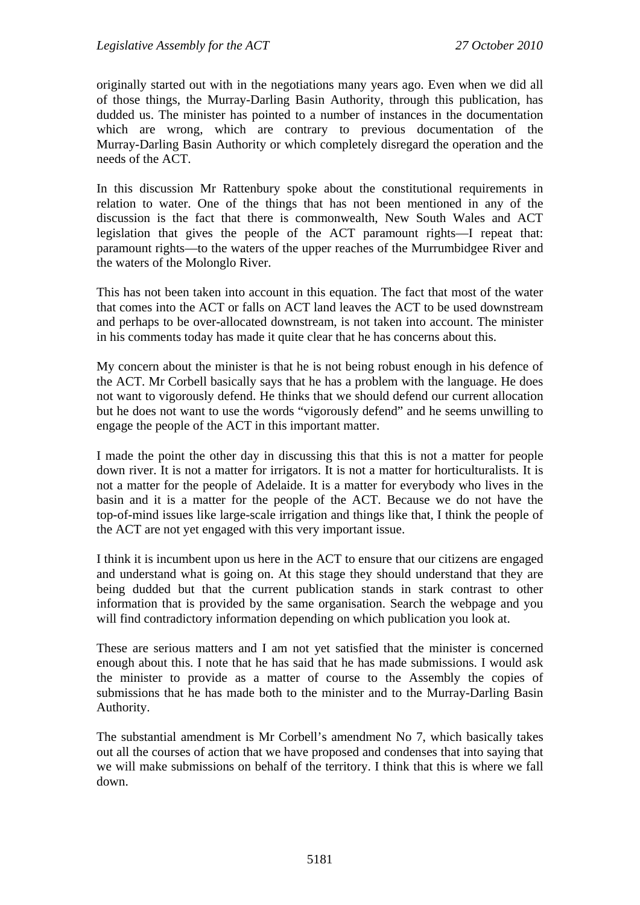originally started out with in the negotiations many years ago. Even when we did all of those things, the Murray-Darling Basin Authority, through this publication, has dudded us. The minister has pointed to a number of instances in the documentation which are wrong, which are contrary to previous documentation of the Murray-Darling Basin Authority or which completely disregard the operation and the needs of the ACT.

In this discussion Mr Rattenbury spoke about the constitutional requirements in relation to water. One of the things that has not been mentioned in any of the discussion is the fact that there is commonwealth, New South Wales and ACT legislation that gives the people of the ACT paramount rights—I repeat that: paramount rights—to the waters of the upper reaches of the Murrumbidgee River and the waters of the Molonglo River.

This has not been taken into account in this equation. The fact that most of the water that comes into the ACT or falls on ACT land leaves the ACT to be used downstream and perhaps to be over-allocated downstream, is not taken into account. The minister in his comments today has made it quite clear that he has concerns about this.

My concern about the minister is that he is not being robust enough in his defence of the ACT. Mr Corbell basically says that he has a problem with the language. He does not want to vigorously defend. He thinks that we should defend our current allocation but he does not want to use the words "vigorously defend" and he seems unwilling to engage the people of the ACT in this important matter.

I made the point the other day in discussing this that this is not a matter for people down river. It is not a matter for irrigators. It is not a matter for horticulturalists. It is not a matter for the people of Adelaide. It is a matter for everybody who lives in the basin and it is a matter for the people of the ACT. Because we do not have the top-of-mind issues like large-scale irrigation and things like that, I think the people of the ACT are not yet engaged with this very important issue.

I think it is incumbent upon us here in the ACT to ensure that our citizens are engaged and understand what is going on. At this stage they should understand that they are being dudded but that the current publication stands in stark contrast to other information that is provided by the same organisation. Search the webpage and you will find contradictory information depending on which publication you look at.

These are serious matters and I am not yet satisfied that the minister is concerned enough about this. I note that he has said that he has made submissions. I would ask the minister to provide as a matter of course to the Assembly the copies of submissions that he has made both to the minister and to the Murray-Darling Basin Authority.

The substantial amendment is Mr Corbell's amendment No 7, which basically takes out all the courses of action that we have proposed and condenses that into saying that we will make submissions on behalf of the territory. I think that this is where we fall down.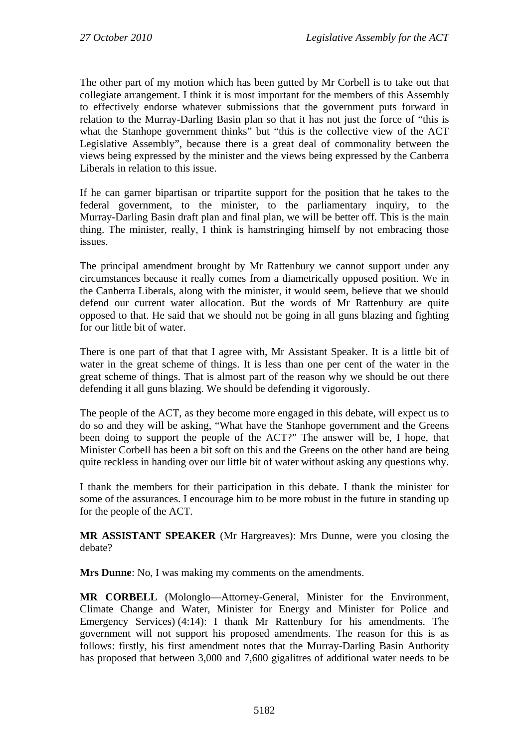The other part of my motion which has been gutted by Mr Corbell is to take out that collegiate arrangement. I think it is most important for the members of this Assembly to effectively endorse whatever submissions that the government puts forward in relation to the Murray-Darling Basin plan so that it has not just the force of "this is what the Stanhope government thinks" but "this is the collective view of the ACT Legislative Assembly", because there is a great deal of commonality between the views being expressed by the minister and the views being expressed by the Canberra Liberals in relation to this issue.

If he can garner bipartisan or tripartite support for the position that he takes to the federal government, to the minister, to the parliamentary inquiry, to the Murray-Darling Basin draft plan and final plan, we will be better off. This is the main thing. The minister, really, I think is hamstringing himself by not embracing those issues.

The principal amendment brought by Mr Rattenbury we cannot support under any circumstances because it really comes from a diametrically opposed position. We in the Canberra Liberals, along with the minister, it would seem, believe that we should defend our current water allocation. But the words of Mr Rattenbury are quite opposed to that. He said that we should not be going in all guns blazing and fighting for our little bit of water.

There is one part of that that I agree with, Mr Assistant Speaker. It is a little bit of water in the great scheme of things. It is less than one per cent of the water in the great scheme of things. That is almost part of the reason why we should be out there defending it all guns blazing. We should be defending it vigorously.

The people of the ACT, as they become more engaged in this debate, will expect us to do so and they will be asking, "What have the Stanhope government and the Greens been doing to support the people of the ACT?" The answer will be, I hope, that Minister Corbell has been a bit soft on this and the Greens on the other hand are being quite reckless in handing over our little bit of water without asking any questions why.

I thank the members for their participation in this debate. I thank the minister for some of the assurances. I encourage him to be more robust in the future in standing up for the people of the ACT.

**MR ASSISTANT SPEAKER** (Mr Hargreaves): Mrs Dunne, were you closing the debate?

**Mrs Dunne**: No, I was making my comments on the amendments.

**MR CORBELL** (Molonglo—Attorney-General, Minister for the Environment, Climate Change and Water, Minister for Energy and Minister for Police and Emergency Services) (4:14): I thank Mr Rattenbury for his amendments. The government will not support his proposed amendments. The reason for this is as follows: firstly, his first amendment notes that the Murray-Darling Basin Authority has proposed that between 3,000 and 7,600 gigalitres of additional water needs to be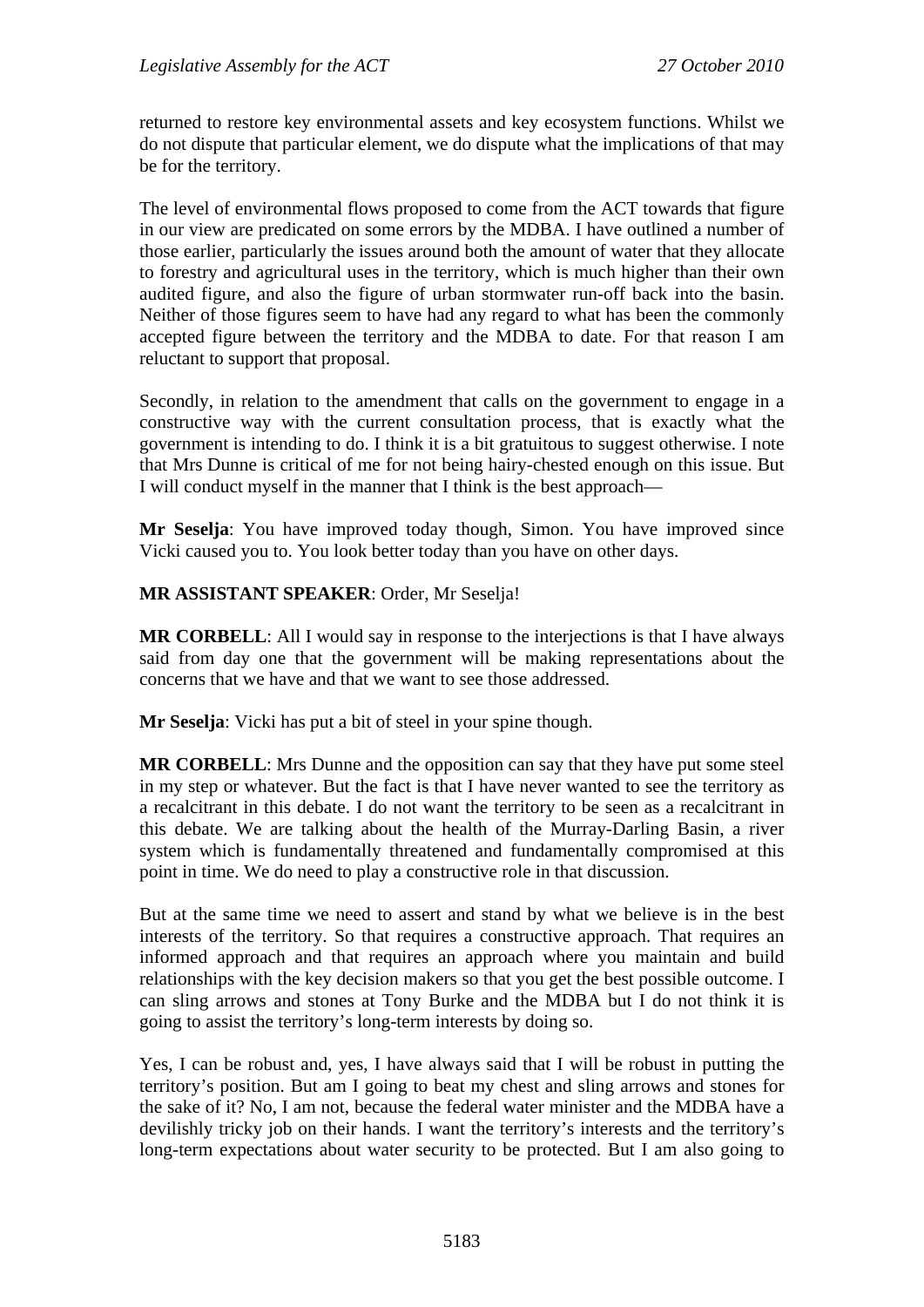returned to restore key environmental assets and key ecosystem functions. Whilst we do not dispute that particular element, we do dispute what the implications of that may be for the territory.

The level of environmental flows proposed to come from the ACT towards that figure in our view are predicated on some errors by the MDBA. I have outlined a number of those earlier, particularly the issues around both the amount of water that they allocate to forestry and agricultural uses in the territory, which is much higher than their own audited figure, and also the figure of urban stormwater run-off back into the basin. Neither of those figures seem to have had any regard to what has been the commonly accepted figure between the territory and the MDBA to date. For that reason I am reluctant to support that proposal.

Secondly, in relation to the amendment that calls on the government to engage in a constructive way with the current consultation process, that is exactly what the government is intending to do. I think it is a bit gratuitous to suggest otherwise. I note that Mrs Dunne is critical of me for not being hairy-chested enough on this issue. But I will conduct myself in the manner that I think is the best approach—

**Mr Seselja**: You have improved today though, Simon. You have improved since Vicki caused you to. You look better today than you have on other days.

**MR ASSISTANT SPEAKER**: Order, Mr Seselja!

**MR CORBELL**: All I would say in response to the interjections is that I have always said from day one that the government will be making representations about the concerns that we have and that we want to see those addressed.

**Mr Seselja**: Vicki has put a bit of steel in your spine though.

**MR CORBELL**: Mrs Dunne and the opposition can say that they have put some steel in my step or whatever. But the fact is that I have never wanted to see the territory as a recalcitrant in this debate. I do not want the territory to be seen as a recalcitrant in this debate. We are talking about the health of the Murray-Darling Basin, a river system which is fundamentally threatened and fundamentally compromised at this point in time. We do need to play a constructive role in that discussion.

But at the same time we need to assert and stand by what we believe is in the best interests of the territory. So that requires a constructive approach. That requires an informed approach and that requires an approach where you maintain and build relationships with the key decision makers so that you get the best possible outcome. I can sling arrows and stones at Tony Burke and the MDBA but I do not think it is going to assist the territory's long-term interests by doing so.

Yes, I can be robust and, yes, I have always said that I will be robust in putting the territory's position. But am I going to beat my chest and sling arrows and stones for the sake of it? No, I am not, because the federal water minister and the MDBA have a devilishly tricky job on their hands. I want the territory's interests and the territory's long-term expectations about water security to be protected. But I am also going to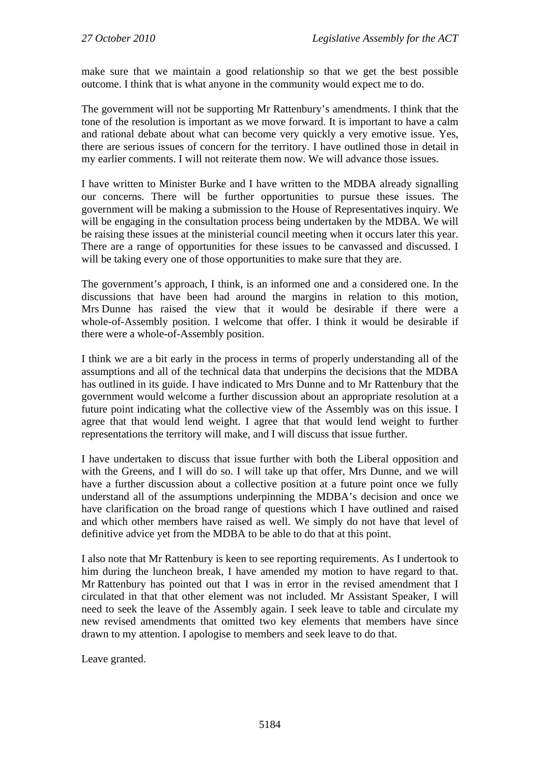make sure that we maintain a good relationship so that we get the best possible outcome. I think that is what anyone in the community would expect me to do.

The government will not be supporting Mr Rattenbury's amendments. I think that the tone of the resolution is important as we move forward. It is important to have a calm and rational debate about what can become very quickly a very emotive issue. Yes, there are serious issues of concern for the territory. I have outlined those in detail in my earlier comments. I will not reiterate them now. We will advance those issues.

I have written to Minister Burke and I have written to the MDBA already signalling our concerns. There will be further opportunities to pursue these issues. The government will be making a submission to the House of Representatives inquiry. We will be engaging in the consultation process being undertaken by the MDBA. We will be raising these issues at the ministerial council meeting when it occurs later this year. There are a range of opportunities for these issues to be canvassed and discussed. I will be taking every one of those opportunities to make sure that they are.

The government's approach, I think, is an informed one and a considered one. In the discussions that have been had around the margins in relation to this motion, Mrs Dunne has raised the view that it would be desirable if there were a whole-of-Assembly position. I welcome that offer. I think it would be desirable if there were a whole-of-Assembly position.

I think we are a bit early in the process in terms of properly understanding all of the assumptions and all of the technical data that underpins the decisions that the MDBA has outlined in its guide. I have indicated to Mrs Dunne and to Mr Rattenbury that the government would welcome a further discussion about an appropriate resolution at a future point indicating what the collective view of the Assembly was on this issue. I agree that that would lend weight. I agree that that would lend weight to further representations the territory will make, and I will discuss that issue further.

I have undertaken to discuss that issue further with both the Liberal opposition and with the Greens, and I will do so. I will take up that offer, Mrs Dunne, and we will have a further discussion about a collective position at a future point once we fully understand all of the assumptions underpinning the MDBA's decision and once we have clarification on the broad range of questions which I have outlined and raised and which other members have raised as well. We simply do not have that level of definitive advice yet from the MDBA to be able to do that at this point.

I also note that Mr Rattenbury is keen to see reporting requirements. As I undertook to him during the luncheon break, I have amended my motion to have regard to that. Mr Rattenbury has pointed out that I was in error in the revised amendment that I circulated in that that other element was not included. Mr Assistant Speaker, I will need to seek the leave of the Assembly again. I seek leave to table and circulate my new revised amendments that omitted two key elements that members have since drawn to my attention. I apologise to members and seek leave to do that.

Leave granted.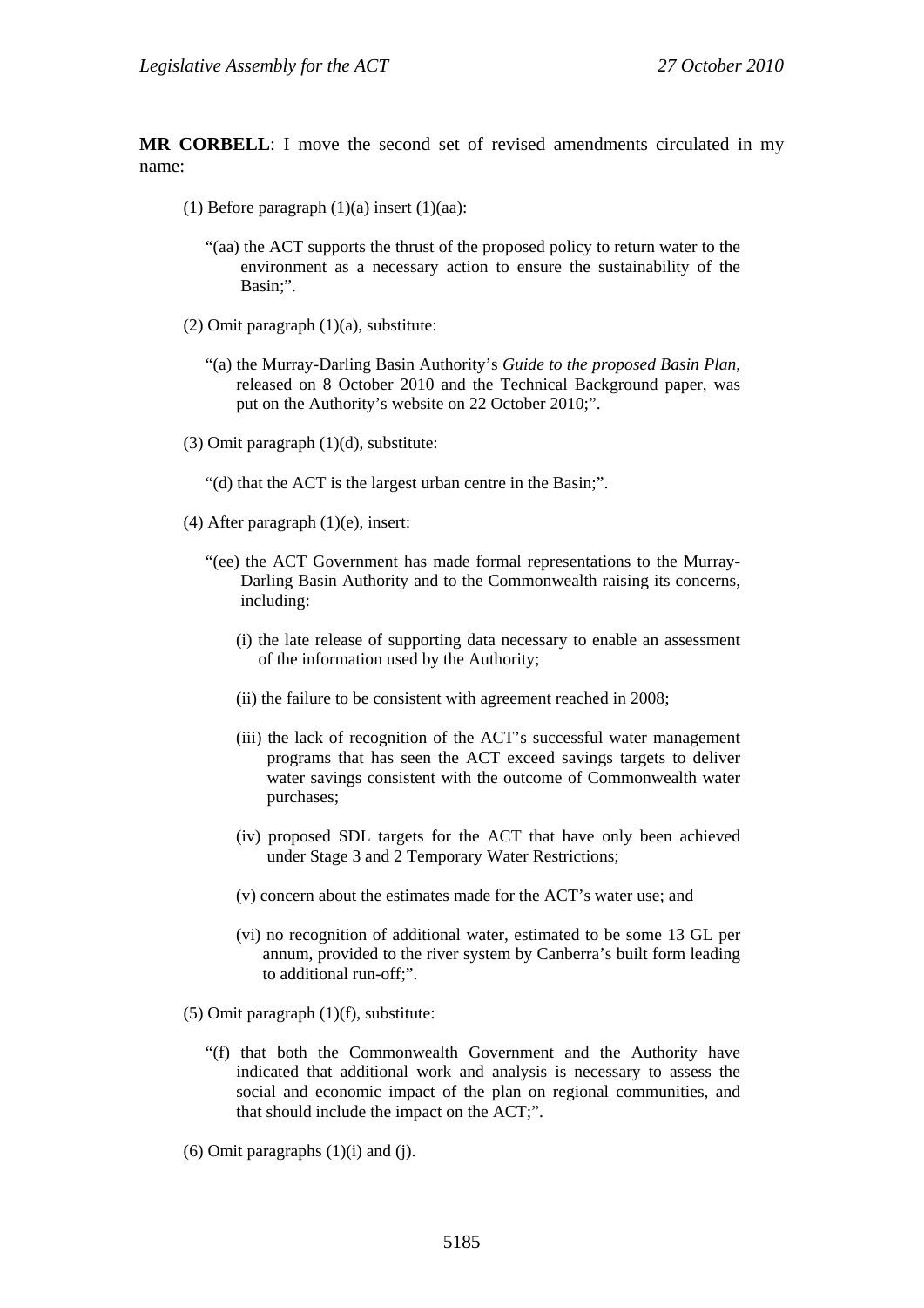**MR CORBELL**: I move the second set of revised amendments circulated in my name:

(1) Before paragraph (1)(a) insert (1)(aa):

"(aa) the ACT supports the thrust of the proposed policy to return water to the environment as a necessary action to ensure the sustainability of the Basin;".

(2) Omit paragraph (1)(a), substitute:

"(a) the Murray-Darling Basin Authority's *Guide to the proposed Basin Plan*, released on 8 October 2010 and the Technical Background paper, was put on the Authority's website on 22 October 2010;".

(3) Omit paragraph (1)(d), substitute:

"(d) that the ACT is the largest urban centre in the Basin;".

(4) After paragraph (1)(e), insert:

"(ee) the ACT Government has made formal representations to the Murray-Darling Basin Authority and to the Commonwealth raising its concerns, including:

(i) the late release of supporting data necessary to enable an assessment of the information used by the Authority;

(ii) the failure to be consistent with agreement reached in 2008;

(iii) the lack of recognition of the ACT's successful water management programs that has seen the ACT exceed savings targets to deliver water savings consistent with the outcome of Commonwealth water purchases;

(iv) proposed SDL targets for the ACT that have only been achieved under Stage 3 and 2 Temporary Water Restrictions;

(v) concern about the estimates made for the ACT's water use; and

(vi) no recognition of additional water, estimated to be some 13 GL per annum, provided to the river system by Canberra's built form leading to additional run-off;".

(5) Omit paragraph (1)(f), substitute:

"(f) that both the Commonwealth Government and the Authority have indicated that additional work and analysis is necessary to assess the social and economic impact of the plan on regional communities, and that should include the impact on the ACT;".

(6) Omit paragraphs (1)(i) and (j).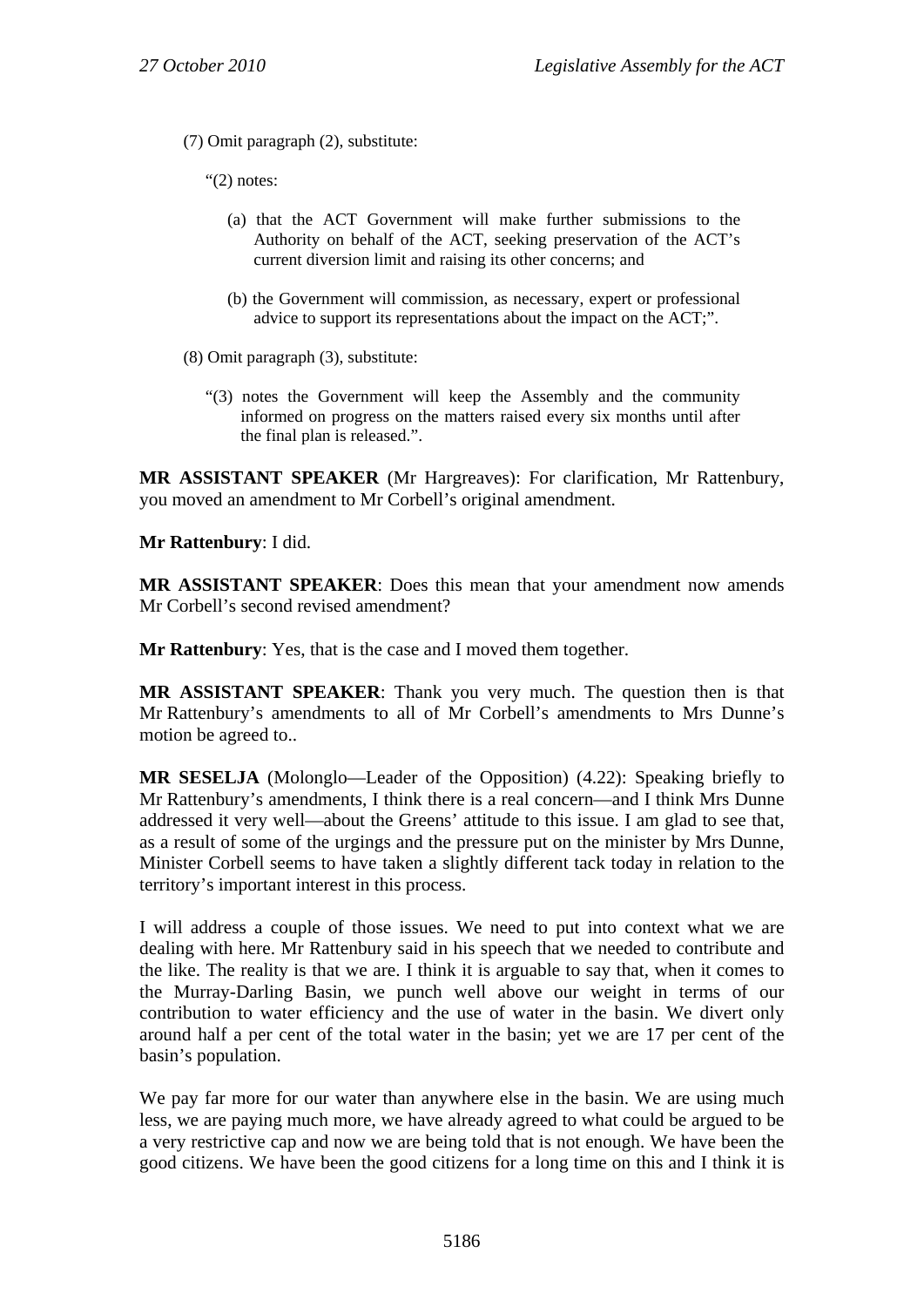(7) Omit paragraph (2), substitute:

"(2) notes:

(a) that the ACT Government will make further submissions to the Authority on behalf of the ACT, seeking preservation of the ACT's current diversion limit and raising its other concerns; and

(b) the Government will commission, as necessary, expert or professional advice to support its representations about the impact on the ACT;".

(8) Omit paragraph (3), substitute:

"(3) notes the Government will keep the Assembly and the community informed on progress on the matters raised every six months until after the final plan is released.".

**MR ASSISTANT SPEAKER** (Mr Hargreaves): For clarification, Mr Rattenbury, you moved an amendment to Mr Corbell's original amendment.

**Mr Rattenbury**: I did.

**MR ASSISTANT SPEAKER**: Does this mean that your amendment now amends Mr Corbell's second revised amendment?

**Mr Rattenbury**: Yes, that is the case and I moved them together.

**MR ASSISTANT SPEAKER**: Thank you very much. The question then is that Mr Rattenbury's amendments to all of Mr Corbell's amendments to Mrs Dunne's motion be agreed to..

**MR SESELJA** (Molonglo—Leader of the Opposition) (4.22): Speaking briefly to Mr Rattenbury's amendments, I think there is a real concern—and I think Mrs Dunne addressed it very well—about the Greens' attitude to this issue. I am glad to see that, as a result of some of the urgings and the pressure put on the minister by Mrs Dunne, Minister Corbell seems to have taken a slightly different tack today in relation to the territory's important interest in this process.

I will address a couple of those issues. We need to put into context what we are dealing with here. Mr Rattenbury said in his speech that we needed to contribute and the like. The reality is that we are. I think it is arguable to say that, when it comes to the Murray-Darling Basin, we punch well above our weight in terms of our contribution to water efficiency and the use of water in the basin. We divert only around half a per cent of the total water in the basin; yet we are 17 per cent of the basin's population.

We pay far more for our water than anywhere else in the basin. We are using much less, we are paying much more, we have already agreed to what could be argued to be a very restrictive cap and now we are being told that is not enough. We have been the good citizens. We have been the good citizens for a long time on this and I think it is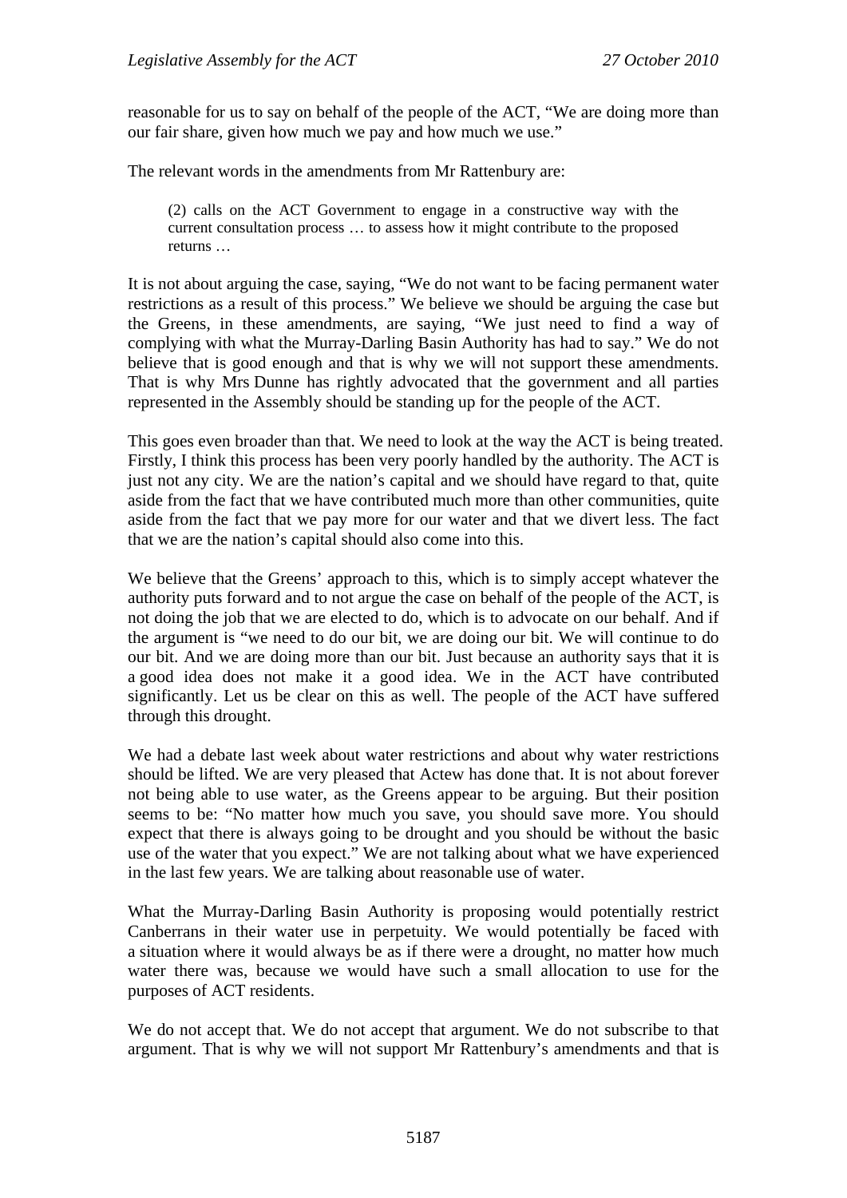reasonable for us to say on behalf of the people of the ACT, "We are doing more than our fair share, given how much we pay and how much we use."

The relevant words in the amendments from Mr Rattenbury are:

> (2) calls on the ACT Government to engage in a constructive way with the current consultation process … to assess how it might contribute to the proposed returns …

It is not about arguing the case, saying, "We do not want to be facing permanent water restrictions as a result of this process." We believe we should be arguing the case but the Greens, in these amendments, are saying, "We just need to find a way of complying with what the Murray-Darling Basin Authority has had to say." We do not believe that is good enough and that is why we will not support these amendments. That is why Mrs Dunne has rightly advocated that the government and all parties represented in the Assembly should be standing up for the people of the ACT.

This goes even broader than that. We need to look at the way the ACT is being treated. Firstly, I think this process has been very poorly handled by the authority. The ACT is just not any city. We are the nation's capital and we should have regard to that, quite aside from the fact that we have contributed much more than other communities, quite aside from the fact that we pay more for our water and that we divert less. The fact that we are the nation's capital should also come into this.

We believe that the Greens' approach to this, which is to simply accept whatever the authority puts forward and to not argue the case on behalf of the people of the ACT, is not doing the job that we are elected to do, which is to advocate on our behalf. And if the argument is "we need to do our bit, we are doing our bit. We will continue to do our bit. And we are doing more than our bit. Just because an authority says that it is a good idea does not make it a good idea. We in the ACT have contributed significantly. Let us be clear on this as well. The people of the ACT have suffered through this drought.

We had a debate last week about water restrictions and about why water restrictions should be lifted. We are very pleased that Actew has done that. It is not about forever not being able to use water, as the Greens appear to be arguing. But their position seems to be: "No matter how much you save, you should save more. You should expect that there is always going to be drought and you should be without the basic use of the water that you expect." We are not talking about what we have experienced in the last few years. We are talking about reasonable use of water.

What the Murray-Darling Basin Authority is proposing would potentially restrict Canberrans in their water use in perpetuity. We would potentially be faced with a situation where it would always be as if there were a drought, no matter how much water there was, because we would have such a small allocation to use for the purposes of ACT residents.

We do not accept that. We do not accept that argument. We do not subscribe to that argument. That is why we will not support Mr Rattenbury's amendments and that is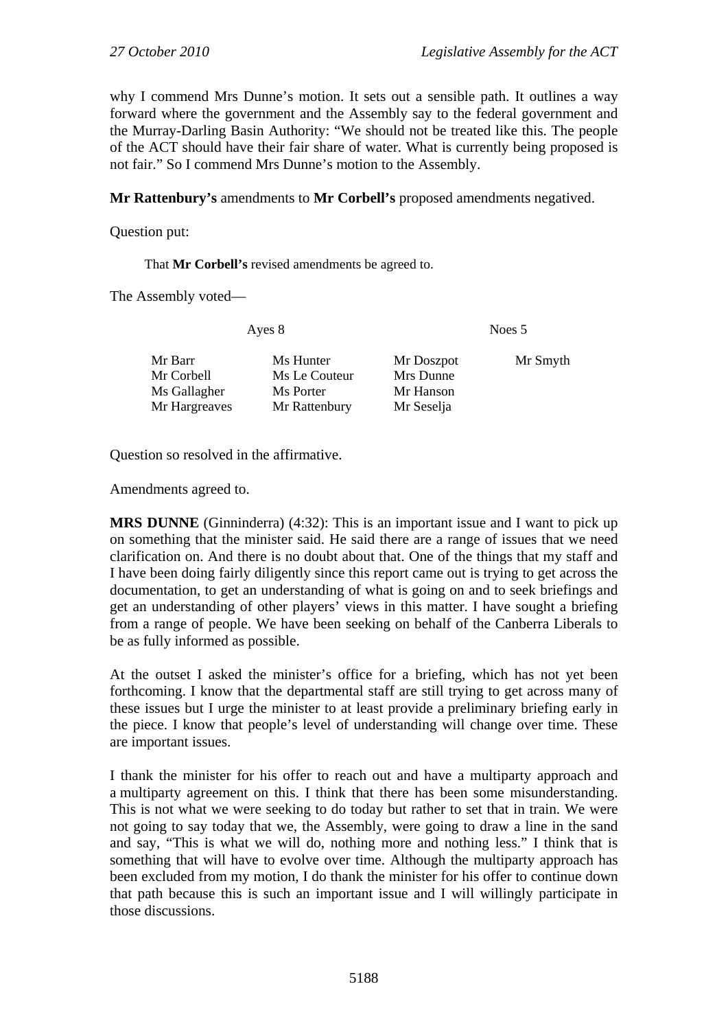why I commend Mrs Dunne's motion. It sets out a sensible path. It outlines a way forward where the government and the Assembly say to the federal government and the Murray-Darling Basin Authority: "We should not be treated like this. The people of the ACT should have their fair share of water. What is currently being proposed is not fair." So I commend Mrs Dunne's motion to the Assembly.

**Mr Rattenbury's** amendments to **Mr Corbell's** proposed amendments negatived.

Question put:

> That **Mr Corbell's** revised amendments be agreed to.

The Assembly voted—

| Ayes 8 | | Noes 5 | |
|---|---|---|---|
| Mr Barr | Ms Hunter | Mr Doszpot | Mr Smyth |
| Mr Corbell | Ms Le Couteur | Mrs Dunne | |
| Ms Gallagher | Ms Porter | Mr Hanson | |
| Mr Hargreaves | Mr Rattenbury | Mr Seselja | |

Question so resolved in the affirmative.

Amendments agreed to.

**MRS DUNNE** (Ginninderra) (4:32): This is an important issue and I want to pick up on something that the minister said. He said there are a range of issues that we need clarification on. And there is no doubt about that. One of the things that my staff and I have been doing fairly diligently since this report came out is trying to get across the documentation, to get an understanding of what is going on and to seek briefings and get an understanding of other players' views in this matter. I have sought a briefing from a range of people. We have been seeking on behalf of the Canberra Liberals to be as fully informed as possible.

At the outset I asked the minister's office for a briefing, which has not yet been forthcoming. I know that the departmental staff are still trying to get across many of these issues but I urge the minister to at least provide a preliminary briefing early in the piece. I know that people's level of understanding will change over time. These are important issues.

I thank the minister for his offer to reach out and have a multiparty approach and a multiparty agreement on this. I think that there has been some misunderstanding. This is not what we were seeking to do today but rather to set that in train. We were not going to say today that we, the Assembly, were going to draw a line in the sand and say, "This is what we will do, nothing more and nothing less." I think that is something that will have to evolve over time. Although the multiparty approach has been excluded from my motion, I do thank the minister for his offer to continue down that path because this is such an important issue and I will willingly participate in those discussions.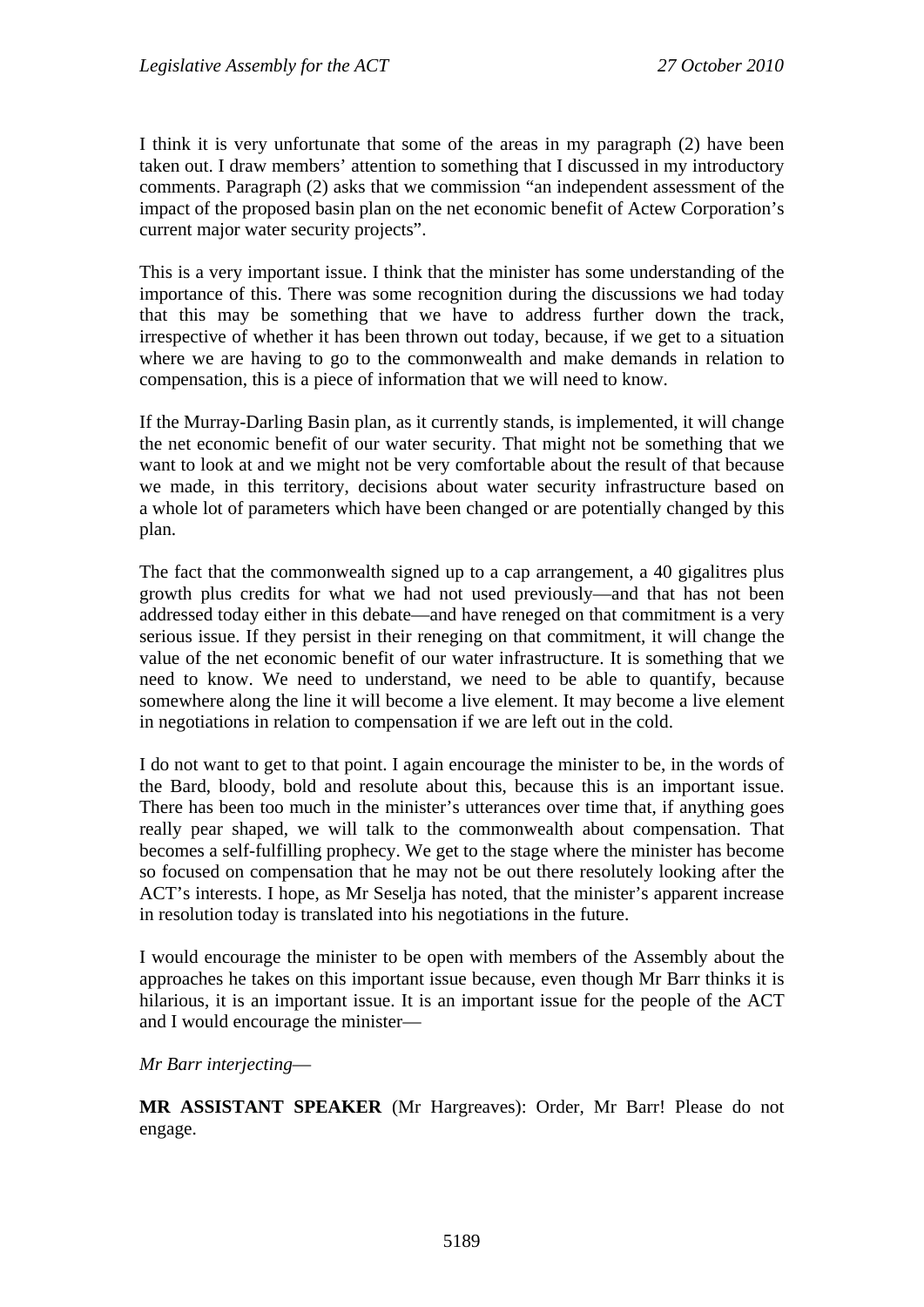I think it is very unfortunate that some of the areas in my paragraph (2) have been taken out. I draw members' attention to something that I discussed in my introductory comments. Paragraph (2) asks that we commission "an independent assessment of the impact of the proposed basin plan on the net economic benefit of Actew Corporation's current major water security projects".

This is a very important issue. I think that the minister has some understanding of the importance of this. There was some recognition during the discussions we had today that this may be something that we have to address further down the track, irrespective of whether it has been thrown out today, because, if we get to a situation where we are having to go to the commonwealth and make demands in relation to compensation, this is a piece of information that we will need to know.

If the Murray-Darling Basin plan, as it currently stands, is implemented, it will change the net economic benefit of our water security. That might not be something that we want to look at and we might not be very comfortable about the result of that because we made, in this territory, decisions about water security infrastructure based on a whole lot of parameters which have been changed or are potentially changed by this plan.

The fact that the commonwealth signed up to a cap arrangement, a 40 gigalitres plus growth plus credits for what we had not used previously—and that has not been addressed today either in this debate—and have reneged on that commitment is a very serious issue. If they persist in their reneging on that commitment, it will change the value of the net economic benefit of our water infrastructure. It is something that we need to know. We need to understand, we need to be able to quantify, because somewhere along the line it will become a live element. It may become a live element in negotiations in relation to compensation if we are left out in the cold.

I do not want to get to that point. I again encourage the minister to be, in the words of the Bard, bloody, bold and resolute about this, because this is an important issue. There has been too much in the minister's utterances over time that, if anything goes really pear shaped, we will talk to the commonwealth about compensation. That becomes a self-fulfilling prophecy. We get to the stage where the minister has become so focused on compensation that he may not be out there resolutely looking after the ACT's interests. I hope, as Mr Seselja has noted, that the minister's apparent increase in resolution today is translated into his negotiations in the future.

I would encourage the minister to be open with members of the Assembly about the approaches he takes on this important issue because, even though Mr Barr thinks it is hilarious, it is an important issue. It is an important issue for the people of the ACT and I would encourage the minister—

*Mr Barr interjecting*—

**MR ASSISTANT SPEAKER** (Mr Hargreaves): Order, Mr Barr! Please do not engage.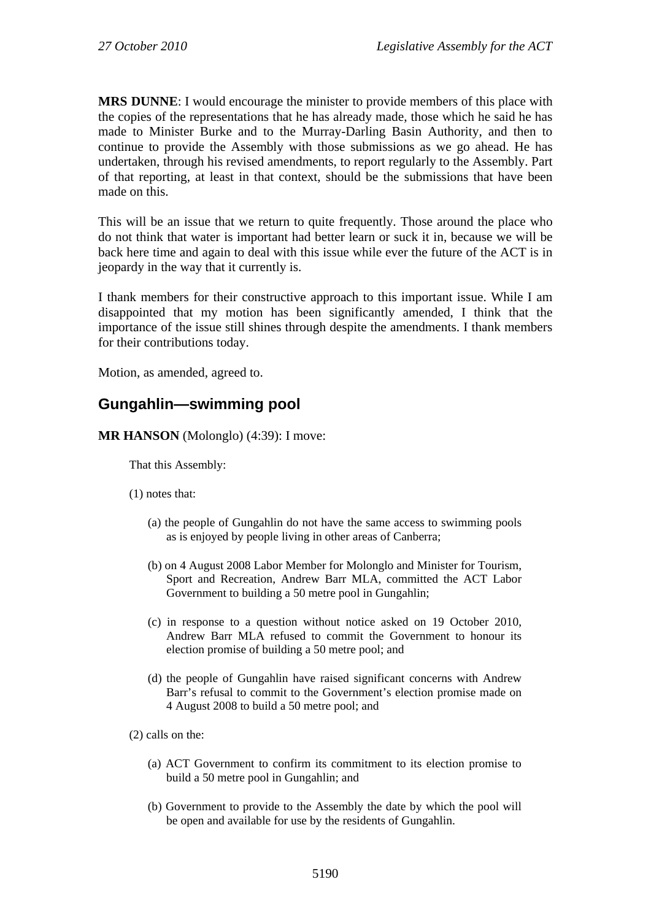**MRS DUNNE**: I would encourage the minister to provide members of this place with the copies of the representations that he has already made, those which he said he has made to Minister Burke and to the Murray-Darling Basin Authority, and then to continue to provide the Assembly with those submissions as we go ahead. He has undertaken, through his revised amendments, to report regularly to the Assembly. Part of that reporting, at least in that context, should be the submissions that have been made on this.

This will be an issue that we return to quite frequently. Those around the place who do not think that water is important had better learn or suck it in, because we will be back here time and again to deal with this issue while ever the future of the ACT is in jeopardy in the way that it currently is.

I thank members for their constructive approach to this important issue. While I am disappointed that my motion has been significantly amended, I think that the importance of the issue still shines through despite the amendments. I thank members for their contributions today.

Motion, as amended, agreed to.

## Gungahlin—swimming pool

**MR HANSON** (Molonglo) (4:39): I move:

> That this Assembly:
>
> (1) notes that:
>
> (a) the people of Gungahlin do not have the same access to swimming pools as is enjoyed by people living in other areas of Canberra;
>
> (b) on 4 August 2008 Labor Member for Molonglo and Minister for Tourism, Sport and Recreation, Andrew Barr MLA, committed the ACT Labor Government to building a 50 metre pool in Gungahlin;
>
> (c) in response to a question without notice asked on 19 October 2010, Andrew Barr MLA refused to commit the Government to honour its election promise of building a 50 metre pool; and
>
> (d) the people of Gungahlin have raised significant concerns with Andrew Barr's refusal to commit to the Government's election promise made on 4 August 2008 to build a 50 metre pool; and
>
> (2) calls on the:
>
> (a) ACT Government to confirm its commitment to its election promise to build a 50 metre pool in Gungahlin; and
>
> (b) Government to provide to the Assembly the date by which the pool will be open and available for use by the residents of Gungahlin.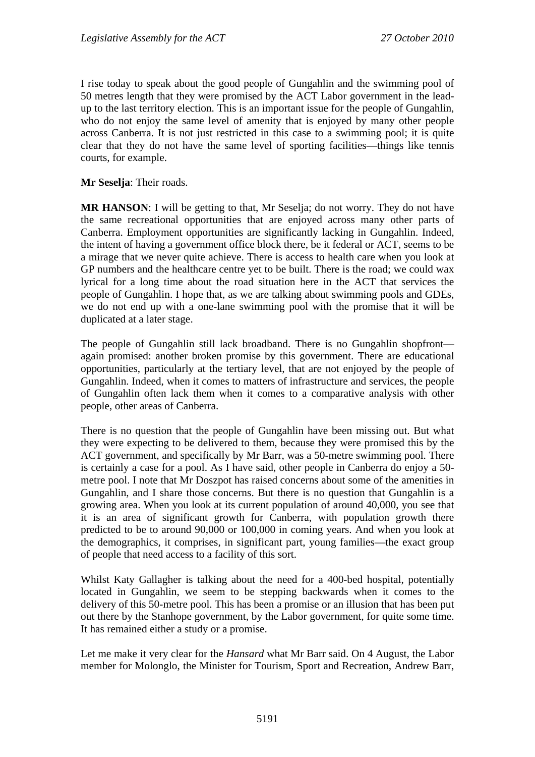I rise today to speak about the good people of Gungahlin and the swimming pool of 50 metres length that they were promised by the ACT Labor government in the lead-up to the last territory election. This is an important issue for the people of Gungahlin, who do not enjoy the same level of amenity that is enjoyed by many other people across Canberra. It is not just restricted in this case to a swimming pool; it is quite clear that they do not have the same level of sporting facilities—things like tennis courts, for example.

**Mr Seselja**: Their roads.

**MR HANSON**: I will be getting to that, Mr Seselja; do not worry. They do not have the same recreational opportunities that are enjoyed across many other parts of Canberra. Employment opportunities are significantly lacking in Gungahlin. Indeed, the intent of having a government office block there, be it federal or ACT, seems to be a mirage that we never quite achieve. There is access to health care when you look at GP numbers and the healthcare centre yet to be built. There is the road; we could wax lyrical for a long time about the road situation here in the ACT that services the people of Gungahlin. I hope that, as we are talking about swimming pools and GDEs, we do not end up with a one-lane swimming pool with the promise that it will be duplicated at a later stage.

The people of Gungahlin still lack broadband. There is no Gungahlin shopfront—again promised: another broken promise by this government. There are educational opportunities, particularly at the tertiary level, that are not enjoyed by the people of Gungahlin. Indeed, when it comes to matters of infrastructure and services, the people of Gungahlin often lack them when it comes to a comparative analysis with other people, other areas of Canberra.

There is no question that the people of Gungahlin have been missing out. But what they were expecting to be delivered to them, because they were promised this by the ACT government, and specifically by Mr Barr, was a 50-metre swimming pool. There is certainly a case for a pool. As I have said, other people in Canberra do enjoy a 50-metre pool. I note that Mr Doszpot has raised concerns about some of the amenities in Gungahlin, and I share those concerns. But there is no question that Gungahlin is a growing area. When you look at its current population of around 40,000, you see that it is an area of significant growth for Canberra, with population growth there predicted to be to around 90,000 or 100,000 in coming years. And when you look at the demographics, it comprises, in significant part, young families—the exact group of people that need access to a facility of this sort.

Whilst Katy Gallagher is talking about the need for a 400-bed hospital, potentially located in Gungahlin, we seem to be stepping backwards when it comes to the delivery of this 50-metre pool. This has been a promise or an illusion that has been put out there by the Stanhope government, by the Labor government, for quite some time. It has remained either a study or a promise.

Let me make it very clear for the *Hansard* what Mr Barr said. On 4 August, the Labor member for Molonglo, the Minister for Tourism, Sport and Recreation, Andrew Barr,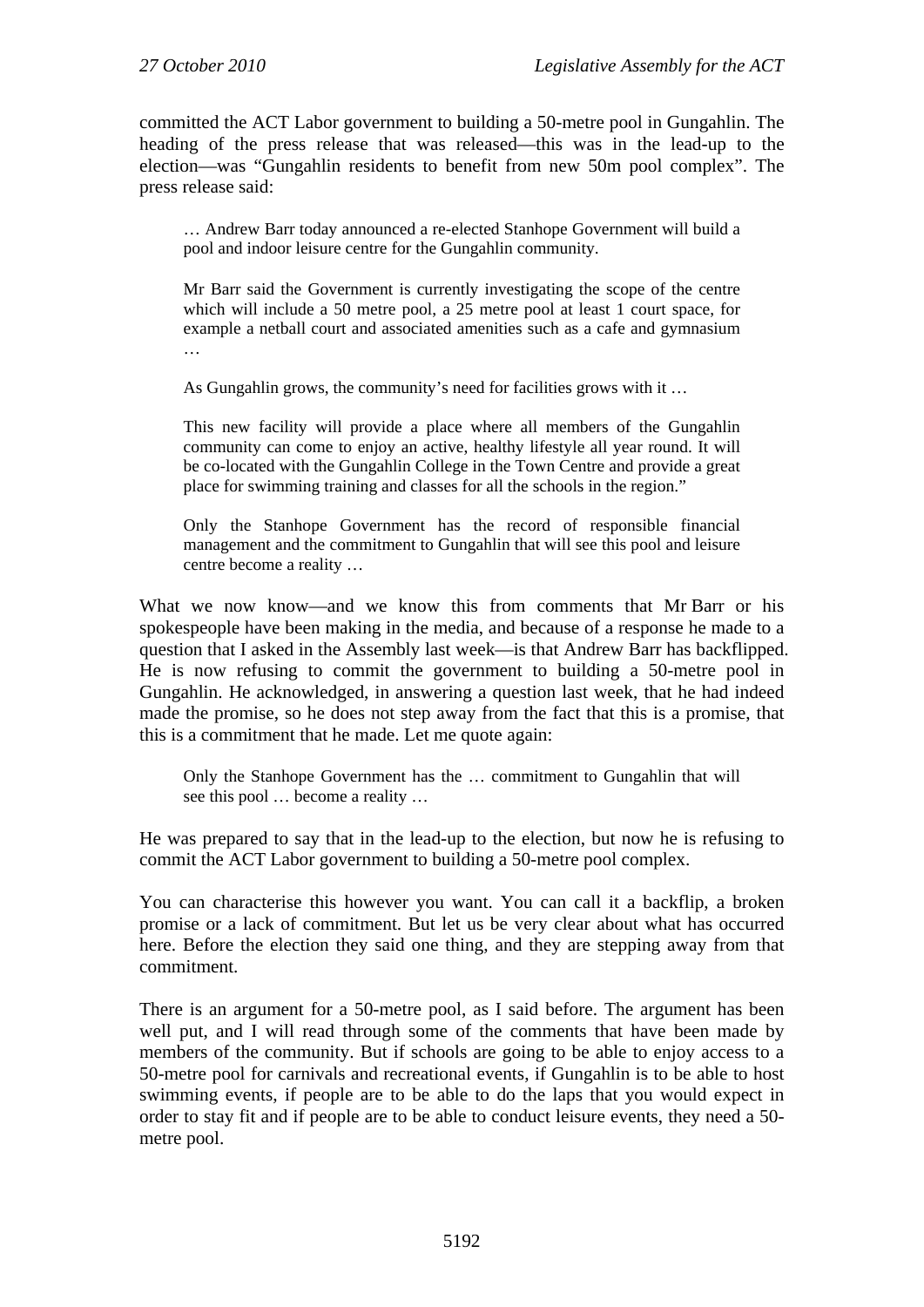committed the ACT Labor government to building a 50-metre pool in Gungahlin. The heading of the press release that was released—this was in the lead-up to the election—was "Gungahlin residents to benefit from new 50m pool complex". The press release said:

> … Andrew Barr today announced a re-elected Stanhope Government will build a pool and indoor leisure centre for the Gungahlin community.
>
> Mr Barr said the Government is currently investigating the scope of the centre which will include a 50 metre pool, a 25 metre pool at least 1 court space, for example a netball court and associated amenities such as a cafe and gymnasium …
>
> As Gungahlin grows, the community's need for facilities grows with it …
>
> This new facility will provide a place where all members of the Gungahlin community can come to enjoy an active, healthy lifestyle all year round. It will be co-located with the Gungahlin College in the Town Centre and provide a great place for swimming training and classes for all the schools in the region."
>
> Only the Stanhope Government has the record of responsible financial management and the commitment to Gungahlin that will see this pool and leisure centre become a reality …

What we now know—and we know this from comments that Mr Barr or his spokespeople have been making in the media, and because of a response he made to a question that I asked in the Assembly last week—is that Andrew Barr has backflipped. He is now refusing to commit the government to building a 50-metre pool in Gungahlin. He acknowledged, in answering a question last week, that he had indeed made the promise, so he does not step away from the fact that this is a promise, that this is a commitment that he made. Let me quote again:

> Only the Stanhope Government has the … commitment to Gungahlin that will see this pool … become a reality …

He was prepared to say that in the lead-up to the election, but now he is refusing to commit the ACT Labor government to building a 50-metre pool complex.

You can characterise this however you want. You can call it a backflip, a broken promise or a lack of commitment. But let us be very clear about what has occurred here. Before the election they said one thing, and they are stepping away from that commitment.

There is an argument for a 50-metre pool, as I said before. The argument has been well put, and I will read through some of the comments that have been made by members of the community. But if schools are going to be able to enjoy access to a 50-metre pool for carnivals and recreational events, if Gungahlin is to be able to host swimming events, if people are to be able to do the laps that you would expect in order to stay fit and if people are to be able to conduct leisure events, they need a 50-metre pool.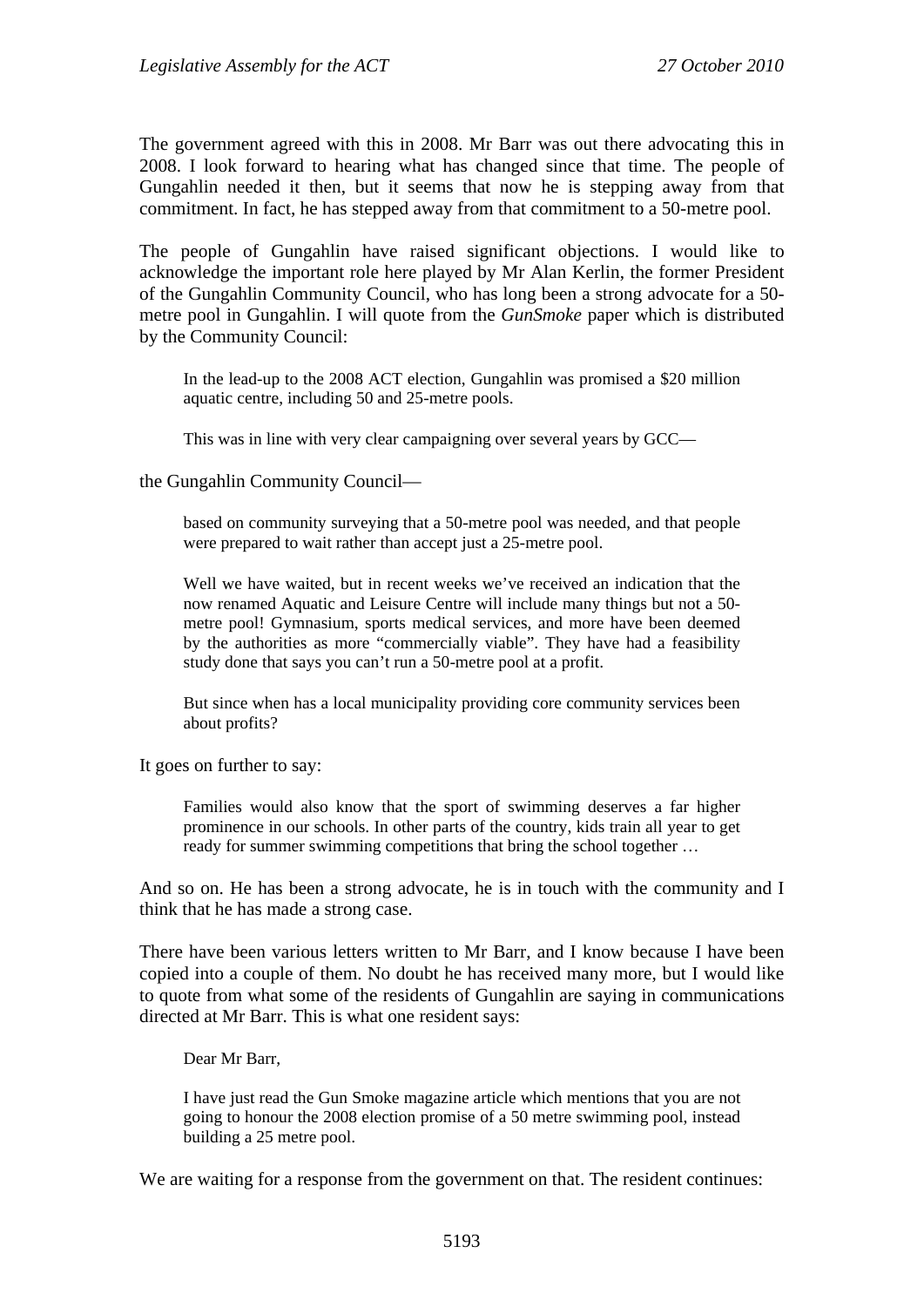The government agreed with this in 2008. Mr Barr was out there advocating this in 2008. I look forward to hearing what has changed since that time. The people of Gungahlin needed it then, but it seems that now he is stepping away from that commitment. In fact, he has stepped away from that commitment to a 50-metre pool.

The people of Gungahlin have raised significant objections. I would like to acknowledge the important role here played by Mr Alan Kerlin, the former President of the Gungahlin Community Council, who has long been a strong advocate for a 50-metre pool in Gungahlin. I will quote from the *GunSmoke* paper which is distributed by the Community Council:

> In the lead-up to the 2008 ACT election, Gungahlin was promised a $20 million aquatic centre, including 50 and 25-metre pools.
>
> This was in line with very clear campaigning over several years by GCC—

the Gungahlin Community Council—

> based on community surveying that a 50-metre pool was needed, and that people were prepared to wait rather than accept just a 25-metre pool.
>
> Well we have waited, but in recent weeks we've received an indication that the now renamed Aquatic and Leisure Centre will include many things but not a 50-metre pool! Gymnasium, sports medical services, and more have been deemed by the authorities as more "commercially viable". They have had a feasibility study done that says you can't run a 50-metre pool at a profit.
>
> But since when has a local municipality providing core community services been about profits?

It goes on further to say:

> Families would also know that the sport of swimming deserves a far higher prominence in our schools. In other parts of the country, kids train all year to get ready for summer swimming competitions that bring the school together …

And so on. He has been a strong advocate, he is in touch with the community and I think that he has made a strong case.

There have been various letters written to Mr Barr, and I know because I have been copied into a couple of them. No doubt he has received many more, but I would like to quote from what some of the residents of Gungahlin are saying in communications directed at Mr Barr. This is what one resident says:

> Dear Mr Barr,
>
> I have just read the Gun Smoke magazine article which mentions that you are not going to honour the 2008 election promise of a 50 metre swimming pool, instead building a 25 metre pool.

We are waiting for a response from the government on that. The resident continues: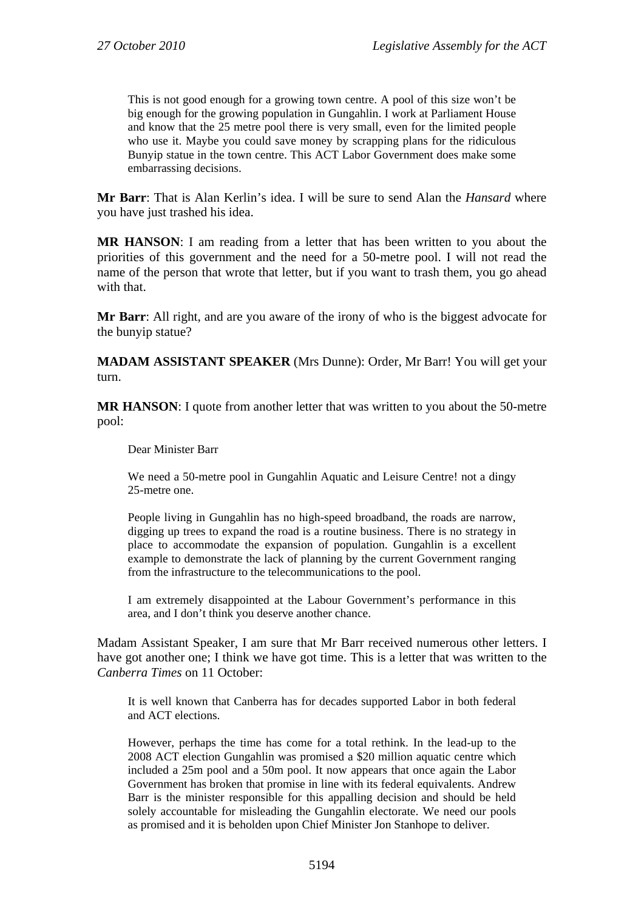> This is not good enough for a growing town centre. A pool of this size won't be big enough for the growing population in Gungahlin. I work at Parliament House and know that the 25 metre pool there is very small, even for the limited people who use it. Maybe you could save money by scrapping plans for the ridiculous Bunyip statue in the town centre. This ACT Labor Government does make some embarrassing decisions.

**Mr Barr**: That is Alan Kerlin's idea. I will be sure to send Alan the *Hansard* where you have just trashed his idea.

**MR HANSON**: I am reading from a letter that has been written to you about the priorities of this government and the need for a 50-metre pool. I will not read the name of the person that wrote that letter, but if you want to trash them, you go ahead with that.

**Mr Barr**: All right, and are you aware of the irony of who is the biggest advocate for the bunyip statue?

**MADAM ASSISTANT SPEAKER** (Mrs Dunne): Order, Mr Barr! You will get your turn.

**MR HANSON**: I quote from another letter that was written to you about the 50-metre pool:

> Dear Minister Barr
>
> We need a 50-metre pool in Gungahlin Aquatic and Leisure Centre! not a dingy 25-metre one.
>
> People living in Gungahlin has no high-speed broadband, the roads are narrow, digging up trees to expand the road is a routine business. There is no strategy in place to accommodate the expansion of population. Gungahlin is a excellent example to demonstrate the lack of planning by the current Government ranging from the infrastructure to the telecommunications to the pool.
>
> I am extremely disappointed at the Labour Government's performance in this area, and I don't think you deserve another chance.

Madam Assistant Speaker, I am sure that Mr Barr received numerous other letters. I have got another one; I think we have got time. This is a letter that was written to the *Canberra Times* on 11 October:

> It is well known that Canberra has for decades supported Labor in both federal and ACT elections.
>
> However, perhaps the time has come for a total rethink. In the lead-up to the 2008 ACT election Gungahlin was promised a $20 million aquatic centre which included a 25m pool and a 50m pool. It now appears that once again the Labor Government has broken that promise in line with its federal equivalents. Andrew Barr is the minister responsible for this appalling decision and should be held solely accountable for misleading the Gungahlin electorate. We need our pools as promised and it is beholden upon Chief Minister Jon Stanhope to deliver.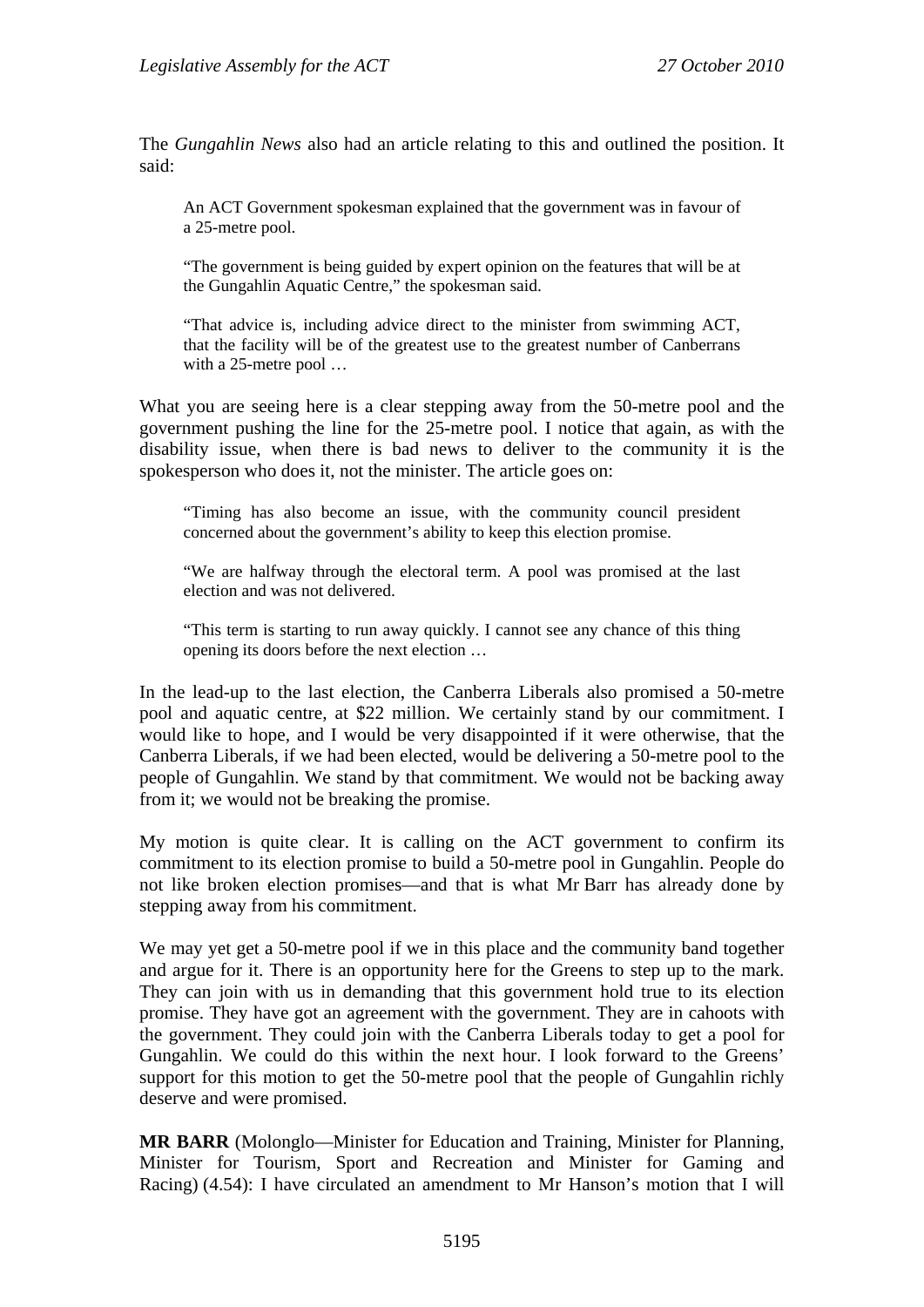The *Gungahlin News* also had an article relating to this and outlined the position. It said:

> An ACT Government spokesman explained that the government was in favour of a 25-metre pool.
>
> "The government is being guided by expert opinion on the features that will be at the Gungahlin Aquatic Centre," the spokesman said.
>
> "That advice is, including advice direct to the minister from swimming ACT, that the facility will be of the greatest use to the greatest number of Canberrans with a 25-metre pool …

What you are seeing here is a clear stepping away from the 50-metre pool and the government pushing the line for the 25-metre pool. I notice that again, as with the disability issue, when there is bad news to deliver to the community it is the spokesperson who does it, not the minister. The article goes on:

> "Timing has also become an issue, with the community council president concerned about the government's ability to keep this election promise.
>
> "We are halfway through the electoral term. A pool was promised at the last election and was not delivered.
>
> "This term is starting to run away quickly. I cannot see any chance of this thing opening its doors before the next election …

In the lead-up to the last election, the Canberra Liberals also promised a 50-metre pool and aquatic centre, at $22 million. We certainly stand by our commitment. I would like to hope, and I would be very disappointed if it were otherwise, that the Canberra Liberals, if we had been elected, would be delivering a 50-metre pool to the people of Gungahlin. We stand by that commitment. We would not be backing away from it; we would not be breaking the promise.

My motion is quite clear. It is calling on the ACT government to confirm its commitment to its election promise to build a 50-metre pool in Gungahlin. People do not like broken election promises—and that is what Mr Barr has already done by stepping away from his commitment.

We may yet get a 50-metre pool if we in this place and the community band together and argue for it. There is an opportunity here for the Greens to step up to the mark. They can join with us in demanding that this government hold true to its election promise. They have got an agreement with the government. They are in cahoots with the government. They could join with the Canberra Liberals today to get a pool for Gungahlin. We could do this within the next hour. I look forward to the Greens' support for this motion to get the 50-metre pool that the people of Gungahlin richly deserve and were promised.

**MR BARR** (Molonglo—Minister for Education and Training, Minister for Planning, Minister for Tourism, Sport and Recreation and Minister for Gaming and Racing) (4.54): I have circulated an amendment to Mr Hanson's motion that I will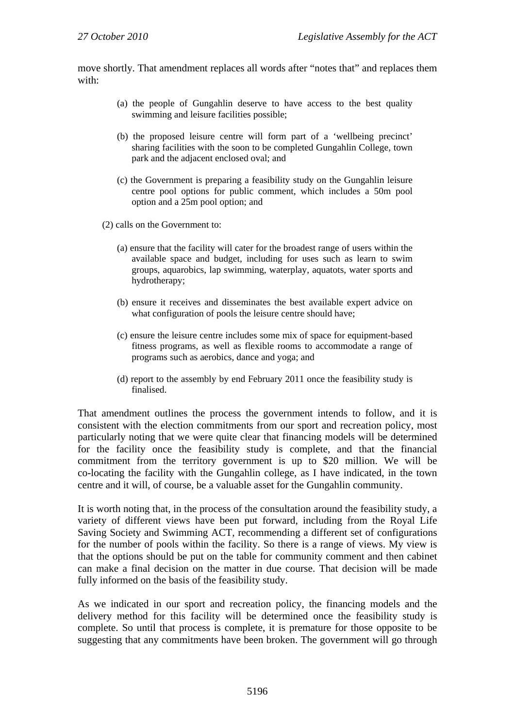move shortly. That amendment replaces all words after "notes that" and replaces them with:

> (a) the people of Gungahlin deserve to have access to the best quality swimming and leisure facilities possible;
>
> (b) the proposed leisure centre will form part of a 'wellbeing precinct' sharing facilities with the soon to be completed Gungahlin College, town park and the adjacent enclosed oval; and
>
> (c) the Government is preparing a feasibility study on the Gungahlin leisure centre pool options for public comment, which includes a 50m pool option and a 25m pool option; and
>
> (2) calls on the Government to:
>
> (a) ensure that the facility will cater for the broadest range of users within the available space and budget, including for uses such as learn to swim groups, aquarobics, lap swimming, waterplay, aquatots, water sports and hydrotherapy;
>
> (b) ensure it receives and disseminates the best available expert advice on what configuration of pools the leisure centre should have;
>
> (c) ensure the leisure centre includes some mix of space for equipment-based fitness programs, as well as flexible rooms to accommodate a range of programs such as aerobics, dance and yoga; and
>
> (d) report to the assembly by end February 2011 once the feasibility study is finalised.

That amendment outlines the process the government intends to follow, and it is consistent with the election commitments from our sport and recreation policy, most particularly noting that we were quite clear that financing models will be determined for the facility once the feasibility study is complete, and that the financial commitment from the territory government is up to $20 million. We will be co-locating the facility with the Gungahlin college, as I have indicated, in the town centre and it will, of course, be a valuable asset for the Gungahlin community.

It is worth noting that, in the process of the consultation around the feasibility study, a variety of different views have been put forward, including from the Royal Life Saving Society and Swimming ACT, recommending a different set of configurations for the number of pools within the facility. So there is a range of views. My view is that the options should be put on the table for community comment and then cabinet can make a final decision on the matter in due course. That decision will be made fully informed on the basis of the feasibility study.

As we indicated in our sport and recreation policy, the financing models and the delivery method for this facility will be determined once the feasibility study is complete. So until that process is complete, it is premature for those opposite to be suggesting that any commitments have been broken. The government will go through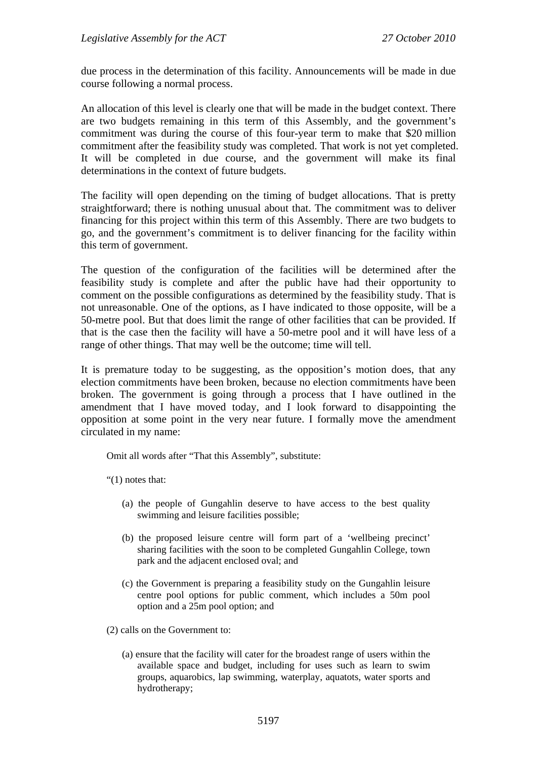due process in the determination of this facility. Announcements will be made in due course following a normal process.

An allocation of this level is clearly one that will be made in the budget context. There are two budgets remaining in this term of this Assembly, and the government's commitment was during the course of this four-year term to make that $20 million commitment after the feasibility study was completed. That work is not yet completed. It will be completed in due course, and the government will make its final determinations in the context of future budgets.

The facility will open depending on the timing of budget allocations. That is pretty straightforward; there is nothing unusual about that. The commitment was to deliver financing for this project within this term of this Assembly. There are two budgets to go, and the government's commitment is to deliver financing for the facility within this term of government.

The question of the configuration of the facilities will be determined after the feasibility study is complete and after the public have had their opportunity to comment on the possible configurations as determined by the feasibility study. That is not unreasonable. One of the options, as I have indicated to those opposite, will be a 50-metre pool. But that does limit the range of other facilities that can be provided. If that is the case then the facility will have a 50-metre pool and it will have less of a range of other things. That may well be the outcome; time will tell.

It is premature today to be suggesting, as the opposition's motion does, that any election commitments have been broken, because no election commitments have been broken. The government is going through a process that I have outlined in the amendment that I have moved today, and I look forward to disappointing the opposition at some point in the very near future. I formally move the amendment circulated in my name:

> Omit all words after "That this Assembly", substitute:
>
> "(1) notes that:
>
> (a) the people of Gungahlin deserve to have access to the best quality swimming and leisure facilities possible;
>
> (b) the proposed leisure centre will form part of a 'wellbeing precinct' sharing facilities with the soon to be completed Gungahlin College, town park and the adjacent enclosed oval; and
>
> (c) the Government is preparing a feasibility study on the Gungahlin leisure centre pool options for public comment, which includes a 50m pool option and a 25m pool option; and
>
> (2) calls on the Government to:
>
> (a) ensure that the facility will cater for the broadest range of users within the available space and budget, including for uses such as learn to swim groups, aquarobics, lap swimming, waterplay, aquatots, water sports and hydrotherapy;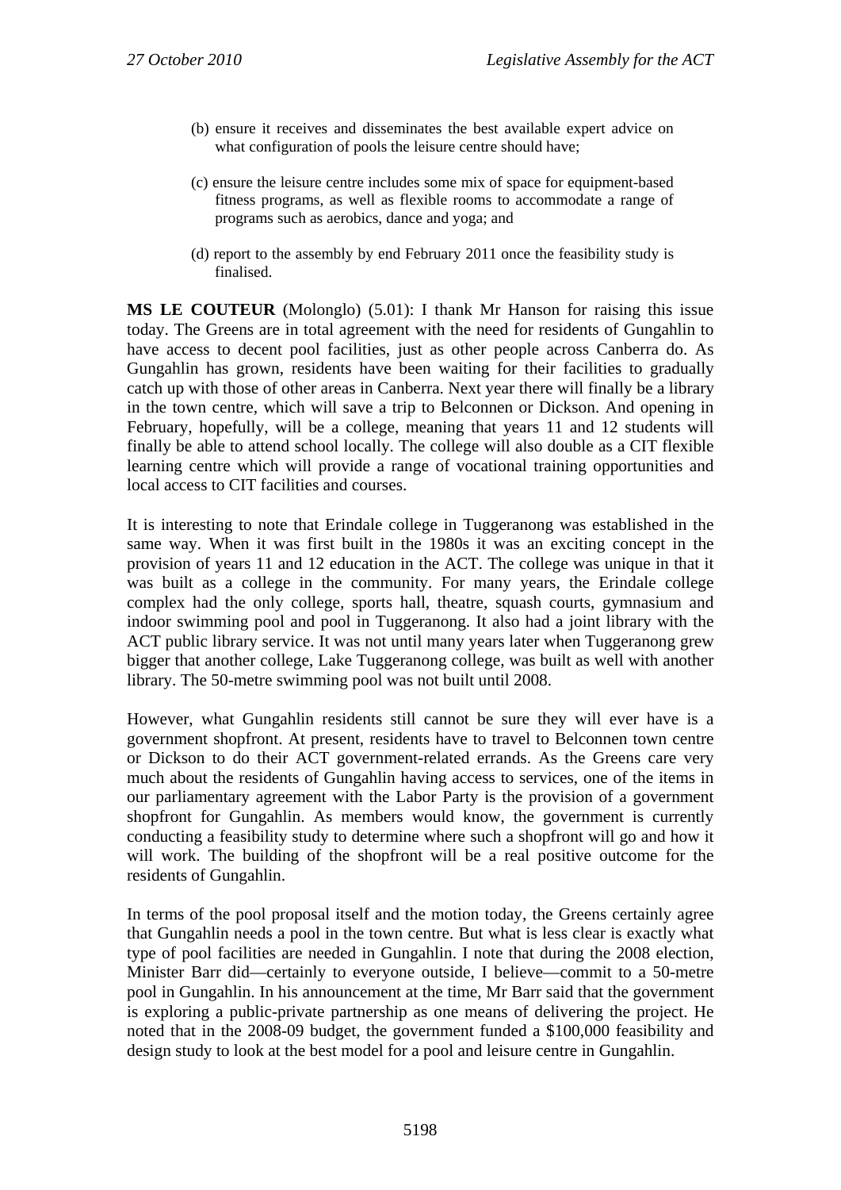(b) ensure it receives and disseminates the best available expert advice on what configuration of pools the leisure centre should have;

(c) ensure the leisure centre includes some mix of space for equipment-based fitness programs, as well as flexible rooms to accommodate a range of programs such as aerobics, dance and yoga; and

(d) report to the assembly by end February 2011 once the feasibility study is finalised.

**MS LE COUTEUR** (Molonglo) (5.01): I thank Mr Hanson for raising this issue today. The Greens are in total agreement with the need for residents of Gungahlin to have access to decent pool facilities, just as other people across Canberra do. As Gungahlin has grown, residents have been waiting for their facilities to gradually catch up with those of other areas in Canberra. Next year there will finally be a library in the town centre, which will save a trip to Belconnen or Dickson. And opening in February, hopefully, will be a college, meaning that years 11 and 12 students will finally be able to attend school locally. The college will also double as a CIT flexible learning centre which will provide a range of vocational training opportunities and local access to CIT facilities and courses.

It is interesting to note that Erindale college in Tuggeranong was established in the same way. When it was first built in the 1980s it was an exciting concept in the provision of years 11 and 12 education in the ACT. The college was unique in that it was built as a college in the community. For many years, the Erindale college complex had the only college, sports hall, theatre, squash courts, gymnasium and indoor swimming pool and pool in Tuggeranong. It also had a joint library with the ACT public library service. It was not until many years later when Tuggeranong grew bigger that another college, Lake Tuggeranong college, was built as well with another library. The 50-metre swimming pool was not built until 2008.

However, what Gungahlin residents still cannot be sure they will ever have is a government shopfront. At present, residents have to travel to Belconnen town centre or Dickson to do their ACT government-related errands. As the Greens care very much about the residents of Gungahlin having access to services, one of the items in our parliamentary agreement with the Labor Party is the provision of a government shopfront for Gungahlin. As members would know, the government is currently conducting a feasibility study to determine where such a shopfront will go and how it will work. The building of the shopfront will be a real positive outcome for the residents of Gungahlin.

In terms of the pool proposal itself and the motion today, the Greens certainly agree that Gungahlin needs a pool in the town centre. But what is less clear is exactly what type of pool facilities are needed in Gungahlin. I note that during the 2008 election, Minister Barr did—certainly to everyone outside, I believe—commit to a 50-metre pool in Gungahlin. In his announcement at the time, Mr Barr said that the government is exploring a public-private partnership as one means of delivering the project. He noted that in the 2008-09 budget, the government funded a $100,000 feasibility and design study to look at the best model for a pool and leisure centre in Gungahlin.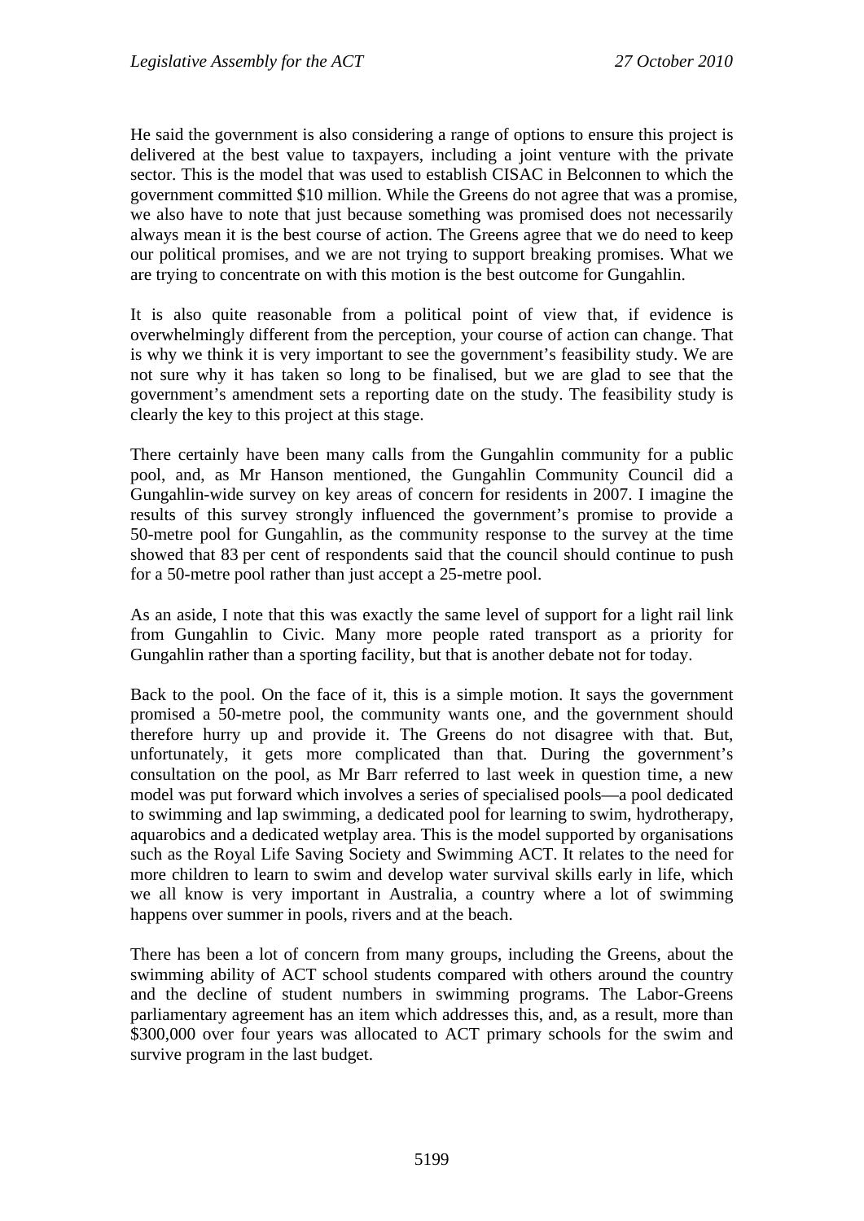He said the government is also considering a range of options to ensure this project is delivered at the best value to taxpayers, including a joint venture with the private sector. This is the model that was used to establish CISAC in Belconnen to which the government committed $10 million. While the Greens do not agree that was a promise, we also have to note that just because something was promised does not necessarily always mean it is the best course of action. The Greens agree that we do need to keep our political promises, and we are not trying to support breaking promises. What we are trying to concentrate on with this motion is the best outcome for Gungahlin.

It is also quite reasonable from a political point of view that, if evidence is overwhelmingly different from the perception, your course of action can change. That is why we think it is very important to see the government's feasibility study. We are not sure why it has taken so long to be finalised, but we are glad to see that the government's amendment sets a reporting date on the study. The feasibility study is clearly the key to this project at this stage.

There certainly have been many calls from the Gungahlin community for a public pool, and, as Mr Hanson mentioned, the Gungahlin Community Council did a Gungahlin-wide survey on key areas of concern for residents in 2007. I imagine the results of this survey strongly influenced the government's promise to provide a 50-metre pool for Gungahlin, as the community response to the survey at the time showed that 83 per cent of respondents said that the council should continue to push for a 50-metre pool rather than just accept a 25-metre pool.

As an aside, I note that this was exactly the same level of support for a light rail link from Gungahlin to Civic. Many more people rated transport as a priority for Gungahlin rather than a sporting facility, but that is another debate not for today.

Back to the pool. On the face of it, this is a simple motion. It says the government promised a 50-metre pool, the community wants one, and the government should therefore hurry up and provide it. The Greens do not disagree with that. But, unfortunately, it gets more complicated than that. During the government's consultation on the pool, as Mr Barr referred to last week in question time, a new model was put forward which involves a series of specialised pools—a pool dedicated to swimming and lap swimming, a dedicated pool for learning to swim, hydrotherapy, aquarobics and a dedicated wetplay area. This is the model supported by organisations such as the Royal Life Saving Society and Swimming ACT. It relates to the need for more children to learn to swim and develop water survival skills early in life, which we all know is very important in Australia, a country where a lot of swimming happens over summer in pools, rivers and at the beach.

There has been a lot of concern from many groups, including the Greens, about the swimming ability of ACT school students compared with others around the country and the decline of student numbers in swimming programs. The Labor-Greens parliamentary agreement has an item which addresses this, and, as a result, more than $300,000 over four years was allocated to ACT primary schools for the swim and survive program in the last budget.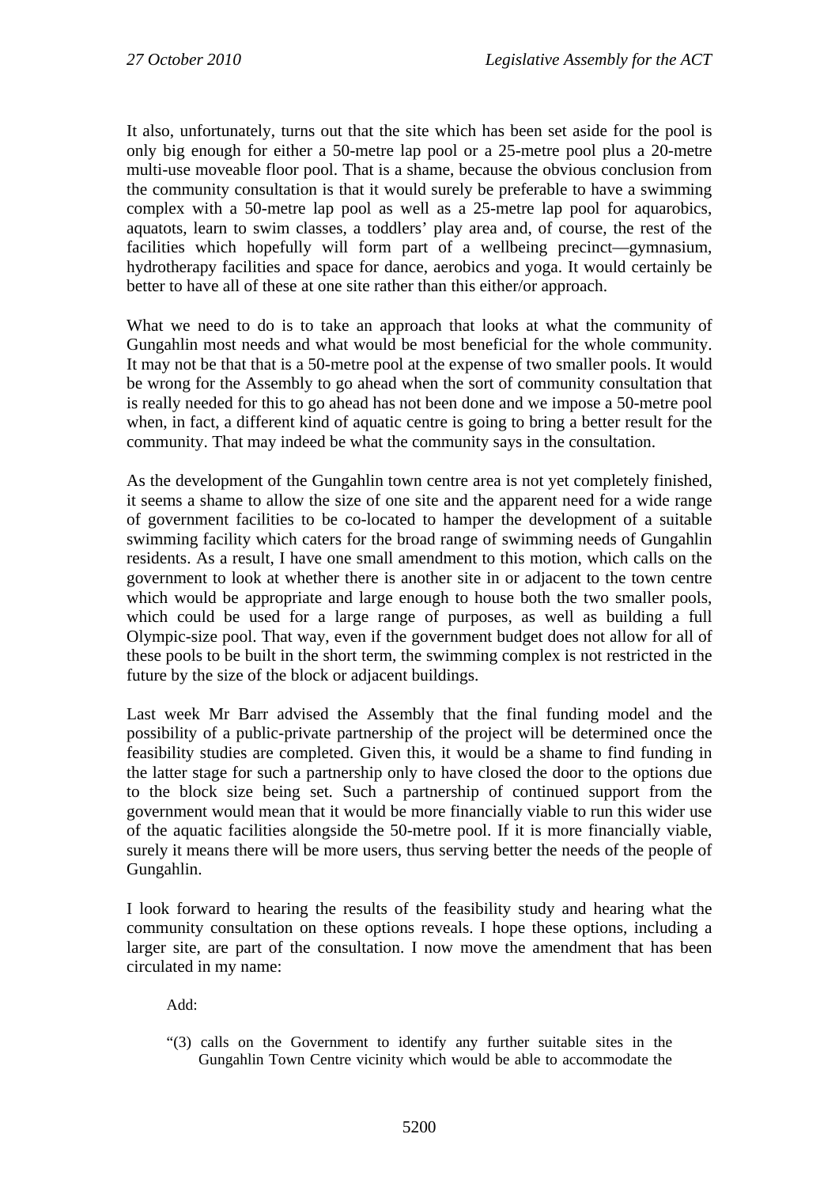It also, unfortunately, turns out that the site which has been set aside for the pool is only big enough for either a 50-metre lap pool or a 25-metre pool plus a 20-metre multi-use moveable floor pool. That is a shame, because the obvious conclusion from the community consultation is that it would surely be preferable to have a swimming complex with a 50-metre lap pool as well as a 25-metre lap pool for aquarobics, aquatots, learn to swim classes, a toddlers' play area and, of course, the rest of the facilities which hopefully will form part of a wellbeing precinct—gymnasium, hydrotherapy facilities and space for dance, aerobics and yoga. It would certainly be better to have all of these at one site rather than this either/or approach.

What we need to do is to take an approach that looks at what the community of Gungahlin most needs and what would be most beneficial for the whole community. It may not be that that is a 50-metre pool at the expense of two smaller pools. It would be wrong for the Assembly to go ahead when the sort of community consultation that is really needed for this to go ahead has not been done and we impose a 50-metre pool when, in fact, a different kind of aquatic centre is going to bring a better result for the community. That may indeed be what the community says in the consultation.

As the development of the Gungahlin town centre area is not yet completely finished, it seems a shame to allow the size of one site and the apparent need for a wide range of government facilities to be co-located to hamper the development of a suitable swimming facility which caters for the broad range of swimming needs of Gungahlin residents. As a result, I have one small amendment to this motion, which calls on the government to look at whether there is another site in or adjacent to the town centre which would be appropriate and large enough to house both the two smaller pools, which could be used for a large range of purposes, as well as building a full Olympic-size pool. That way, even if the government budget does not allow for all of these pools to be built in the short term, the swimming complex is not restricted in the future by the size of the block or adjacent buildings.

Last week Mr Barr advised the Assembly that the final funding model and the possibility of a public-private partnership of the project will be determined once the feasibility studies are completed. Given this, it would be a shame to find funding in the latter stage for such a partnership only to have closed the door to the options due to the block size being set. Such a partnership of continued support from the government would mean that it would be more financially viable to run this wider use of the aquatic facilities alongside the 50-metre pool. If it is more financially viable, surely it means there will be more users, thus serving better the needs of the people of Gungahlin.

I look forward to hearing the results of the feasibility study and hearing what the community consultation on these options reveals. I hope these options, including a larger site, are part of the consultation. I now move the amendment that has been circulated in my name:

> Add:
>
> "(3) calls on the Government to identify any further suitable sites in the Gungahlin Town Centre vicinity which would be able to accommodate the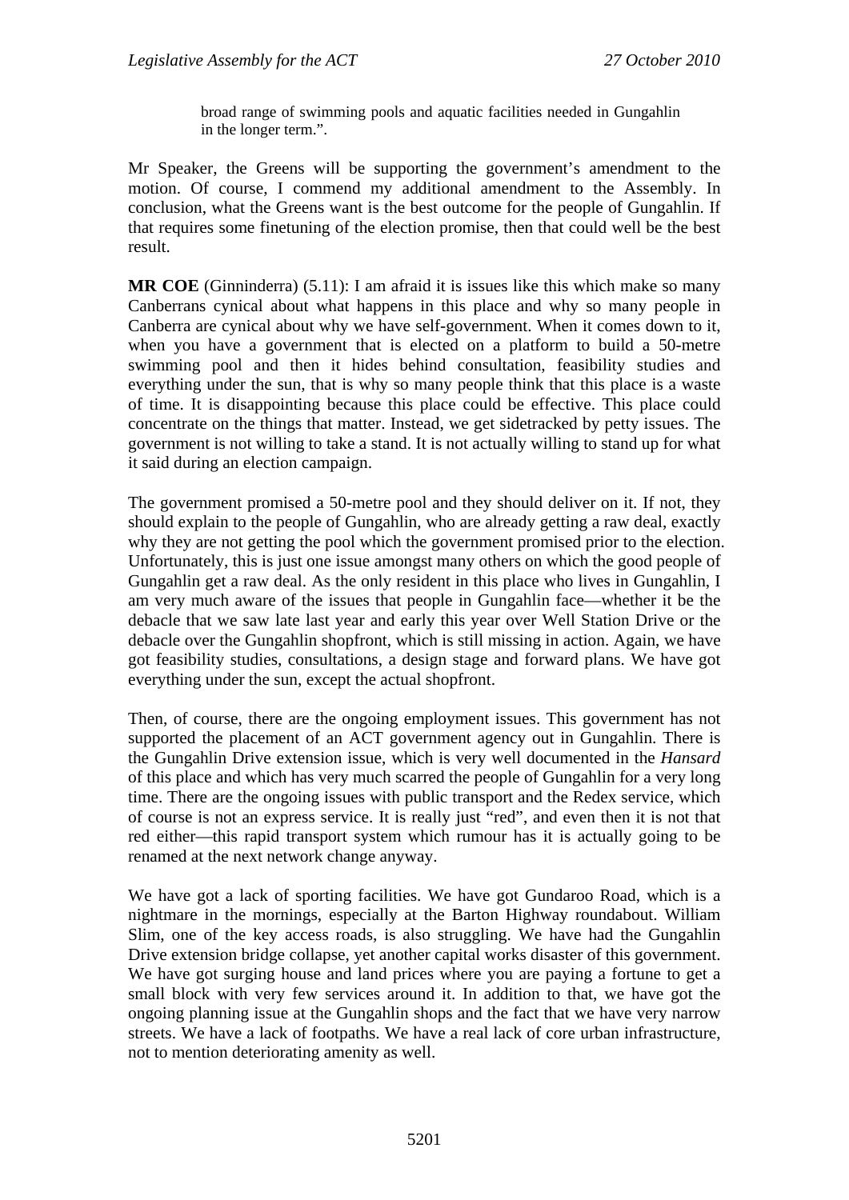> broad range of swimming pools and aquatic facilities needed in Gungahlin in the longer term.".

Mr Speaker, the Greens will be supporting the government's amendment to the motion. Of course, I commend my additional amendment to the Assembly. In conclusion, what the Greens want is the best outcome for the people of Gungahlin. If that requires some finetuning of the election promise, then that could well be the best result.

**MR COE** (Ginninderra) (5.11): I am afraid it is issues like this which make so many Canberrans cynical about what happens in this place and why so many people in Canberra are cynical about why we have self-government. When it comes down to it, when you have a government that is elected on a platform to build a 50-metre swimming pool and then it hides behind consultation, feasibility studies and everything under the sun, that is why so many people think that this place is a waste of time. It is disappointing because this place could be effective. This place could concentrate on the things that matter. Instead, we get sidetracked by petty issues. The government is not willing to take a stand. It is not actually willing to stand up for what it said during an election campaign.

The government promised a 50-metre pool and they should deliver on it. If not, they should explain to the people of Gungahlin, who are already getting a raw deal, exactly why they are not getting the pool which the government promised prior to the election. Unfortunately, this is just one issue amongst many others on which the good people of Gungahlin get a raw deal. As the only resident in this place who lives in Gungahlin, I am very much aware of the issues that people in Gungahlin face—whether it be the debacle that we saw late last year and early this year over Well Station Drive or the debacle over the Gungahlin shopfront, which is still missing in action. Again, we have got feasibility studies, consultations, a design stage and forward plans. We have got everything under the sun, except the actual shopfront.

Then, of course, there are the ongoing employment issues. This government has not supported the placement of an ACT government agency out in Gungahlin. There is the Gungahlin Drive extension issue, which is very well documented in the *Hansard* of this place and which has very much scarred the people of Gungahlin for a very long time. There are the ongoing issues with public transport and the Redex service, which of course is not an express service. It is really just "red", and even then it is not that red either—this rapid transport system which rumour has it is actually going to be renamed at the next network change anyway.

We have got a lack of sporting facilities. We have got Gundaroo Road, which is a nightmare in the mornings, especially at the Barton Highway roundabout. William Slim, one of the key access roads, is also struggling. We have had the Gungahlin Drive extension bridge collapse, yet another capital works disaster of this government. We have got surging house and land prices where you are paying a fortune to get a small block with very few services around it. In addition to that, we have got the ongoing planning issue at the Gungahlin shops and the fact that we have very narrow streets. We have a lack of footpaths. We have a real lack of core urban infrastructure, not to mention deteriorating amenity as well.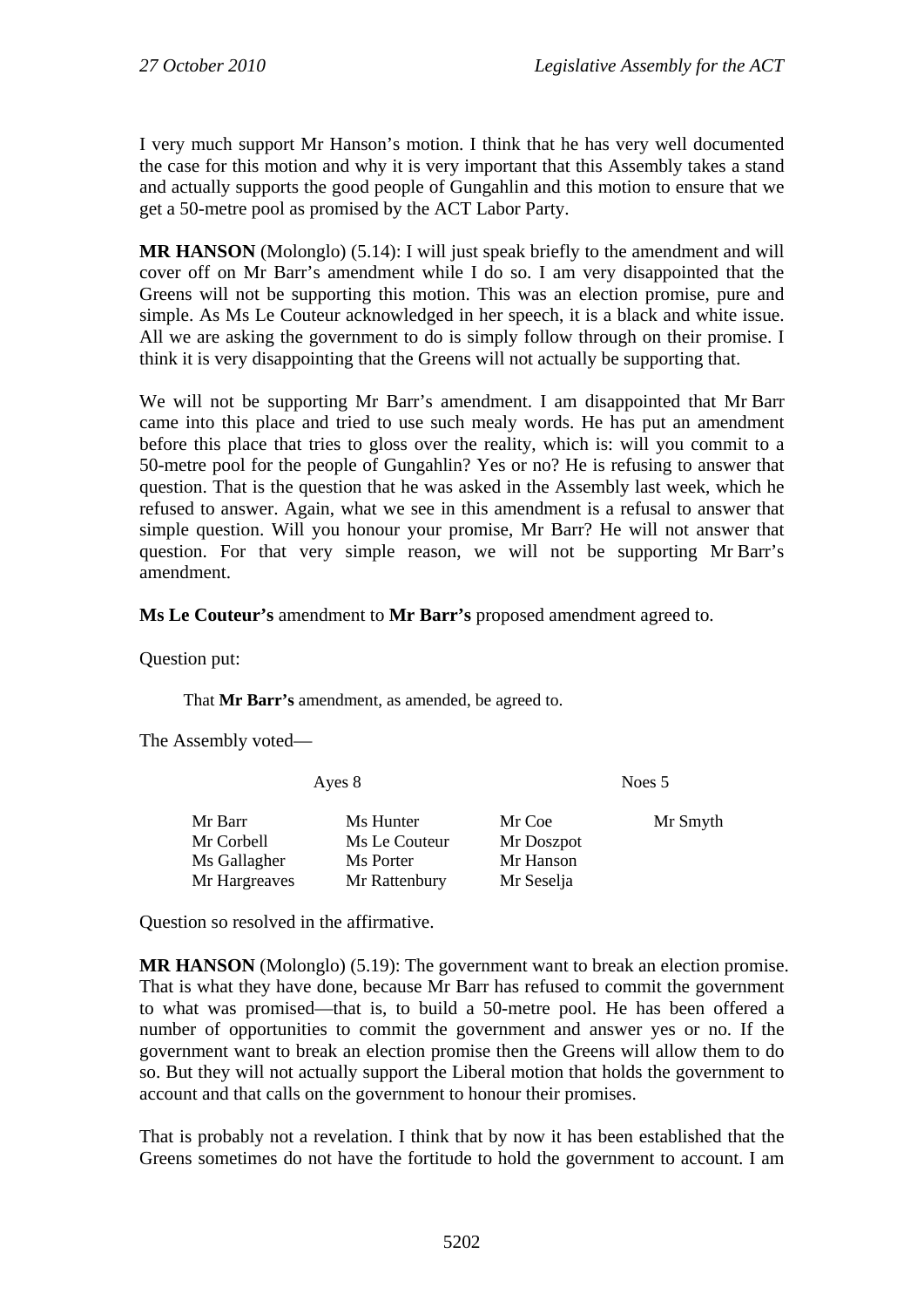I very much support Mr Hanson's motion. I think that he has very well documented the case for this motion and why it is very important that this Assembly takes a stand and actually supports the good people of Gungahlin and this motion to ensure that we get a 50-metre pool as promised by the ACT Labor Party.

**MR HANSON** (Molonglo) (5.14): I will just speak briefly to the amendment and will cover off on Mr Barr's amendment while I do so. I am very disappointed that the Greens will not be supporting this motion. This was an election promise, pure and simple. As Ms Le Couteur acknowledged in her speech, it is a black and white issue. All we are asking the government to do is simply follow through on their promise. I think it is very disappointing that the Greens will not actually be supporting that.

We will not be supporting Mr Barr's amendment. I am disappointed that Mr Barr came into this place and tried to use such mealy words. He has put an amendment before this place that tries to gloss over the reality, which is: will you commit to a 50-metre pool for the people of Gungahlin? Yes or no? He is refusing to answer that question. That is the question that he was asked in the Assembly last week, which he refused to answer. Again, what we see in this amendment is a refusal to answer that simple question. Will you honour your promise, Mr Barr? He will not answer that question. For that very simple reason, we will not be supporting Mr Barr's amendment.

**Ms Le Couteur's** amendment to **Mr Barr's** proposed amendment agreed to.

Question put:

> That **Mr Barr's** amendment, as amended, be agreed to.

The Assembly voted—

| Ayes 8 | | Noes 5 | |
|---|---|---|---|
| Mr Barr | Ms Hunter | Mr Coe | Mr Smyth |
| Mr Corbell | Ms Le Couteur | Mr Doszpot | |
| Ms Gallagher | Ms Porter | Mr Hanson | |
| Mr Hargreaves | Mr Rattenbury | Mr Seselja | |

Question so resolved in the affirmative.

**MR HANSON** (Molonglo) (5.19): The government want to break an election promise. That is what they have done, because Mr Barr has refused to commit the government to what was promised—that is, to build a 50-metre pool. He has been offered a number of opportunities to commit the government and answer yes or no. If the government want to break an election promise then the Greens will allow them to do so. But they will not actually support the Liberal motion that holds the government to account and that calls on the government to honour their promises.

That is probably not a revelation. I think that by now it has been established that the Greens sometimes do not have the fortitude to hold the government to account. I am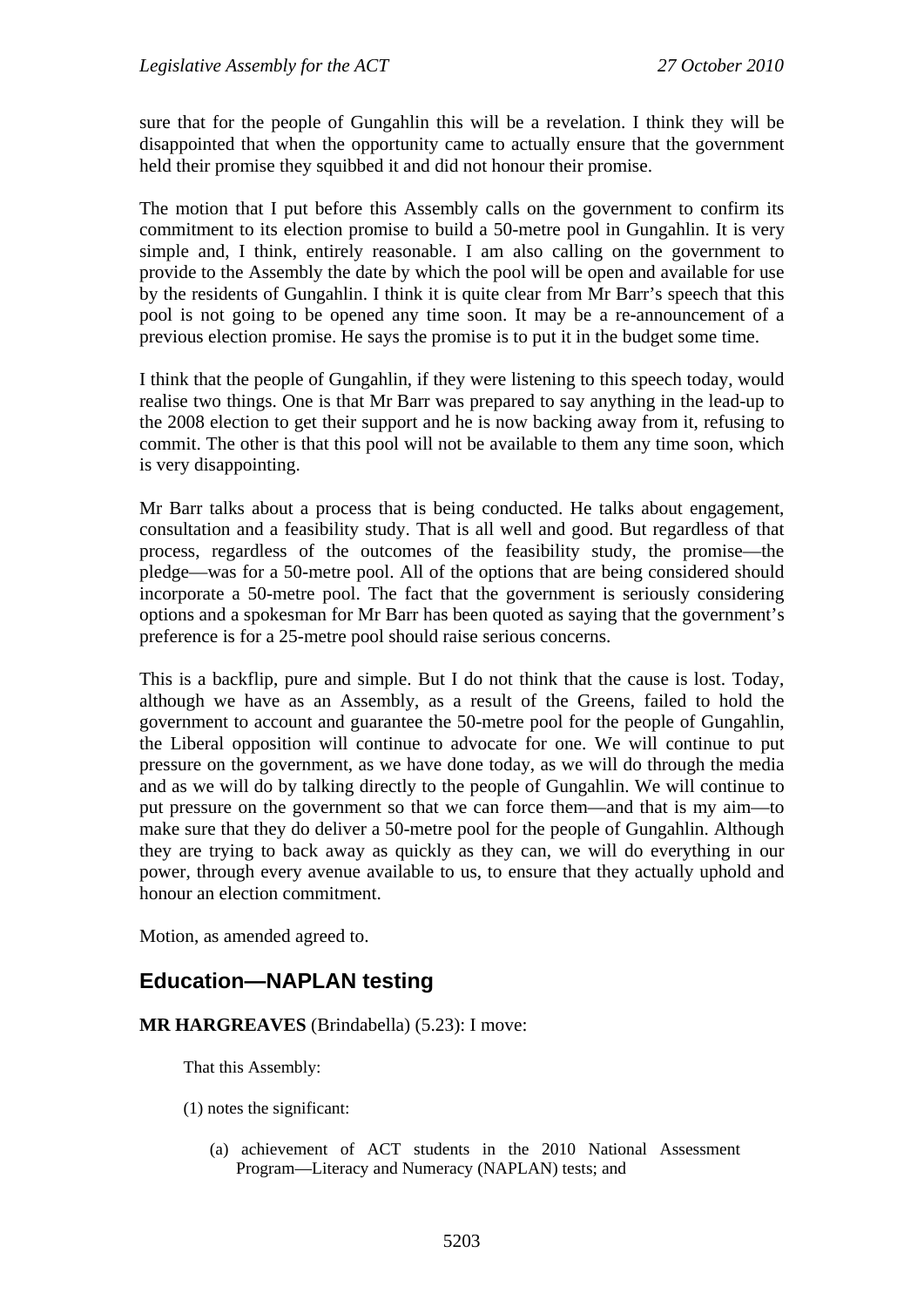sure that for the people of Gungahlin this will be a revelation. I think they will be disappointed that when the opportunity came to actually ensure that the government held their promise they squibbed it and did not honour their promise.

The motion that I put before this Assembly calls on the government to confirm its commitment to its election promise to build a 50-metre pool in Gungahlin. It is very simple and, I think, entirely reasonable. I am also calling on the government to provide to the Assembly the date by which the pool will be open and available for use by the residents of Gungahlin. I think it is quite clear from Mr Barr's speech that this pool is not going to be opened any time soon. It may be a re-announcement of a previous election promise. He says the promise is to put it in the budget some time.

I think that the people of Gungahlin, if they were listening to this speech today, would realise two things. One is that Mr Barr was prepared to say anything in the lead-up to the 2008 election to get their support and he is now backing away from it, refusing to commit. The other is that this pool will not be available to them any time soon, which is very disappointing.

Mr Barr talks about a process that is being conducted. He talks about engagement, consultation and a feasibility study. That is all well and good. But regardless of that process, regardless of the outcomes of the feasibility study, the promise—the pledge—was for a 50-metre pool. All of the options that are being considered should incorporate a 50-metre pool. The fact that the government is seriously considering options and a spokesman for Mr Barr has been quoted as saying that the government's preference is for a 25-metre pool should raise serious concerns.

This is a backflip, pure and simple. But I do not think that the cause is lost. Today, although we have as an Assembly, as a result of the Greens, failed to hold the government to account and guarantee the 50-metre pool for the people of Gungahlin, the Liberal opposition will continue to advocate for one. We will continue to put pressure on the government, as we have done today, as we will do through the media and as we will do by talking directly to the people of Gungahlin. We will continue to put pressure on the government so that we can force them—and that is my aim—to make sure that they do deliver a 50-metre pool for the people of Gungahlin. Although they are trying to back away as quickly as they can, we will do everything in our power, through every avenue available to us, to ensure that they actually uphold and honour an election commitment.

Motion, as amended agreed to.

## Education—NAPLAN testing

**MR HARGREAVES** (Brindabella) (5.23): I move:

That this Assembly:

(1) notes the significant:

(a) achievement of ACT students in the 2010 National Assessment Program—Literacy and Numeracy (NAPLAN) tests; and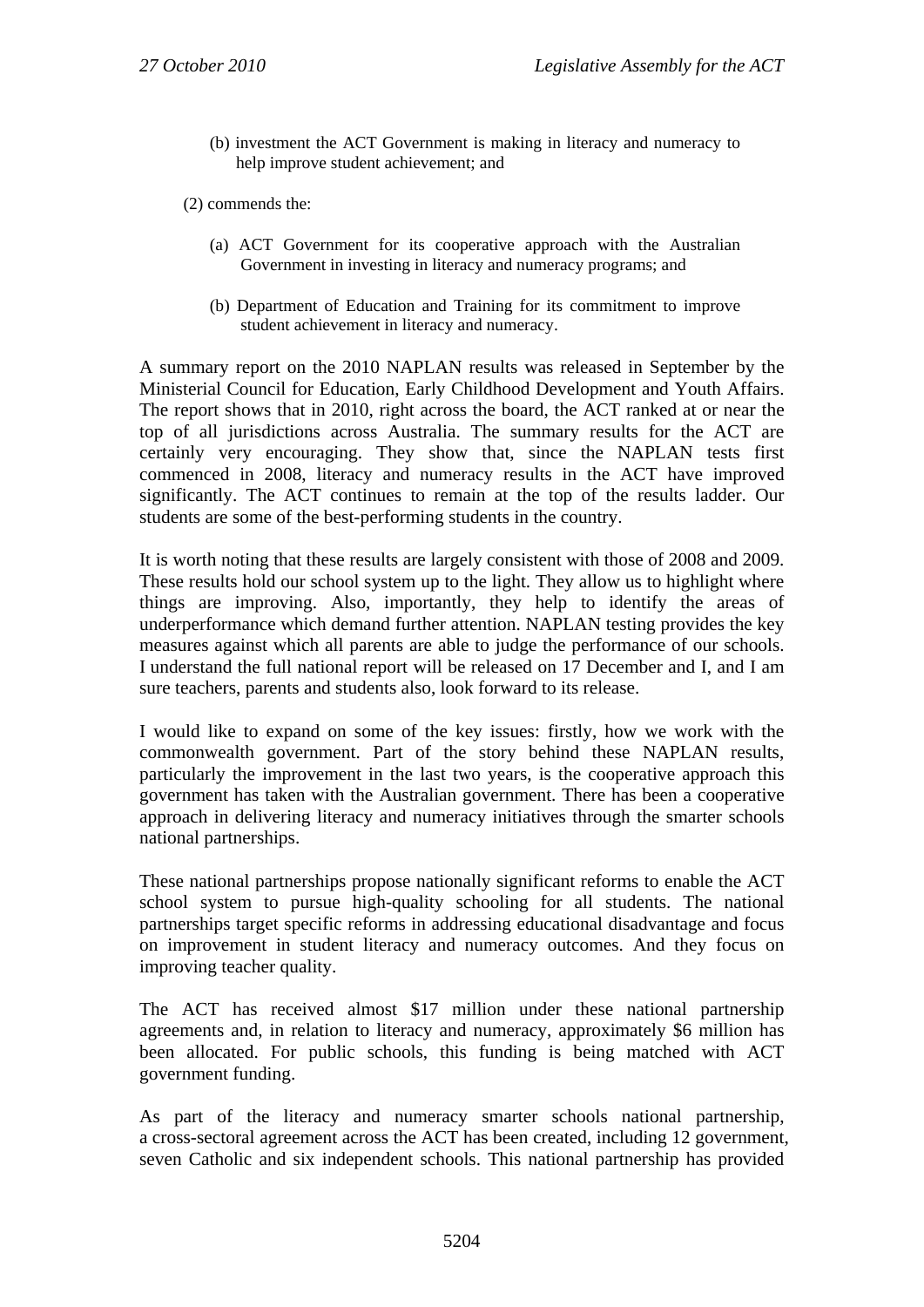(b) investment the ACT Government is making in literacy and numeracy to help improve student achievement; and

(2) commends the:

(a) ACT Government for its cooperative approach with the Australian Government in investing in literacy and numeracy programs; and

(b) Department of Education and Training for its commitment to improve student achievement in literacy and numeracy.

A summary report on the 2010 NAPLAN results was released in September by the Ministerial Council for Education, Early Childhood Development and Youth Affairs. The report shows that in 2010, right across the board, the ACT ranked at or near the top of all jurisdictions across Australia. The summary results for the ACT are certainly very encouraging. They show that, since the NAPLAN tests first commenced in 2008, literacy and numeracy results in the ACT have improved significantly. The ACT continues to remain at the top of the results ladder. Our students are some of the best-performing students in the country.

It is worth noting that these results are largely consistent with those of 2008 and 2009. These results hold our school system up to the light. They allow us to highlight where things are improving. Also, importantly, they help to identify the areas of underperformance which demand further attention. NAPLAN testing provides the key measures against which all parents are able to judge the performance of our schools. I understand the full national report will be released on 17 December and I, and I am sure teachers, parents and students also, look forward to its release.

I would like to expand on some of the key issues: firstly, how we work with the commonwealth government. Part of the story behind these NAPLAN results, particularly the improvement in the last two years, is the cooperative approach this government has taken with the Australian government. There has been a cooperative approach in delivering literacy and numeracy initiatives through the smarter schools national partnerships.

These national partnerships propose nationally significant reforms to enable the ACT school system to pursue high-quality schooling for all students. The national partnerships target specific reforms in addressing educational disadvantage and focus on improvement in student literacy and numeracy outcomes. And they focus on improving teacher quality.

The ACT has received almost $17 million under these national partnership agreements and, in relation to literacy and numeracy, approximately $6 million has been allocated. For public schools, this funding is being matched with ACT government funding.

As part of the literacy and numeracy smarter schools national partnership, a cross-sectoral agreement across the ACT has been created, including 12 government, seven Catholic and six independent schools. This national partnership has provided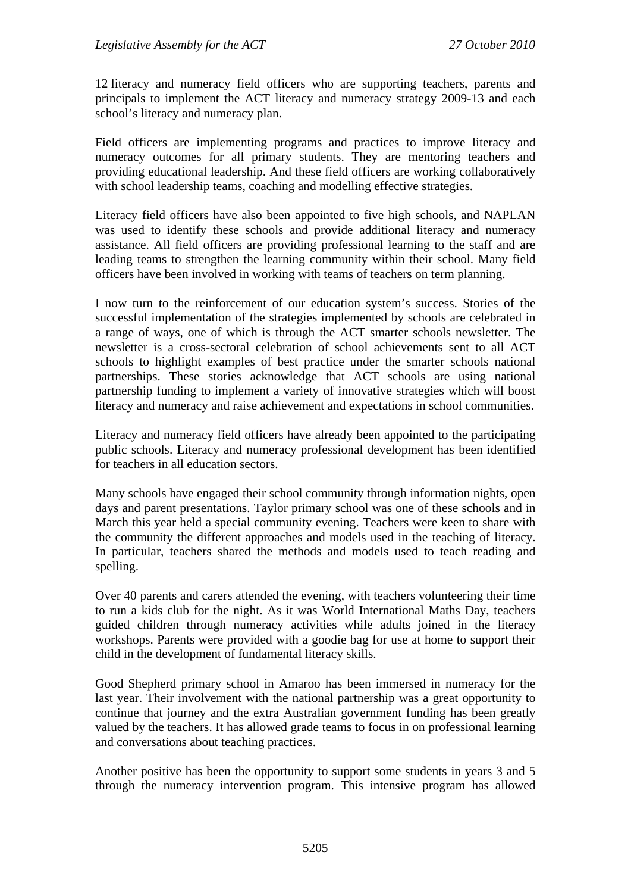12 literacy and numeracy field officers who are supporting teachers, parents and principals to implement the ACT literacy and numeracy strategy 2009-13 and each school's literacy and numeracy plan.

Field officers are implementing programs and practices to improve literacy and numeracy outcomes for all primary students. They are mentoring teachers and providing educational leadership. And these field officers are working collaboratively with school leadership teams, coaching and modelling effective strategies.

Literacy field officers have also been appointed to five high schools, and NAPLAN was used to identify these schools and provide additional literacy and numeracy assistance. All field officers are providing professional learning to the staff and are leading teams to strengthen the learning community within their school. Many field officers have been involved in working with teams of teachers on term planning.

I now turn to the reinforcement of our education system's success. Stories of the successful implementation of the strategies implemented by schools are celebrated in a range of ways, one of which is through the ACT smarter schools newsletter. The newsletter is a cross-sectoral celebration of school achievements sent to all ACT schools to highlight examples of best practice under the smarter schools national partnerships. These stories acknowledge that ACT schools are using national partnership funding to implement a variety of innovative strategies which will boost literacy and numeracy and raise achievement and expectations in school communities.

Literacy and numeracy field officers have already been appointed to the participating public schools. Literacy and numeracy professional development has been identified for teachers in all education sectors.

Many schools have engaged their school community through information nights, open days and parent presentations. Taylor primary school was one of these schools and in March this year held a special community evening. Teachers were keen to share with the community the different approaches and models used in the teaching of literacy. In particular, teachers shared the methods and models used to teach reading and spelling.

Over 40 parents and carers attended the evening, with teachers volunteering their time to run a kids club for the night. As it was World International Maths Day, teachers guided children through numeracy activities while adults joined in the literacy workshops. Parents were provided with a goodie bag for use at home to support their child in the development of fundamental literacy skills.

Good Shepherd primary school in Amaroo has been immersed in numeracy for the last year. Their involvement with the national partnership was a great opportunity to continue that journey and the extra Australian government funding has been greatly valued by the teachers. It has allowed grade teams to focus in on professional learning and conversations about teaching practices.

Another positive has been the opportunity to support some students in years 3 and 5 through the numeracy intervention program. This intensive program has allowed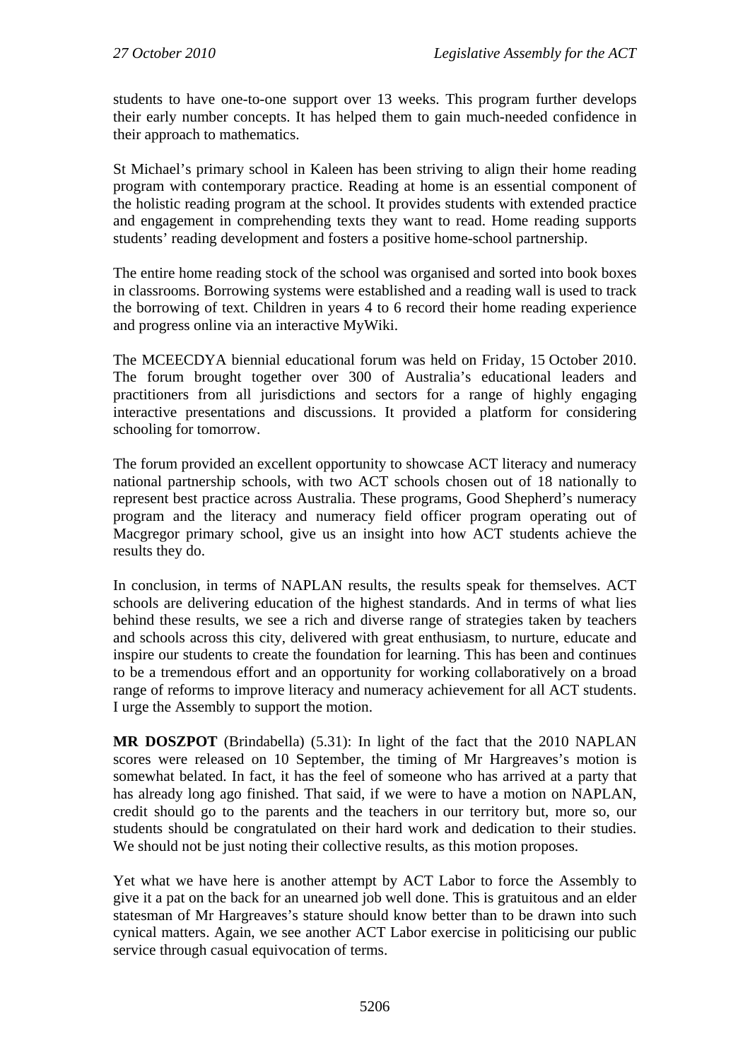students to have one-to-one support over 13 weeks. This program further develops their early number concepts. It has helped them to gain much-needed confidence in their approach to mathematics.

St Michael's primary school in Kaleen has been striving to align their home reading program with contemporary practice. Reading at home is an essential component of the holistic reading program at the school. It provides students with extended practice and engagement in comprehending texts they want to read. Home reading supports students' reading development and fosters a positive home-school partnership.

The entire home reading stock of the school was organised and sorted into book boxes in classrooms. Borrowing systems were established and a reading wall is used to track the borrowing of text. Children in years 4 to 6 record their home reading experience and progress online via an interactive MyWiki.

The MCEECDYA biennial educational forum was held on Friday, 15 October 2010. The forum brought together over 300 of Australia's educational leaders and practitioners from all jurisdictions and sectors for a range of highly engaging interactive presentations and discussions. It provided a platform for considering schooling for tomorrow.

The forum provided an excellent opportunity to showcase ACT literacy and numeracy national partnership schools, with two ACT schools chosen out of 18 nationally to represent best practice across Australia. These programs, Good Shepherd's numeracy program and the literacy and numeracy field officer program operating out of Macgregor primary school, give us an insight into how ACT students achieve the results they do.

In conclusion, in terms of NAPLAN results, the results speak for themselves. ACT schools are delivering education of the highest standards. And in terms of what lies behind these results, we see a rich and diverse range of strategies taken by teachers and schools across this city, delivered with great enthusiasm, to nurture, educate and inspire our students to create the foundation for learning. This has been and continues to be a tremendous effort and an opportunity for working collaboratively on a broad range of reforms to improve literacy and numeracy achievement for all ACT students. I urge the Assembly to support the motion.

**MR DOSZPOT** (Brindabella) (5.31): In light of the fact that the 2010 NAPLAN scores were released on 10 September, the timing of Mr Hargreaves's motion is somewhat belated. In fact, it has the feel of someone who has arrived at a party that has already long ago finished. That said, if we were to have a motion on NAPLAN, credit should go to the parents and the teachers in our territory but, more so, our students should be congratulated on their hard work and dedication to their studies. We should not be just noting their collective results, as this motion proposes.

Yet what we have here is another attempt by ACT Labor to force the Assembly to give it a pat on the back for an unearned job well done. This is gratuitous and an elder statesman of Mr Hargreaves's stature should know better than to be drawn into such cynical matters. Again, we see another ACT Labor exercise in politicising our public service through casual equivocation of terms.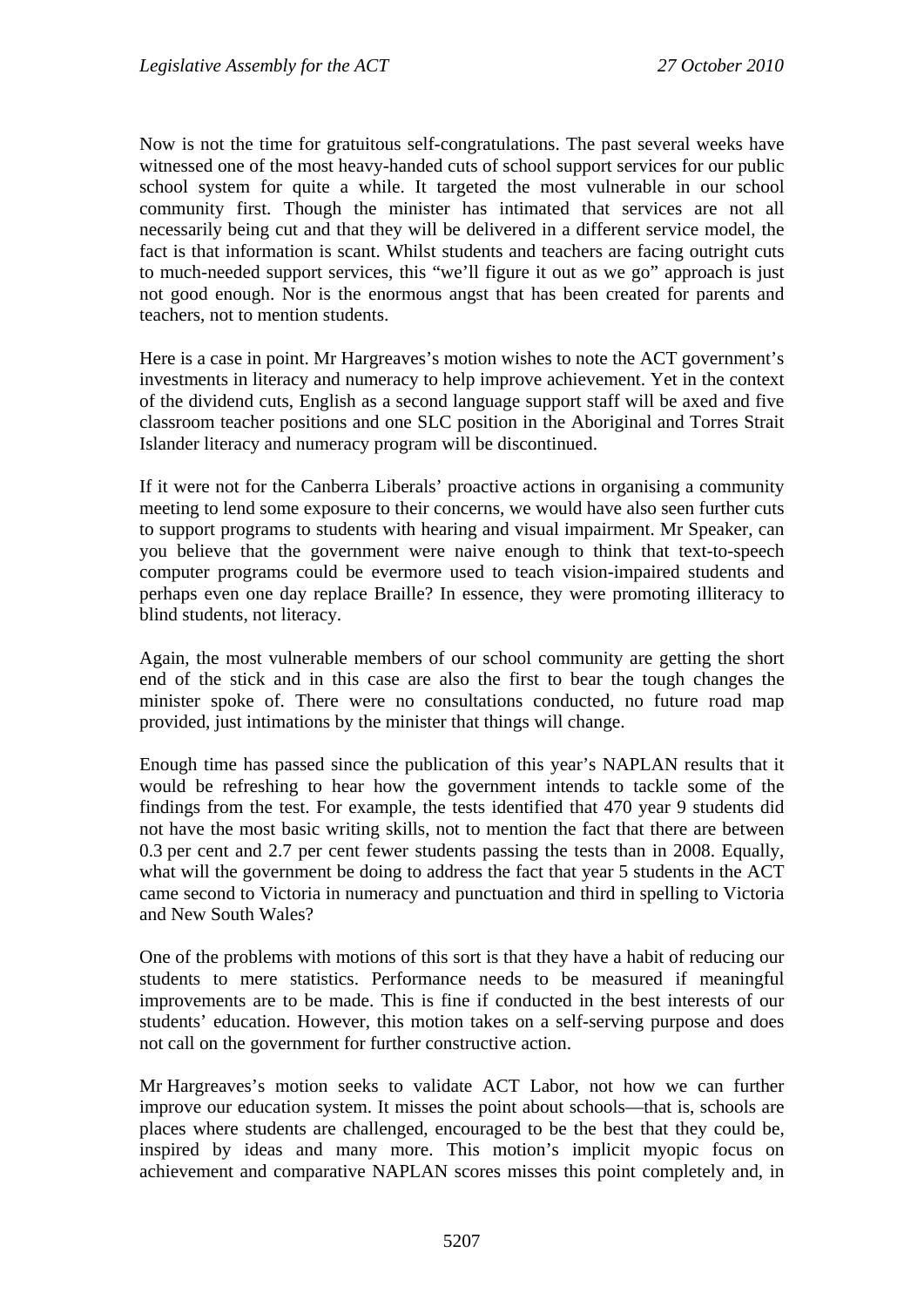Now is not the time for gratuitous self-congratulations. The past several weeks have witnessed one of the most heavy-handed cuts of school support services for our public school system for quite a while. It targeted the most vulnerable in our school community first. Though the minister has intimated that services are not all necessarily being cut and that they will be delivered in a different service model, the fact is that information is scant. Whilst students and teachers are facing outright cuts to much-needed support services, this "we'll figure it out as we go" approach is just not good enough. Nor is the enormous angst that has been created for parents and teachers, not to mention students.

Here is a case in point. Mr Hargreaves's motion wishes to note the ACT government's investments in literacy and numeracy to help improve achievement. Yet in the context of the dividend cuts, English as a second language support staff will be axed and five classroom teacher positions and one SLC position in the Aboriginal and Torres Strait Islander literacy and numeracy program will be discontinued.

If it were not for the Canberra Liberals' proactive actions in organising a community meeting to lend some exposure to their concerns, we would have also seen further cuts to support programs to students with hearing and visual impairment. Mr Speaker, can you believe that the government were naive enough to think that text-to-speech computer programs could be evermore used to teach vision-impaired students and perhaps even one day replace Braille? In essence, they were promoting illiteracy to blind students, not literacy.

Again, the most vulnerable members of our school community are getting the short end of the stick and in this case are also the first to bear the tough changes the minister spoke of. There were no consultations conducted, no future road map provided, just intimations by the minister that things will change.

Enough time has passed since the publication of this year's NAPLAN results that it would be refreshing to hear how the government intends to tackle some of the findings from the test. For example, the tests identified that 470 year 9 students did not have the most basic writing skills, not to mention the fact that there are between 0.3 per cent and 2.7 per cent fewer students passing the tests than in 2008. Equally, what will the government be doing to address the fact that year 5 students in the ACT came second to Victoria in numeracy and punctuation and third in spelling to Victoria and New South Wales?

One of the problems with motions of this sort is that they have a habit of reducing our students to mere statistics. Performance needs to be measured if meaningful improvements are to be made. This is fine if conducted in the best interests of our students' education. However, this motion takes on a self-serving purpose and does not call on the government for further constructive action.

Mr Hargreaves's motion seeks to validate ACT Labor, not how we can further improve our education system. It misses the point about schools—that is, schools are places where students are challenged, encouraged to be the best that they could be, inspired by ideas and many more. This motion's implicit myopic focus on achievement and comparative NAPLAN scores misses this point completely and, in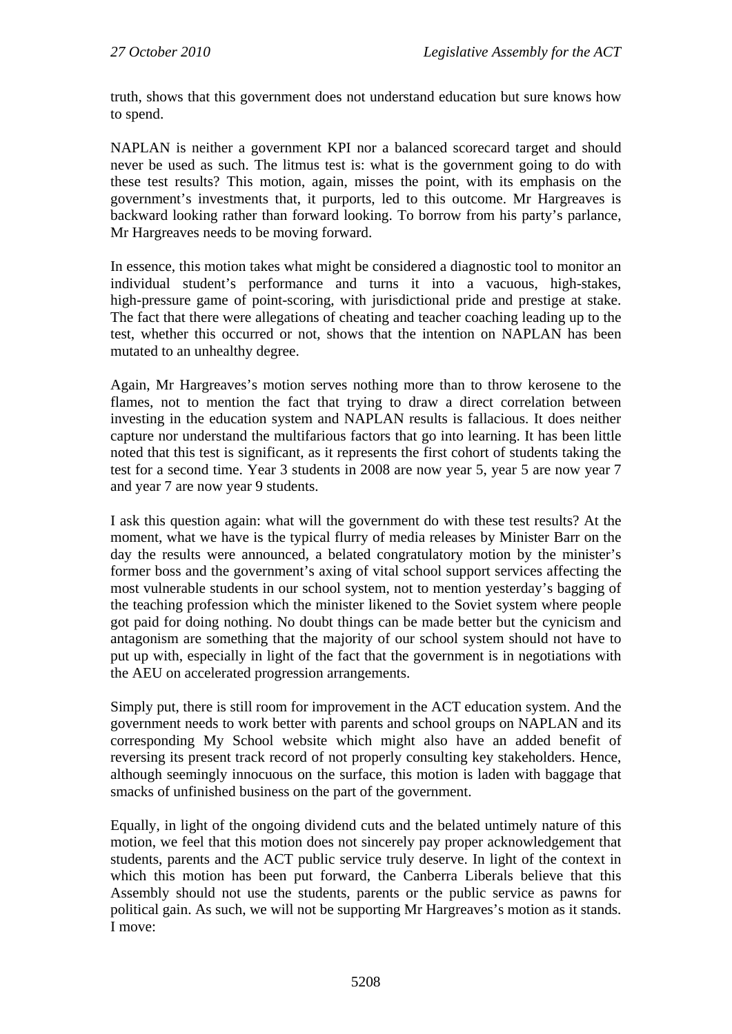truth, shows that this government does not understand education but sure knows how to spend.

NAPLAN is neither a government KPI nor a balanced scorecard target and should never be used as such. The litmus test is: what is the government going to do with these test results? This motion, again, misses the point, with its emphasis on the government's investments that, it purports, led to this outcome. Mr Hargreaves is backward looking rather than forward looking. To borrow from his party's parlance, Mr Hargreaves needs to be moving forward.

In essence, this motion takes what might be considered a diagnostic tool to monitor an individual student's performance and turns it into a vacuous, high-stakes, high-pressure game of point-scoring, with jurisdictional pride and prestige at stake. The fact that there were allegations of cheating and teacher coaching leading up to the test, whether this occurred or not, shows that the intention on NAPLAN has been mutated to an unhealthy degree.

Again, Mr Hargreaves's motion serves nothing more than to throw kerosene to the flames, not to mention the fact that trying to draw a direct correlation between investing in the education system and NAPLAN results is fallacious. It does neither capture nor understand the multifarious factors that go into learning. It has been little noted that this test is significant, as it represents the first cohort of students taking the test for a second time. Year 3 students in 2008 are now year 5, year 5 are now year 7 and year 7 are now year 9 students.

I ask this question again: what will the government do with these test results? At the moment, what we have is the typical flurry of media releases by Minister Barr on the day the results were announced, a belated congratulatory motion by the minister's former boss and the government's axing of vital school support services affecting the most vulnerable students in our school system, not to mention yesterday's bagging of the teaching profession which the minister likened to the Soviet system where people got paid for doing nothing. No doubt things can be made better but the cynicism and antagonism are something that the majority of our school system should not have to put up with, especially in light of the fact that the government is in negotiations with the AEU on accelerated progression arrangements.

Simply put, there is still room for improvement in the ACT education system. And the government needs to work better with parents and school groups on NAPLAN and its corresponding My School website which might also have an added benefit of reversing its present track record of not properly consulting key stakeholders. Hence, although seemingly innocuous on the surface, this motion is laden with baggage that smacks of unfinished business on the part of the government.

Equally, in light of the ongoing dividend cuts and the belated untimely nature of this motion, we feel that this motion does not sincerely pay proper acknowledgement that students, parents and the ACT public service truly deserve. In light of the context in which this motion has been put forward, the Canberra Liberals believe that this Assembly should not use the students, parents or the public service as pawns for political gain. As such, we will not be supporting Mr Hargreaves's motion as it stands. I move: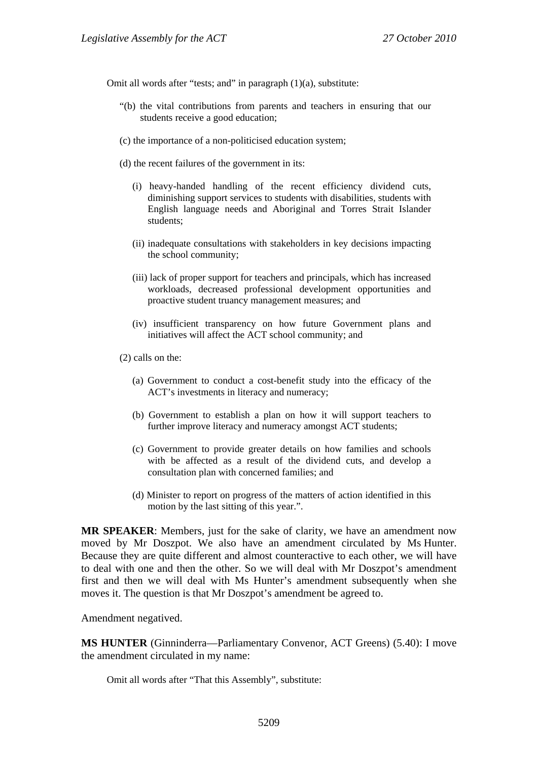Omit all words after "tests; and" in paragraph (1)(a), substitute:

"(b) the vital contributions from parents and teachers in ensuring that our students receive a good education;

(c) the importance of a non-politicised education system;

(d) the recent failures of the government in its:

(i) heavy-handed handling of the recent efficiency dividend cuts, diminishing support services to students with disabilities, students with English language needs and Aboriginal and Torres Strait Islander students;

(ii) inadequate consultations with stakeholders in key decisions impacting the school community;

(iii) lack of proper support for teachers and principals, which has increased workloads, decreased professional development opportunities and proactive student truancy management measures; and

(iv) insufficient transparency on how future Government plans and initiatives will affect the ACT school community; and

(2) calls on the:

(a) Government to conduct a cost-benefit study into the efficacy of the ACT's investments in literacy and numeracy;

(b) Government to establish a plan on how it will support teachers to further improve literacy and numeracy amongst ACT students;

(c) Government to provide greater details on how families and schools with be affected as a result of the dividend cuts, and develop a consultation plan with concerned families; and

(d) Minister to report on progress of the matters of action identified in this motion by the last sitting of this year.".

**MR SPEAKER**: Members, just for the sake of clarity, we have an amendment now moved by Mr Doszpot. We also have an amendment circulated by Ms Hunter. Because they are quite different and almost counteractive to each other, we will have to deal with one and then the other. So we will deal with Mr Doszpot's amendment first and then we will deal with Ms Hunter's amendment subsequently when she moves it. The question is that Mr Doszpot's amendment be agreed to.

Amendment negatived.

**MS HUNTER** (Ginninderra—Parliamentary Convenor, ACT Greens) (5.40): I move the amendment circulated in my name:

Omit all words after "That this Assembly", substitute: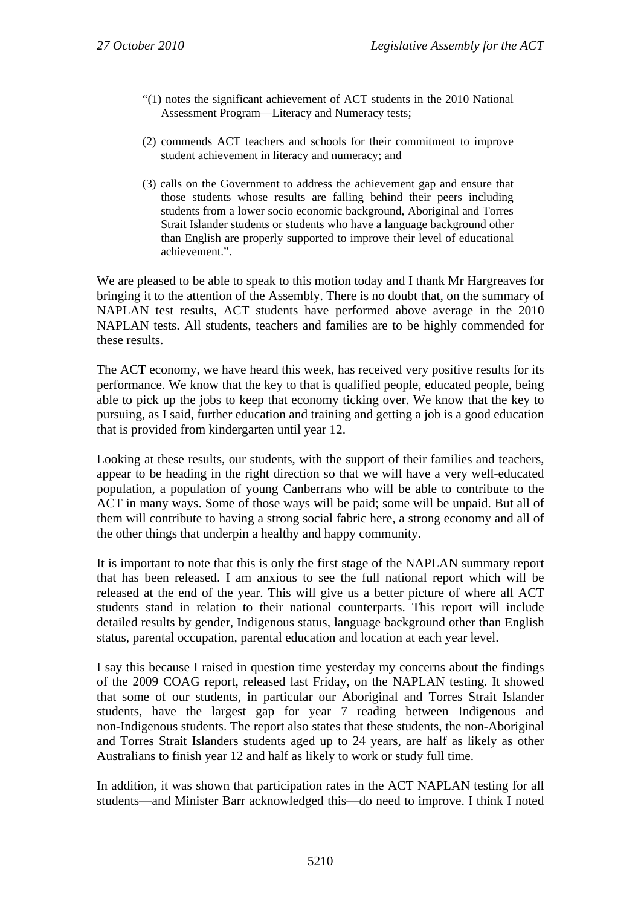"(1) notes the significant achievement of ACT students in the 2010 National Assessment Program—Literacy and Numeracy tests;

(2) commends ACT teachers and schools for their commitment to improve student achievement in literacy and numeracy; and

(3) calls on the Government to address the achievement gap and ensure that those students whose results are falling behind their peers including students from a lower socio economic background, Aboriginal and Torres Strait Islander students or students who have a language background other than English are properly supported to improve their level of educational achievement.".

We are pleased to be able to speak to this motion today and I thank Mr Hargreaves for bringing it to the attention of the Assembly. There is no doubt that, on the summary of NAPLAN test results, ACT students have performed above average in the 2010 NAPLAN tests. All students, teachers and families are to be highly commended for these results.

The ACT economy, we have heard this week, has received very positive results for its performance. We know that the key to that is qualified people, educated people, being able to pick up the jobs to keep that economy ticking over. We know that the key to pursuing, as I said, further education and training and getting a job is a good education that is provided from kindergarten until year 12.

Looking at these results, our students, with the support of their families and teachers, appear to be heading in the right direction so that we will have a very well-educated population, a population of young Canberrans who will be able to contribute to the ACT in many ways. Some of those ways will be paid; some will be unpaid. But all of them will contribute to having a strong social fabric here, a strong economy and all of the other things that underpin a healthy and happy community.

It is important to note that this is only the first stage of the NAPLAN summary report that has been released. I am anxious to see the full national report which will be released at the end of the year. This will give us a better picture of where all ACT students stand in relation to their national counterparts. This report will include detailed results by gender, Indigenous status, language background other than English status, parental occupation, parental education and location at each year level.

I say this because I raised in question time yesterday my concerns about the findings of the 2009 COAG report, released last Friday, on the NAPLAN testing. It showed that some of our students, in particular our Aboriginal and Torres Strait Islander students, have the largest gap for year 7 reading between Indigenous and non-Indigenous students. The report also states that these students, the non-Aboriginal and Torres Strait Islanders students aged up to 24 years, are half as likely as other Australians to finish year 12 and half as likely to work or study full time.

In addition, it was shown that participation rates in the ACT NAPLAN testing for all students—and Minister Barr acknowledged this—do need to improve. I think I noted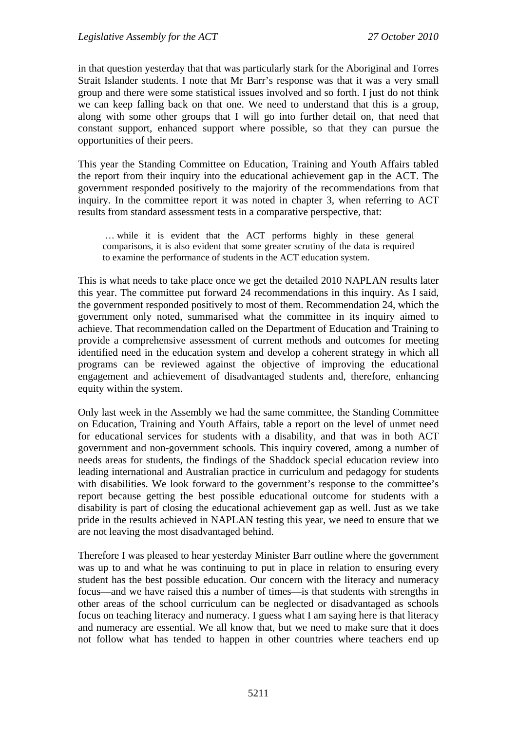in that question yesterday that that was particularly stark for the Aboriginal and Torres Strait Islander students. I note that Mr Barr's response was that it was a very small group and there were some statistical issues involved and so forth. I just do not think we can keep falling back on that one. We need to understand that this is a group, along with some other groups that I will go into further detail on, that need that constant support, enhanced support where possible, so that they can pursue the opportunities of their peers.

This year the Standing Committee on Education, Training and Youth Affairs tabled the report from their inquiry into the educational achievement gap in the ACT. The government responded positively to the majority of the recommendations from that inquiry. In the committee report it was noted in chapter 3, when referring to ACT results from standard assessment tests in a comparative perspective, that:

> … while it is evident that the ACT performs highly in these general comparisons, it is also evident that some greater scrutiny of the data is required to examine the performance of students in the ACT education system.

This is what needs to take place once we get the detailed 2010 NAPLAN results later this year. The committee put forward 24 recommendations in this inquiry. As I said, the government responded positively to most of them. Recommendation 24, which the government only noted, summarised what the committee in its inquiry aimed to achieve. That recommendation called on the Department of Education and Training to provide a comprehensive assessment of current methods and outcomes for meeting identified need in the education system and develop a coherent strategy in which all programs can be reviewed against the objective of improving the educational engagement and achievement of disadvantaged students and, therefore, enhancing equity within the system.

Only last week in the Assembly we had the same committee, the Standing Committee on Education, Training and Youth Affairs, table a report on the level of unmet need for educational services for students with a disability, and that was in both ACT government and non-government schools. This inquiry covered, among a number of needs areas for students, the findings of the Shaddock special education review into leading international and Australian practice in curriculum and pedagogy for students with disabilities. We look forward to the government's response to the committee's report because getting the best possible educational outcome for students with a disability is part of closing the educational achievement gap as well. Just as we take pride in the results achieved in NAPLAN testing this year, we need to ensure that we are not leaving the most disadvantaged behind.

Therefore I was pleased to hear yesterday Minister Barr outline where the government was up to and what he was continuing to put in place in relation to ensuring every student has the best possible education. Our concern with the literacy and numeracy focus—and we have raised this a number of times—is that students with strengths in other areas of the school curriculum can be neglected or disadvantaged as schools focus on teaching literacy and numeracy. I guess what I am saying here is that literacy and numeracy are essential. We all know that, but we need to make sure that it does not follow what has tended to happen in other countries where teachers end up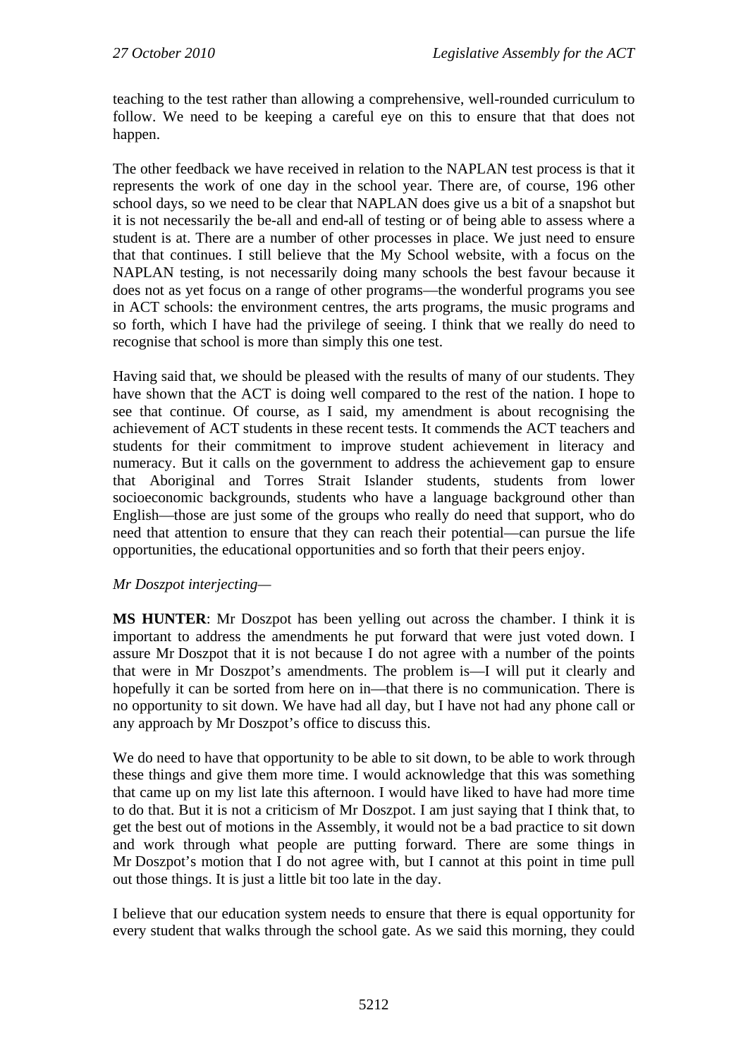teaching to the test rather than allowing a comprehensive, well-rounded curriculum to follow. We need to be keeping a careful eye on this to ensure that that does not happen.

The other feedback we have received in relation to the NAPLAN test process is that it represents the work of one day in the school year. There are, of course, 196 other school days, so we need to be clear that NAPLAN does give us a bit of a snapshot but it is not necessarily the be-all and end-all of testing or of being able to assess where a student is at. There are a number of other processes in place. We just need to ensure that that continues. I still believe that the My School website, with a focus on the NAPLAN testing, is not necessarily doing many schools the best favour because it does not as yet focus on a range of other programs—the wonderful programs you see in ACT schools: the environment centres, the arts programs, the music programs and so forth, which I have had the privilege of seeing. I think that we really do need to recognise that school is more than simply this one test.

Having said that, we should be pleased with the results of many of our students. They have shown that the ACT is doing well compared to the rest of the nation. I hope to see that continue. Of course, as I said, my amendment is about recognising the achievement of ACT students in these recent tests. It commends the ACT teachers and students for their commitment to improve student achievement in literacy and numeracy. But it calls on the government to address the achievement gap to ensure that Aboriginal and Torres Strait Islander students, students from lower socioeconomic backgrounds, students who have a language background other than English—those are just some of the groups who really do need that support, who do need that attention to ensure that they can reach their potential—can pursue the life opportunities, the educational opportunities and so forth that their peers enjoy.

*Mr Doszpot interjecting—*

**MS HUNTER**: Mr Doszpot has been yelling out across the chamber. I think it is important to address the amendments he put forward that were just voted down. I assure Mr Doszpot that it is not because I do not agree with a number of the points that were in Mr Doszpot's amendments. The problem is—I will put it clearly and hopefully it can be sorted from here on in—that there is no communication. There is no opportunity to sit down. We have had all day, but I have not had any phone call or any approach by Mr Doszpot's office to discuss this.

We do need to have that opportunity to be able to sit down, to be able to work through these things and give them more time. I would acknowledge that this was something that came up on my list late this afternoon. I would have liked to have had more time to do that. But it is not a criticism of Mr Doszpot. I am just saying that I think that, to get the best out of motions in the Assembly, it would not be a bad practice to sit down and work through what people are putting forward. There are some things in Mr Doszpot's motion that I do not agree with, but I cannot at this point in time pull out those things. It is just a little bit too late in the day.

I believe that our education system needs to ensure that there is equal opportunity for every student that walks through the school gate. As we said this morning, they could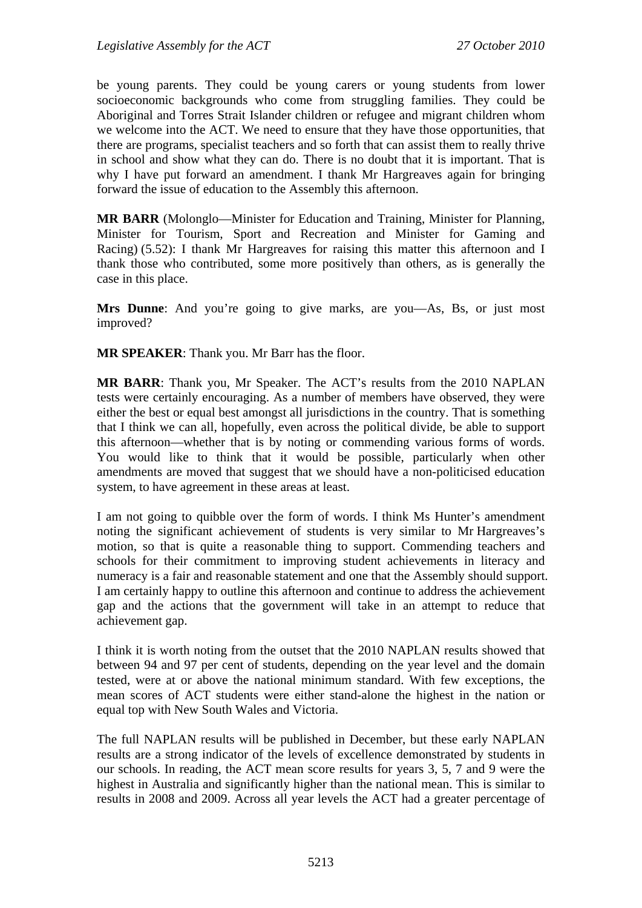be young parents. They could be young carers or young students from lower socioeconomic backgrounds who come from struggling families. They could be Aboriginal and Torres Strait Islander children or refugee and migrant children whom we welcome into the ACT. We need to ensure that they have those opportunities, that there are programs, specialist teachers and so forth that can assist them to really thrive in school and show what they can do. There is no doubt that it is important. That is why I have put forward an amendment. I thank Mr Hargreaves again for bringing forward the issue of education to the Assembly this afternoon.

**MR BARR** (Molonglo—Minister for Education and Training, Minister for Planning, Minister for Tourism, Sport and Recreation and Minister for Gaming and Racing) (5.52): I thank Mr Hargreaves for raising this matter this afternoon and I thank those who contributed, some more positively than others, as is generally the case in this place.

**Mrs Dunne**: And you're going to give marks, are you—As, Bs, or just most improved?

**MR SPEAKER**: Thank you. Mr Barr has the floor.

**MR BARR**: Thank you, Mr Speaker. The ACT's results from the 2010 NAPLAN tests were certainly encouraging. As a number of members have observed, they were either the best or equal best amongst all jurisdictions in the country. That is something that I think we can all, hopefully, even across the political divide, be able to support this afternoon—whether that is by noting or commending various forms of words. You would like to think that it would be possible, particularly when other amendments are moved that suggest that we should have a non-politicised education system, to have agreement in these areas at least.

I am not going to quibble over the form of words. I think Ms Hunter's amendment noting the significant achievement of students is very similar to Mr Hargreaves's motion, so that is quite a reasonable thing to support. Commending teachers and schools for their commitment to improving student achievements in literacy and numeracy is a fair and reasonable statement and one that the Assembly should support. I am certainly happy to outline this afternoon and continue to address the achievement gap and the actions that the government will take in an attempt to reduce that achievement gap.

I think it is worth noting from the outset that the 2010 NAPLAN results showed that between 94 and 97 per cent of students, depending on the year level and the domain tested, were at or above the national minimum standard. With few exceptions, the mean scores of ACT students were either stand-alone the highest in the nation or equal top with New South Wales and Victoria.

The full NAPLAN results will be published in December, but these early NAPLAN results are a strong indicator of the levels of excellence demonstrated by students in our schools. In reading, the ACT mean score results for years 3, 5, 7 and 9 were the highest in Australia and significantly higher than the national mean. This is similar to results in 2008 and 2009. Across all year levels the ACT had a greater percentage of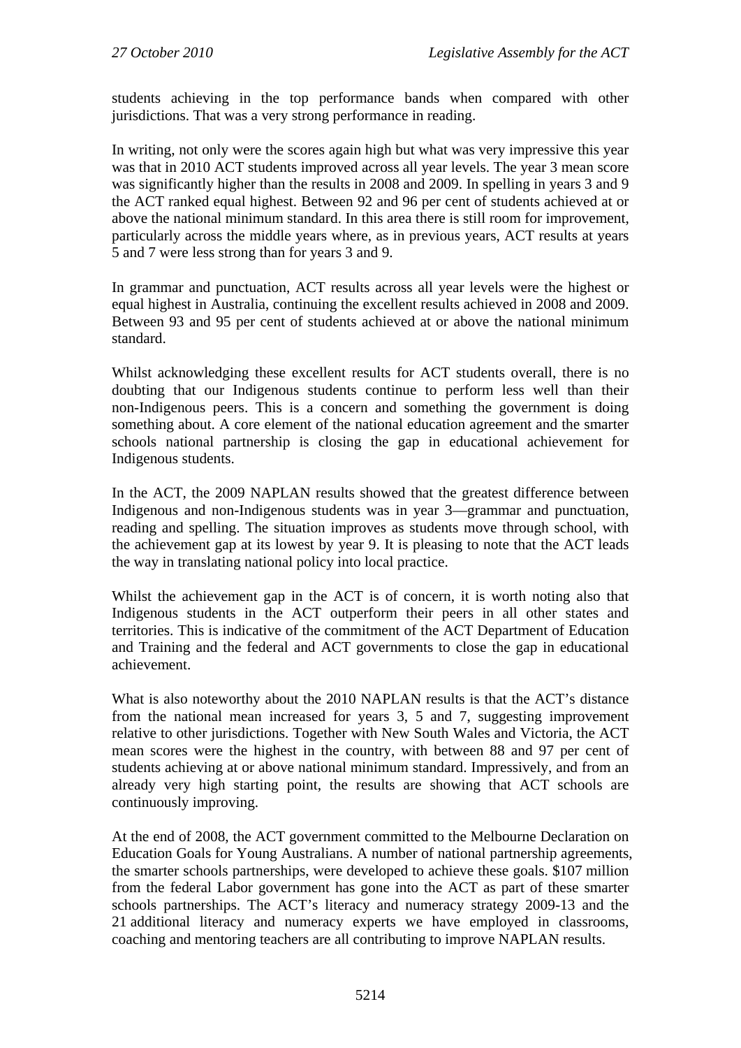students achieving in the top performance bands when compared with other jurisdictions. That was a very strong performance in reading.

In writing, not only were the scores again high but what was very impressive this year was that in 2010 ACT students improved across all year levels. The year 3 mean score was significantly higher than the results in 2008 and 2009. In spelling in years 3 and 9 the ACT ranked equal highest. Between 92 and 96 per cent of students achieved at or above the national minimum standard. In this area there is still room for improvement, particularly across the middle years where, as in previous years, ACT results at years 5 and 7 were less strong than for years 3 and 9.

In grammar and punctuation, ACT results across all year levels were the highest or equal highest in Australia, continuing the excellent results achieved in 2008 and 2009. Between 93 and 95 per cent of students achieved at or above the national minimum standard.

Whilst acknowledging these excellent results for ACT students overall, there is no doubting that our Indigenous students continue to perform less well than their non-Indigenous peers. This is a concern and something the government is doing something about. A core element of the national education agreement and the smarter schools national partnership is closing the gap in educational achievement for Indigenous students.

In the ACT, the 2009 NAPLAN results showed that the greatest difference between Indigenous and non-Indigenous students was in year 3—grammar and punctuation, reading and spelling. The situation improves as students move through school, with the achievement gap at its lowest by year 9. It is pleasing to note that the ACT leads the way in translating national policy into local practice.

Whilst the achievement gap in the ACT is of concern, it is worth noting also that Indigenous students in the ACT outperform their peers in all other states and territories. This is indicative of the commitment of the ACT Department of Education and Training and the federal and ACT governments to close the gap in educational achievement.

What is also noteworthy about the 2010 NAPLAN results is that the ACT's distance from the national mean increased for years 3, 5 and 7, suggesting improvement relative to other jurisdictions. Together with New South Wales and Victoria, the ACT mean scores were the highest in the country, with between 88 and 97 per cent of students achieving at or above national minimum standard. Impressively, and from an already very high starting point, the results are showing that ACT schools are continuously improving.

At the end of 2008, the ACT government committed to the Melbourne Declaration on Education Goals for Young Australians. A number of national partnership agreements, the smarter schools partnerships, were developed to achieve these goals. $107 million from the federal Labor government has gone into the ACT as part of these smarter schools partnerships. The ACT's literacy and numeracy strategy 2009-13 and the 21 additional literacy and numeracy experts we have employed in classrooms, coaching and mentoring teachers are all contributing to improve NAPLAN results.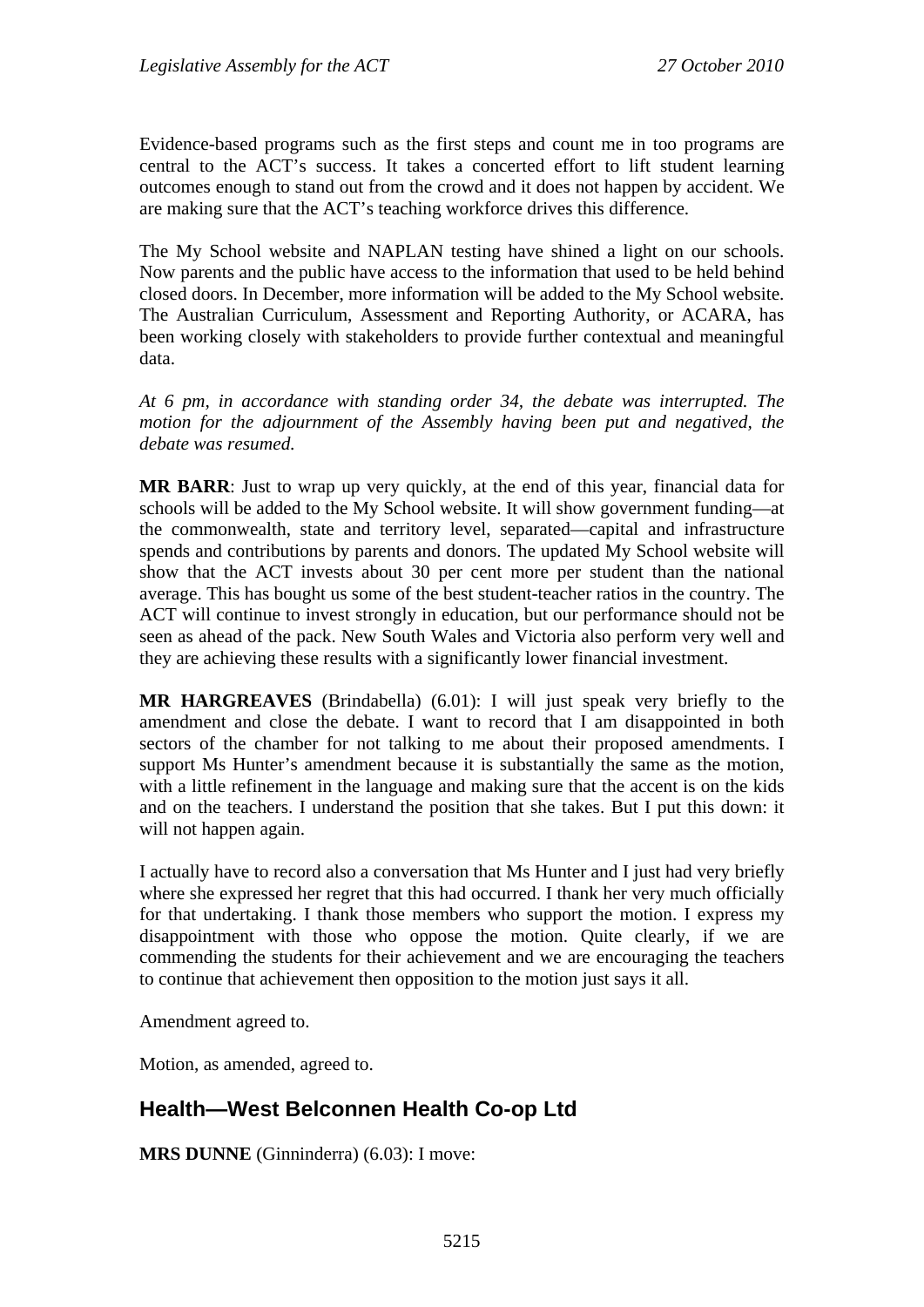Evidence-based programs such as the first steps and count me in too programs are central to the ACT's success. It takes a concerted effort to lift student learning outcomes enough to stand out from the crowd and it does not happen by accident. We are making sure that the ACT's teaching workforce drives this difference.

The My School website and NAPLAN testing have shined a light on our schools. Now parents and the public have access to the information that used to be held behind closed doors. In December, more information will be added to the My School website. The Australian Curriculum, Assessment and Reporting Authority, or ACARA, has been working closely with stakeholders to provide further contextual and meaningful data.

*At 6 pm, in accordance with standing order 34, the debate was interrupted. The motion for the adjournment of the Assembly having been put and negatived, the debate was resumed.*

**MR BARR**: Just to wrap up very quickly, at the end of this year, financial data for schools will be added to the My School website. It will show government funding—at the commonwealth, state and territory level, separated—capital and infrastructure spends and contributions by parents and donors. The updated My School website will show that the ACT invests about 30 per cent more per student than the national average. This has bought us some of the best student-teacher ratios in the country. The ACT will continue to invest strongly in education, but our performance should not be seen as ahead of the pack. New South Wales and Victoria also perform very well and they are achieving these results with a significantly lower financial investment.

**MR HARGREAVES** (Brindabella) (6.01): I will just speak very briefly to the amendment and close the debate. I want to record that I am disappointed in both sectors of the chamber for not talking to me about their proposed amendments. I support Ms Hunter's amendment because it is substantially the same as the motion, with a little refinement in the language and making sure that the accent is on the kids and on the teachers. I understand the position that she takes. But I put this down: it will not happen again.

I actually have to record also a conversation that Ms Hunter and I just had very briefly where she expressed her regret that this had occurred. I thank her very much officially for that undertaking. I thank those members who support the motion. I express my disappointment with those who oppose the motion. Quite clearly, if we are commending the students for their achievement and we are encouraging the teachers to continue that achievement then opposition to the motion just says it all.

Amendment agreed to.

Motion, as amended, agreed to.

## Health—West Belconnen Health Co-op Ltd

**MRS DUNNE** (Ginninderra) (6.03): I move: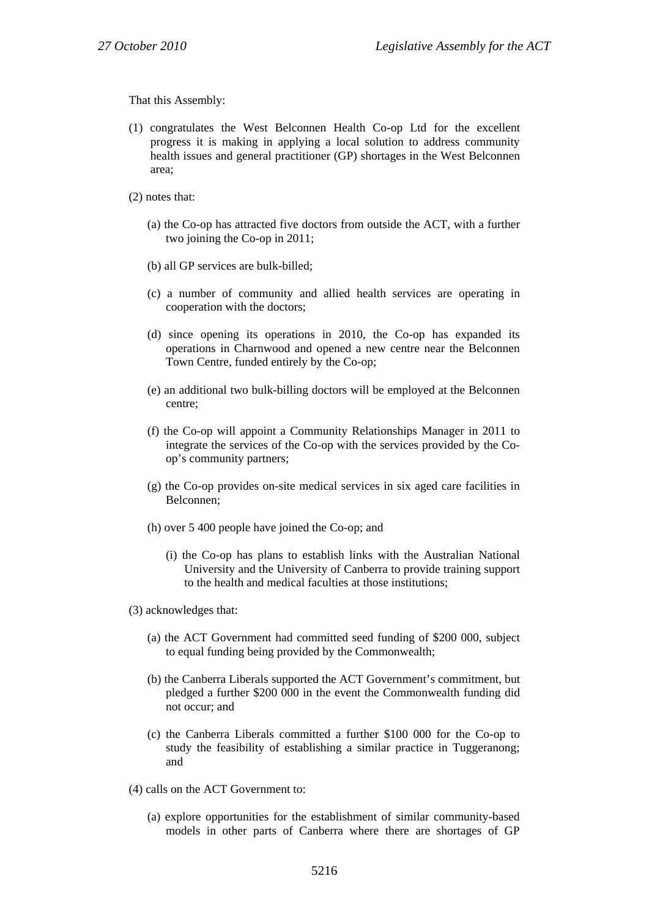That this Assembly:

(1) congratulates the West Belconnen Health Co-op Ltd for the excellent progress it is making in applying a local solution to address community health issues and general practitioner (GP) shortages in the West Belconnen area;

(2) notes that:

   (a) the Co-op has attracted five doctors from outside the ACT, with a further two joining the Co-op in 2011;

   (b) all GP services are bulk-billed;

   (c) a number of community and allied health services are operating in cooperation with the doctors;

   (d) since opening its operations in 2010, the Co-op has expanded its operations in Charnwood and opened a new centre near the Belconnen Town Centre, funded entirely by the Co-op;

   (e) an additional two bulk-billing doctors will be employed at the Belconnen centre;

   (f) the Co-op will appoint a Community Relationships Manager in 2011 to integrate the services of the Co-op with the services provided by the Co-op's community partners;

   (g) the Co-op provides on-site medical services in six aged care facilities in Belconnen;

   (h) over 5 400 people have joined the Co-op; and

   (i) the Co-op has plans to establish links with the Australian National University and the University of Canberra to provide training support to the health and medical faculties at those institutions;

(3) acknowledges that:

   (a) the ACT Government had committed seed funding of $200 000, subject to equal funding being provided by the Commonwealth;

   (b) the Canberra Liberals supported the ACT Government's commitment, but pledged a further $200 000 in the event the Commonwealth funding did not occur; and

   (c) the Canberra Liberals committed a further $100 000 for the Co-op to study the feasibility of establishing a similar practice in Tuggeranong; and

(4) calls on the ACT Government to:

   (a) explore opportunities for the establishment of similar community-based models in other parts of Canberra where there are shortages of GP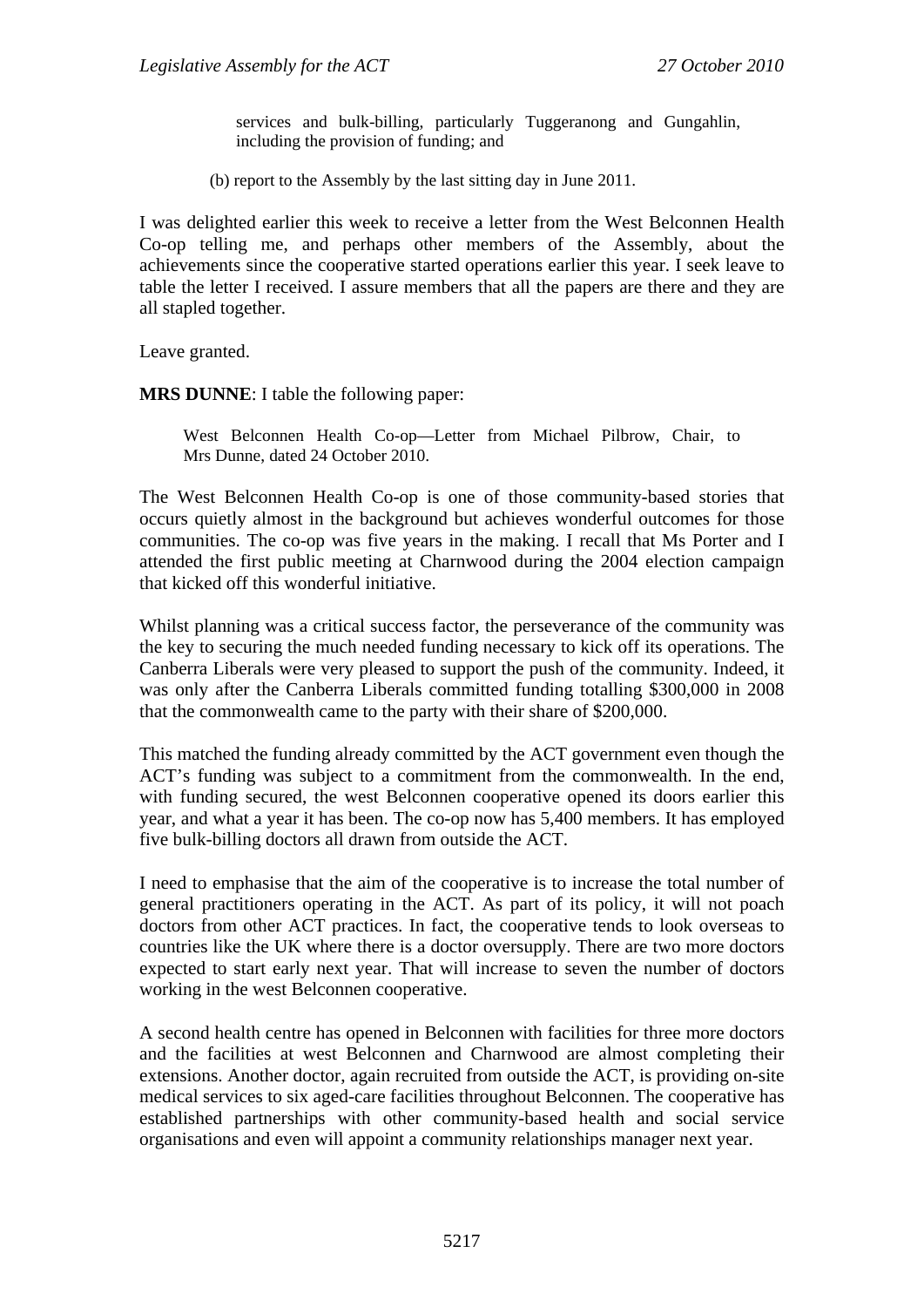services and bulk-billing, particularly Tuggeranong and Gungahlin, including the provision of funding; and

(b) report to the Assembly by the last sitting day in June 2011.

I was delighted earlier this week to receive a letter from the West Belconnen Health Co-op telling me, and perhaps other members of the Assembly, about the achievements since the cooperative started operations earlier this year. I seek leave to table the letter I received. I assure members that all the papers are there and they are all stapled together.

Leave granted.

**MRS DUNNE**: I table the following paper:

> West Belconnen Health Co-op—Letter from Michael Pilbrow, Chair, to Mrs Dunne, dated 24 October 2010.

The West Belconnen Health Co-op is one of those community-based stories that occurs quietly almost in the background but achieves wonderful outcomes for those communities. The co-op was five years in the making. I recall that Ms Porter and I attended the first public meeting at Charnwood during the 2004 election campaign that kicked off this wonderful initiative.

Whilst planning was a critical success factor, the perseverance of the community was the key to securing the much needed funding necessary to kick off its operations. The Canberra Liberals were very pleased to support the push of the community. Indeed, it was only after the Canberra Liberals committed funding totalling $300,000 in 2008 that the commonwealth came to the party with their share of $200,000.

This matched the funding already committed by the ACT government even though the ACT's funding was subject to a commitment from the commonwealth. In the end, with funding secured, the west Belconnen cooperative opened its doors earlier this year, and what a year it has been. The co-op now has 5,400 members. It has employed five bulk-billing doctors all drawn from outside the ACT.

I need to emphasise that the aim of the cooperative is to increase the total number of general practitioners operating in the ACT. As part of its policy, it will not poach doctors from other ACT practices. In fact, the cooperative tends to look overseas to countries like the UK where there is a doctor oversupply. There are two more doctors expected to start early next year. That will increase to seven the number of doctors working in the west Belconnen cooperative.

A second health centre has opened in Belconnen with facilities for three more doctors and the facilities at west Belconnen and Charnwood are almost completing their extensions. Another doctor, again recruited from outside the ACT, is providing on-site medical services to six aged-care facilities throughout Belconnen. The cooperative has established partnerships with other community-based health and social service organisations and even will appoint a community relationships manager next year.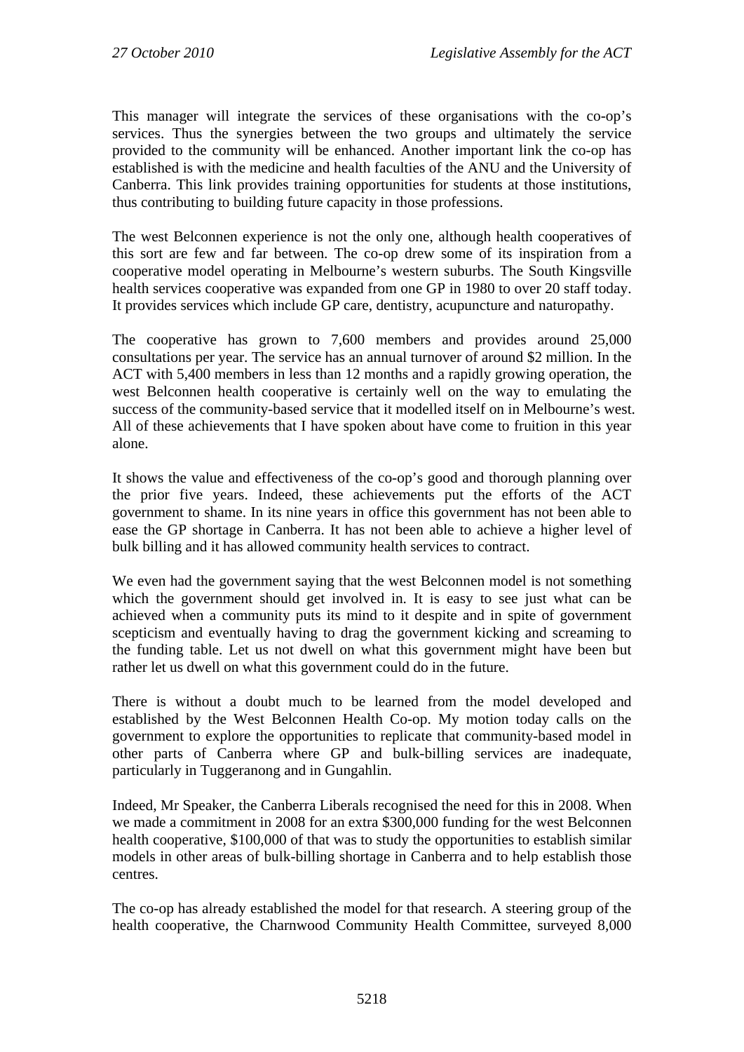This manager will integrate the services of these organisations with the co-op's services. Thus the synergies between the two groups and ultimately the service provided to the community will be enhanced. Another important link the co-op has established is with the medicine and health faculties of the ANU and the University of Canberra. This link provides training opportunities for students at those institutions, thus contributing to building future capacity in those professions.

The west Belconnen experience is not the only one, although health cooperatives of this sort are few and far between. The co-op drew some of its inspiration from a cooperative model operating in Melbourne's western suburbs. The South Kingsville health services cooperative was expanded from one GP in 1980 to over 20 staff today. It provides services which include GP care, dentistry, acupuncture and naturopathy.

The cooperative has grown to 7,600 members and provides around 25,000 consultations per year. The service has an annual turnover of around $2 million. In the ACT with 5,400 members in less than 12 months and a rapidly growing operation, the west Belconnen health cooperative is certainly well on the way to emulating the success of the community-based service that it modelled itself on in Melbourne's west. All of these achievements that I have spoken about have come to fruition in this year alone.

It shows the value and effectiveness of the co-op's good and thorough planning over the prior five years. Indeed, these achievements put the efforts of the ACT government to shame. In its nine years in office this government has not been able to ease the GP shortage in Canberra. It has not been able to achieve a higher level of bulk billing and it has allowed community health services to contract.

We even had the government saying that the west Belconnen model is not something which the government should get involved in. It is easy to see just what can be achieved when a community puts its mind to it despite and in spite of government scepticism and eventually having to drag the government kicking and screaming to the funding table. Let us not dwell on what this government might have been but rather let us dwell on what this government could do in the future.

There is without a doubt much to be learned from the model developed and established by the West Belconnen Health Co-op. My motion today calls on the government to explore the opportunities to replicate that community-based model in other parts of Canberra where GP and bulk-billing services are inadequate, particularly in Tuggeranong and in Gungahlin.

Indeed, Mr Speaker, the Canberra Liberals recognised the need for this in 2008. When we made a commitment in 2008 for an extra $300,000 funding for the west Belconnen health cooperative, $100,000 of that was to study the opportunities to establish similar models in other areas of bulk-billing shortage in Canberra and to help establish those centres.

The co-op has already established the model for that research. A steering group of the health cooperative, the Charnwood Community Health Committee, surveyed 8,000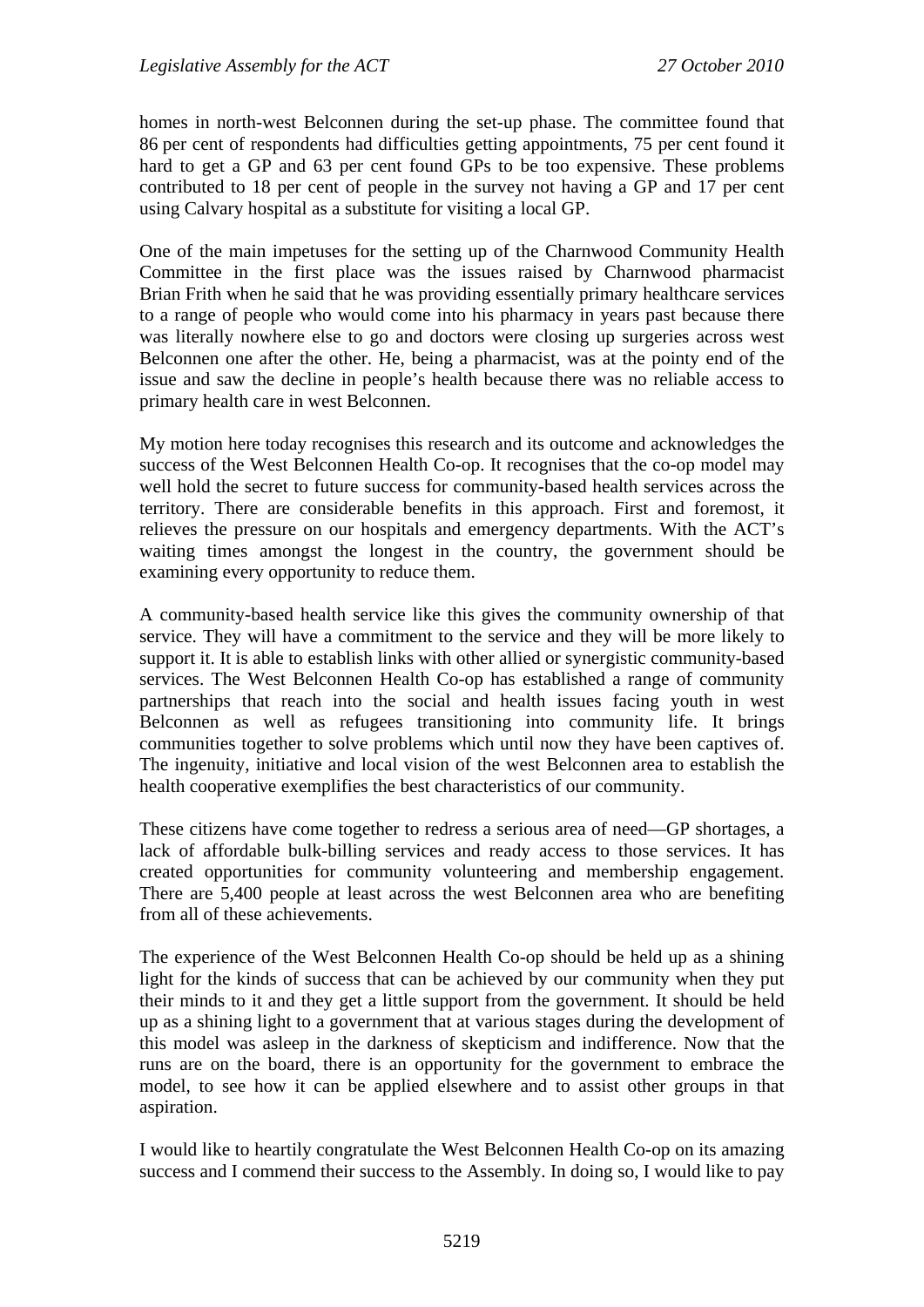homes in north-west Belconnen during the set-up phase. The committee found that 86 per cent of respondents had difficulties getting appointments, 75 per cent found it hard to get a GP and 63 per cent found GPs to be too expensive. These problems contributed to 18 per cent of people in the survey not having a GP and 17 per cent using Calvary hospital as a substitute for visiting a local GP.

One of the main impetuses for the setting up of the Charnwood Community Health Committee in the first place was the issues raised by Charnwood pharmacist Brian Frith when he said that he was providing essentially primary healthcare services to a range of people who would come into his pharmacy in years past because there was literally nowhere else to go and doctors were closing up surgeries across west Belconnen one after the other. He, being a pharmacist, was at the pointy end of the issue and saw the decline in people's health because there was no reliable access to primary health care in west Belconnen.

My motion here today recognises this research and its outcome and acknowledges the success of the West Belconnen Health Co-op. It recognises that the co-op model may well hold the secret to future success for community-based health services across the territory. There are considerable benefits in this approach. First and foremost, it relieves the pressure on our hospitals and emergency departments. With the ACT's waiting times amongst the longest in the country, the government should be examining every opportunity to reduce them.

A community-based health service like this gives the community ownership of that service. They will have a commitment to the service and they will be more likely to support it. It is able to establish links with other allied or synergistic community-based services. The West Belconnen Health Co-op has established a range of community partnerships that reach into the social and health issues facing youth in west Belconnen as well as refugees transitioning into community life. It brings communities together to solve problems which until now they have been captives of. The ingenuity, initiative and local vision of the west Belconnen area to establish the health cooperative exemplifies the best characteristics of our community.

These citizens have come together to redress a serious area of need—GP shortages, a lack of affordable bulk-billing services and ready access to those services. It has created opportunities for community volunteering and membership engagement. There are 5,400 people at least across the west Belconnen area who are benefiting from all of these achievements.

The experience of the West Belconnen Health Co-op should be held up as a shining light for the kinds of success that can be achieved by our community when they put their minds to it and they get a little support from the government. It should be held up as a shining light to a government that at various stages during the development of this model was asleep in the darkness of skepticism and indifference. Now that the runs are on the board, there is an opportunity for the government to embrace the model, to see how it can be applied elsewhere and to assist other groups in that aspiration.

I would like to heartily congratulate the West Belconnen Health Co-op on its amazing success and I commend their success to the Assembly. In doing so, I would like to pay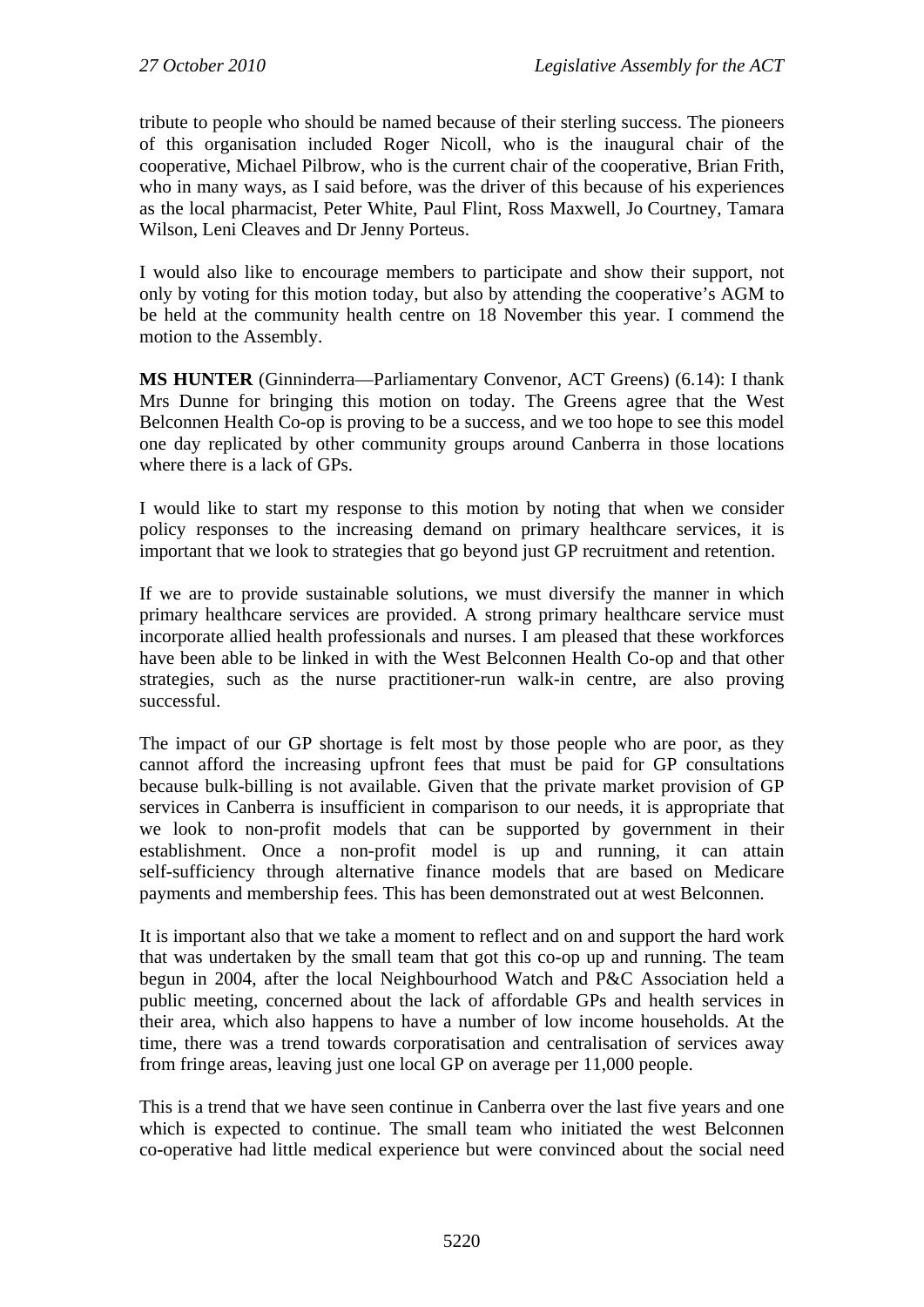tribute to people who should be named because of their sterling success. The pioneers of this organisation included Roger Nicoll, who is the inaugural chair of the cooperative, Michael Pilbrow, who is the current chair of the cooperative, Brian Frith, who in many ways, as I said before, was the driver of this because of his experiences as the local pharmacist, Peter White, Paul Flint, Ross Maxwell, Jo Courtney, Tamara Wilson, Leni Cleaves and Dr Jenny Porteus.

I would also like to encourage members to participate and show their support, not only by voting for this motion today, but also by attending the cooperative's AGM to be held at the community health centre on 18 November this year. I commend the motion to the Assembly.

**MS HUNTER** (Ginninderra—Parliamentary Convenor, ACT Greens) (6.14): I thank Mrs Dunne for bringing this motion on today. The Greens agree that the West Belconnen Health Co-op is proving to be a success, and we too hope to see this model one day replicated by other community groups around Canberra in those locations where there is a lack of GPs.

I would like to start my response to this motion by noting that when we consider policy responses to the increasing demand on primary healthcare services, it is important that we look to strategies that go beyond just GP recruitment and retention.

If we are to provide sustainable solutions, we must diversify the manner in which primary healthcare services are provided. A strong primary healthcare service must incorporate allied health professionals and nurses. I am pleased that these workforces have been able to be linked in with the West Belconnen Health Co-op and that other strategies, such as the nurse practitioner-run walk-in centre, are also proving successful.

The impact of our GP shortage is felt most by those people who are poor, as they cannot afford the increasing upfront fees that must be paid for GP consultations because bulk-billing is not available. Given that the private market provision of GP services in Canberra is insufficient in comparison to our needs, it is appropriate that we look to non-profit models that can be supported by government in their establishment. Once a non-profit model is up and running, it can attain self-sufficiency through alternative finance models that are based on Medicare payments and membership fees. This has been demonstrated out at west Belconnen.

It is important also that we take a moment to reflect and on and support the hard work that was undertaken by the small team that got this co-op up and running. The team begun in 2004, after the local Neighbourhood Watch and P&C Association held a public meeting, concerned about the lack of affordable GPs and health services in their area, which also happens to have a number of low income households. At the time, there was a trend towards corporatisation and centralisation of services away from fringe areas, leaving just one local GP on average per 11,000 people.

This is a trend that we have seen continue in Canberra over the last five years and one which is expected to continue. The small team who initiated the west Belconnen co-operative had little medical experience but were convinced about the social need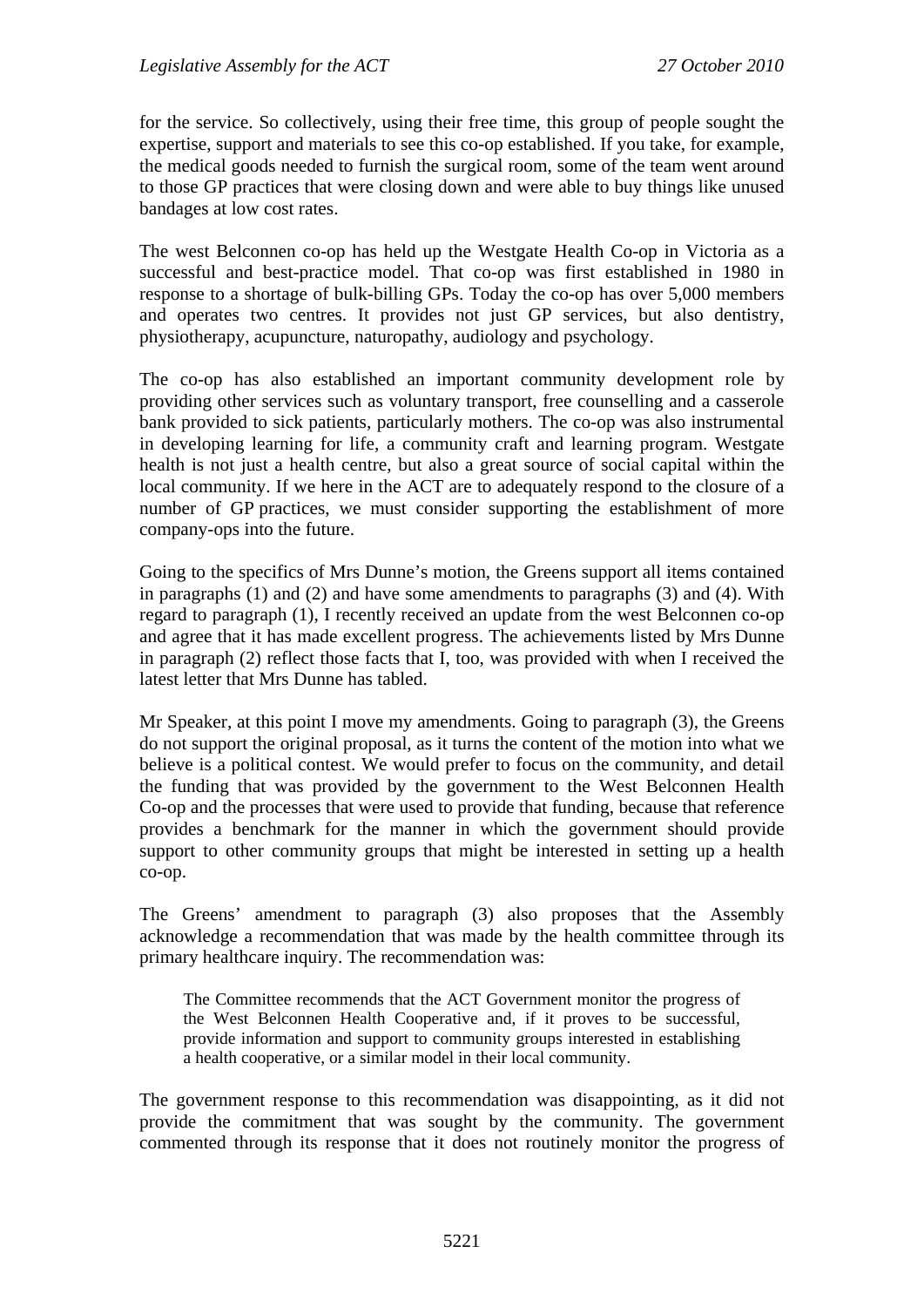for the service. So collectively, using their free time, this group of people sought the expertise, support and materials to see this co-op established. If you take, for example, the medical goods needed to furnish the surgical room, some of the team went around to those GP practices that were closing down and were able to buy things like unused bandages at low cost rates.

The west Belconnen co-op has held up the Westgate Health Co-op in Victoria as a successful and best-practice model. That co-op was first established in 1980 in response to a shortage of bulk-billing GPs. Today the co-op has over 5,000 members and operates two centres. It provides not just GP services, but also dentistry, physiotherapy, acupuncture, naturopathy, audiology and psychology.

The co-op has also established an important community development role by providing other services such as voluntary transport, free counselling and a casserole bank provided to sick patients, particularly mothers. The co-op was also instrumental in developing learning for life, a community craft and learning program. Westgate health is not just a health centre, but also a great source of social capital within the local community. If we here in the ACT are to adequately respond to the closure of a number of GP practices, we must consider supporting the establishment of more company-ops into the future.

Going to the specifics of Mrs Dunne's motion, the Greens support all items contained in paragraphs (1) and (2) and have some amendments to paragraphs (3) and (4). With regard to paragraph (1), I recently received an update from the west Belconnen co-op and agree that it has made excellent progress. The achievements listed by Mrs Dunne in paragraph (2) reflect those facts that I, too, was provided with when I received the latest letter that Mrs Dunne has tabled.

Mr Speaker, at this point I move my amendments. Going to paragraph (3), the Greens do not support the original proposal, as it turns the content of the motion into what we believe is a political contest. We would prefer to focus on the community, and detail the funding that was provided by the government to the West Belconnen Health Co-op and the processes that were used to provide that funding, because that reference provides a benchmark for the manner in which the government should provide support to other community groups that might be interested in setting up a health co-op.

The Greens' amendment to paragraph (3) also proposes that the Assembly acknowledge a recommendation that was made by the health committee through its primary healthcare inquiry. The recommendation was:

> The Committee recommends that the ACT Government monitor the progress of the West Belconnen Health Cooperative and, if it proves to be successful, provide information and support to community groups interested in establishing a health cooperative, or a similar model in their local community.

The government response to this recommendation was disappointing, as it did not provide the commitment that was sought by the community. The government commented through its response that it does not routinely monitor the progress of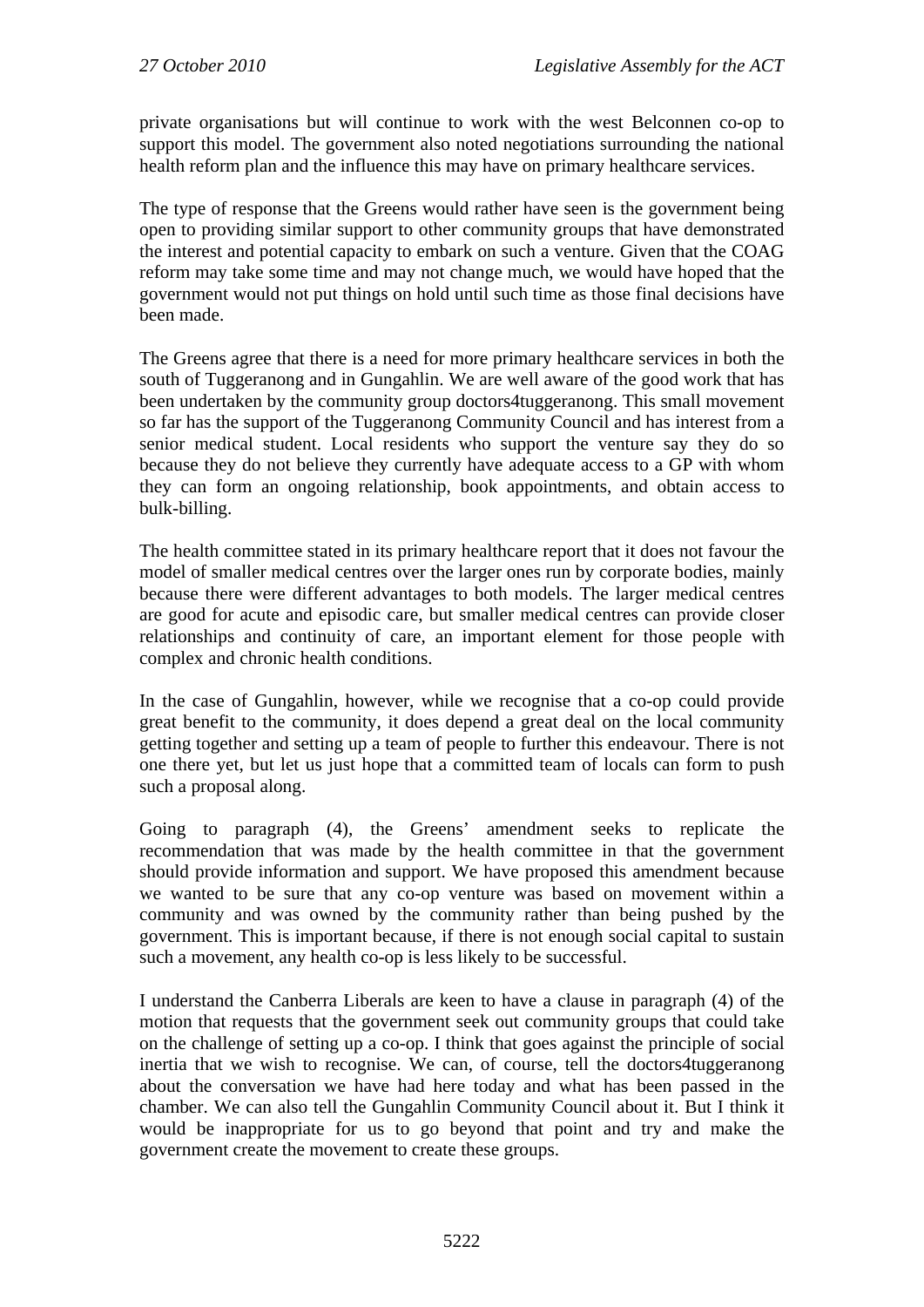private organisations but will continue to work with the west Belconnen co-op to support this model. The government also noted negotiations surrounding the national health reform plan and the influence this may have on primary healthcare services.

The type of response that the Greens would rather have seen is the government being open to providing similar support to other community groups that have demonstrated the interest and potential capacity to embark on such a venture. Given that the COAG reform may take some time and may not change much, we would have hoped that the government would not put things on hold until such time as those final decisions have been made.

The Greens agree that there is a need for more primary healthcare services in both the south of Tuggeranong and in Gungahlin. We are well aware of the good work that has been undertaken by the community group doctors4tuggeranong. This small movement so far has the support of the Tuggeranong Community Council and has interest from a senior medical student. Local residents who support the venture say they do so because they do not believe they currently have adequate access to a GP with whom they can form an ongoing relationship, book appointments, and obtain access to bulk-billing.

The health committee stated in its primary healthcare report that it does not favour the model of smaller medical centres over the larger ones run by corporate bodies, mainly because there were different advantages to both models. The larger medical centres are good for acute and episodic care, but smaller medical centres can provide closer relationships and continuity of care, an important element for those people with complex and chronic health conditions.

In the case of Gungahlin, however, while we recognise that a co-op could provide great benefit to the community, it does depend a great deal on the local community getting together and setting up a team of people to further this endeavour. There is not one there yet, but let us just hope that a committed team of locals can form to push such a proposal along.

Going to paragraph (4), the Greens' amendment seeks to replicate the recommendation that was made by the health committee in that the government should provide information and support. We have proposed this amendment because we wanted to be sure that any co-op venture was based on movement within a community and was owned by the community rather than being pushed by the government. This is important because, if there is not enough social capital to sustain such a movement, any health co-op is less likely to be successful.

I understand the Canberra Liberals are keen to have a clause in paragraph (4) of the motion that requests that the government seek out community groups that could take on the challenge of setting up a co-op. I think that goes against the principle of social inertia that we wish to recognise. We can, of course, tell the doctors4tuggeranong about the conversation we have had here today and what has been passed in the chamber. We can also tell the Gungahlin Community Council about it. But I think it would be inappropriate for us to go beyond that point and try and make the government create the movement to create these groups.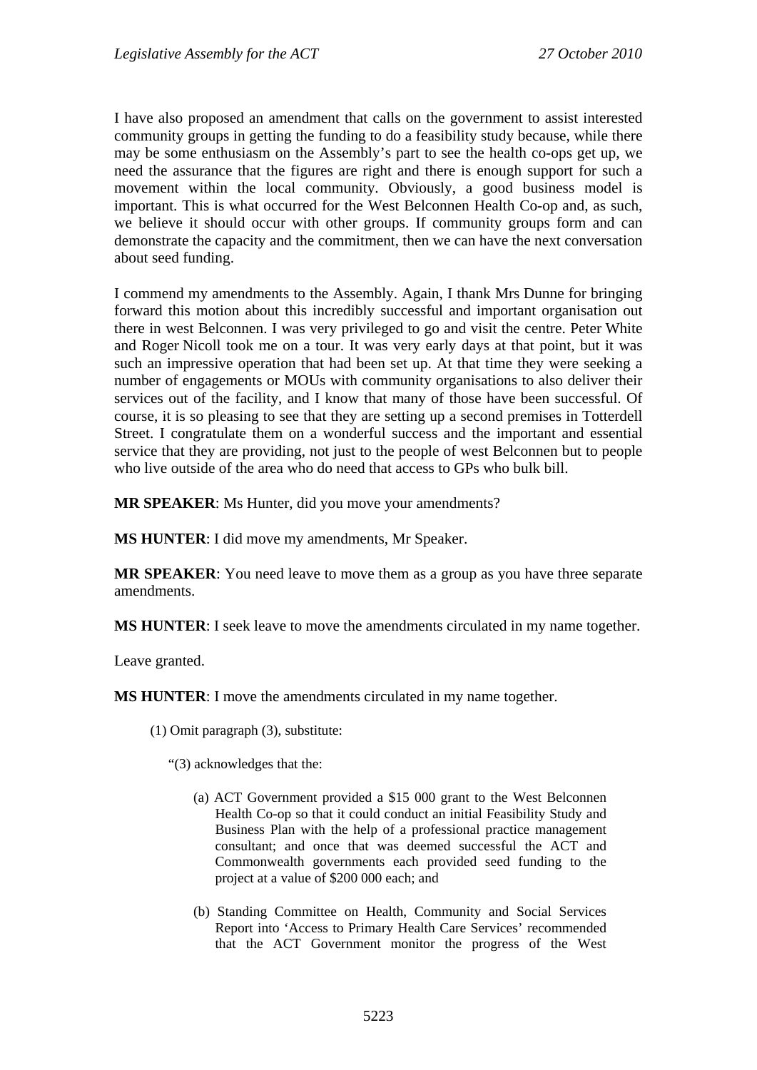I have also proposed an amendment that calls on the government to assist interested community groups in getting the funding to do a feasibility study because, while there may be some enthusiasm on the Assembly's part to see the health co-ops get up, we need the assurance that the figures are right and there is enough support for such a movement within the local community. Obviously, a good business model is important. This is what occurred for the West Belconnen Health Co-op and, as such, we believe it should occur with other groups. If community groups form and can demonstrate the capacity and the commitment, then we can have the next conversation about seed funding.

I commend my amendments to the Assembly. Again, I thank Mrs Dunne for bringing forward this motion about this incredibly successful and important organisation out there in west Belconnen. I was very privileged to go and visit the centre. Peter White and Roger Nicoll took me on a tour. It was very early days at that point, but it was such an impressive operation that had been set up. At that time they were seeking a number of engagements or MOUs with community organisations to also deliver their services out of the facility, and I know that many of those have been successful. Of course, it is so pleasing to see that they are setting up a second premises in Totterdell Street. I congratulate them on a wonderful success and the important and essential service that they are providing, not just to the people of west Belconnen but to people who live outside of the area who do need that access to GPs who bulk bill.

**MR SPEAKER**: Ms Hunter, did you move your amendments?

**MS HUNTER**: I did move my amendments, Mr Speaker.

**MR SPEAKER**: You need leave to move them as a group as you have three separate amendments.

**MS HUNTER**: I seek leave to move the amendments circulated in my name together.

Leave granted.

**MS HUNTER**: I move the amendments circulated in my name together.

(1) Omit paragraph (3), substitute:

"(3) acknowledges that the:

(a) ACT Government provided a $15 000 grant to the West Belconnen Health Co-op so that it could conduct an initial Feasibility Study and Business Plan with the help of a professional practice management consultant; and once that was deemed successful the ACT and Commonwealth governments each provided seed funding to the project at a value of $200 000 each; and

(b) Standing Committee on Health, Community and Social Services Report into 'Access to Primary Health Care Services' recommended that the ACT Government monitor the progress of the West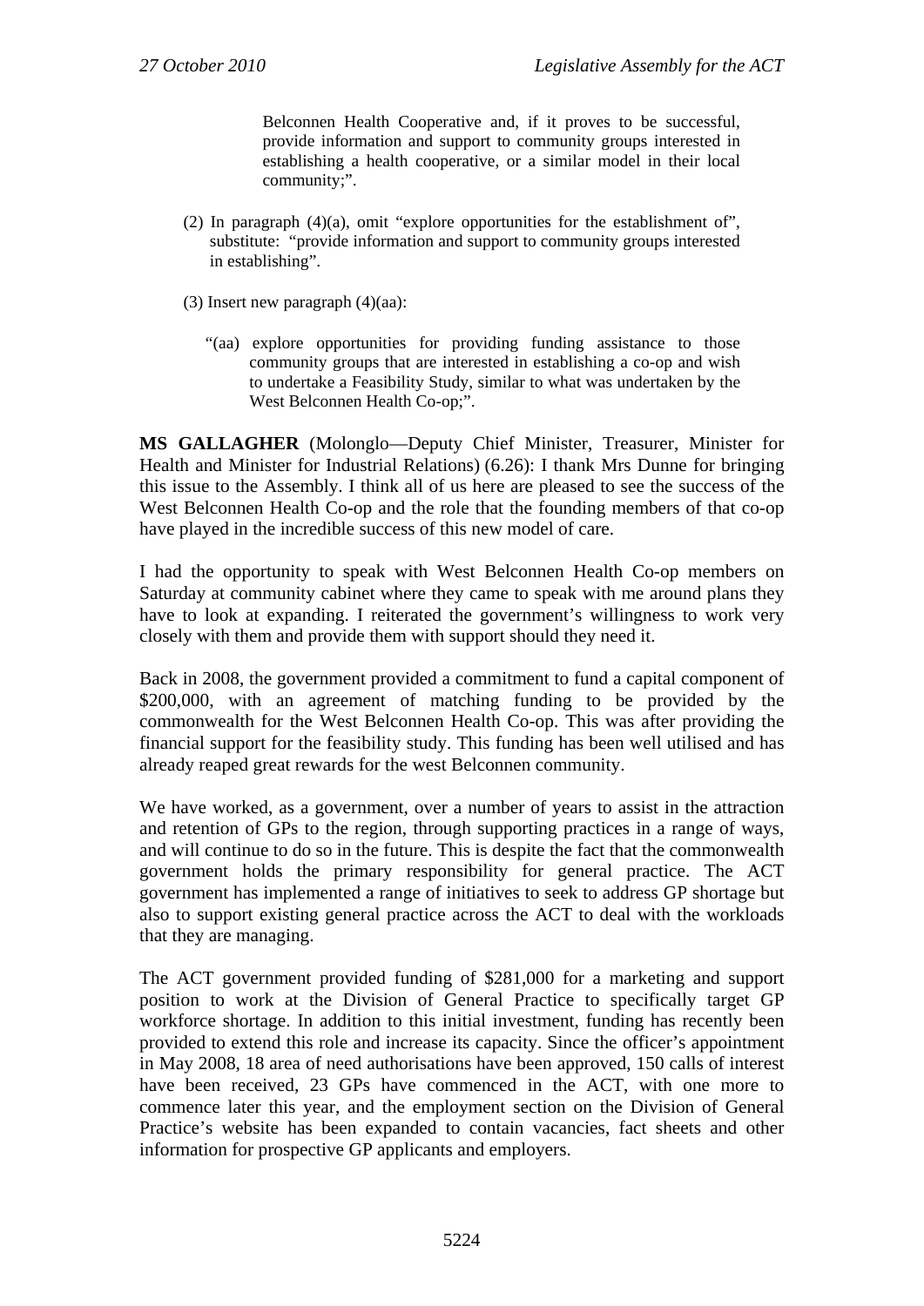> Belconnen Health Cooperative and, if it proves to be successful, provide information and support to community groups interested in establishing a health cooperative, or a similar model in their local community;".

(2) In paragraph (4)(a), omit "explore opportunities for the establishment of", substitute: "provide information and support to community groups interested in establishing".

(3) Insert new paragraph (4)(aa):

> "(aa) explore opportunities for providing funding assistance to those community groups that are interested in establishing a co-op and wish to undertake a Feasibility Study, similar to what was undertaken by the West Belconnen Health Co-op;".

**MS GALLAGHER** (Molonglo—Deputy Chief Minister, Treasurer, Minister for Health and Minister for Industrial Relations) (6.26): I thank Mrs Dunne for bringing this issue to the Assembly. I think all of us here are pleased to see the success of the West Belconnen Health Co-op and the role that the founding members of that co-op have played in the incredible success of this new model of care.

I had the opportunity to speak with West Belconnen Health Co-op members on Saturday at community cabinet where they came to speak with me around plans they have to look at expanding. I reiterated the government's willingness to work very closely with them and provide them with support should they need it.

Back in 2008, the government provided a commitment to fund a capital component of $200,000, with an agreement of matching funding to be provided by the commonwealth for the West Belconnen Health Co-op. This was after providing the financial support for the feasibility study. This funding has been well utilised and has already reaped great rewards for the west Belconnen community.

We have worked, as a government, over a number of years to assist in the attraction and retention of GPs to the region, through supporting practices in a range of ways, and will continue to do so in the future. This is despite the fact that the commonwealth government holds the primary responsibility for general practice. The ACT government has implemented a range of initiatives to seek to address GP shortage but also to support existing general practice across the ACT to deal with the workloads that they are managing.

The ACT government provided funding of $281,000 for a marketing and support position to work at the Division of General Practice to specifically target GP workforce shortage. In addition to this initial investment, funding has recently been provided to extend this role and increase its capacity. Since the officer's appointment in May 2008, 18 area of need authorisations have been approved, 150 calls of interest have been received, 23 GPs have commenced in the ACT, with one more to commence later this year, and the employment section on the Division of General Practice's website has been expanded to contain vacancies, fact sheets and other information for prospective GP applicants and employers.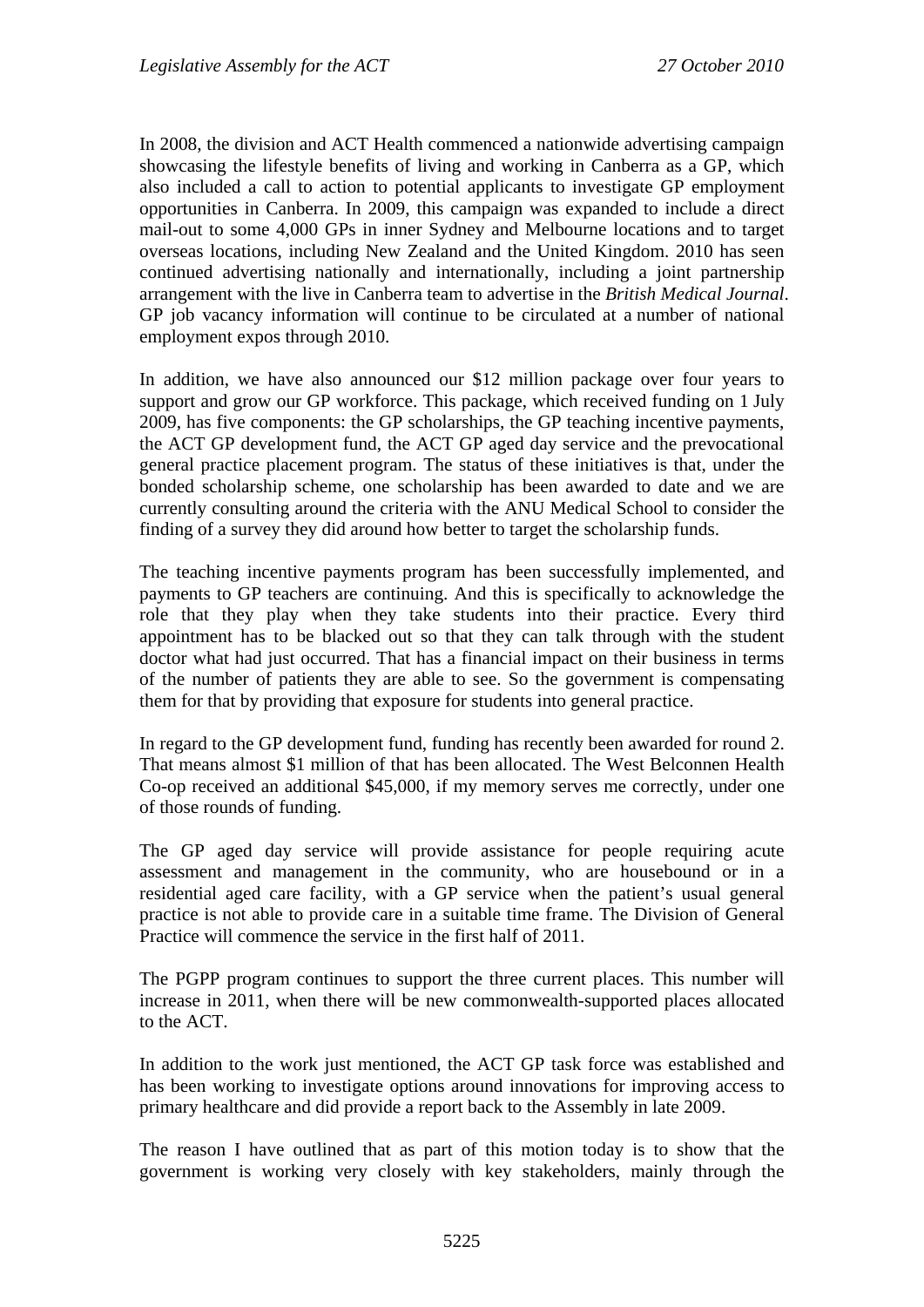In 2008, the division and ACT Health commenced a nationwide advertising campaign showcasing the lifestyle benefits of living and working in Canberra as a GP, which also included a call to action to potential applicants to investigate GP employment opportunities in Canberra. In 2009, this campaign was expanded to include a direct mail-out to some 4,000 GPs in inner Sydney and Melbourne locations and to target overseas locations, including New Zealand and the United Kingdom. 2010 has seen continued advertising nationally and internationally, including a joint partnership arrangement with the live in Canberra team to advertise in the *British Medical Journal*. GP job vacancy information will continue to be circulated at a number of national employment expos through 2010.

In addition, we have also announced our $12 million package over four years to support and grow our GP workforce. This package, which received funding on 1 July 2009, has five components: the GP scholarships, the GP teaching incentive payments, the ACT GP development fund, the ACT GP aged day service and the prevocational general practice placement program. The status of these initiatives is that, under the bonded scholarship scheme, one scholarship has been awarded to date and we are currently consulting around the criteria with the ANU Medical School to consider the finding of a survey they did around how better to target the scholarship funds.

The teaching incentive payments program has been successfully implemented, and payments to GP teachers are continuing. And this is specifically to acknowledge the role that they play when they take students into their practice. Every third appointment has to be blacked out so that they can talk through with the student doctor what had just occurred. That has a financial impact on their business in terms of the number of patients they are able to see. So the government is compensating them for that by providing that exposure for students into general practice.

In regard to the GP development fund, funding has recently been awarded for round 2. That means almost $1 million of that has been allocated. The West Belconnen Health Co-op received an additional $45,000, if my memory serves me correctly, under one of those rounds of funding.

The GP aged day service will provide assistance for people requiring acute assessment and management in the community, who are housebound or in a residential aged care facility, with a GP service when the patient's usual general practice is not able to provide care in a suitable time frame. The Division of General Practice will commence the service in the first half of 2011.

The PGPP program continues to support the three current places. This number will increase in 2011, when there will be new commonwealth-supported places allocated to the ACT.

In addition to the work just mentioned, the ACT GP task force was established and has been working to investigate options around innovations for improving access to primary healthcare and did provide a report back to the Assembly in late 2009.

The reason I have outlined that as part of this motion today is to show that the government is working very closely with key stakeholders, mainly through the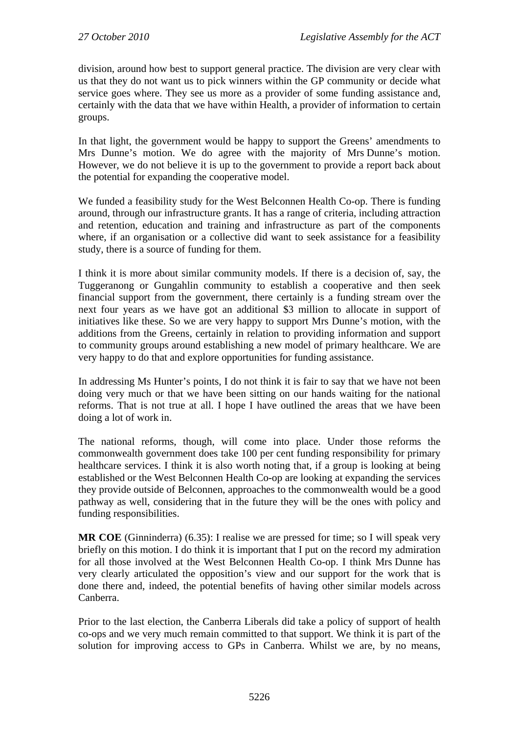division, around how best to support general practice. The division are very clear with us that they do not want us to pick winners within the GP community or decide what service goes where. They see us more as a provider of some funding assistance and, certainly with the data that we have within Health, a provider of information to certain groups.

In that light, the government would be happy to support the Greens' amendments to Mrs Dunne's motion. We do agree with the majority of Mrs Dunne's motion. However, we do not believe it is up to the government to provide a report back about the potential for expanding the cooperative model.

We funded a feasibility study for the West Belconnen Health Co-op. There is funding around, through our infrastructure grants. It has a range of criteria, including attraction and retention, education and training and infrastructure as part of the components where, if an organisation or a collective did want to seek assistance for a feasibility study, there is a source of funding for them.

I think it is more about similar community models. If there is a decision of, say, the Tuggeranong or Gungahlin community to establish a cooperative and then seek financial support from the government, there certainly is a funding stream over the next four years as we have got an additional $3 million to allocate in support of initiatives like these. So we are very happy to support Mrs Dunne's motion, with the additions from the Greens, certainly in relation to providing information and support to community groups around establishing a new model of primary healthcare. We are very happy to do that and explore opportunities for funding assistance.

In addressing Ms Hunter's points, I do not think it is fair to say that we have not been doing very much or that we have been sitting on our hands waiting for the national reforms. That is not true at all. I hope I have outlined the areas that we have been doing a lot of work in.

The national reforms, though, will come into place. Under those reforms the commonwealth government does take 100 per cent funding responsibility for primary healthcare services. I think it is also worth noting that, if a group is looking at being established or the West Belconnen Health Co-op are looking at expanding the services they provide outside of Belconnen, approaches to the commonwealth would be a good pathway as well, considering that in the future they will be the ones with policy and funding responsibilities.

**MR COE** (Ginninderra) (6.35): I realise we are pressed for time; so I will speak very briefly on this motion. I do think it is important that I put on the record my admiration for all those involved at the West Belconnen Health Co-op. I think Mrs Dunne has very clearly articulated the opposition's view and our support for the work that is done there and, indeed, the potential benefits of having other similar models across Canberra.

Prior to the last election, the Canberra Liberals did take a policy of support of health co-ops and we very much remain committed to that support. We think it is part of the solution for improving access to GPs in Canberra. Whilst we are, by no means,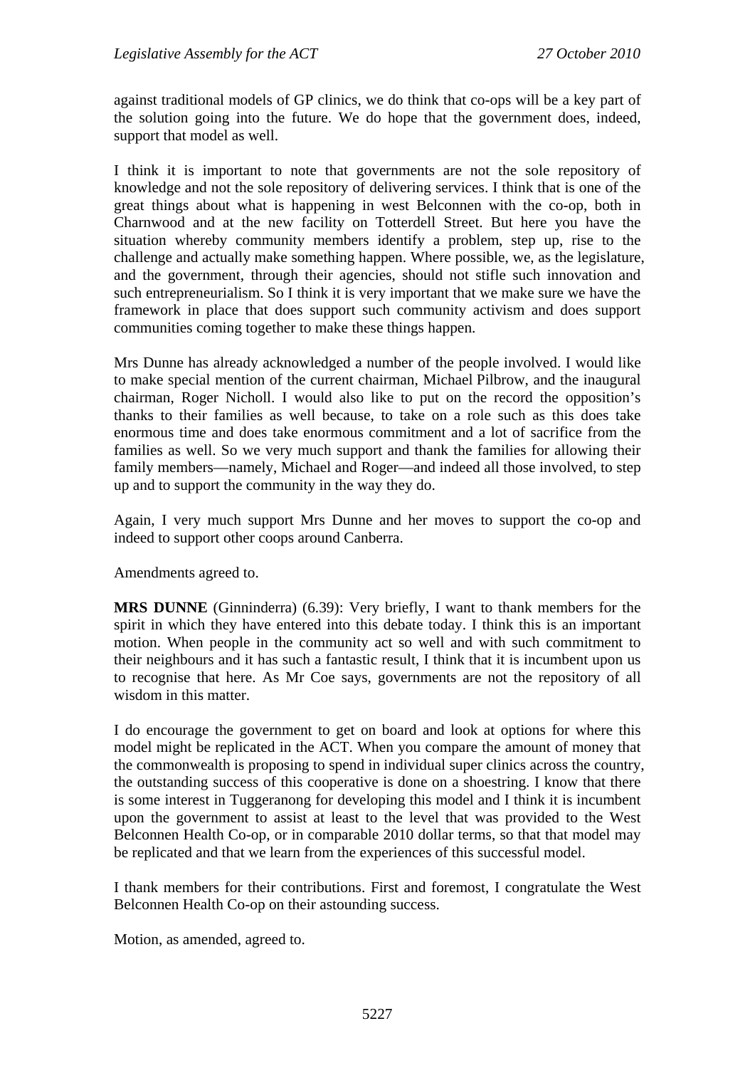against traditional models of GP clinics, we do think that co-ops will be a key part of the solution going into the future. We do hope that the government does, indeed, support that model as well.

I think it is important to note that governments are not the sole repository of knowledge and not the sole repository of delivering services. I think that is one of the great things about what is happening in west Belconnen with the co-op, both in Charnwood and at the new facility on Totterdell Street. But here you have the situation whereby community members identify a problem, step up, rise to the challenge and actually make something happen. Where possible, we, as the legislature, and the government, through their agencies, should not stifle such innovation and such entrepreneurialism. So I think it is very important that we make sure we have the framework in place that does support such community activism and does support communities coming together to make these things happen.

Mrs Dunne has already acknowledged a number of the people involved. I would like to make special mention of the current chairman, Michael Pilbrow, and the inaugural chairman, Roger Nicholl. I would also like to put on the record the opposition's thanks to their families as well because, to take on a role such as this does take enormous time and does take enormous commitment and a lot of sacrifice from the families as well. So we very much support and thank the families for allowing their family members—namely, Michael and Roger—and indeed all those involved, to step up and to support the community in the way they do.

Again, I very much support Mrs Dunne and her moves to support the co-op and indeed to support other coops around Canberra.

Amendments agreed to.

**MRS DUNNE** (Ginninderra) (6.39): Very briefly, I want to thank members for the spirit in which they have entered into this debate today. I think this is an important motion. When people in the community act so well and with such commitment to their neighbours and it has such a fantastic result, I think that it is incumbent upon us to recognise that here. As Mr Coe says, governments are not the repository of all wisdom in this matter.

I do encourage the government to get on board and look at options for where this model might be replicated in the ACT. When you compare the amount of money that the commonwealth is proposing to spend in individual super clinics across the country, the outstanding success of this cooperative is done on a shoestring. I know that there is some interest in Tuggeranong for developing this model and I think it is incumbent upon the government to assist at least to the level that was provided to the West Belconnen Health Co-op, or in comparable 2010 dollar terms, so that that model may be replicated and that we learn from the experiences of this successful model.

I thank members for their contributions. First and foremost, I congratulate the West Belconnen Health Co-op on their astounding success.

Motion, as amended, agreed to.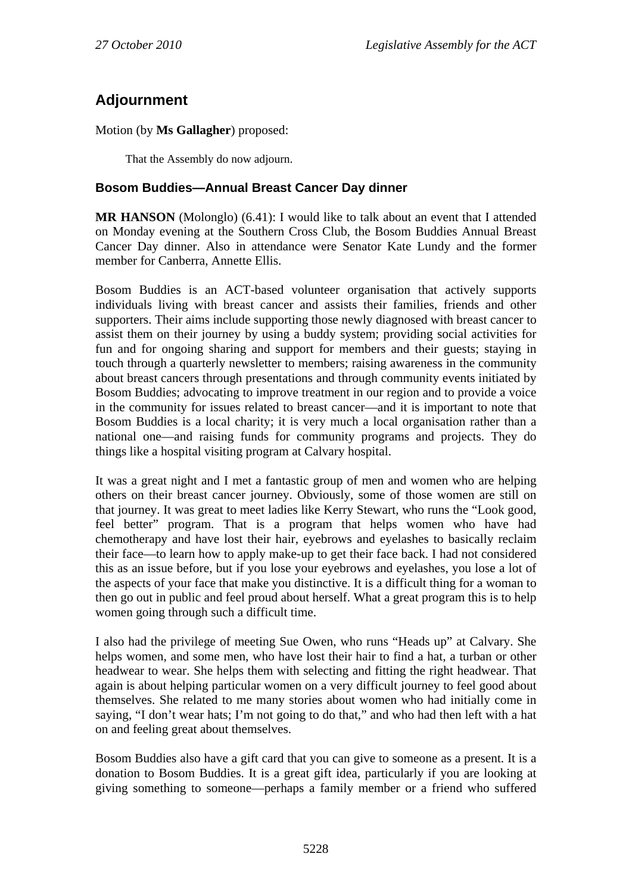## Adjournment

Motion (by **Ms Gallagher**) proposed:

> That the Assembly do now adjourn.

### Bosom Buddies—Annual Breast Cancer Day dinner

**MR HANSON** (Molonglo) (6.41): I would like to talk about an event that I attended on Monday evening at the Southern Cross Club, the Bosom Buddies Annual Breast Cancer Day dinner. Also in attendance were Senator Kate Lundy and the former member for Canberra, Annette Ellis.

Bosom Buddies is an ACT-based volunteer organisation that actively supports individuals living with breast cancer and assists their families, friends and other supporters. Their aims include supporting those newly diagnosed with breast cancer to assist them on their journey by using a buddy system; providing social activities for fun and for ongoing sharing and support for members and their guests; staying in touch through a quarterly newsletter to members; raising awareness in the community about breast cancers through presentations and through community events initiated by Bosom Buddies; advocating to improve treatment in our region and to provide a voice in the community for issues related to breast cancer—and it is important to note that Bosom Buddies is a local charity; it is very much a local organisation rather than a national one—and raising funds for community programs and projects. They do things like a hospital visiting program at Calvary hospital.

It was a great night and I met a fantastic group of men and women who are helping others on their breast cancer journey. Obviously, some of those women are still on that journey. It was great to meet ladies like Kerry Stewart, who runs the "Look good, feel better" program. That is a program that helps women who have had chemotherapy and have lost their hair, eyebrows and eyelashes to basically reclaim their face—to learn how to apply make-up to get their face back. I had not considered this as an issue before, but if you lose your eyebrows and eyelashes, you lose a lot of the aspects of your face that make you distinctive. It is a difficult thing for a woman to then go out in public and feel proud about herself. What a great program this is to help women going through such a difficult time.

I also had the privilege of meeting Sue Owen, who runs "Heads up" at Calvary. She helps women, and some men, who have lost their hair to find a hat, a turban or other headwear to wear. She helps them with selecting and fitting the right headwear. That again is about helping particular women on a very difficult journey to feel good about themselves. She related to me many stories about women who had initially come in saying, "I don't wear hats; I'm not going to do that," and who had then left with a hat on and feeling great about themselves.

Bosom Buddies also have a gift card that you can give to someone as a present. It is a donation to Bosom Buddies. It is a great gift idea, particularly if you are looking at giving something to someone—perhaps a family member or a friend who suffered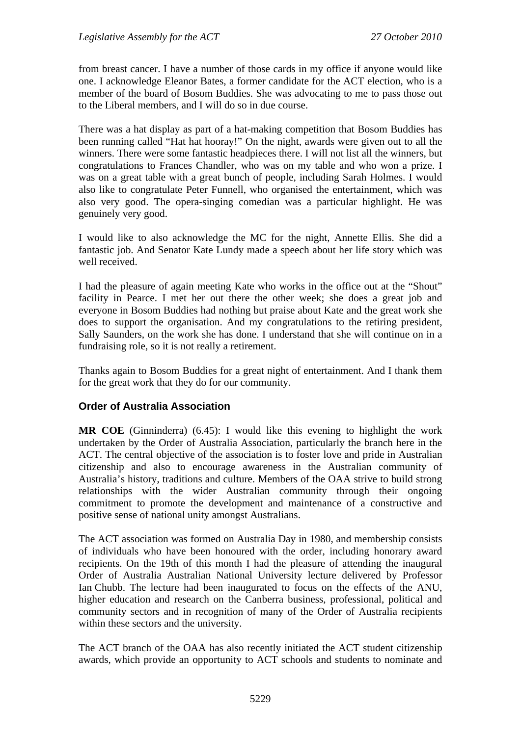from breast cancer. I have a number of those cards in my office if anyone would like one. I acknowledge Eleanor Bates, a former candidate for the ACT election, who is a member of the board of Bosom Buddies. She was advocating to me to pass those out to the Liberal members, and I will do so in due course.

There was a hat display as part of a hat-making competition that Bosom Buddies has been running called "Hat hat hooray!" On the night, awards were given out to all the winners. There were some fantastic headpieces there. I will not list all the winners, but congratulations to Frances Chandler, who was on my table and who won a prize. I was on a great table with a great bunch of people, including Sarah Holmes. I would also like to congratulate Peter Funnell, who organised the entertainment, which was also very good. The opera-singing comedian was a particular highlight. He was genuinely very good.

I would like to also acknowledge the MC for the night, Annette Ellis. She did a fantastic job. And Senator Kate Lundy made a speech about her life story which was well received.

I had the pleasure of again meeting Kate who works in the office out at the "Shout" facility in Pearce. I met her out there the other week; she does a great job and everyone in Bosom Buddies had nothing but praise about Kate and the great work she does to support the organisation. And my congratulations to the retiring president, Sally Saunders, on the work she has done. I understand that she will continue on in a fundraising role, so it is not really a retirement.

Thanks again to Bosom Buddies for a great night of entertainment. And I thank them for the great work that they do for our community.

### Order of Australia Association

**MR COE** (Ginninderra) (6.45): I would like this evening to highlight the work undertaken by the Order of Australia Association, particularly the branch here in the ACT. The central objective of the association is to foster love and pride in Australian citizenship and also to encourage awareness in the Australian community of Australia's history, traditions and culture. Members of the OAA strive to build strong relationships with the wider Australian community through their ongoing commitment to promote the development and maintenance of a constructive and positive sense of national unity amongst Australians.

The ACT association was formed on Australia Day in 1980, and membership consists of individuals who have been honoured with the order, including honorary award recipients. On the 19th of this month I had the pleasure of attending the inaugural Order of Australia Australian National University lecture delivered by Professor Ian Chubb. The lecture had been inaugurated to focus on the effects of the ANU, higher education and research on the Canberra business, professional, political and community sectors and in recognition of many of the Order of Australia recipients within these sectors and the university.

The ACT branch of the OAA has also recently initiated the ACT student citizenship awards, which provide an opportunity to ACT schools and students to nominate and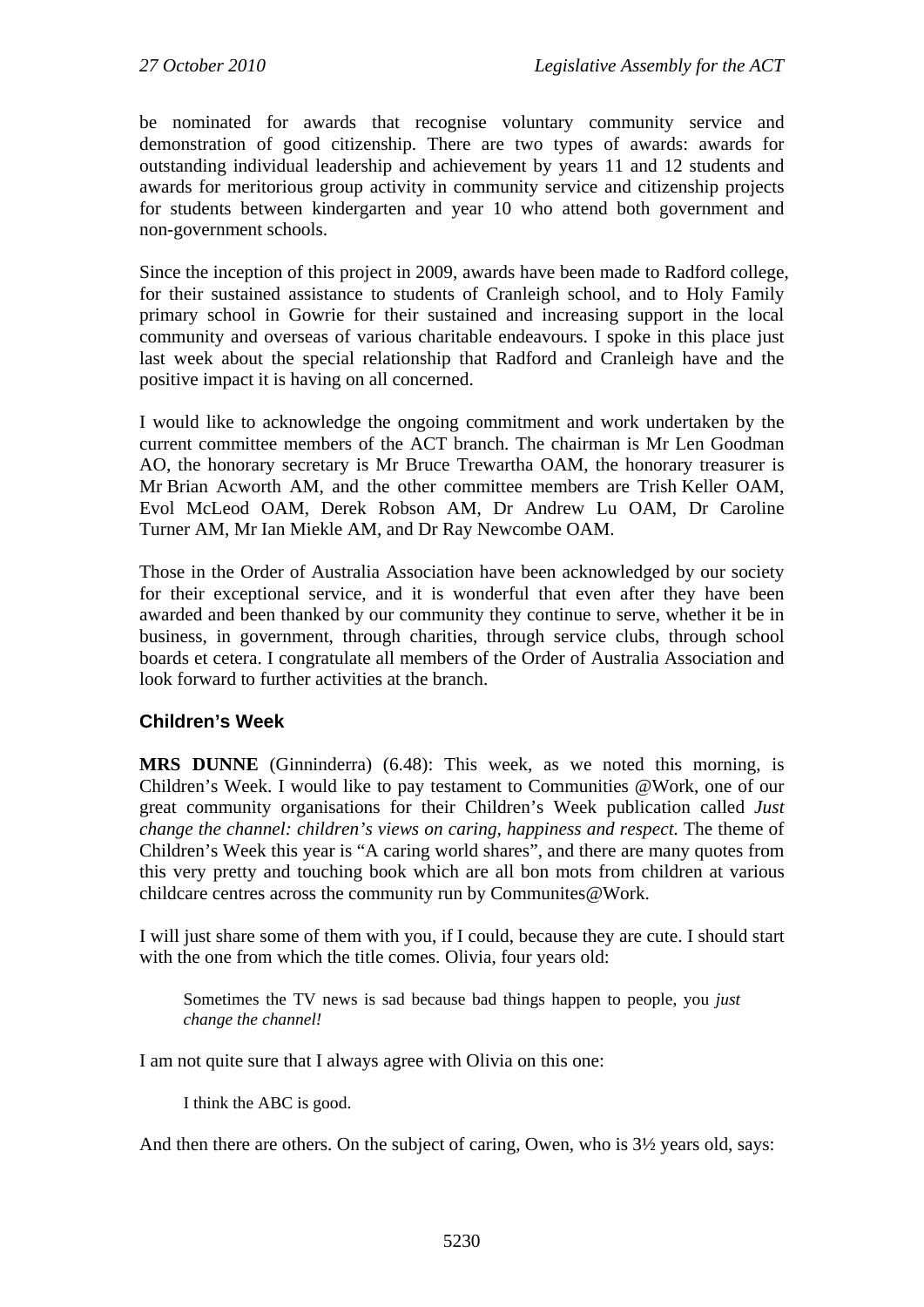be nominated for awards that recognise voluntary community service and demonstration of good citizenship. There are two types of awards: awards for outstanding individual leadership and achievement by years 11 and 12 students and awards for meritorious group activity in community service and citizenship projects for students between kindergarten and year 10 who attend both government and non-government schools.

Since the inception of this project in 2009, awards have been made to Radford college, for their sustained assistance to students of Cranleigh school, and to Holy Family primary school in Gowrie for their sustained and increasing support in the local community and overseas of various charitable endeavours. I spoke in this place just last week about the special relationship that Radford and Cranleigh have and the positive impact it is having on all concerned.

I would like to acknowledge the ongoing commitment and work undertaken by the current committee members of the ACT branch. The chairman is Mr Len Goodman AO, the honorary secretary is Mr Bruce Trewartha OAM, the honorary treasurer is Mr Brian Acworth AM, and the other committee members are Trish Keller OAM, Evol McLeod OAM, Derek Robson AM, Dr Andrew Lu OAM, Dr Caroline Turner AM, Mr Ian Miekle AM, and Dr Ray Newcombe OAM.

Those in the Order of Australia Association have been acknowledged by our society for their exceptional service, and it is wonderful that even after they have been awarded and been thanked by our community they continue to serve, whether it be in business, in government, through charities, through service clubs, through school boards et cetera. I congratulate all members of the Order of Australia Association and look forward to further activities at the branch.

### Children's Week

**MRS DUNNE** (Ginninderra) (6.48): This week, as we noted this morning, is Children's Week. I would like to pay testament to Communities @Work, one of our great community organisations for their Children's Week publication called *Just change the channel: children's views on caring, happiness and respect.* The theme of Children's Week this year is "A caring world shares", and there are many quotes from this very pretty and touching book which are all bon mots from children at various childcare centres across the community run by Communites@Work.

I will just share some of them with you, if I could, because they are cute. I should start with the one from which the title comes. Olivia, four years old:

> Sometimes the TV news is sad because bad things happen to people, you *just change the channel!*

I am not quite sure that I always agree with Olivia on this one:

> I think the ABC is good.

And then there are others. On the subject of caring, Owen, who is 3½ years old, says: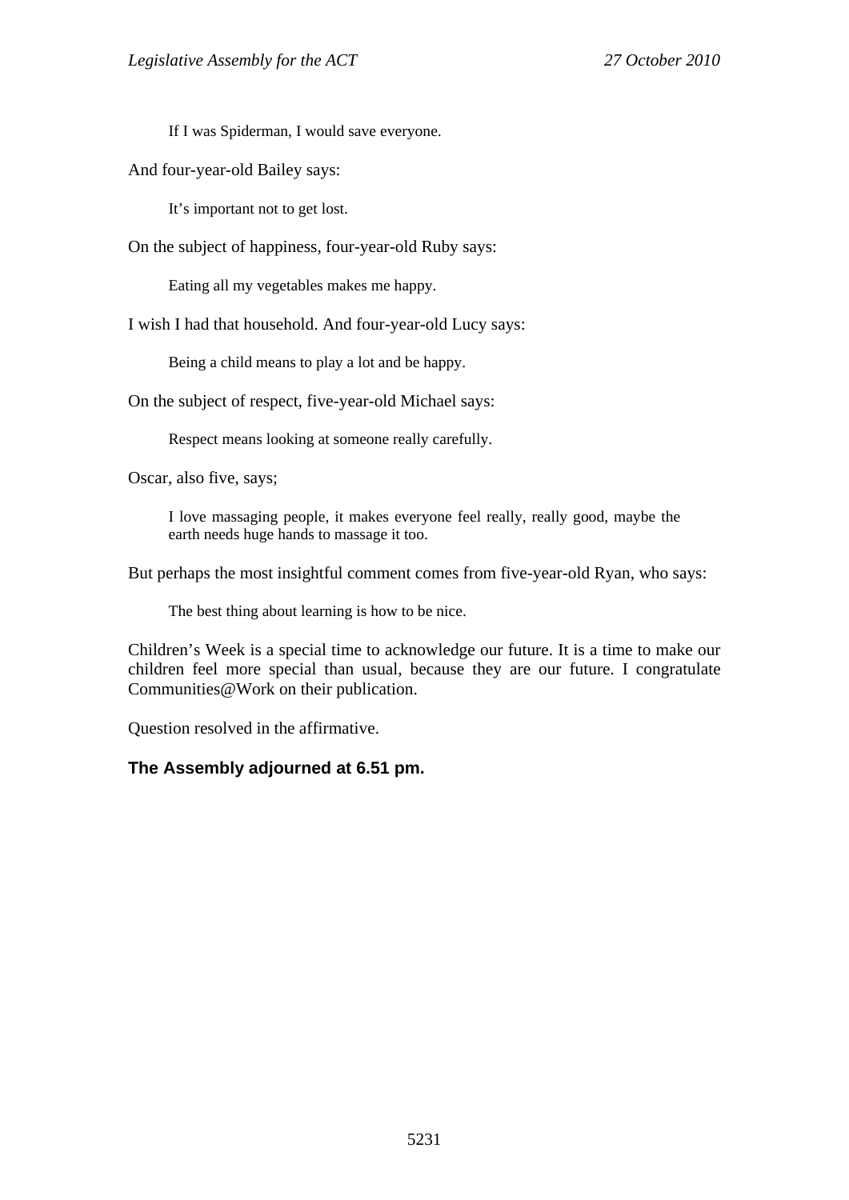> If I was Spiderman, I would save everyone.

And four-year-old Bailey says:

> It's important not to get lost.

On the subject of happiness, four-year-old Ruby says:

> Eating all my vegetables makes me happy.

I wish I had that household. And four-year-old Lucy says:

> Being a child means to play a lot and be happy.

On the subject of respect, five-year-old Michael says:

> Respect means looking at someone really carefully.

Oscar, also five, says;

> I love massaging people, it makes everyone feel really, really good, maybe the earth needs huge hands to massage it too.

But perhaps the most insightful comment comes from five-year-old Ryan, who says:

> The best thing about learning is how to be nice.

Children's Week is a special time to acknowledge our future. It is a time to make our children feel more special than usual, because they are our future. I congratulate Communities@Work on their publication.

Question resolved in the affirmative.

**The Assembly adjourned at 6.51 pm.**